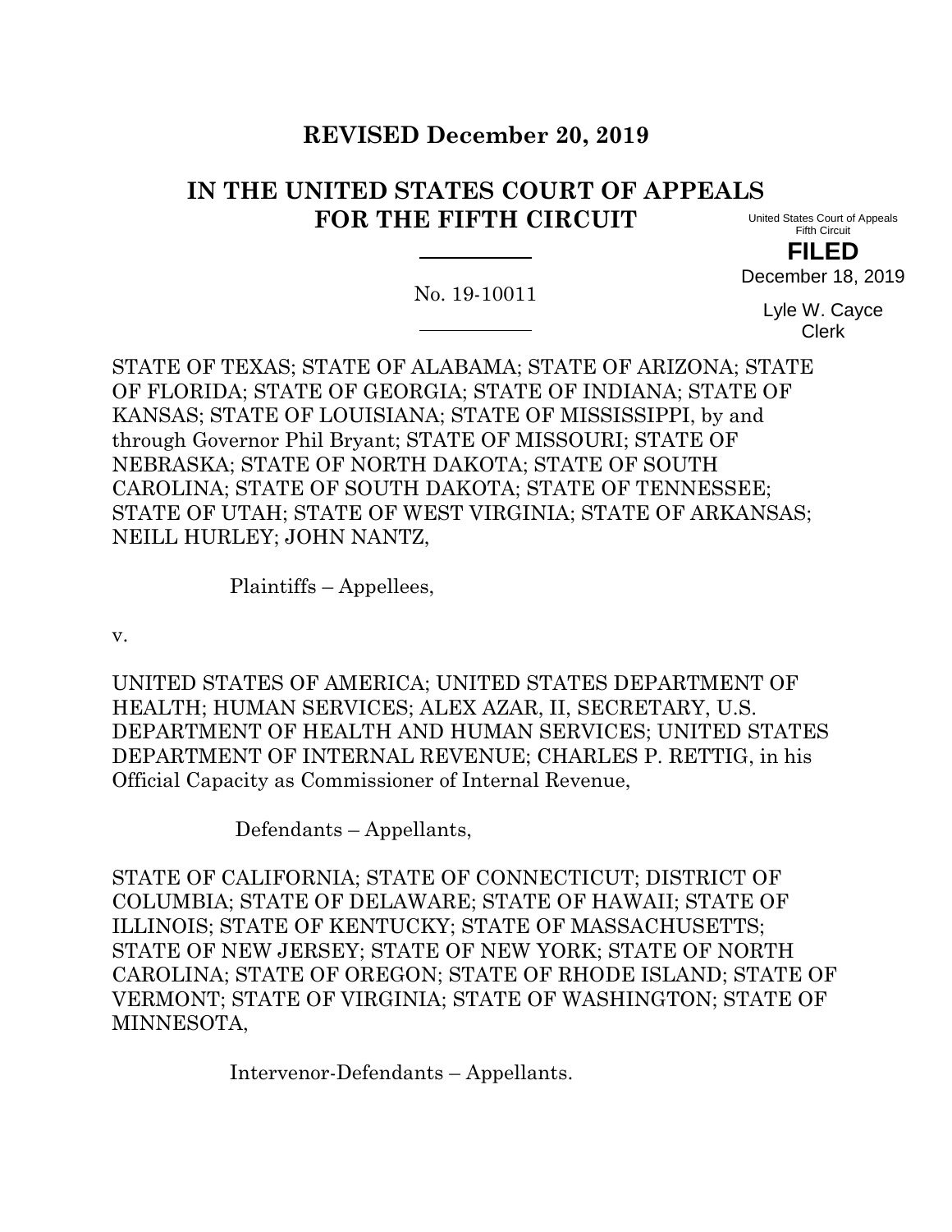**REVISED December 20, 2019**

# IN THE UNITED STATES COURT OF APPEALS FOR THE FIFTH CIRCUIT

United States Court of Appeals
Fifth Circuit

**FILED**
December 18, 2019

Lyle W. Cayce
Clerk

---

No. 19-10011

---

STATE OF TEXAS; STATE OF ALABAMA; STATE OF ARIZONA; STATE OF FLORIDA; STATE OF GEORGIA; STATE OF INDIANA; STATE OF KANSAS; STATE OF LOUISIANA; STATE OF MISSISSIPPI, by and through Governor Phil Bryant; STATE OF MISSOURI; STATE OF NEBRASKA; STATE OF NORTH DAKOTA; STATE OF SOUTH CAROLINA; STATE OF SOUTH DAKOTA; STATE OF TENNESSEE; STATE OF UTAH; STATE OF WEST VIRGINIA; STATE OF ARKANSAS; NEILL HURLEY; JOHN NANTZ,

Plaintiffs – Appellees,

v.

UNITED STATES OF AMERICA; UNITED STATES DEPARTMENT OF HEALTH; HUMAN SERVICES; ALEX AZAR, II, SECRETARY, U.S. DEPARTMENT OF HEALTH AND HUMAN SERVICES; UNITED STATES DEPARTMENT OF INTERNAL REVENUE; CHARLES P. RETTIG, in his Official Capacity as Commissioner of Internal Revenue,

Defendants – Appellants,

STATE OF CALIFORNIA; STATE OF CONNECTICUT; DISTRICT OF COLUMBIA; STATE OF DELAWARE; STATE OF HAWAII; STATE OF ILLINOIS; STATE OF KENTUCKY; STATE OF MASSACHUSETTS; STATE OF NEW JERSEY; STATE OF NEW YORK; STATE OF NORTH CAROLINA; STATE OF OREGON; STATE OF RHODE ISLAND; STATE OF VERMONT; STATE OF VIRGINIA; STATE OF WASHINGTON; STATE OF MINNESOTA,

Intervenor-Defendants – Appellants.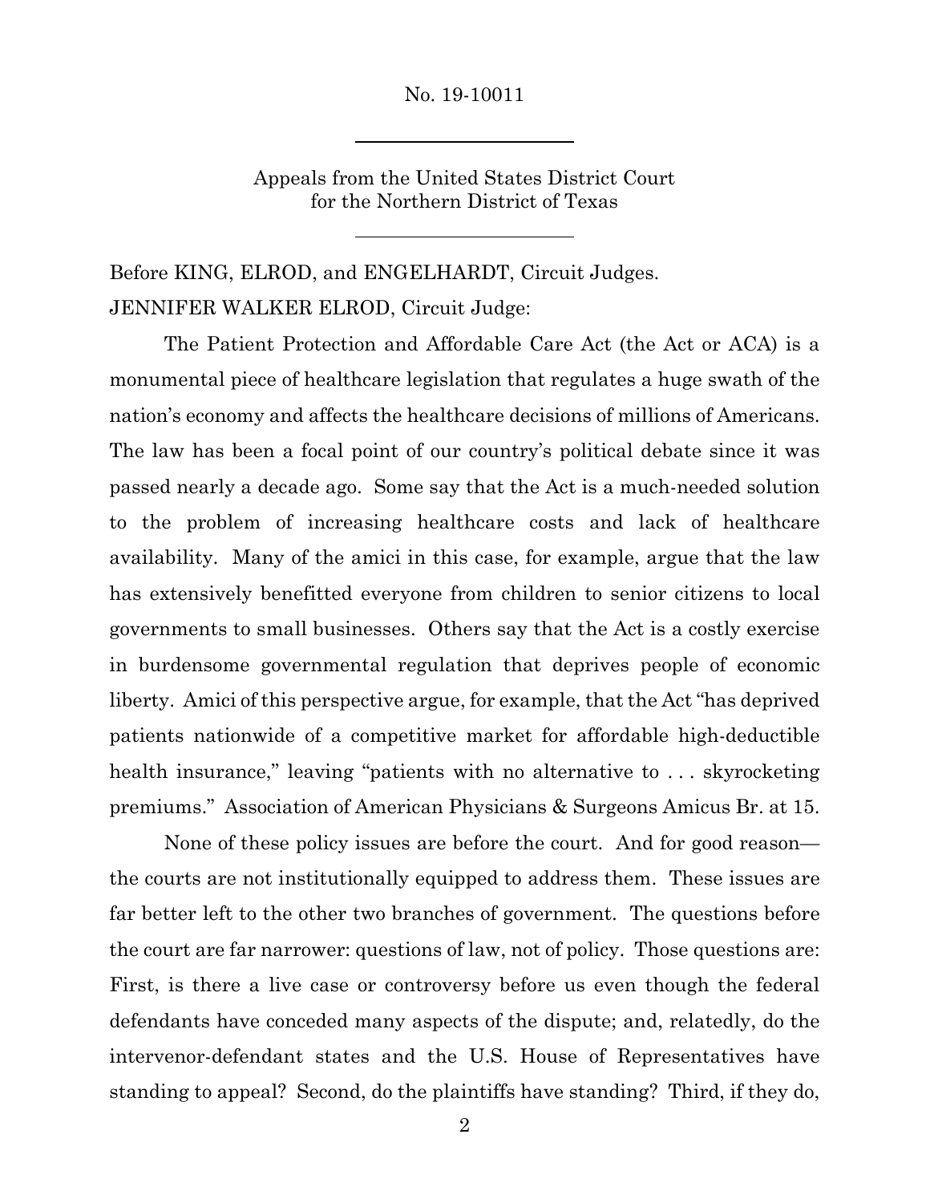No. 19-10011

Appeals from the United States District Court for the Northern District of Texas

Before KING, ELROD, and ENGELHARDT, Circuit Judges.

JENNIFER WALKER ELROD, Circuit Judge:

The Patient Protection and Affordable Care Act (the Act or ACA) is a monumental piece of healthcare legislation that regulates a huge swath of the nation's economy and affects the healthcare decisions of millions of Americans. The law has been a focal point of our country's political debate since it was passed nearly a decade ago. Some say that the Act is a much-needed solution to the problem of increasing healthcare costs and lack of healthcare availability. Many of the amici in this case, for example, argue that the law has extensively benefitted everyone from children to senior citizens to local governments to small businesses. Others say that the Act is a costly exercise in burdensome governmental regulation that deprives people of economic liberty. Amici of this perspective argue, for example, that the Act "has deprived patients nationwide of a competitive market for affordable high-deductible health insurance," leaving "patients with no alternative to . . . skyrocketing premiums." Association of American Physicians & Surgeons Amicus Br. at 15.

None of these policy issues are before the court. And for good reason—the courts are not institutionally equipped to address them. These issues are far better left to the other two branches of government. The questions before the court are far narrower: questions of law, not of policy. Those questions are: First, is there a live case or controversy before us even though the federal defendants have conceded many aspects of the dispute; and, relatedly, do the intervenor-defendant states and the U.S. House of Representatives have standing to appeal? Second, do the plaintiffs have standing? Third, if they do,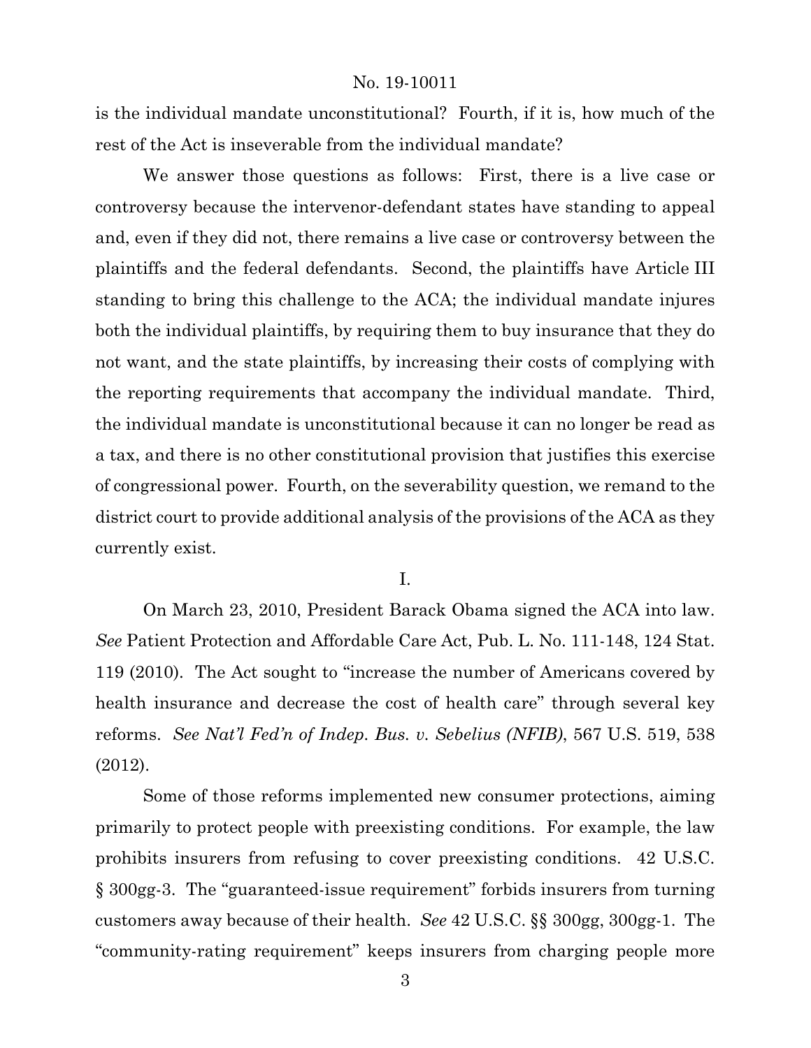is the individual mandate unconstitutional? Fourth, if it is, how much of the rest of the Act is inseverable from the individual mandate?

We answer those questions as follows: First, there is a live case or controversy because the intervenor-defendant states have standing to appeal and, even if they did not, there remains a live case or controversy between the plaintiffs and the federal defendants. Second, the plaintiffs have Article III standing to bring this challenge to the ACA; the individual mandate injures both the individual plaintiffs, by requiring them to buy insurance that they do not want, and the state plaintiffs, by increasing their costs of complying with the reporting requirements that accompany the individual mandate. Third, the individual mandate is unconstitutional because it can no longer be read as a tax, and there is no other constitutional provision that justifies this exercise of congressional power. Fourth, on the severability question, we remand to the district court to provide additional analysis of the provisions of the ACA as they currently exist.

## I.

On March 23, 2010, President Barack Obama signed the ACA into law. *See* Patient Protection and Affordable Care Act, Pub. L. No. 111-148, 124 Stat. 119 (2010). The Act sought to "increase the number of Americans covered by health insurance and decrease the cost of health care" through several key reforms. *See Nat'l Fed'n of Indep. Bus. v. Sebelius (NFIB)*, 567 U.S. 519, 538 (2012).

Some of those reforms implemented new consumer protections, aiming primarily to protect people with preexisting conditions. For example, the law prohibits insurers from refusing to cover preexisting conditions. 42 U.S.C. § 300gg-3. The "guaranteed-issue requirement" forbids insurers from turning customers away because of their health. *See* 42 U.S.C. §§ 300gg, 300gg-1. The "community-rating requirement" keeps insurers from charging people more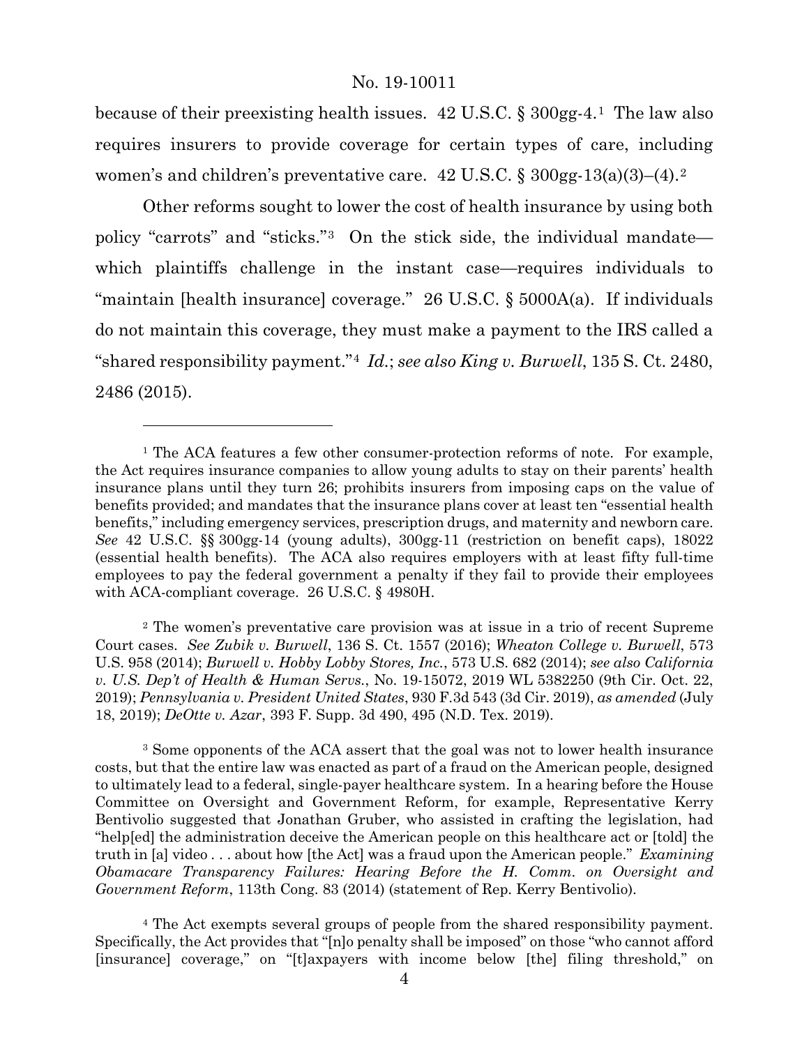because of their preexisting health issues. 42 U.S.C. § 300gg-4.[1] The law also requires insurers to provide coverage for certain types of care, including women's and children's preventative care. 42 U.S.C. § 300gg-13(a)(3)–(4).[2]

Other reforms sought to lower the cost of health insurance by using both policy "carrots" and "sticks."[3] On the stick side, the individual mandate—which plaintiffs challenge in the instant case—requires individuals to "maintain [health insurance] coverage." 26 U.S.C. § 5000A(a). If individuals do not maintain this coverage, they must make a payment to the IRS called a "shared responsibility payment."[4] *Id.*; *see also King v. Burwell*, 135 S. Ct. 2480, 2486 (2015).

---

[1] The ACA features a few other consumer-protection reforms of note. For example, the Act requires insurance companies to allow young adults to stay on their parents' health insurance plans until they turn 26; prohibits insurers from imposing caps on the value of benefits provided; and mandates that the insurance plans cover at least ten "essential health benefits," including emergency services, prescription drugs, and maternity and newborn care. *See* 42 U.S.C. §§ 300gg-14 (young adults), 300gg-11 (restriction on benefit caps), 18022 (essential health benefits). The ACA also requires employers with at least fifty full-time employees to pay the federal government a penalty if they fail to provide their employees with ACA-compliant coverage. 26 U.S.C. § 4980H.

[2] The women's preventative care provision was at issue in a trio of recent Supreme Court cases. *See Zubik v. Burwell*, 136 S. Ct. 1557 (2016); *Wheaton College v. Burwell*, 573 U.S. 958 (2014); *Burwell v. Hobby Lobby Stores, Inc.*, 573 U.S. 682 (2014); *see also California v. U.S. Dep't of Health & Human Servs.*, No. 19-15072, 2019 WL 5382250 (9th Cir. Oct. 22, 2019); *Pennsylvania v. President United States*, 930 F.3d 543 (3d Cir. 2019), *as amended* (July 18, 2019); *DeOtte v. Azar*, 393 F. Supp. 3d 490, 495 (N.D. Tex. 2019).

[3] Some opponents of the ACA assert that the goal was not to lower health insurance costs, but that the entire law was enacted as part of a fraud on the American people, designed to ultimately lead to a federal, single-payer healthcare system. In a hearing before the House Committee on Oversight and Government Reform, for example, Representative Kerry Bentivolio suggested that Jonathan Gruber, who assisted in crafting the legislation, had "help[ed] the administration deceive the American people on this healthcare act or [told] the truth in [a] video . . . about how [the Act] was a fraud upon the American people." *Examining Obamacare Transparency Failures: Hearing Before the H. Comm. on Oversight and Government Reform*, 113th Cong. 83 (2014) (statement of Rep. Kerry Bentivolio).

[4] The Act exempts several groups of people from the shared responsibility payment. Specifically, the Act provides that "[n]o penalty shall be imposed" on those "who cannot afford [insurance] coverage," on "[t]axpayers with income below [the] filing threshold," on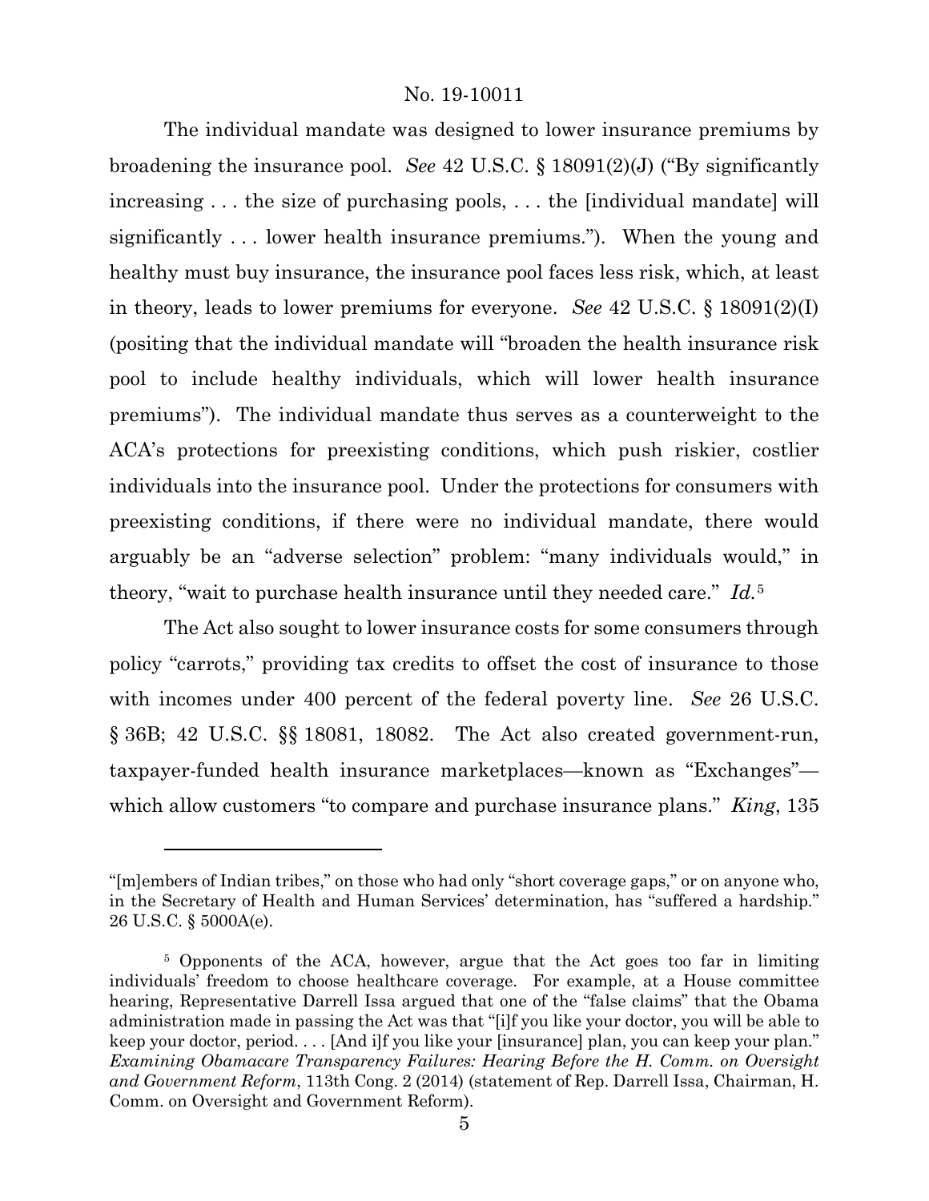The individual mandate was designed to lower insurance premiums by broadening the insurance pool. *See* 42 U.S.C. § 18091(2)(J) ("By significantly increasing . . . the size of purchasing pools, . . . the [individual mandate] will significantly . . . lower health insurance premiums."). When the young and healthy must buy insurance, the insurance pool faces less risk, which, at least in theory, leads to lower premiums for everyone. *See* 42 U.S.C. § 18091(2)(I) (positing that the individual mandate will "broaden the health insurance risk pool to include healthy individuals, which will lower health insurance premiums"). The individual mandate thus serves as a counterweight to the ACA's protections for preexisting conditions, which push riskier, costlier individuals into the insurance pool. Under the protections for consumers with preexisting conditions, if there were no individual mandate, there would arguably be an "adverse selection" problem: "many individuals would," in theory, "wait to purchase health insurance until they needed care." *Id.*[5]

The Act also sought to lower insurance costs for some consumers through policy "carrots," providing tax credits to offset the cost of insurance to those with incomes under 400 percent of the federal poverty line. *See* 26 U.S.C. § 36B; 42 U.S.C. §§ 18081, 18082. The Act also created government-run, taxpayer-funded health insurance marketplaces—known as "Exchanges"—which allow customers "to compare and purchase insurance plans." *King*, 135

---

"[m]embers of Indian tribes," on those who had only "short coverage gaps," or on anyone who, in the Secretary of Health and Human Services' determination, has "suffered a hardship." 26 U.S.C. § 5000A(e).

[5] Opponents of the ACA, however, argue that the Act goes too far in limiting individuals' freedom to choose healthcare coverage. For example, at a House committee hearing, Representative Darrell Issa argued that one of the "false claims" that the Obama administration made in passing the Act was that "[i]f you like your doctor, you will be able to keep your doctor, period. . . . [And i]f you like your [insurance] plan, you can keep your plan." *Examining Obamacare Transparency Failures: Hearing Before the H. Comm. on Oversight and Government Reform*, 113th Cong. 2 (2014) (statement of Rep. Darrell Issa, Chairman, H. Comm. on Oversight and Government Reform).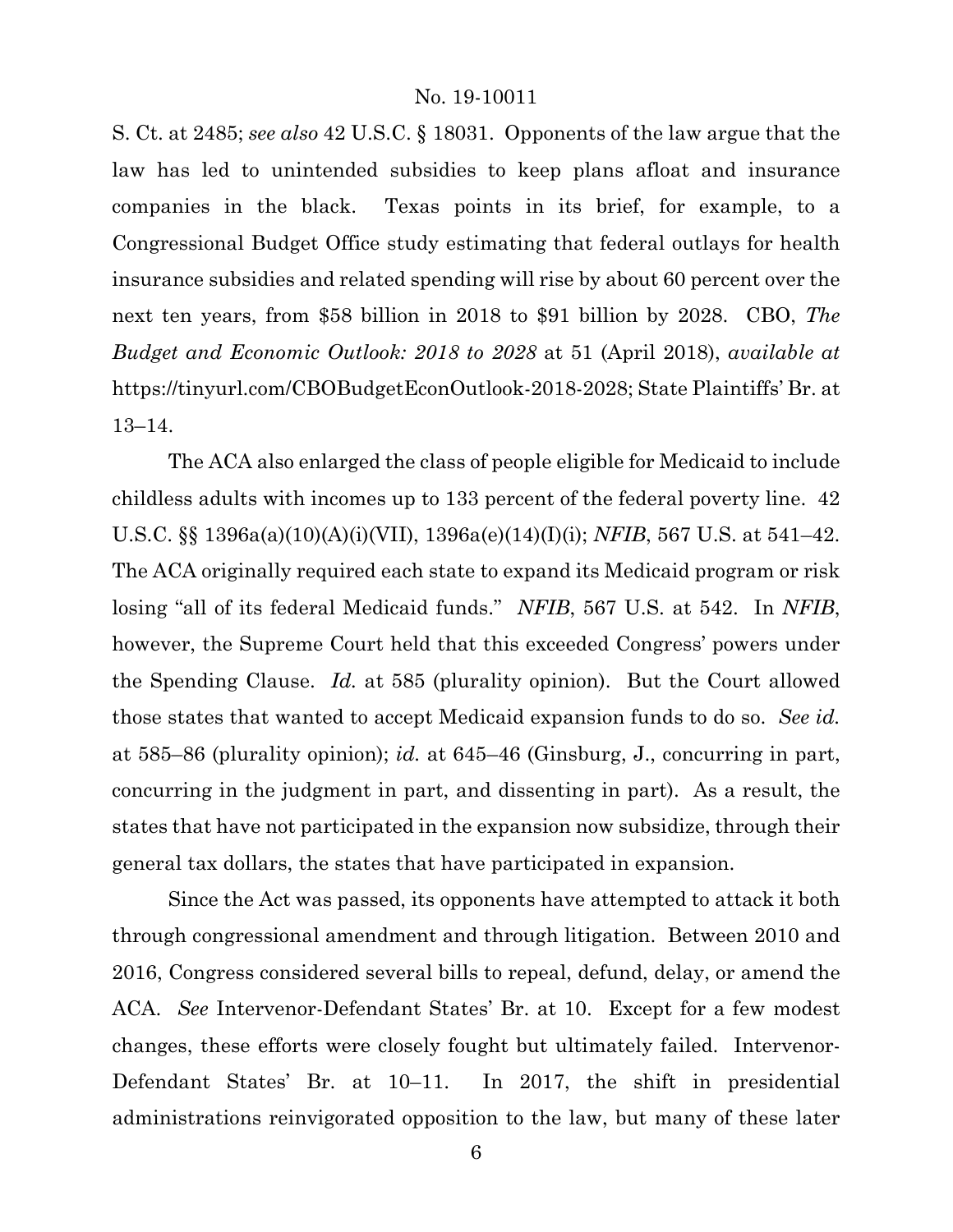S. Ct. at 2485; *see also* 42 U.S.C. § 18031. Opponents of the law argue that the law has led to unintended subsidies to keep plans afloat and insurance companies in the black. Texas points in its brief, for example, to a Congressional Budget Office study estimating that federal outlays for health insurance subsidies and related spending will rise by about 60 percent over the next ten years, from $58 billion in 2018 to $91 billion by 2028. CBO, *The Budget and Economic Outlook: 2018 to 2028* at 51 (April 2018), *available at* https://tinyurl.com/CBOBudgetEconOutlook-2018-2028; State Plaintiffs' Br. at 13–14.

The ACA also enlarged the class of people eligible for Medicaid to include childless adults with incomes up to 133 percent of the federal poverty line. 42 U.S.C. §§ 1396a(a)(10)(A)(i)(VII), 1396a(e)(14)(I)(i); *NFIB*, 567 U.S. at 541–42. The ACA originally required each state to expand its Medicaid program or risk losing "all of its federal Medicaid funds." *NFIB*, 567 U.S. at 542. In *NFIB*, however, the Supreme Court held that this exceeded Congress' powers under the Spending Clause. *Id.* at 585 (plurality opinion). But the Court allowed those states that wanted to accept Medicaid expansion funds to do so. *See id.* at 585–86 (plurality opinion); *id.* at 645–46 (Ginsburg, J., concurring in part, concurring in the judgment in part, and dissenting in part). As a result, the states that have not participated in the expansion now subsidize, through their general tax dollars, the states that have participated in expansion.

Since the Act was passed, its opponents have attempted to attack it both through congressional amendment and through litigation. Between 2010 and 2016, Congress considered several bills to repeal, defund, delay, or amend the ACA. *See* Intervenor-Defendant States' Br. at 10. Except for a few modest changes, these efforts were closely fought but ultimately failed. Intervenor-Defendant States' Br. at 10–11. In 2017, the shift in presidential administrations reinvigorated opposition to the law, but many of these later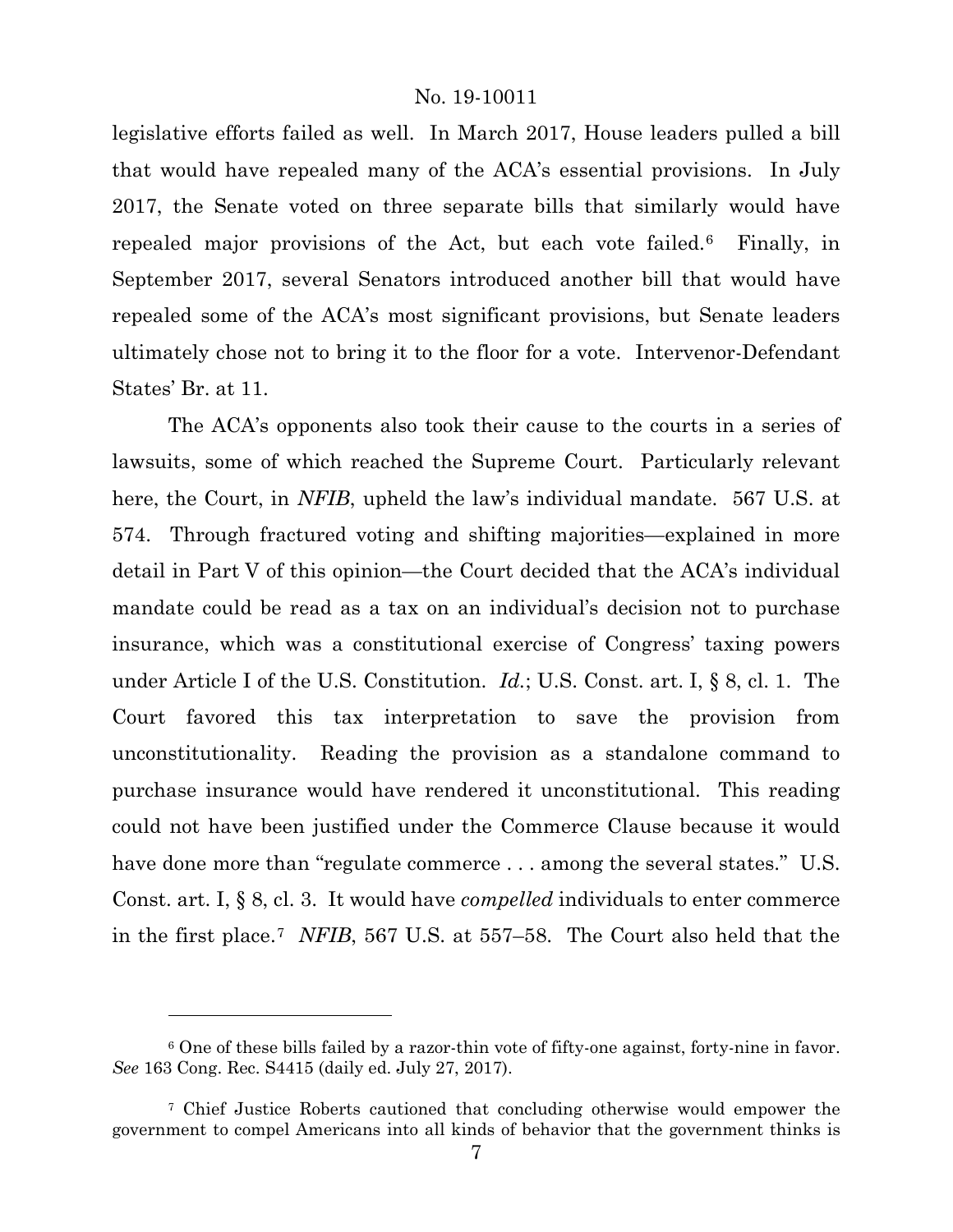legislative efforts failed as well. In March 2017, House leaders pulled a bill that would have repealed many of the ACA's essential provisions. In July 2017, the Senate voted on three separate bills that similarly would have repealed major provisions of the Act, but each vote failed.[6] Finally, in September 2017, several Senators introduced another bill that would have repealed some of the ACA's most significant provisions, but Senate leaders ultimately chose not to bring it to the floor for a vote. Intervenor-Defendant States' Br. at 11.

The ACA's opponents also took their cause to the courts in a series of lawsuits, some of which reached the Supreme Court. Particularly relevant here, the Court, in *NFIB*, upheld the law's individual mandate. 567 U.S. at 574. Through fractured voting and shifting majorities—explained in more detail in Part V of this opinion—the Court decided that the ACA's individual mandate could be read as a tax on an individual's decision not to purchase insurance, which was a constitutional exercise of Congress' taxing powers under Article I of the U.S. Constitution. *Id.*; U.S. Const. art. I, § 8, cl. 1. The Court favored this tax interpretation to save the provision from unconstitutionality. Reading the provision as a standalone command to purchase insurance would have rendered it unconstitutional. This reading could not have been justified under the Commerce Clause because it would have done more than "regulate commerce . . . among the several states." U.S. Const. art. I, § 8, cl. 3. It would have *compelled* individuals to enter commerce in the first place.[7] *NFIB*, 567 U.S. at 557–58. The Court also held that the

---

[6] One of these bills failed by a razor-thin vote of fifty-one against, forty-nine in favor. *See* 163 Cong. Rec. S4415 (daily ed. July 27, 2017).

[7] Chief Justice Roberts cautioned that concluding otherwise would empower the government to compel Americans into all kinds of behavior that the government thinks is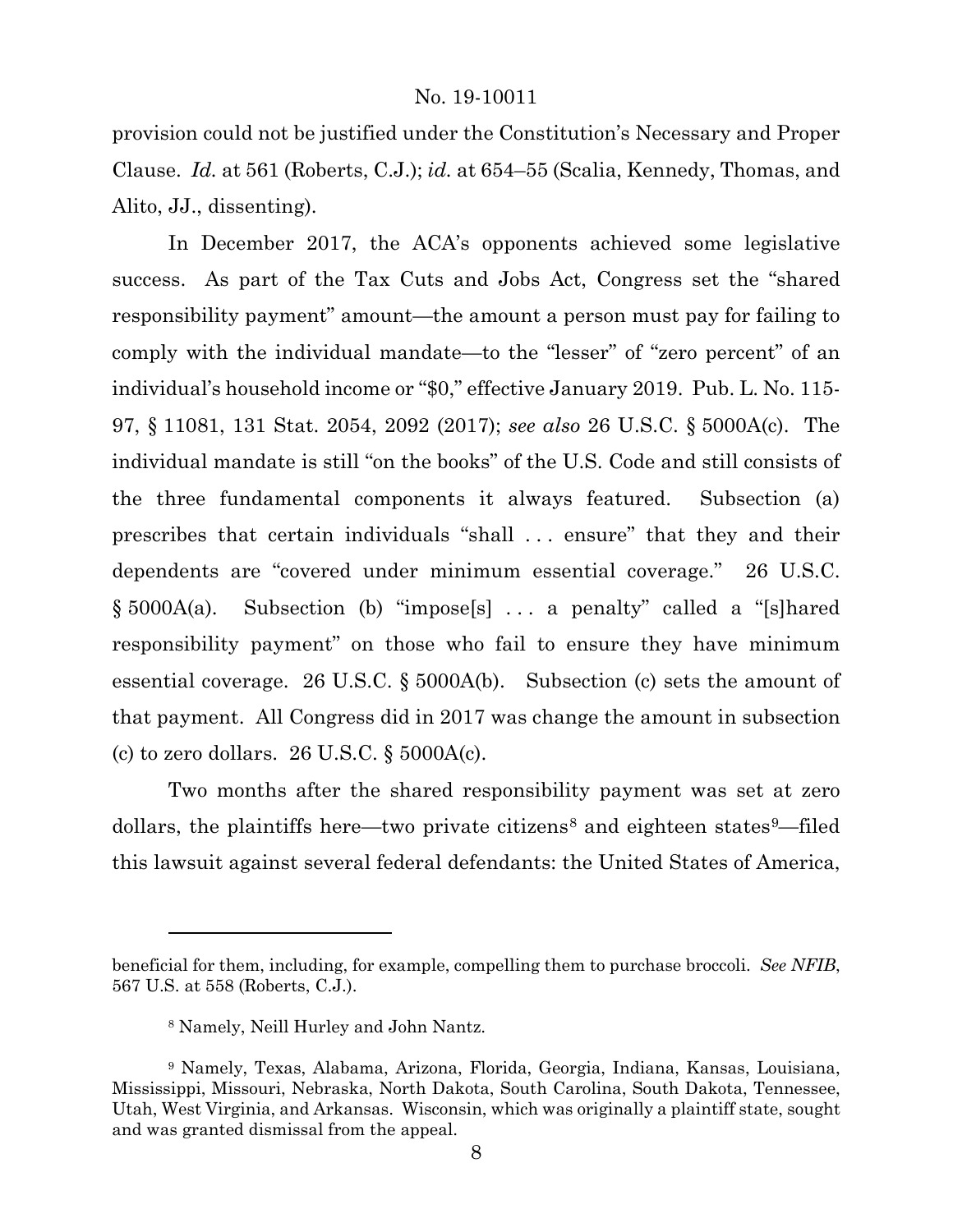provision could not be justified under the Constitution's Necessary and Proper Clause. *Id.* at 561 (Roberts, C.J.); *id.* at 654–55 (Scalia, Kennedy, Thomas, and Alito, JJ., dissenting).

In December 2017, the ACA's opponents achieved some legislative success. As part of the Tax Cuts and Jobs Act, Congress set the "shared responsibility payment" amount—the amount a person must pay for failing to comply with the individual mandate—to the "lesser" of "zero percent" of an individual's household income or "$0," effective January 2019. Pub. L. No. 115-97, § 11081, 131 Stat. 2054, 2092 (2017); *see also* 26 U.S.C. § 5000A(c). The individual mandate is still "on the books" of the U.S. Code and still consists of the three fundamental components it always featured. Subsection (a) prescribes that certain individuals "shall . . . ensure" that they and their dependents are "covered under minimum essential coverage." 26 U.S.C. § 5000A(a). Subsection (b) "impose[s] . . . a penalty" called a "[s]hared responsibility payment" on those who fail to ensure they have minimum essential coverage. 26 U.S.C. § 5000A(b). Subsection (c) sets the amount of that payment. All Congress did in 2017 was change the amount in subsection (c) to zero dollars. 26 U.S.C. § 5000A(c).

Two months after the shared responsibility payment was set at zero dollars, the plaintiffs here—two private citizens[8] and eighteen states[9]—filed this lawsuit against several federal defendants: the United States of America,

---

beneficial for them, including, for example, compelling them to purchase broccoli. *See NFIB*, 567 U.S. at 558 (Roberts, C.J.).

[8] Namely, Neill Hurley and John Nantz.

[9] Namely, Texas, Alabama, Arizona, Florida, Georgia, Indiana, Kansas, Louisiana, Mississippi, Missouri, Nebraska, North Dakota, South Carolina, South Dakota, Tennessee, Utah, West Virginia, and Arkansas. Wisconsin, which was originally a plaintiff state, sought and was granted dismissal from the appeal.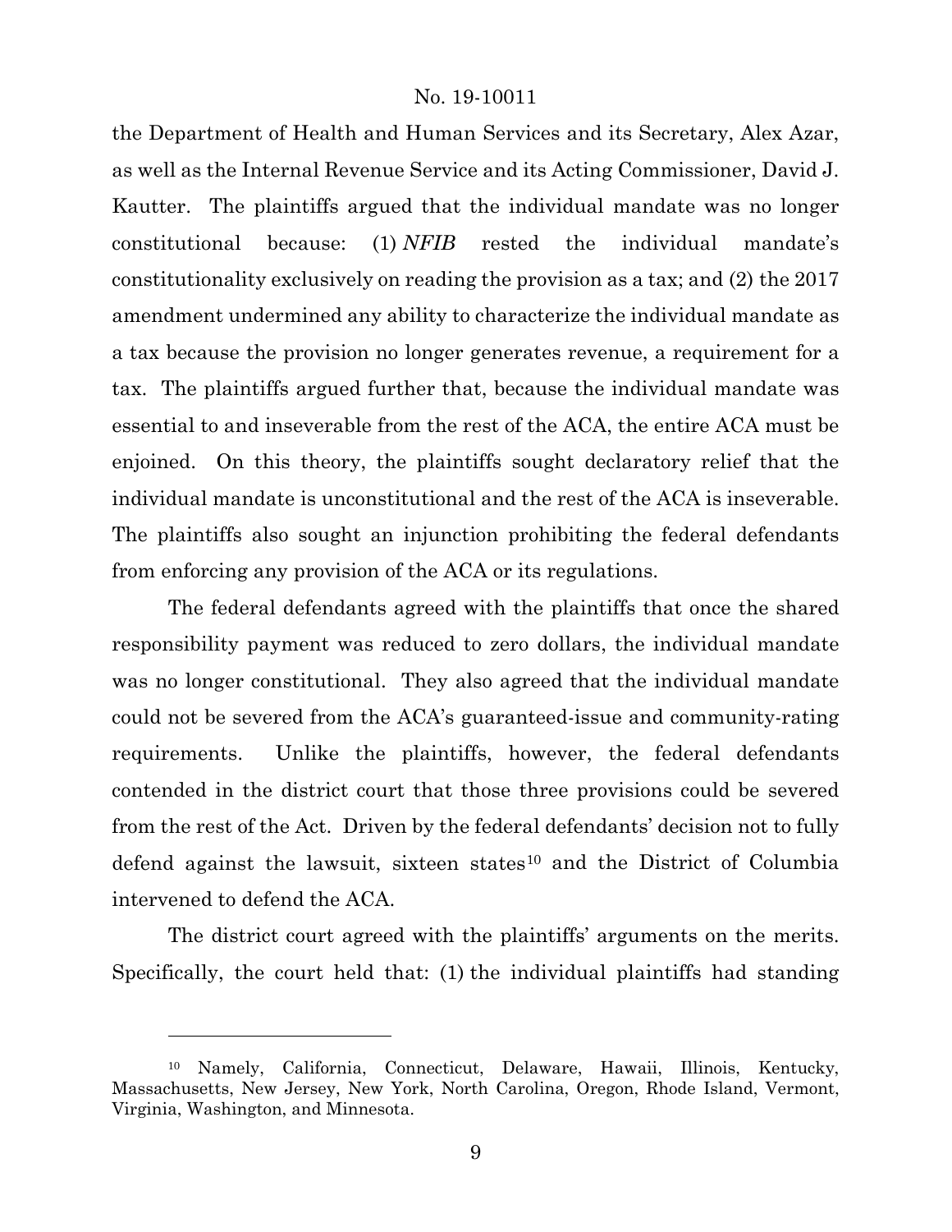the Department of Health and Human Services and its Secretary, Alex Azar, as well as the Internal Revenue Service and its Acting Commissioner, David J. Kautter. The plaintiffs argued that the individual mandate was no longer constitutional because: (1) *NFIB* rested the individual mandate's constitutionality exclusively on reading the provision as a tax; and (2) the 2017 amendment undermined any ability to characterize the individual mandate as a tax because the provision no longer generates revenue, a requirement for a tax. The plaintiffs argued further that, because the individual mandate was essential to and inseverable from the rest of the ACA, the entire ACA must be enjoined. On this theory, the plaintiffs sought declaratory relief that the individual mandate is unconstitutional and the rest of the ACA is inseverable. The plaintiffs also sought an injunction prohibiting the federal defendants from enforcing any provision of the ACA or its regulations.

The federal defendants agreed with the plaintiffs that once the shared responsibility payment was reduced to zero dollars, the individual mandate was no longer constitutional. They also agreed that the individual mandate could not be severed from the ACA's guaranteed-issue and community-rating requirements. Unlike the plaintiffs, however, the federal defendants contended in the district court that those three provisions could be severed from the rest of the Act. Driven by the federal defendants' decision not to fully defend against the lawsuit, sixteen states[10] and the District of Columbia intervened to defend the ACA.

The district court agreed with the plaintiffs' arguments on the merits. Specifically, the court held that: (1) the individual plaintiffs had standing

---

[10] Namely, California, Connecticut, Delaware, Hawaii, Illinois, Kentucky, Massachusetts, New Jersey, New York, North Carolina, Oregon, Rhode Island, Vermont, Virginia, Washington, and Minnesota.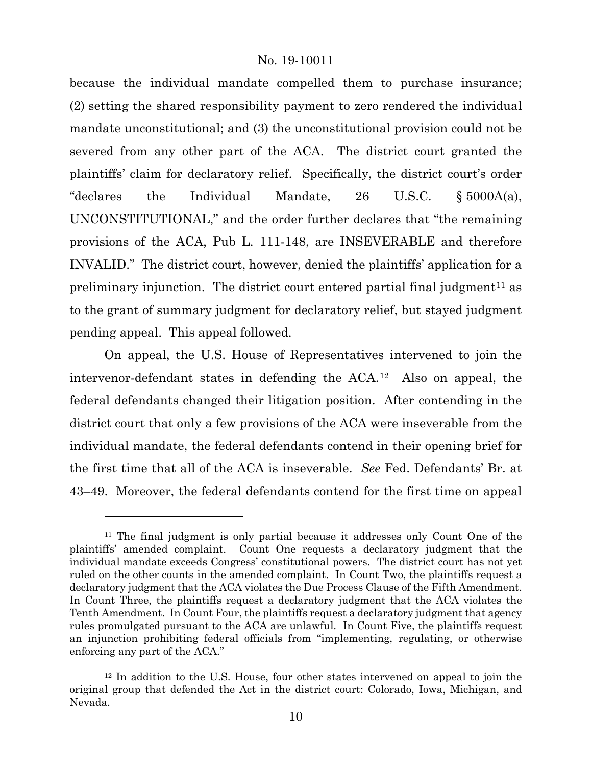because the individual mandate compelled them to purchase insurance; (2) setting the shared responsibility payment to zero rendered the individual mandate unconstitutional; and (3) the unconstitutional provision could not be severed from any other part of the ACA. The district court granted the plaintiffs' claim for declaratory relief. Specifically, the district court's order "declares the Individual Mandate, 26 U.S.C. § 5000A(a), UNCONSTITUTIONAL," and the order further declares that "the remaining provisions of the ACA, Pub L. 111-148, are INSEVERABLE and therefore INVALID." The district court, however, denied the plaintiffs' application for a preliminary injunction. The district court entered partial final judgment[11] as to the grant of summary judgment for declaratory relief, but stayed judgment pending appeal. This appeal followed.

On appeal, the U.S. House of Representatives intervened to join the intervenor-defendant states in defending the ACA.[12] Also on appeal, the federal defendants changed their litigation position. After contending in the district court that only a few provisions of the ACA were inseverable from the individual mandate, the federal defendants contend in their opening brief for the first time that all of the ACA is inseverable. *See* Fed. Defendants' Br. at 43–49. Moreover, the federal defendants contend for the first time on appeal

---

[11] The final judgment is only partial because it addresses only Count One of the plaintiffs' amended complaint. Count One requests a declaratory judgment that the individual mandate exceeds Congress' constitutional powers. The district court has not yet ruled on the other counts in the amended complaint. In Count Two, the plaintiffs request a declaratory judgment that the ACA violates the Due Process Clause of the Fifth Amendment. In Count Three, the plaintiffs request a declaratory judgment that the ACA violates the Tenth Amendment. In Count Four, the plaintiffs request a declaratory judgment that agency rules promulgated pursuant to the ACA are unlawful. In Count Five, the plaintiffs request an injunction prohibiting federal officials from "implementing, regulating, or otherwise enforcing any part of the ACA."

[12] In addition to the U.S. House, four other states intervened on appeal to join the original group that defended the Act in the district court: Colorado, Iowa, Michigan, and Nevada.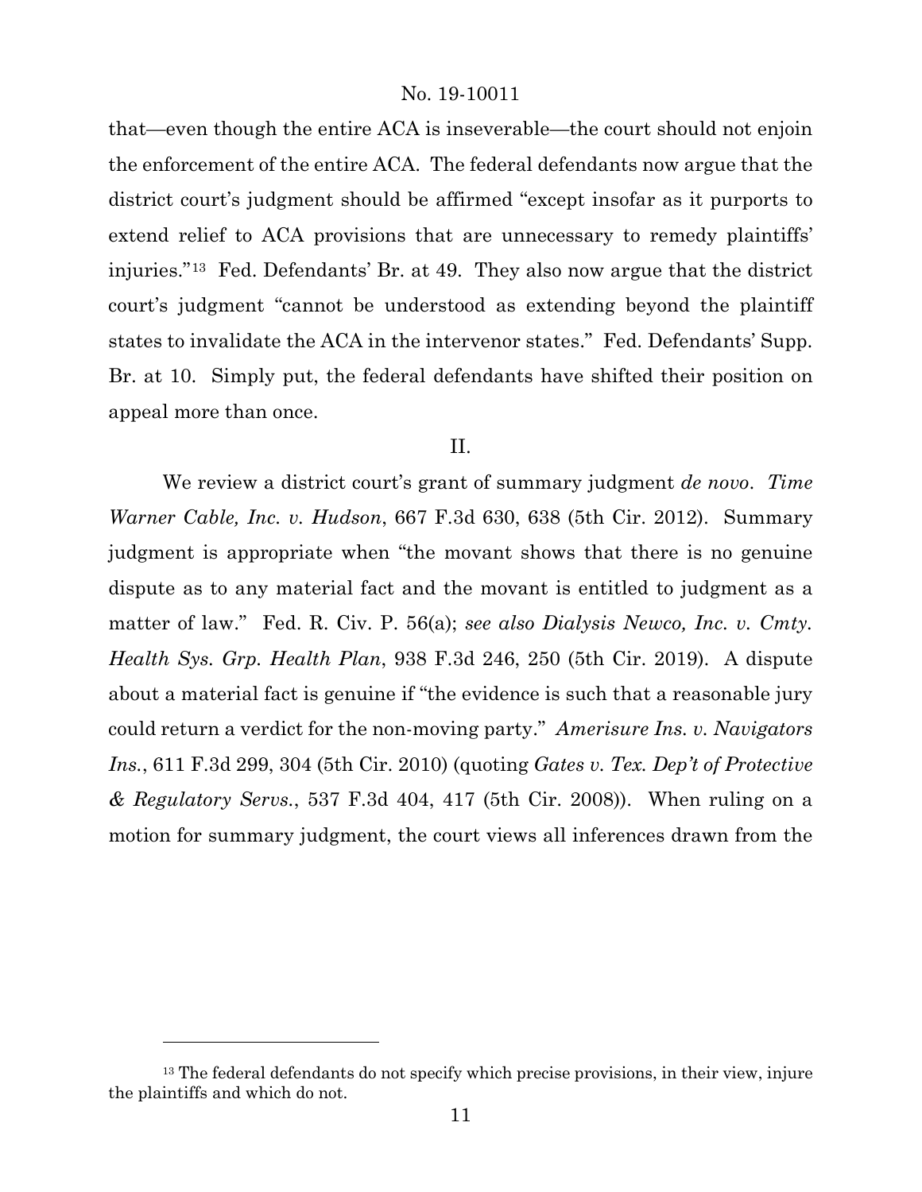that—even though the entire ACA is inseverable—the court should not enjoin the enforcement of the entire ACA. The federal defendants now argue that the district court's judgment should be affirmed "except insofar as it purports to extend relief to ACA provisions that are unnecessary to remedy plaintiffs' injuries."[13] Fed. Defendants' Br. at 49. They also now argue that the district court's judgment "cannot be understood as extending beyond the plaintiff states to invalidate the ACA in the intervenor states." Fed. Defendants' Supp. Br. at 10. Simply put, the federal defendants have shifted their position on appeal more than once.

## II.

We review a district court's grant of summary judgment *de novo*. *Time Warner Cable, Inc. v. Hudson*, 667 F.3d 630, 638 (5th Cir. 2012). Summary judgment is appropriate when "the movant shows that there is no genuine dispute as to any material fact and the movant is entitled to judgment as a matter of law." Fed. R. Civ. P. 56(a); *see also Dialysis Newco, Inc. v. Cmty. Health Sys. Grp. Health Plan*, 938 F.3d 246, 250 (5th Cir. 2019). A dispute about a material fact is genuine if "the evidence is such that a reasonable jury could return a verdict for the non-moving party." *Amerisure Ins. v. Navigators Ins.*, 611 F.3d 299, 304 (5th Cir. 2010) (quoting *Gates v. Tex. Dep't of Protective & Regulatory Servs.*, 537 F.3d 404, 417 (5th Cir. 2008)). When ruling on a motion for summary judgment, the court views all inferences drawn from the

---

[13] The federal defendants do not specify which precise provisions, in their view, injure the plaintiffs and which do not.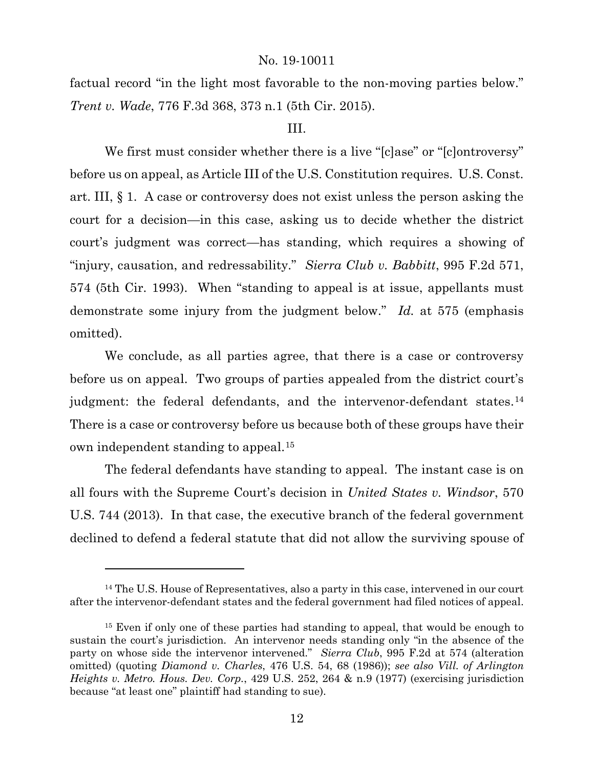factual record "in the light most favorable to the non-moving parties below." *Trent v. Wade*, 776 F.3d 368, 373 n.1 (5th Cir. 2015).

## III.

We first must consider whether there is a live "[c]ase" or "[c]ontroversy" before us on appeal, as Article III of the U.S. Constitution requires. U.S. Const. art. III, § 1. A case or controversy does not exist unless the person asking the court for a decision—in this case, asking us to decide whether the district court's judgment was correct—has standing, which requires a showing of "injury, causation, and redressability." *Sierra Club v. Babbitt*, 995 F.2d 571, 574 (5th Cir. 1993). When "standing to appeal is at issue, appellants must demonstrate some injury from the judgment below." *Id.* at 575 (emphasis omitted).

We conclude, as all parties agree, that there is a case or controversy before us on appeal. Two groups of parties appealed from the district court's judgment: the federal defendants, and the intervenor-defendant states.[14] There is a case or controversy before us because both of these groups have their own independent standing to appeal.[15]

The federal defendants have standing to appeal. The instant case is on all fours with the Supreme Court's decision in *United States v. Windsor*, 570 U.S. 744 (2013). In that case, the executive branch of the federal government declined to defend a federal statute that did not allow the surviving spouse of

---

[14] The U.S. House of Representatives, also a party in this case, intervened in our court after the intervenor-defendant states and the federal government had filed notices of appeal.

[15] Even if only one of these parties had standing to appeal, that would be enough to sustain the court's jurisdiction. An intervenor needs standing only "in the absence of the party on whose side the intervenor intervened." *Sierra Club*, 995 F.2d at 574 (alteration omitted) (quoting *Diamond v. Charles*, 476 U.S. 54, 68 (1986)); *see also Vill. of Arlington Heights v. Metro. Hous. Dev. Corp.*, 429 U.S. 252, 264 & n.9 (1977) (exercising jurisdiction because "at least one" plaintiff had standing to sue).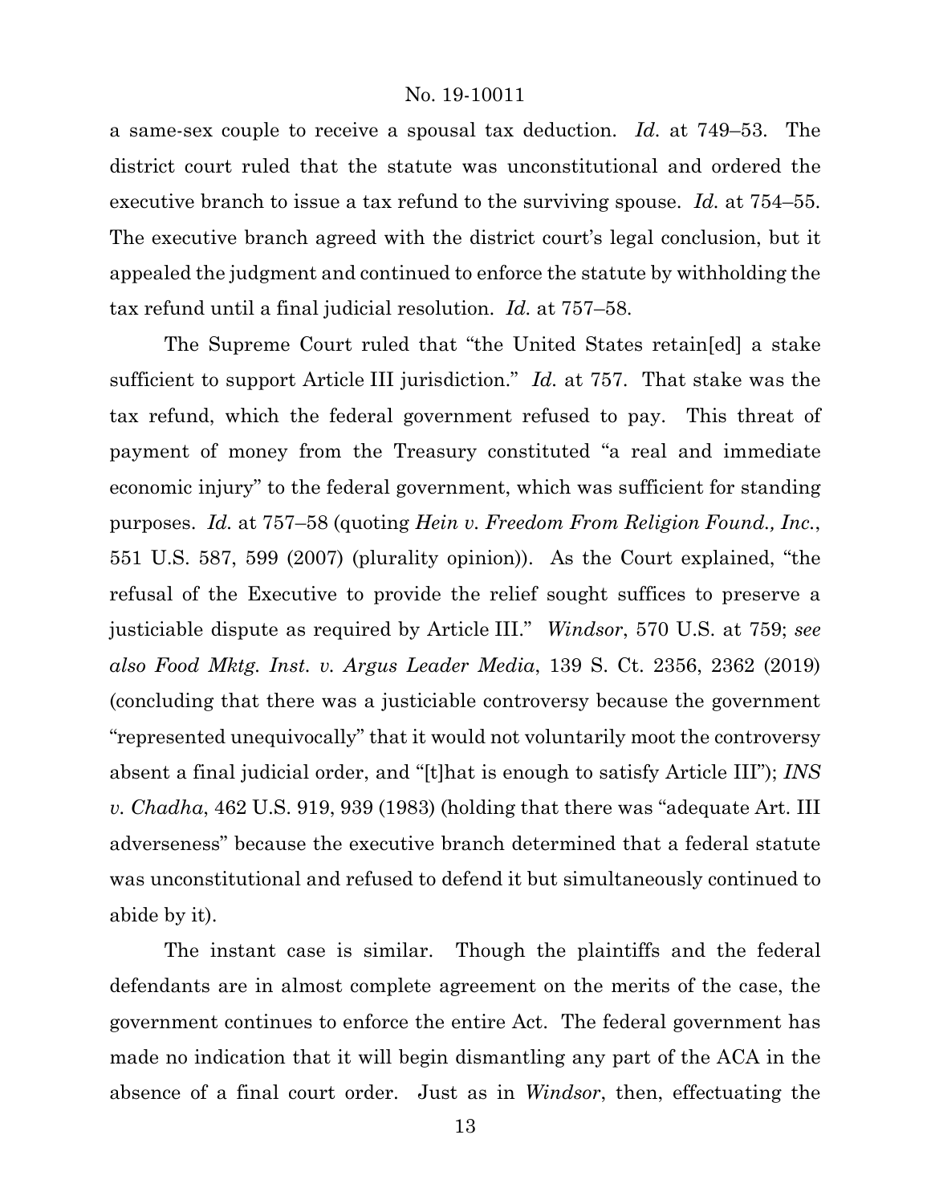a same-sex couple to receive a spousal tax deduction. *Id.* at 749–53. The district court ruled that the statute was unconstitutional and ordered the executive branch to issue a tax refund to the surviving spouse. *Id.* at 754–55. The executive branch agreed with the district court's legal conclusion, but it appealed the judgment and continued to enforce the statute by withholding the tax refund until a final judicial resolution. *Id.* at 757–58.

The Supreme Court ruled that "the United States retain[ed] a stake sufficient to support Article III jurisdiction." *Id.* at 757. That stake was the tax refund, which the federal government refused to pay. This threat of payment of money from the Treasury constituted "a real and immediate economic injury" to the federal government, which was sufficient for standing purposes. *Id.* at 757–58 (quoting *Hein v. Freedom From Religion Found., Inc.*, 551 U.S. 587, 599 (2007) (plurality opinion)). As the Court explained, "the refusal of the Executive to provide the relief sought suffices to preserve a justiciable dispute as required by Article III." *Windsor*, 570 U.S. at 759; *see also Food Mktg. Inst. v. Argus Leader Media*, 139 S. Ct. 2356, 2362 (2019) (concluding that there was a justiciable controversy because the government "represented unequivocally" that it would not voluntarily moot the controversy absent a final judicial order, and "[t]hat is enough to satisfy Article III"); *INS v. Chadha*, 462 U.S. 919, 939 (1983) (holding that there was "adequate Art. III adverseness" because the executive branch determined that a federal statute was unconstitutional and refused to defend it but simultaneously continued to abide by it).

The instant case is similar. Though the plaintiffs and the federal defendants are in almost complete agreement on the merits of the case, the government continues to enforce the entire Act. The federal government has made no indication that it will begin dismantling any part of the ACA in the absence of a final court order. Just as in *Windsor*, then, effectuating the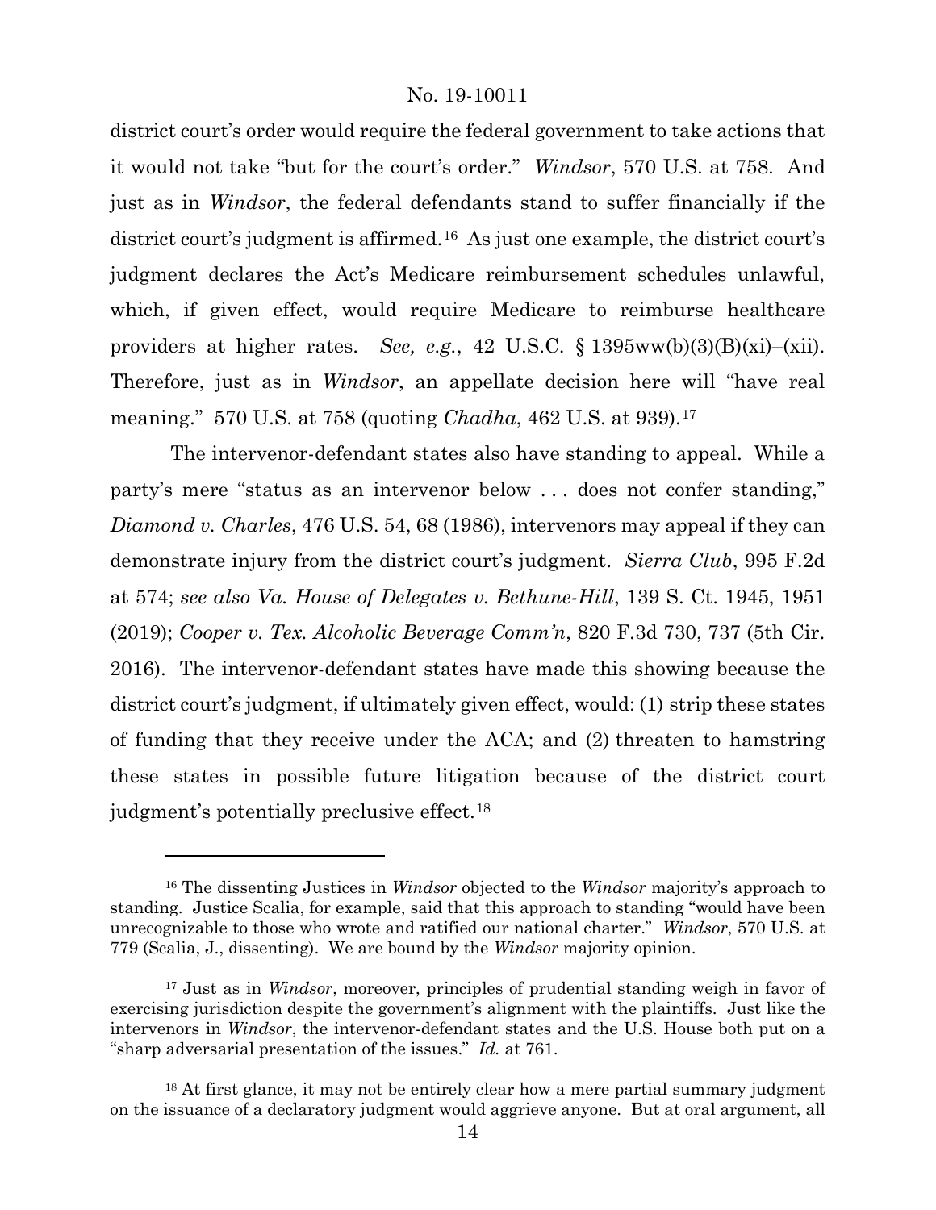district court's order would require the federal government to take actions that it would not take "but for the court's order." *Windsor*, 570 U.S. at 758. And just as in *Windsor*, the federal defendants stand to suffer financially if the district court's judgment is affirmed.[16] As just one example, the district court's judgment declares the Act's Medicare reimbursement schedules unlawful, which, if given effect, would require Medicare to reimburse healthcare providers at higher rates. *See, e.g.*, 42 U.S.C. § 1395ww(b)(3)(B)(xi)–(xii). Therefore, just as in *Windsor*, an appellate decision here will "have real meaning." 570 U.S. at 758 (quoting *Chadha*, 462 U.S. at 939).[17]

The intervenor-defendant states also have standing to appeal. While a party's mere "status as an intervenor below . . . does not confer standing," *Diamond v. Charles*, 476 U.S. 54, 68 (1986), intervenors may appeal if they can demonstrate injury from the district court's judgment. *Sierra Club*, 995 F.2d at 574; *see also Va. House of Delegates v. Bethune-Hill*, 139 S. Ct. 1945, 1951 (2019); *Cooper v. Tex. Alcoholic Beverage Comm'n*, 820 F.3d 730, 737 (5th Cir. 2016). The intervenor-defendant states have made this showing because the district court's judgment, if ultimately given effect, would: (1) strip these states of funding that they receive under the ACA; and (2) threaten to hamstring these states in possible future litigation because of the district court judgment's potentially preclusive effect.[18]

---

[16] The dissenting Justices in *Windsor* objected to the *Windsor* majority's approach to standing. Justice Scalia, for example, said that this approach to standing "would have been unrecognizable to those who wrote and ratified our national charter." *Windsor*, 570 U.S. at 779 (Scalia, J., dissenting). We are bound by the *Windsor* majority opinion.

[17] Just as in *Windsor*, moreover, principles of prudential standing weigh in favor of exercising jurisdiction despite the government's alignment with the plaintiffs. Just like the intervenors in *Windsor*, the intervenor-defendant states and the U.S. House both put on a "sharp adversarial presentation of the issues." *Id.* at 761.

[18] At first glance, it may not be entirely clear how a mere partial summary judgment on the issuance of a declaratory judgment would aggrieve anyone. But at oral argument, all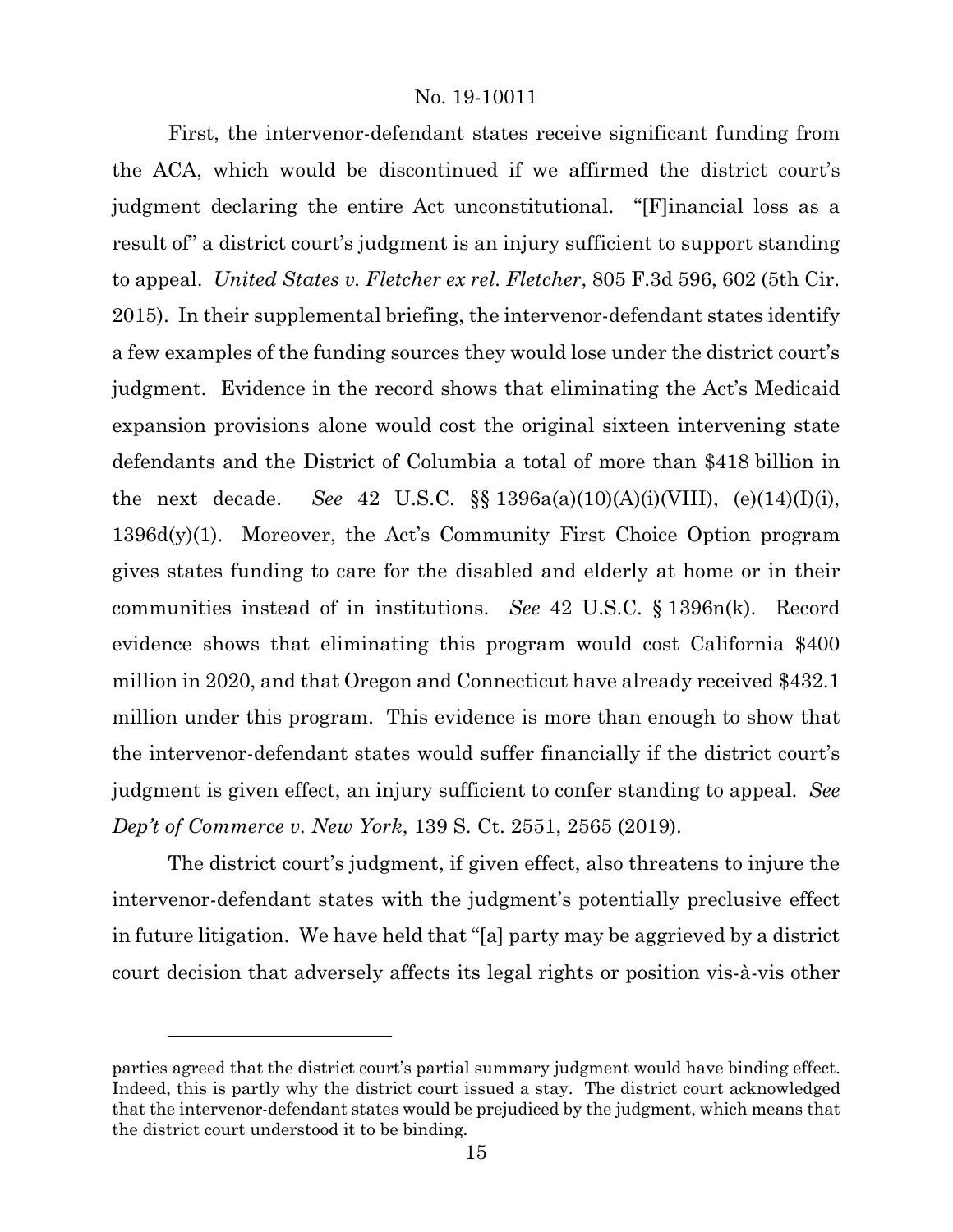First, the intervenor-defendant states receive significant funding from the ACA, which would be discontinued if we affirmed the district court's judgment declaring the entire Act unconstitutional. "[F]inancial loss as a result of" a district court's judgment is an injury sufficient to support standing to appeal. *United States v. Fletcher ex rel. Fletcher*, 805 F.3d 596, 602 (5th Cir. 2015). In their supplemental briefing, the intervenor-defendant states identify a few examples of the funding sources they would lose under the district court's judgment. Evidence in the record shows that eliminating the Act's Medicaid expansion provisions alone would cost the original sixteen intervening state defendants and the District of Columbia a total of more than $418 billion in the next decade. *See* 42 U.S.C. §§ 1396a(a)(10)(A)(i)(VIII), (e)(14)(I)(i), 1396d(y)(1). Moreover, the Act's Community First Choice Option program gives states funding to care for the disabled and elderly at home or in their communities instead of in institutions. *See* 42 U.S.C. § 1396n(k). Record evidence shows that eliminating this program would cost California $400 million in 2020, and that Oregon and Connecticut have already received $432.1 million under this program. This evidence is more than enough to show that the intervenor-defendant states would suffer financially if the district court's judgment is given effect, an injury sufficient to confer standing to appeal. *See Dep't of Commerce v. New York*, 139 S. Ct. 2551, 2565 (2019).

The district court's judgment, if given effect, also threatens to injure the intervenor-defendant states with the judgment's potentially preclusive effect in future litigation. We have held that "[a] party may be aggrieved by a district court decision that adversely affects its legal rights or position vis-à-vis other

---

parties agreed that the district court's partial summary judgment would have binding effect. Indeed, this is partly why the district court issued a stay. The district court acknowledged that the intervenor-defendant states would be prejudiced by the judgment, which means that the district court understood it to be binding.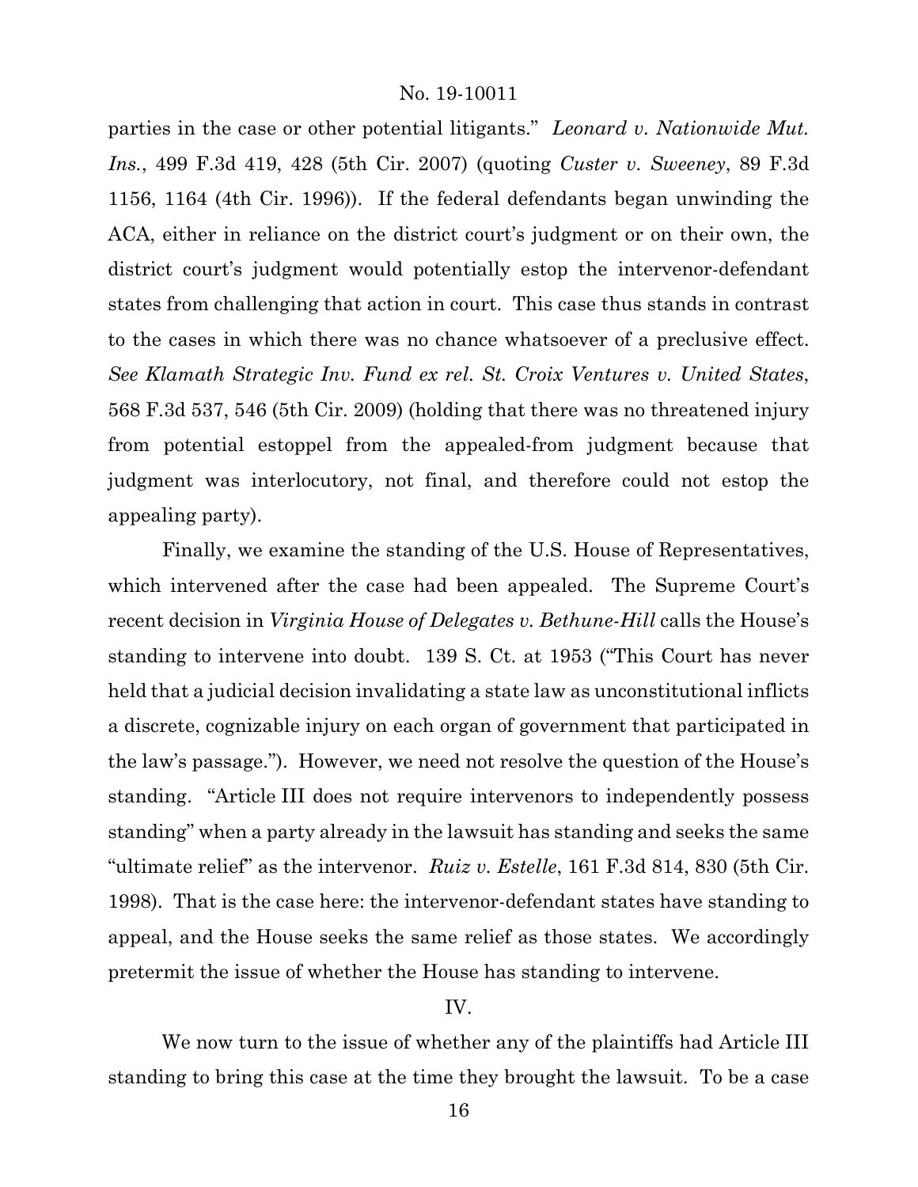parties in the case or other potential litigants." *Leonard v. Nationwide Mut. Ins.*, 499 F.3d 419, 428 (5th Cir. 2007) (quoting *Custer v. Sweeney*, 89 F.3d 1156, 1164 (4th Cir. 1996)). If the federal defendants began unwinding the ACA, either in reliance on the district court's judgment or on their own, the district court's judgment would potentially estop the intervenor-defendant states from challenging that action in court. This case thus stands in contrast to the cases in which there was no chance whatsoever of a preclusive effect. *See Klamath Strategic Inv. Fund ex rel. St. Croix Ventures v. United States*, 568 F.3d 537, 546 (5th Cir. 2009) (holding that there was no threatened injury from potential estoppel from the appealed-from judgment because that judgment was interlocutory, not final, and therefore could not estop the appealing party).

Finally, we examine the standing of the U.S. House of Representatives, which intervened after the case had been appealed. The Supreme Court's recent decision in *Virginia House of Delegates v. Bethune-Hill* calls the House's standing to intervene into doubt. 139 S. Ct. at 1953 ("This Court has never held that a judicial decision invalidating a state law as unconstitutional inflicts a discrete, cognizable injury on each organ of government that participated in the law's passage."). However, we need not resolve the question of the House's standing. "Article III does not require intervenors to independently possess standing" when a party already in the lawsuit has standing and seeks the same "ultimate relief" as the intervenor. *Ruiz v. Estelle*, 161 F.3d 814, 830 (5th Cir. 1998). That is the case here: the intervenor-defendant states have standing to appeal, and the House seeks the same relief as those states. We accordingly pretermit the issue of whether the House has standing to intervene.

## IV.

We now turn to the issue of whether any of the plaintiffs had Article III standing to bring this case at the time they brought the lawsuit. To be a case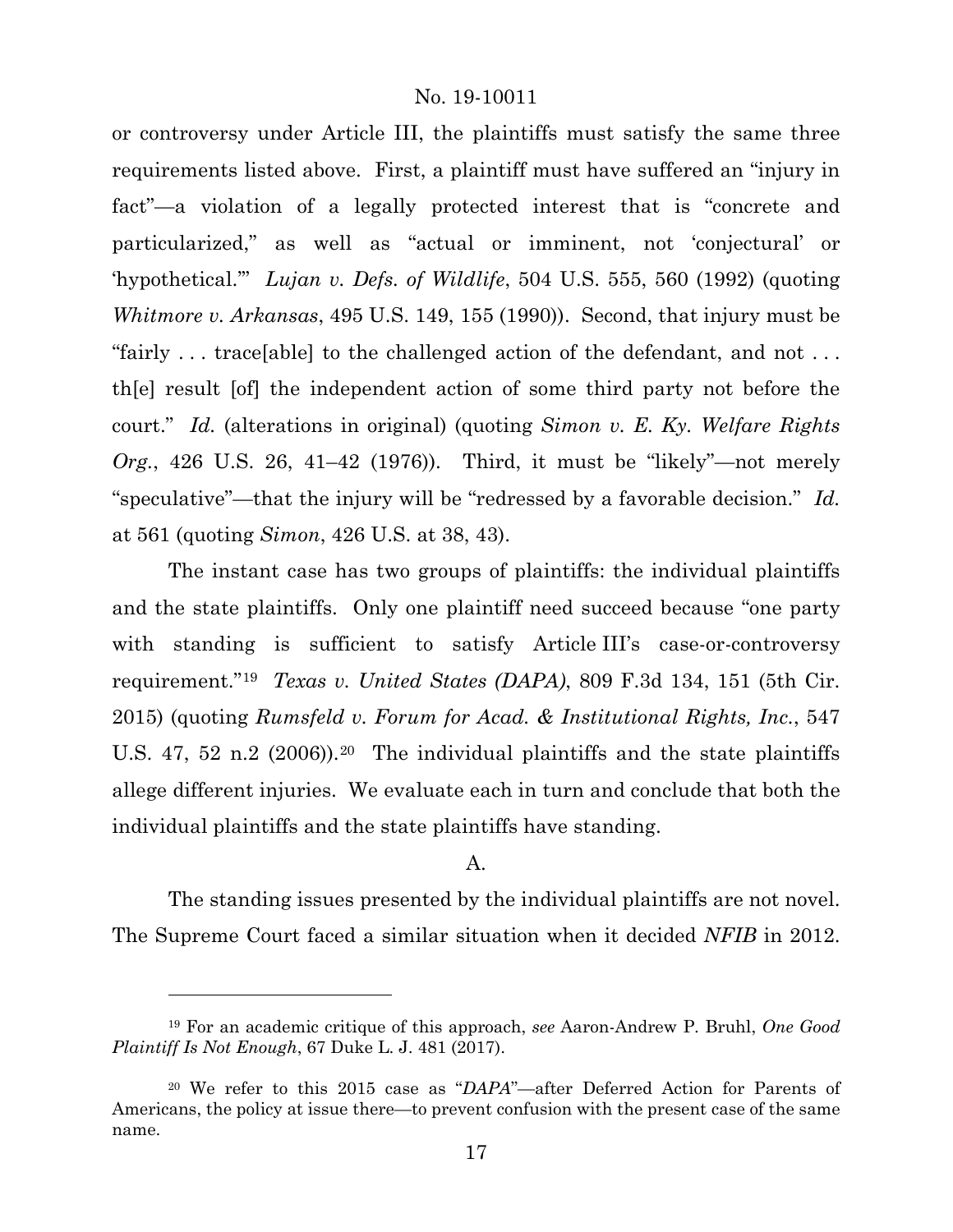or controversy under Article III, the plaintiffs must satisfy the same three requirements listed above. First, a plaintiff must have suffered an "injury in fact"—a violation of a legally protected interest that is "concrete and particularized," as well as "actual or imminent, not 'conjectural' or 'hypothetical.'" *Lujan v. Defs. of Wildlife*, 504 U.S. 555, 560 (1992) (quoting *Whitmore v. Arkansas*, 495 U.S. 149, 155 (1990)). Second, that injury must be "fairly . . . trace[able] to the challenged action of the defendant, and not . . . th[e] result [of] the independent action of some third party not before the court." *Id.* (alterations in original) (quoting *Simon v. E. Ky. Welfare Rights Org.*, 426 U.S. 26, 41–42 (1976)). Third, it must be "likely"—not merely "speculative"—that the injury will be "redressed by a favorable decision." *Id.* at 561 (quoting *Simon*, 426 U.S. at 38, 43).

The instant case has two groups of plaintiffs: the individual plaintiffs and the state plaintiffs. Only one plaintiff need succeed because "one party with standing is sufficient to satisfy Article III's case-or-controversy requirement."[19] *Texas v. United States (DAPA)*, 809 F.3d 134, 151 (5th Cir. 2015) (quoting *Rumsfeld v. Forum for Acad. & Institutional Rights, Inc.*, 547 U.S. 47, 52 n.2 (2006)).[20] The individual plaintiffs and the state plaintiffs allege different injuries. We evaluate each in turn and conclude that both the individual plaintiffs and the state plaintiffs have standing.

## A.

The standing issues presented by the individual plaintiffs are not novel. The Supreme Court faced a similar situation when it decided *NFIB* in 2012.

---

[19] For an academic critique of this approach, *see* Aaron-Andrew P. Bruhl, *One Good Plaintiff Is Not Enough*, 67 Duke L. J. 481 (2017).

[20] We refer to this 2015 case as "*DAPA*"—after Deferred Action for Parents of Americans, the policy at issue there—to prevent confusion with the present case of the same name.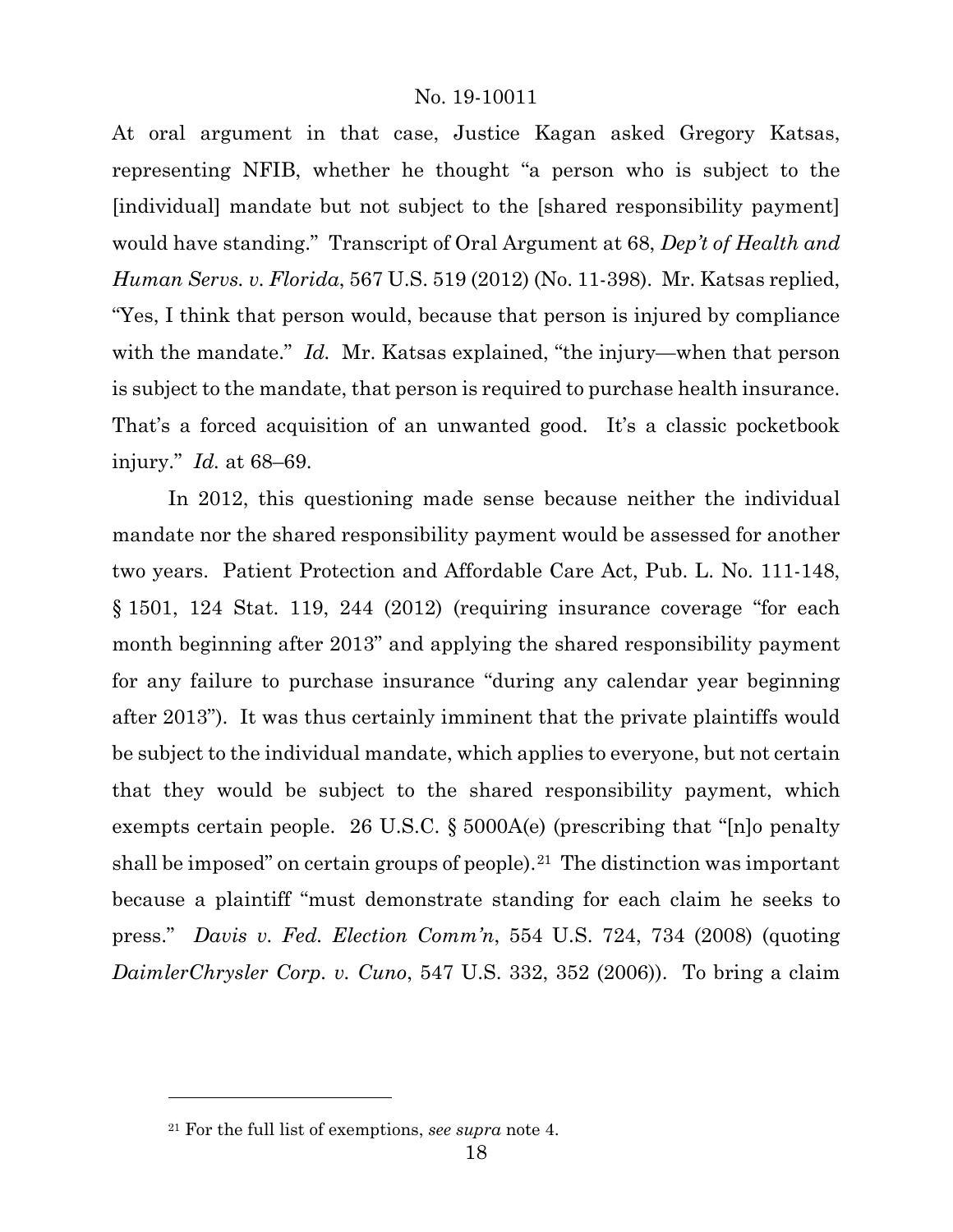At oral argument in that case, Justice Kagan asked Gregory Katsas, representing NFIB, whether he thought "a person who is subject to the [individual] mandate but not subject to the [shared responsibility payment] would have standing." Transcript of Oral Argument at 68, *Dep't of Health and Human Servs. v. Florida*, 567 U.S. 519 (2012) (No. 11-398). Mr. Katsas replied, "Yes, I think that person would, because that person is injured by compliance with the mandate." *Id.* Mr. Katsas explained, "the injury—when that person is subject to the mandate, that person is required to purchase health insurance. That's a forced acquisition of an unwanted good. It's a classic pocketbook injury." *Id.* at 68–69.

In 2012, this questioning made sense because neither the individual mandate nor the shared responsibility payment would be assessed for another two years. Patient Protection and Affordable Care Act, Pub. L. No. 111-148, § 1501, 124 Stat. 119, 244 (2012) (requiring insurance coverage "for each month beginning after 2013" and applying the shared responsibility payment for any failure to purchase insurance "during any calendar year beginning after 2013"). It was thus certainly imminent that the private plaintiffs would be subject to the individual mandate, which applies to everyone, but not certain that they would be subject to the shared responsibility payment, which exempts certain people. 26 U.S.C. § 5000A(e) (prescribing that "[n]o penalty shall be imposed" on certain groups of people).[21] The distinction was important because a plaintiff "must demonstrate standing for each claim he seeks to press." *Davis v. Fed. Election Comm'n*, 554 U.S. 724, 734 (2008) (quoting *DaimlerChrysler Corp. v. Cuno*, 547 U.S. 332, 352 (2006)). To bring a claim

---

[21] For the full list of exemptions, *see supra* note 4.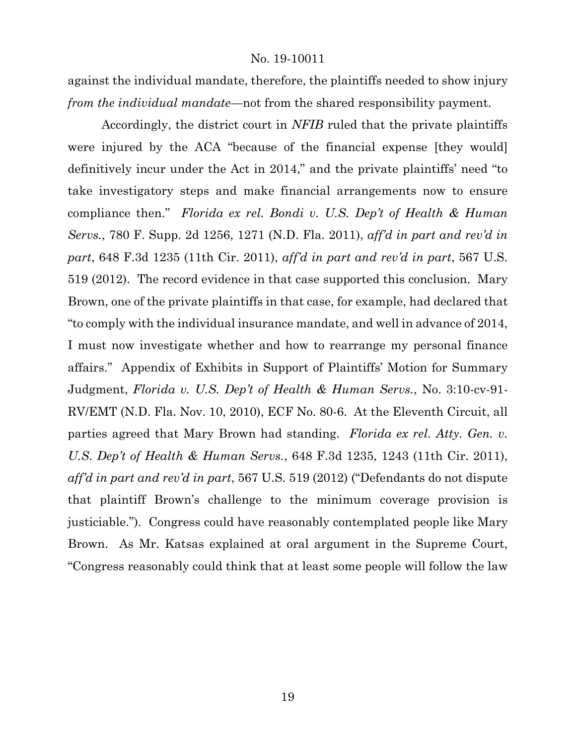against the individual mandate, therefore, the plaintiffs needed to show injury *from the individual mandate*—not from the shared responsibility payment.

Accordingly, the district court in *NFIB* ruled that the private plaintiffs were injured by the ACA "because of the financial expense [they would] definitively incur under the Act in 2014," and the private plaintiffs' need "to take investigatory steps and make financial arrangements now to ensure compliance then." *Florida ex rel. Bondi v. U.S. Dep't of Health & Human Servs.*, 780 F. Supp. 2d 1256, 1271 (N.D. Fla. 2011), *aff'd in part and rev'd in part*, 648 F.3d 1235 (11th Cir. 2011), *aff'd in part and rev'd in part*, 567 U.S. 519 (2012). The record evidence in that case supported this conclusion. Mary Brown, one of the private plaintiffs in that case, for example, had declared that "to comply with the individual insurance mandate, and well in advance of 2014, I must now investigate whether and how to rearrange my personal finance affairs." Appendix of Exhibits in Support of Plaintiffs' Motion for Summary Judgment, *Florida v. U.S. Dep't of Health & Human Servs.*, No. 3:10-cv-91-RV/EMT (N.D. Fla. Nov. 10, 2010), ECF No. 80-6. At the Eleventh Circuit, all parties agreed that Mary Brown had standing. *Florida ex rel. Atty. Gen. v. U.S. Dep't of Health & Human Servs.*, 648 F.3d 1235, 1243 (11th Cir. 2011), *aff'd in part and rev'd in part*, 567 U.S. 519 (2012) ("Defendants do not dispute that plaintiff Brown's challenge to the minimum coverage provision is justiciable."). Congress could have reasonably contemplated people like Mary Brown. As Mr. Katsas explained at oral argument in the Supreme Court, "Congress reasonably could think that at least some people will follow the law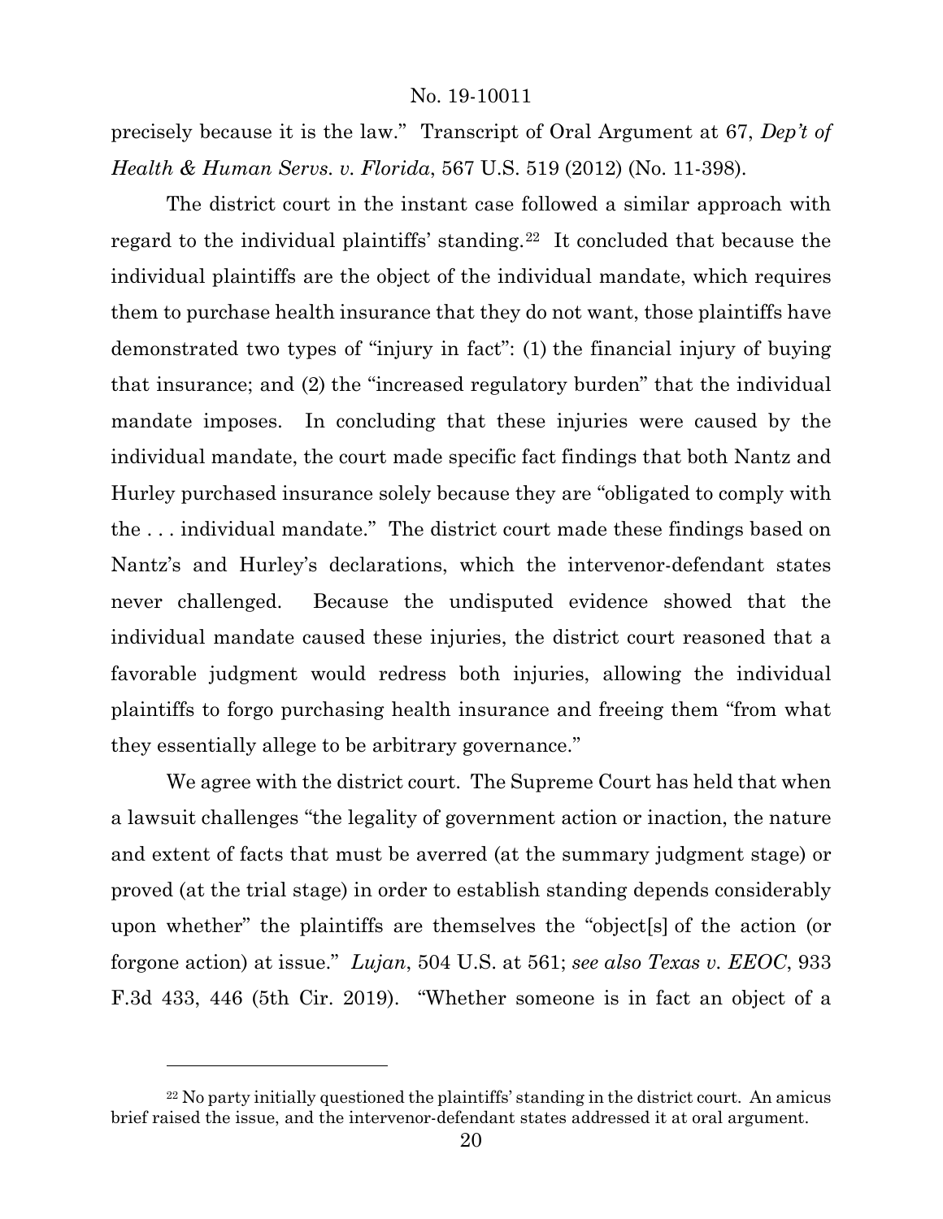precisely because it is the law." Transcript of Oral Argument at 67, *Dep't of Health & Human Servs. v. Florida*, 567 U.S. 519 (2012) (No. 11-398).

The district court in the instant case followed a similar approach with regard to the individual plaintiffs' standing.[22] It concluded that because the individual plaintiffs are the object of the individual mandate, which requires them to purchase health insurance that they do not want, those plaintiffs have demonstrated two types of "injury in fact": (1) the financial injury of buying that insurance; and (2) the "increased regulatory burden" that the individual mandate imposes. In concluding that these injuries were caused by the individual mandate, the court made specific fact findings that both Nantz and Hurley purchased insurance solely because they are "obligated to comply with the . . . individual mandate." The district court made these findings based on Nantz's and Hurley's declarations, which the intervenor-defendant states never challenged. Because the undisputed evidence showed that the individual mandate caused these injuries, the district court reasoned that a favorable judgment would redress both injuries, allowing the individual plaintiffs to forgo purchasing health insurance and freeing them "from what they essentially allege to be arbitrary governance."

We agree with the district court. The Supreme Court has held that when a lawsuit challenges "the legality of government action or inaction, the nature and extent of facts that must be averred (at the summary judgment stage) or proved (at the trial stage) in order to establish standing depends considerably upon whether" the plaintiffs are themselves the "object[s] of the action (or forgone action) at issue." *Lujan*, 504 U.S. at 561; *see also Texas v. EEOC*, 933 F.3d 433, 446 (5th Cir. 2019). "Whether someone is in fact an object of a

---

[22] No party initially questioned the plaintiffs' standing in the district court. An amicus brief raised the issue, and the intervenor-defendant states addressed it at oral argument.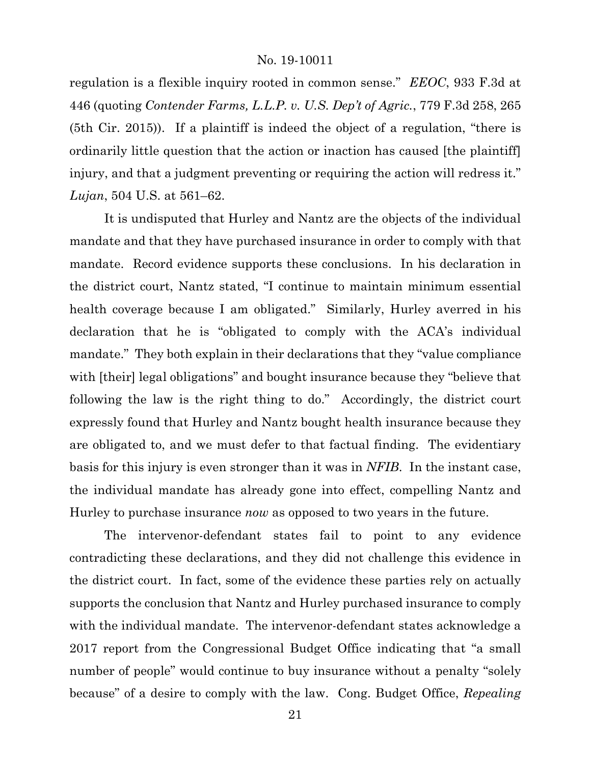regulation is a flexible inquiry rooted in common sense." *EEOC*, 933 F.3d at 446 (quoting *Contender Farms, L.L.P. v. U.S. Dep't of Agric.*, 779 F.3d 258, 265 (5th Cir. 2015)). If a plaintiff is indeed the object of a regulation, "there is ordinarily little question that the action or inaction has caused [the plaintiff] injury, and that a judgment preventing or requiring the action will redress it." *Lujan*, 504 U.S. at 561–62.

It is undisputed that Hurley and Nantz are the objects of the individual mandate and that they have purchased insurance in order to comply with that mandate. Record evidence supports these conclusions. In his declaration in the district court, Nantz stated, "I continue to maintain minimum essential health coverage because I am obligated." Similarly, Hurley averred in his declaration that he is "obligated to comply with the ACA's individual mandate." They both explain in their declarations that they "value compliance with [their] legal obligations" and bought insurance because they "believe that following the law is the right thing to do." Accordingly, the district court expressly found that Hurley and Nantz bought health insurance because they are obligated to, and we must defer to that factual finding. The evidentiary basis for this injury is even stronger than it was in *NFIB*. In the instant case, the individual mandate has already gone into effect, compelling Nantz and Hurley to purchase insurance *now* as opposed to two years in the future.

The intervenor-defendant states fail to point to any evidence contradicting these declarations, and they did not challenge this evidence in the district court. In fact, some of the evidence these parties rely on actually supports the conclusion that Nantz and Hurley purchased insurance to comply with the individual mandate. The intervenor-defendant states acknowledge a 2017 report from the Congressional Budget Office indicating that "a small number of people" would continue to buy insurance without a penalty "solely because" of a desire to comply with the law. Cong. Budget Office, *Repealing*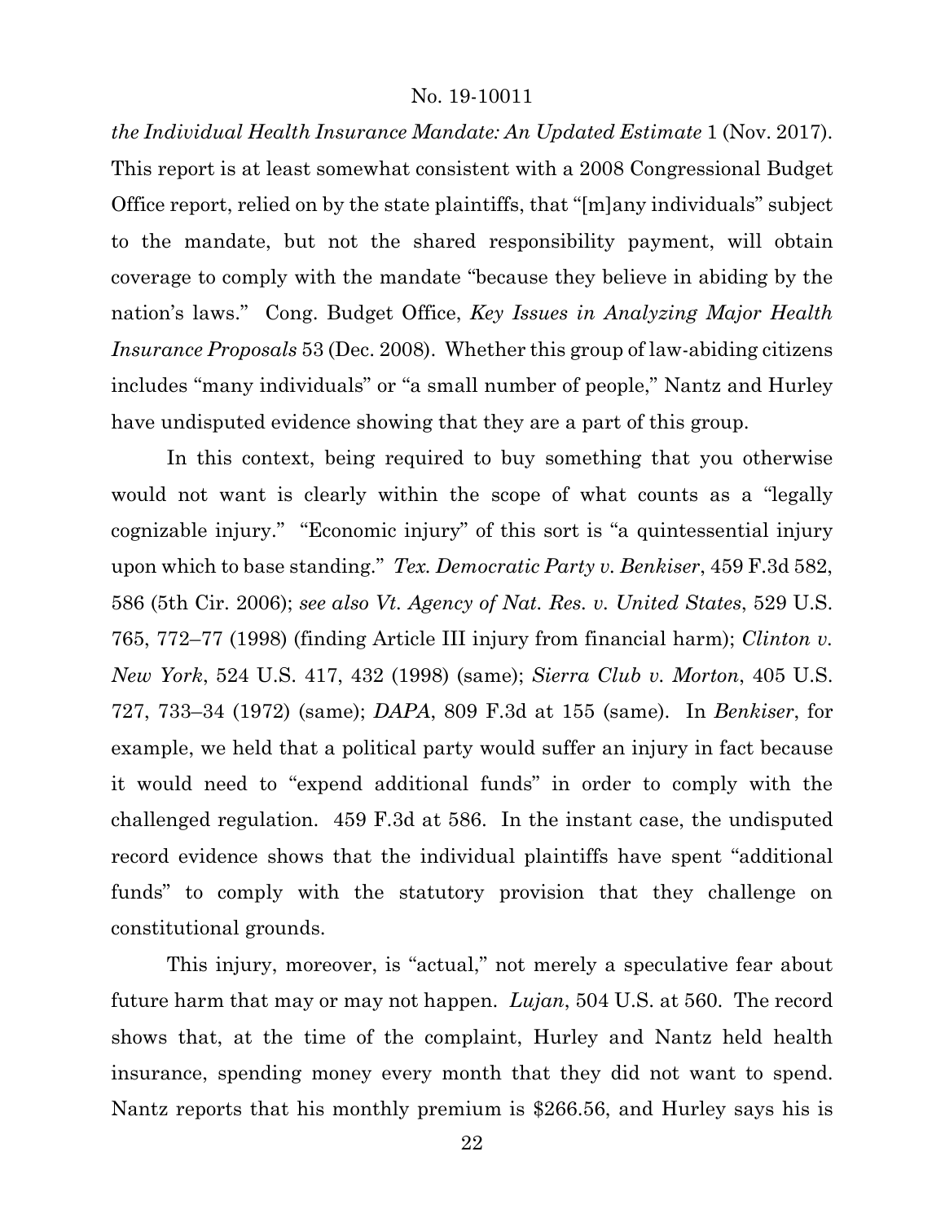*the Individual Health Insurance Mandate: An Updated Estimate* 1 (Nov. 2017). This report is at least somewhat consistent with a 2008 Congressional Budget Office report, relied on by the state plaintiffs, that "[m]any individuals" subject to the mandate, but not the shared responsibility payment, will obtain coverage to comply with the mandate "because they believe in abiding by the nation's laws." Cong. Budget Office, *Key Issues in Analyzing Major Health Insurance Proposals* 53 (Dec. 2008). Whether this group of law-abiding citizens includes "many individuals" or "a small number of people," Nantz and Hurley have undisputed evidence showing that they are a part of this group.

In this context, being required to buy something that you otherwise would not want is clearly within the scope of what counts as a "legally cognizable injury." "Economic injury" of this sort is "a quintessential injury upon which to base standing." *Tex. Democratic Party v. Benkiser*, 459 F.3d 582, 586 (5th Cir. 2006); *see also Vt. Agency of Nat. Res. v. United States*, 529 U.S. 765, 772–77 (1998) (finding Article III injury from financial harm); *Clinton v. New York*, 524 U.S. 417, 432 (1998) (same); *Sierra Club v. Morton*, 405 U.S. 727, 733–34 (1972) (same); *DAPA*, 809 F.3d at 155 (same). In *Benkiser*, for example, we held that a political party would suffer an injury in fact because it would need to "expend additional funds" in order to comply with the challenged regulation. 459 F.3d at 586. In the instant case, the undisputed record evidence shows that the individual plaintiffs have spent "additional funds" to comply with the statutory provision that they challenge on constitutional grounds.

This injury, moreover, is "actual," not merely a speculative fear about future harm that may or may not happen. *Lujan*, 504 U.S. at 560. The record shows that, at the time of the complaint, Hurley and Nantz held health insurance, spending money every month that they did not want to spend. Nantz reports that his monthly premium is $266.56, and Hurley says his is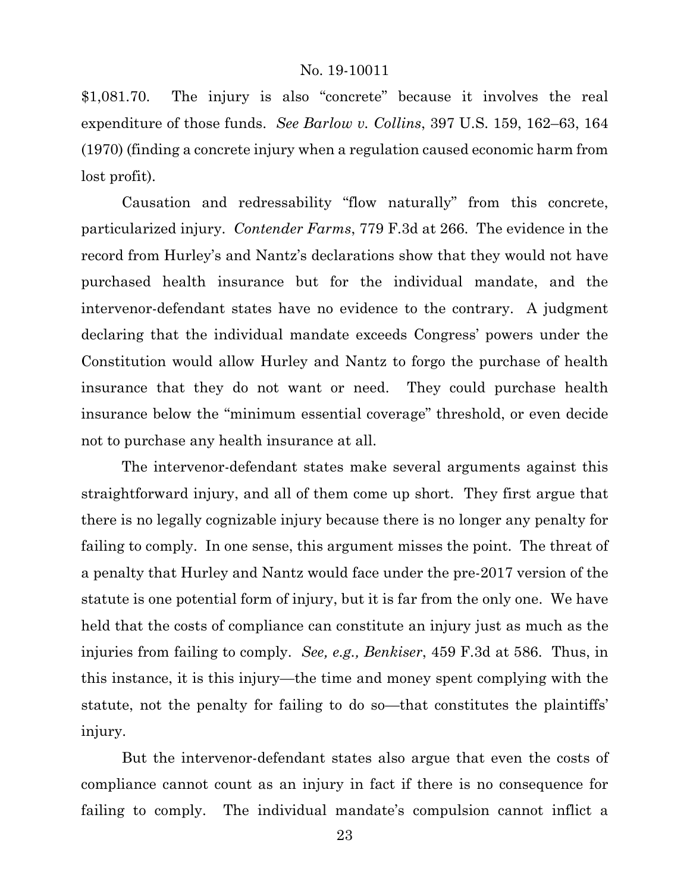$1,081.70. The injury is also "concrete" because it involves the real expenditure of those funds. *See Barlow v. Collins*, 397 U.S. 159, 162–63, 164 (1970) (finding a concrete injury when a regulation caused economic harm from lost profit).

Causation and redressability "flow naturally" from this concrete, particularized injury. *Contender Farms*, 779 F.3d at 266. The evidence in the record from Hurley's and Nantz's declarations show that they would not have purchased health insurance but for the individual mandate, and the intervenor-defendant states have no evidence to the contrary. A judgment declaring that the individual mandate exceeds Congress' powers under the Constitution would allow Hurley and Nantz to forgo the purchase of health insurance that they do not want or need. They could purchase health insurance below the "minimum essential coverage" threshold, or even decide not to purchase any health insurance at all.

The intervenor-defendant states make several arguments against this straightforward injury, and all of them come up short. They first argue that there is no legally cognizable injury because there is no longer any penalty for failing to comply. In one sense, this argument misses the point. The threat of a penalty that Hurley and Nantz would face under the pre-2017 version of the statute is one potential form of injury, but it is far from the only one. We have held that the costs of compliance can constitute an injury just as much as the injuries from failing to comply. *See, e.g., Benkiser*, 459 F.3d at 586. Thus, in this instance, it is this injury—the time and money spent complying with the statute, not the penalty for failing to do so—that constitutes the plaintiffs' injury.

But the intervenor-defendant states also argue that even the costs of compliance cannot count as an injury in fact if there is no consequence for failing to comply. The individual mandate's compulsion cannot inflict a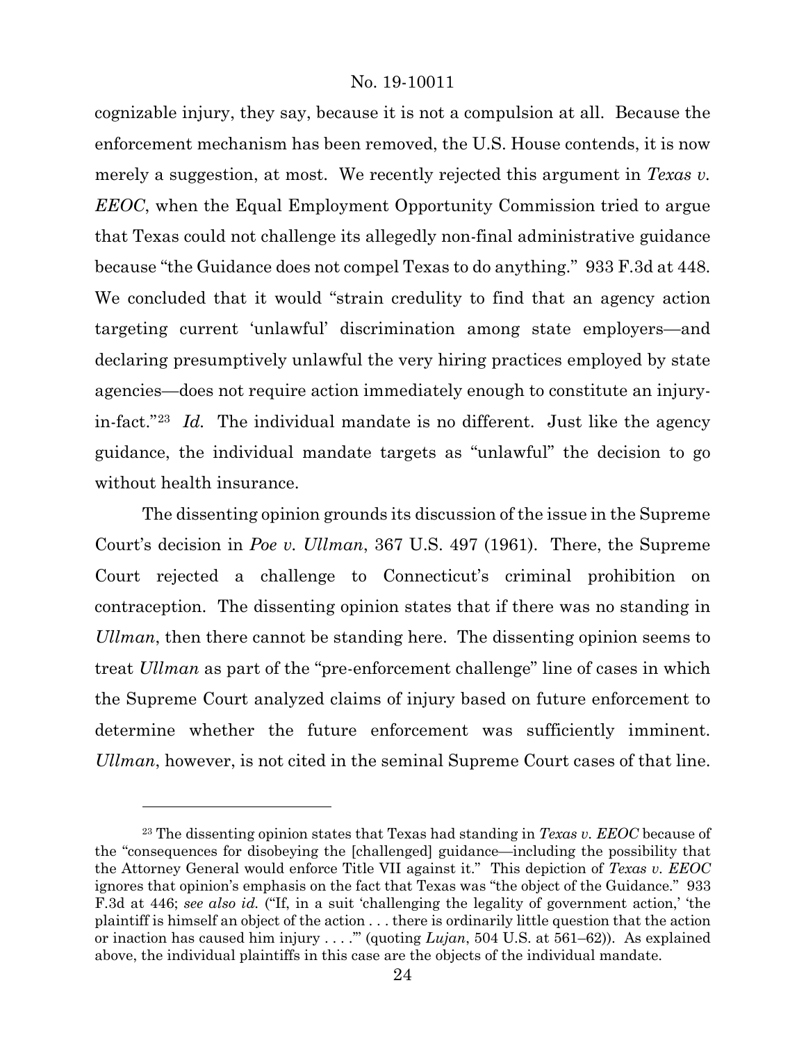cognizable injury, they say, because it is not a compulsion at all. Because the enforcement mechanism has been removed, the U.S. House contends, it is now merely a suggestion, at most. We recently rejected this argument in *Texas v. EEOC*, when the Equal Employment Opportunity Commission tried to argue that Texas could not challenge its allegedly non-final administrative guidance because "the Guidance does not compel Texas to do anything." 933 F.3d at 448. We concluded that it would "strain credulity to find that an agency action targeting current 'unlawful' discrimination among state employers—and declaring presumptively unlawful the very hiring practices employed by state agencies—does not require action immediately enough to constitute an injury-in-fact."[23] *Id.* The individual mandate is no different. Just like the agency guidance, the individual mandate targets as "unlawful" the decision to go without health insurance.

The dissenting opinion grounds its discussion of the issue in the Supreme Court's decision in *Poe v. Ullman*, 367 U.S. 497 (1961). There, the Supreme Court rejected a challenge to Connecticut's criminal prohibition on contraception. The dissenting opinion states that if there was no standing in *Ullman*, then there cannot be standing here. The dissenting opinion seems to treat *Ullman* as part of the "pre-enforcement challenge" line of cases in which the Supreme Court analyzed claims of injury based on future enforcement to determine whether the future enforcement was sufficiently imminent. *Ullman*, however, is not cited in the seminal Supreme Court cases of that line.

---

[23] The dissenting opinion states that Texas had standing in *Texas v. EEOC* because of the "consequences for disobeying the [challenged] guidance—including the possibility that the Attorney General would enforce Title VII against it." This depiction of *Texas v. EEOC* ignores that opinion's emphasis on the fact that Texas was "the object of the Guidance." 933 F.3d at 446; *see also id.* ("If, in a suit 'challenging the legality of government action,' 'the plaintiff is himself an object of the action . . . there is ordinarily little question that the action or inaction has caused him injury . . . .'" (quoting *Lujan*, 504 U.S. at 561–62)). As explained above, the individual plaintiffs in this case are the objects of the individual mandate.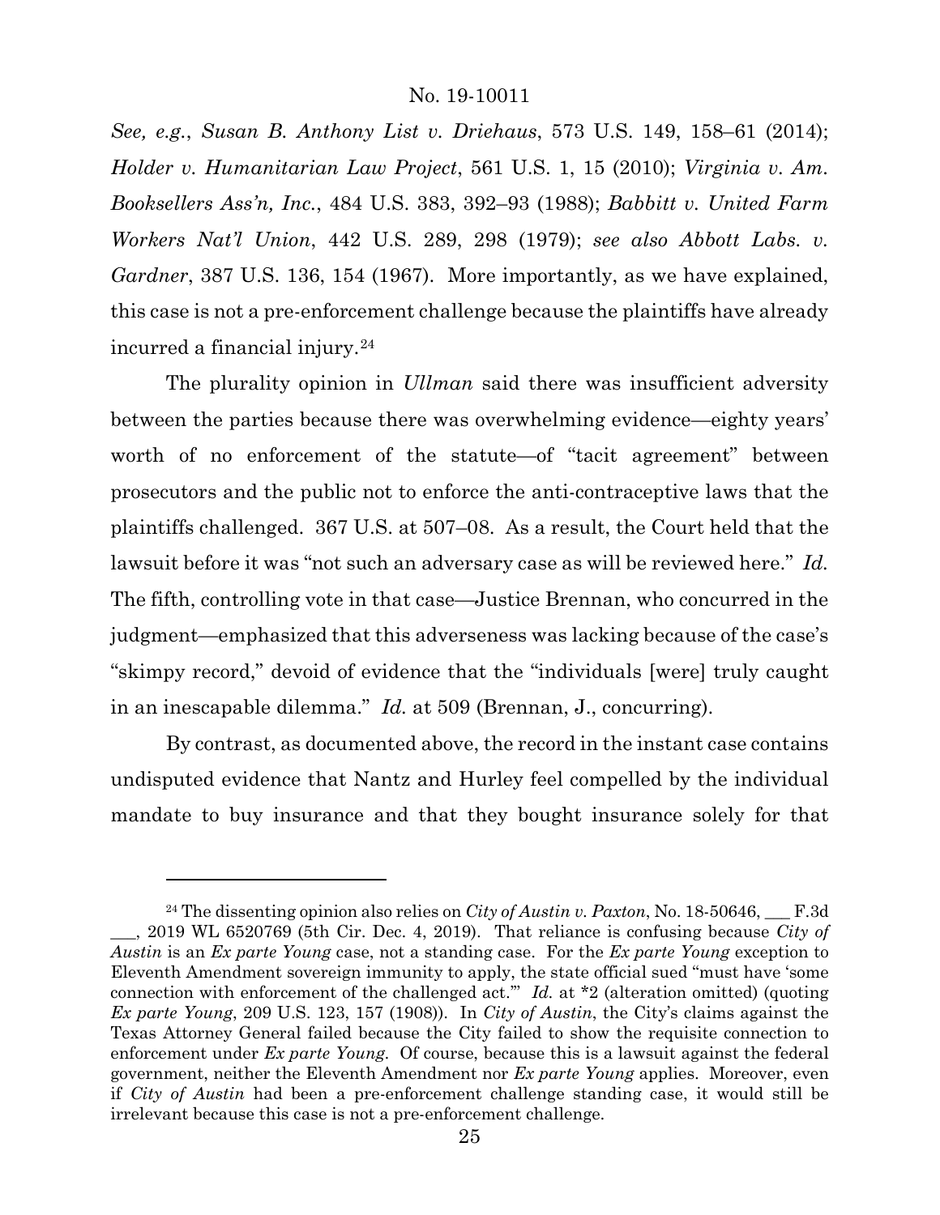*See, e.g.*, *Susan B. Anthony List v. Driehaus*, 573 U.S. 149, 158–61 (2014); *Holder v. Humanitarian Law Project*, 561 U.S. 1, 15 (2010); *Virginia v. Am. Booksellers Ass'n, Inc.*, 484 U.S. 383, 392–93 (1988); *Babbitt v. United Farm Workers Nat'l Union*, 442 U.S. 289, 298 (1979); *see also Abbott Labs. v. Gardner*, 387 U.S. 136, 154 (1967). More importantly, as we have explained, this case is not a pre-enforcement challenge because the plaintiffs have already incurred a financial injury.[24]

The plurality opinion in *Ullman* said there was insufficient adversity between the parties because there was overwhelming evidence—eighty years' worth of no enforcement of the statute—of "tacit agreement" between prosecutors and the public not to enforce the anti-contraceptive laws that the plaintiffs challenged. 367 U.S. at 507–08. As a result, the Court held that the lawsuit before it was "not such an adversary case as will be reviewed here." *Id.* The fifth, controlling vote in that case—Justice Brennan, who concurred in the judgment—emphasized that this adverseness was lacking because of the case's "skimpy record," devoid of evidence that the "individuals [were] truly caught in an inescapable dilemma." *Id.* at 509 (Brennan, J., concurring).

By contrast, as documented above, the record in the instant case contains undisputed evidence that Nantz and Hurley feel compelled by the individual mandate to buy insurance and that they bought insurance solely for that

---

[24] The dissenting opinion also relies on *City of Austin v. Paxton*, No. 18-50646, ___ F.3d ___, 2019 WL 6520769 (5th Cir. Dec. 4, 2019). That reliance is confusing because *City of Austin* is an *Ex parte Young* case, not a standing case. For the *Ex parte Young* exception to Eleventh Amendment sovereign immunity to apply, the state official sued "must have 'some connection with enforcement of the challenged act.'" *Id.* at *2 (alteration omitted) (quoting *Ex parte Young*, 209 U.S. 123, 157 (1908)). In *City of Austin*, the City's claims against the Texas Attorney General failed because the City failed to show the requisite connection to enforcement under *Ex parte Young*. Of course, because this is a lawsuit against the federal government, neither the Eleventh Amendment nor *Ex parte Young* applies. Moreover, even if *City of Austin* had been a pre-enforcement challenge standing case, it would still be irrelevant because this case is not a pre-enforcement challenge.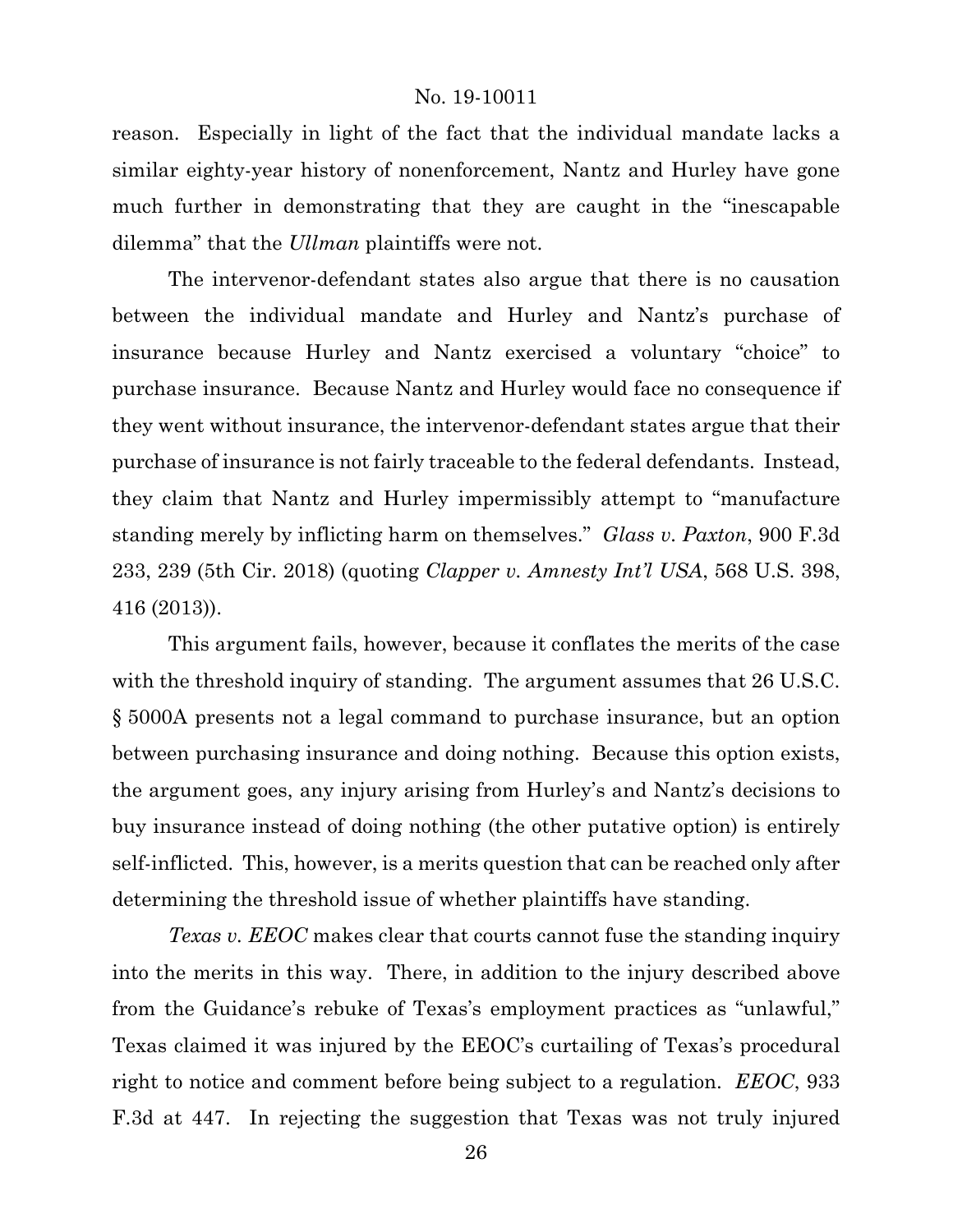reason. Especially in light of the fact that the individual mandate lacks a similar eighty-year history of nonenforcement, Nantz and Hurley have gone much further in demonstrating that they are caught in the "inescapable dilemma" that the *Ullman* plaintiffs were not.

The intervenor-defendant states also argue that there is no causation between the individual mandate and Hurley and Nantz's purchase of insurance because Hurley and Nantz exercised a voluntary "choice" to purchase insurance. Because Nantz and Hurley would face no consequence if they went without insurance, the intervenor-defendant states argue that their purchase of insurance is not fairly traceable to the federal defendants. Instead, they claim that Nantz and Hurley impermissibly attempt to "manufacture standing merely by inflicting harm on themselves." *Glass v. Paxton*, 900 F.3d 233, 239 (5th Cir. 2018) (quoting *Clapper v. Amnesty Int'l USA*, 568 U.S. 398, 416 (2013)).

This argument fails, however, because it conflates the merits of the case with the threshold inquiry of standing. The argument assumes that 26 U.S.C. § 5000A presents not a legal command to purchase insurance, but an option between purchasing insurance and doing nothing. Because this option exists, the argument goes, any injury arising from Hurley's and Nantz's decisions to buy insurance instead of doing nothing (the other putative option) is entirely self-inflicted. This, however, is a merits question that can be reached only after determining the threshold issue of whether plaintiffs have standing.

*Texas v. EEOC* makes clear that courts cannot fuse the standing inquiry into the merits in this way. There, in addition to the injury described above from the Guidance's rebuke of Texas's employment practices as "unlawful," Texas claimed it was injured by the EEOC's curtailing of Texas's procedural right to notice and comment before being subject to a regulation. *EEOC*, 933 F.3d at 447. In rejecting the suggestion that Texas was not truly injured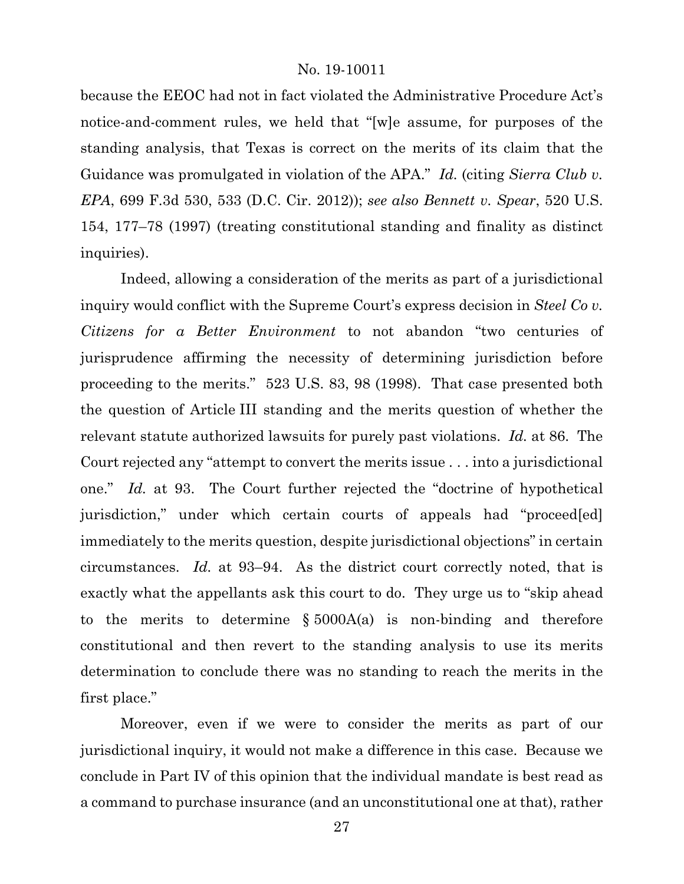because the EEOC had not in fact violated the Administrative Procedure Act's notice-and-comment rules, we held that "[w]e assume, for purposes of the standing analysis, that Texas is correct on the merits of its claim that the Guidance was promulgated in violation of the APA." *Id.* (citing *Sierra Club v. EPA*, 699 F.3d 530, 533 (D.C. Cir. 2012)); *see also Bennett v. Spear*, 520 U.S. 154, 177–78 (1997) (treating constitutional standing and finality as distinct inquiries).

Indeed, allowing a consideration of the merits as part of a jurisdictional inquiry would conflict with the Supreme Court's express decision in *Steel Co v. Citizens for a Better Environment* to not abandon "two centuries of jurisprudence affirming the necessity of determining jurisdiction before proceeding to the merits." 523 U.S. 83, 98 (1998). That case presented both the question of Article III standing and the merits question of whether the relevant statute authorized lawsuits for purely past violations. *Id.* at 86. The Court rejected any "attempt to convert the merits issue . . . into a jurisdictional one." *Id.* at 93. The Court further rejected the "doctrine of hypothetical jurisdiction," under which certain courts of appeals had "proceed[ed] immediately to the merits question, despite jurisdictional objections" in certain circumstances. *Id.* at 93–94. As the district court correctly noted, that is exactly what the appellants ask this court to do. They urge us to "skip ahead to the merits to determine § 5000A(a) is non-binding and therefore constitutional and then revert to the standing analysis to use its merits determination to conclude there was no standing to reach the merits in the first place."

Moreover, even if we were to consider the merits as part of our jurisdictional inquiry, it would not make a difference in this case. Because we conclude in Part IV of this opinion that the individual mandate is best read as a command to purchase insurance (and an unconstitutional one at that), rather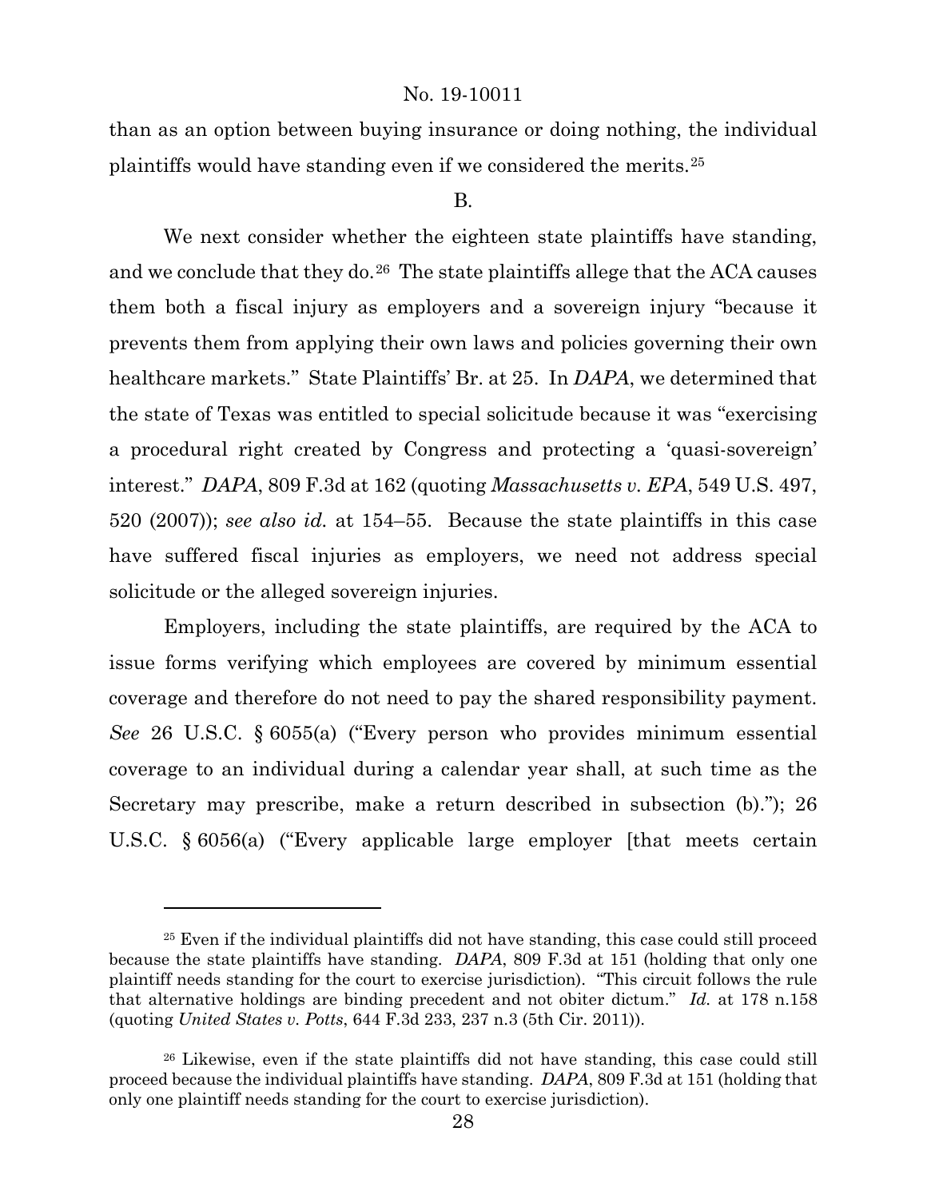than as an option between buying insurance or doing nothing, the individual plaintiffs would have standing even if we considered the merits.[25]

B.

We next consider whether the eighteen state plaintiffs have standing, and we conclude that they do.[26] The state plaintiffs allege that the ACA causes them both a fiscal injury as employers and a sovereign injury "because it prevents them from applying their own laws and policies governing their own healthcare markets." State Plaintiffs' Br. at 25. In *DAPA*, we determined that the state of Texas was entitled to special solicitude because it was "exercising a procedural right created by Congress and protecting a 'quasi-sovereign' interest." *DAPA*, 809 F.3d at 162 (quoting *Massachusetts v. EPA*, 549 U.S. 497, 520 (2007)); *see also id.* at 154–55. Because the state plaintiffs in this case have suffered fiscal injuries as employers, we need not address special solicitude or the alleged sovereign injuries.

Employers, including the state plaintiffs, are required by the ACA to issue forms verifying which employees are covered by minimum essential coverage and therefore do not need to pay the shared responsibility payment. *See* 26 U.S.C. § 6055(a) ("Every person who provides minimum essential coverage to an individual during a calendar year shall, at such time as the Secretary may prescribe, make a return described in subsection (b)."); 26 U.S.C. § 6056(a) ("Every applicable large employer [that meets certain

---

[25] Even if the individual plaintiffs did not have standing, this case could still proceed because the state plaintiffs have standing. *DAPA*, 809 F.3d at 151 (holding that only one plaintiff needs standing for the court to exercise jurisdiction). "This circuit follows the rule that alternative holdings are binding precedent and not obiter dictum." *Id.* at 178 n.158 (quoting *United States v. Potts*, 644 F.3d 233, 237 n.3 (5th Cir. 2011)).

[26] Likewise, even if the state plaintiffs did not have standing, this case could still proceed because the individual plaintiffs have standing. *DAPA*, 809 F.3d at 151 (holding that only one plaintiff needs standing for the court to exercise jurisdiction).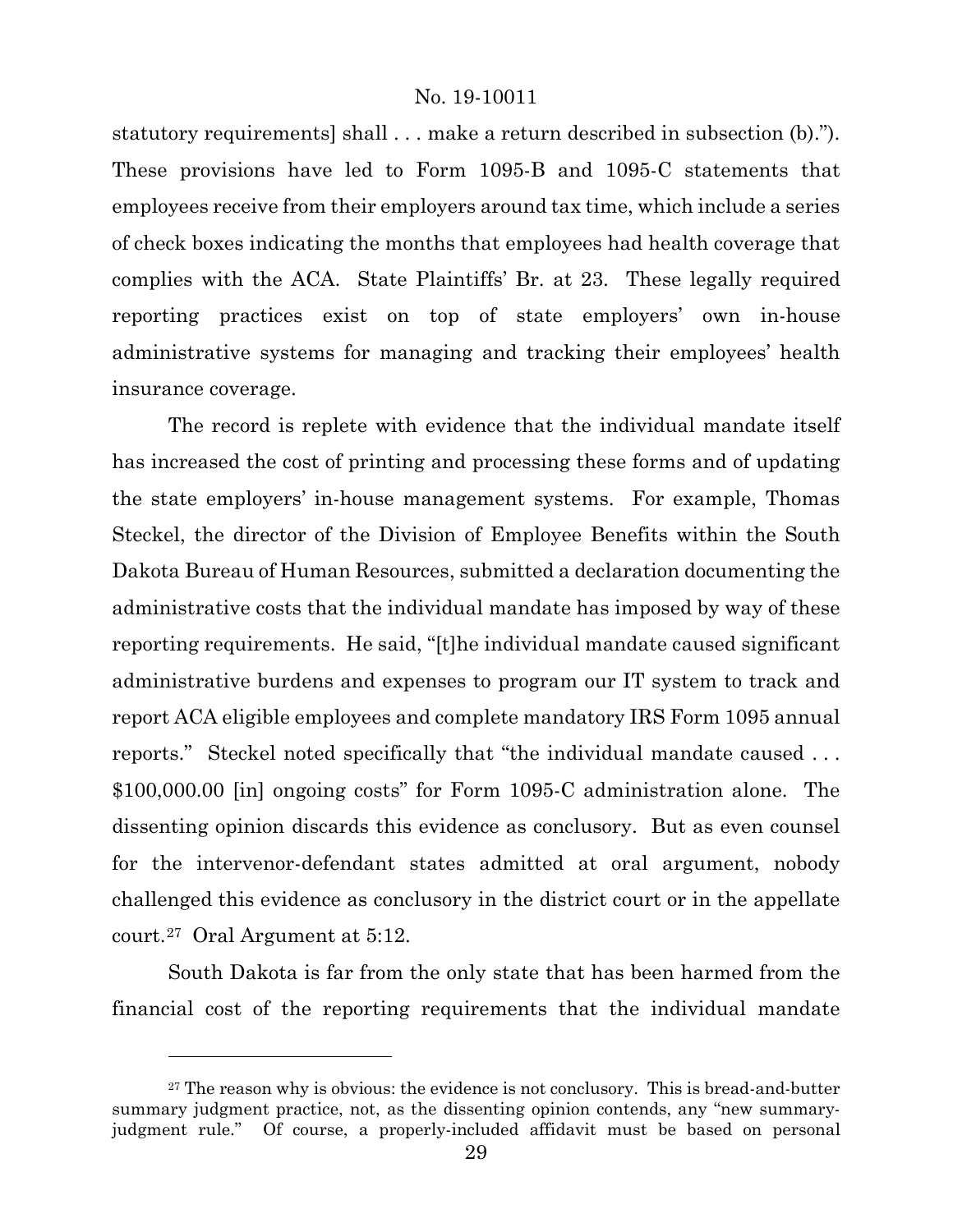statutory requirements] shall . . . make a return described in subsection (b)."). These provisions have led to Form 1095-B and 1095-C statements that employees receive from their employers around tax time, which include a series of check boxes indicating the months that employees had health coverage that complies with the ACA. State Plaintiffs' Br. at 23. These legally required reporting practices exist on top of state employers' own in-house administrative systems for managing and tracking their employees' health insurance coverage.

The record is replete with evidence that the individual mandate itself has increased the cost of printing and processing these forms and of updating the state employers' in-house management systems. For example, Thomas Steckel, the director of the Division of Employee Benefits within the South Dakota Bureau of Human Resources, submitted a declaration documenting the administrative costs that the individual mandate has imposed by way of these reporting requirements. He said, "[t]he individual mandate caused significant administrative burdens and expenses to program our IT system to track and report ACA eligible employees and complete mandatory IRS Form 1095 annual reports." Steckel noted specifically that "the individual mandate caused . . . $100,000.00 [in] ongoing costs" for Form 1095-C administration alone. The dissenting opinion discards this evidence as conclusory. But as even counsel for the intervenor-defendant states admitted at oral argument, nobody challenged this evidence as conclusory in the district court or in the appellate court.[27] Oral Argument at 5:12.

South Dakota is far from the only state that has been harmed from the financial cost of the reporting requirements that the individual mandate

---

[27] The reason why is obvious: the evidence is not conclusory. This is bread-and-butter summary judgment practice, not, as the dissenting opinion contends, any "new summary-judgment rule." Of course, a properly-included affidavit must be based on personal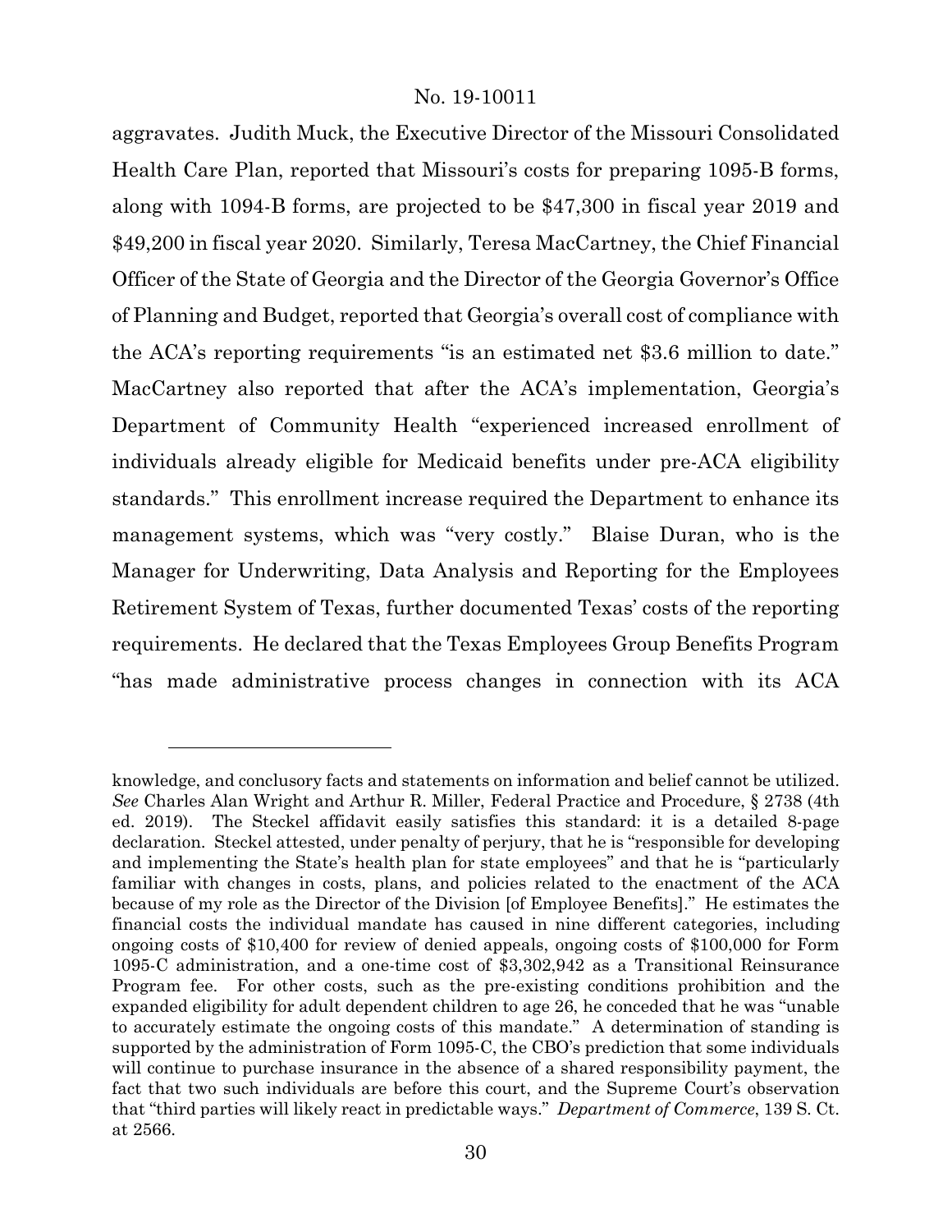aggravates. Judith Muck, the Executive Director of the Missouri Consolidated Health Care Plan, reported that Missouri's costs for preparing 1095-B forms, along with 1094-B forms, are projected to be $47,300 in fiscal year 2019 and $49,200 in fiscal year 2020. Similarly, Teresa MacCartney, the Chief Financial Officer of the State of Georgia and the Director of the Georgia Governor's Office of Planning and Budget, reported that Georgia's overall cost of compliance with the ACA's reporting requirements "is an estimated net $3.6 million to date." MacCartney also reported that after the ACA's implementation, Georgia's Department of Community Health "experienced increased enrollment of individuals already eligible for Medicaid benefits under pre-ACA eligibility standards." This enrollment increase required the Department to enhance its management systems, which was "very costly." Blaise Duran, who is the Manager for Underwriting, Data Analysis and Reporting for the Employees Retirement System of Texas, further documented Texas' costs of the reporting requirements. He declared that the Texas Employees Group Benefits Program "has made administrative process changes in connection with its ACA

---

knowledge, and conclusory facts and statements on information and belief cannot be utilized. *See* Charles Alan Wright and Arthur R. Miller, Federal Practice and Procedure, § 2738 (4th ed. 2019). The Steckel affidavit easily satisfies this standard: it is a detailed 8-page declaration. Steckel attested, under penalty of perjury, that he is "responsible for developing and implementing the State's health plan for state employees" and that he is "particularly familiar with changes in costs, plans, and policies related to the enactment of the ACA because of my role as the Director of the Division [of Employee Benefits]." He estimates the financial costs the individual mandate has caused in nine different categories, including ongoing costs of $10,400 for review of denied appeals, ongoing costs of $100,000 for Form 1095-C administration, and a one-time cost of $3,302,942 as a Transitional Reinsurance Program fee. For other costs, such as the pre-existing conditions prohibition and the expanded eligibility for adult dependent children to age 26, he conceded that he was "unable to accurately estimate the ongoing costs of this mandate." A determination of standing is supported by the administration of Form 1095-C, the CBO's prediction that some individuals will continue to purchase insurance in the absence of a shared responsibility payment, the fact that two such individuals are before this court, and the Supreme Court's observation that "third parties will likely react in predictable ways." *Department of Commerce*, 139 S. Ct. at 2566.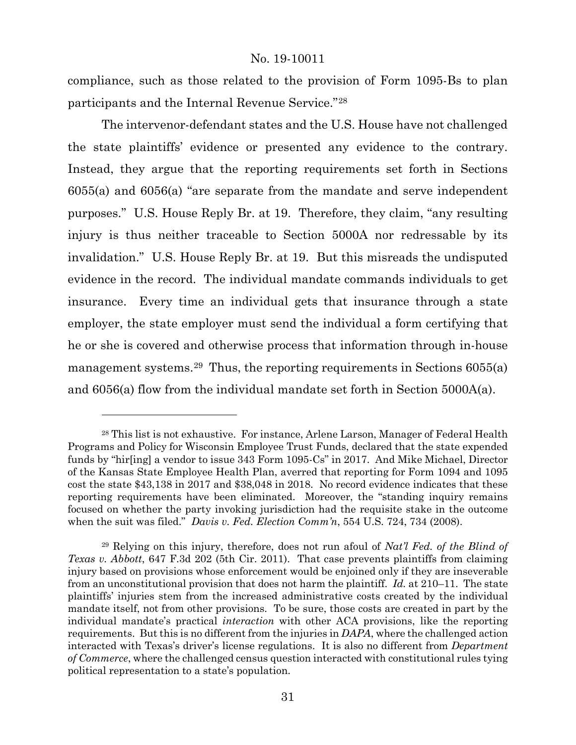compliance, such as those related to the provision of Form 1095-Bs to plan participants and the Internal Revenue Service."[28]

The intervenor-defendant states and the U.S. House have not challenged the state plaintiffs' evidence or presented any evidence to the contrary. Instead, they argue that the reporting requirements set forth in Sections 6055(a) and 6056(a) "are separate from the mandate and serve independent purposes." U.S. House Reply Br. at 19. Therefore, they claim, "any resulting injury is thus neither traceable to Section 5000A nor redressable by its invalidation." U.S. House Reply Br. at 19. But this misreads the undisputed evidence in the record. The individual mandate commands individuals to get insurance. Every time an individual gets that insurance through a state employer, the state employer must send the individual a form certifying that he or she is covered and otherwise process that information through in-house management systems.[29] Thus, the reporting requirements in Sections 6055(a) and 6056(a) flow from the individual mandate set forth in Section 5000A(a).

---

[28] This list is not exhaustive. For instance, Arlene Larson, Manager of Federal Health Programs and Policy for Wisconsin Employee Trust Funds, declared that the state expended funds by "hir[ing] a vendor to issue 343 Form 1095-Cs" in 2017. And Mike Michael, Director of the Kansas State Employee Health Plan, averred that reporting for Form 1094 and 1095 cost the state $43,138 in 2017 and $38,048 in 2018. No record evidence indicates that these reporting requirements have been eliminated. Moreover, the "standing inquiry remains focused on whether the party invoking jurisdiction had the requisite stake in the outcome when the suit was filed." *Davis v. Fed. Election Comm'n*, 554 U.S. 724, 734 (2008).

[29] Relying on this injury, therefore, does not run afoul of *Nat'l Fed. of the Blind of Texas v. Abbott*, 647 F.3d 202 (5th Cir. 2011). That case prevents plaintiffs from claiming injury based on provisions whose enforcement would be enjoined only if they are inseverable from an unconstitutional provision that does not harm the plaintiff. *Id.* at 210–11. The state plaintiffs' injuries stem from the increased administrative costs created by the individual mandate itself, not from other provisions. To be sure, those costs are created in part by the individual mandate's practical *interaction* with other ACA provisions, like the reporting requirements. But this is no different from the injuries in *DAPA*, where the challenged action interacted with Texas's driver's license regulations. It is also no different from *Department of Commerce*, where the challenged census question interacted with constitutional rules tying political representation to a state's population.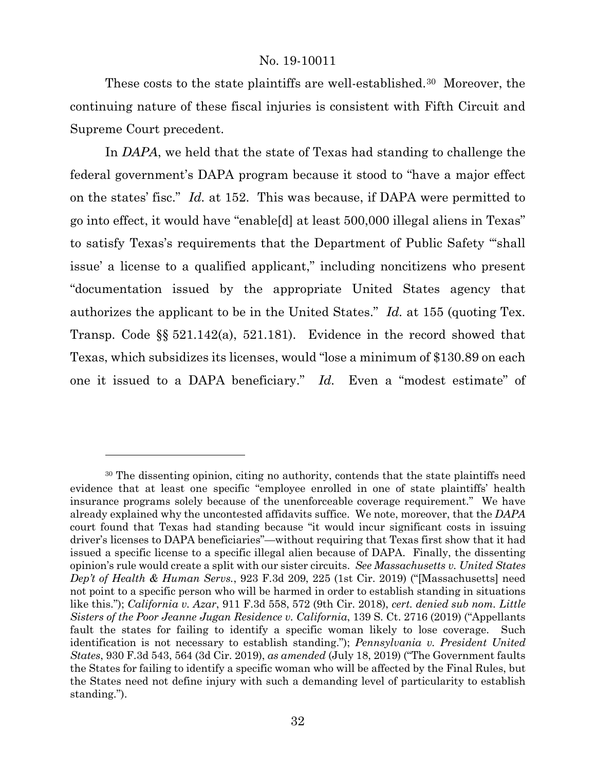These costs to the state plaintiffs are well-established.[30] Moreover, the continuing nature of these fiscal injuries is consistent with Fifth Circuit and Supreme Court precedent.

In *DAPA*, we held that the state of Texas had standing to challenge the federal government's DAPA program because it stood to "have a major effect on the states' fisc." *Id.* at 152. This was because, if DAPA were permitted to go into effect, it would have "enable[d] at least 500,000 illegal aliens in Texas" to satisfy Texas's requirements that the Department of Public Safety "'shall issue' a license to a qualified applicant," including noncitizens who present "documentation issued by the appropriate United States agency that authorizes the applicant to be in the United States." *Id.* at 155 (quoting Tex. Transp. Code §§ 521.142(a), 521.181). Evidence in the record showed that Texas, which subsidizes its licenses, would "lose a minimum of $130.89 on each one it issued to a DAPA beneficiary." *Id.* Even a "modest estimate" of

---

[30] The dissenting opinion, citing no authority, contends that the state plaintiffs need evidence that at least one specific "employee enrolled in one of state plaintiffs' health insurance programs solely because of the unenforceable coverage requirement." We have already explained why the uncontested affidavits suffice. We note, moreover, that the *DAPA* court found that Texas had standing because "it would incur significant costs in issuing driver's licenses to DAPA beneficiaries"—without requiring that Texas first show that it had issued a specific license to a specific illegal alien because of DAPA. Finally, the dissenting opinion's rule would create a split with our sister circuits. *See Massachusetts v. United States Dep't of Health & Human Servs.*, 923 F.3d 209, 225 (1st Cir. 2019) ("[Massachusetts] need not point to a specific person who will be harmed in order to establish standing in situations like this."); *California v. Azar*, 911 F.3d 558, 572 (9th Cir. 2018), *cert. denied sub nom. Little Sisters of the Poor Jeanne Jugan Residence v. California*, 139 S. Ct. 2716 (2019) ("Appellants fault the states for failing to identify a specific woman likely to lose coverage. Such identification is not necessary to establish standing."); *Pennsylvania v. President United States*, 930 F.3d 543, 564 (3d Cir. 2019), *as amended* (July 18, 2019) ("The Government faults the States for failing to identify a specific woman who will be affected by the Final Rules, but the States need not define injury with such a demanding level of particularity to establish standing.").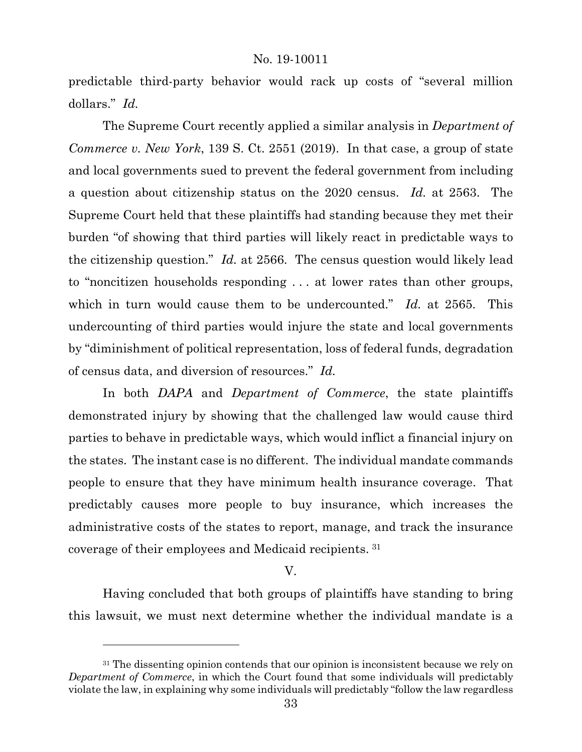predictable third-party behavior would rack up costs of "several million dollars." *Id.*

The Supreme Court recently applied a similar analysis in *Department of Commerce v. New York*, 139 S. Ct. 2551 (2019). In that case, a group of state and local governments sued to prevent the federal government from including a question about citizenship status on the 2020 census. *Id.* at 2563. The Supreme Court held that these plaintiffs had standing because they met their burden "of showing that third parties will likely react in predictable ways to the citizenship question." *Id.* at 2566. The census question would likely lead to "noncitizen households responding . . . at lower rates than other groups, which in turn would cause them to be undercounted." *Id.* at 2565. This undercounting of third parties would injure the state and local governments by "diminishment of political representation, loss of federal funds, degradation of census data, and diversion of resources." *Id.*

In both *DAPA* and *Department of Commerce*, the state plaintiffs demonstrated injury by showing that the challenged law would cause third parties to behave in predictable ways, which would inflict a financial injury on the states. The instant case is no different. The individual mandate commands people to ensure that they have minimum health insurance coverage. That predictably causes more people to buy insurance, which increases the administrative costs of the states to report, manage, and track the insurance coverage of their employees and Medicaid recipients. [31]

## V.

Having concluded that both groups of plaintiffs have standing to bring this lawsuit, we must next determine whether the individual mandate is a

---

[31] The dissenting opinion contends that our opinion is inconsistent because we rely on *Department of Commerce*, in which the Court found that some individuals will predictably violate the law, in explaining why some individuals will predictably "follow the law regardless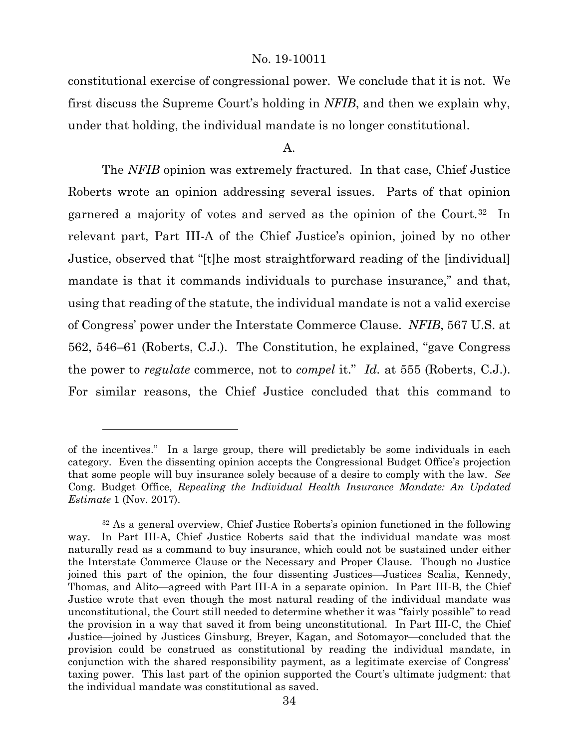constitutional exercise of congressional power. We conclude that it is not. We first discuss the Supreme Court's holding in *NFIB*, and then we explain why, under that holding, the individual mandate is no longer constitutional.

A.

The *NFIB* opinion was extremely fractured. In that case, Chief Justice Roberts wrote an opinion addressing several issues. Parts of that opinion garnered a majority of votes and served as the opinion of the Court.[32] In relevant part, Part III-A of the Chief Justice's opinion, joined by no other Justice, observed that "[t]he most straightforward reading of the [individual] mandate is that it commands individuals to purchase insurance," and that, using that reading of the statute, the individual mandate is not a valid exercise of Congress' power under the Interstate Commerce Clause. *NFIB*, 567 U.S. at 562, 546–61 (Roberts, C.J.). The Constitution, he explained, "gave Congress the power to *regulate* commerce, not to *compel* it." *Id.* at 555 (Roberts, C.J.). For similar reasons, the Chief Justice concluded that this command to

---

of the incentives." In a large group, there will predictably be some individuals in each category. Even the dissenting opinion accepts the Congressional Budget Office's projection that some people will buy insurance solely because of a desire to comply with the law. *See* Cong. Budget Office, *Repealing the Individual Health Insurance Mandate: An Updated Estimate* 1 (Nov. 2017).

[32] As a general overview, Chief Justice Roberts's opinion functioned in the following way. In Part III-A, Chief Justice Roberts said that the individual mandate was most naturally read as a command to buy insurance, which could not be sustained under either the Interstate Commerce Clause or the Necessary and Proper Clause. Though no Justice joined this part of the opinion, the four dissenting Justices—Justices Scalia, Kennedy, Thomas, and Alito—agreed with Part III-A in a separate opinion. In Part III-B, the Chief Justice wrote that even though the most natural reading of the individual mandate was unconstitutional, the Court still needed to determine whether it was "fairly possible" to read the provision in a way that saved it from being unconstitutional. In Part III-C, the Chief Justice—joined by Justices Ginsburg, Breyer, Kagan, and Sotomayor—concluded that the provision could be construed as constitutional by reading the individual mandate, in conjunction with the shared responsibility payment, as a legitimate exercise of Congress' taxing power. This last part of the opinion supported the Court's ultimate judgment: that the individual mandate was constitutional as saved.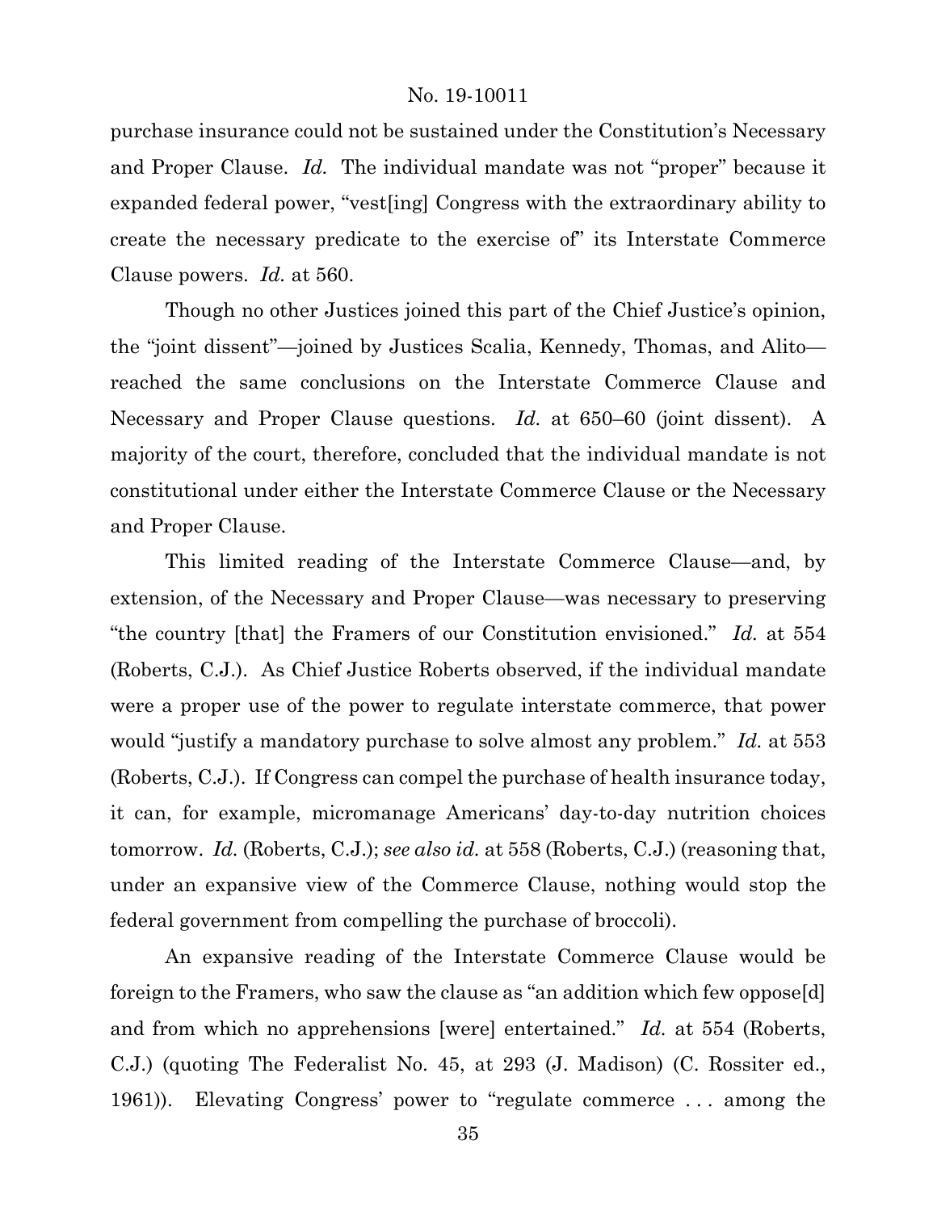purchase insurance could not be sustained under the Constitution's Necessary and Proper Clause. *Id.* The individual mandate was not "proper" because it expanded federal power, "vest[ing] Congress with the extraordinary ability to create the necessary predicate to the exercise of" its Interstate Commerce Clause powers. *Id.* at 560.

Though no other Justices joined this part of the Chief Justice's opinion, the "joint dissent"—joined by Justices Scalia, Kennedy, Thomas, and Alito—reached the same conclusions on the Interstate Commerce Clause and Necessary and Proper Clause questions. *Id.* at 650–60 (joint dissent). A majority of the court, therefore, concluded that the individual mandate is not constitutional under either the Interstate Commerce Clause or the Necessary and Proper Clause.

This limited reading of the Interstate Commerce Clause—and, by extension, of the Necessary and Proper Clause—was necessary to preserving "the country [that] the Framers of our Constitution envisioned." *Id.* at 554 (Roberts, C.J.). As Chief Justice Roberts observed, if the individual mandate were a proper use of the power to regulate interstate commerce, that power would "justify a mandatory purchase to solve almost any problem." *Id.* at 553 (Roberts, C.J.). If Congress can compel the purchase of health insurance today, it can, for example, micromanage Americans' day-to-day nutrition choices tomorrow. *Id.* (Roberts, C.J.); *see also id.* at 558 (Roberts, C.J.) (reasoning that, under an expansive view of the Commerce Clause, nothing would stop the federal government from compelling the purchase of broccoli).

An expansive reading of the Interstate Commerce Clause would be foreign to the Framers, who saw the clause as "an addition which few oppose[d] and from which no apprehensions [were] entertained." *Id.* at 554 (Roberts, C.J.) (quoting The Federalist No. 45, at 293 (J. Madison) (C. Rossiter ed., 1961)). Elevating Congress' power to "regulate commerce . . . among the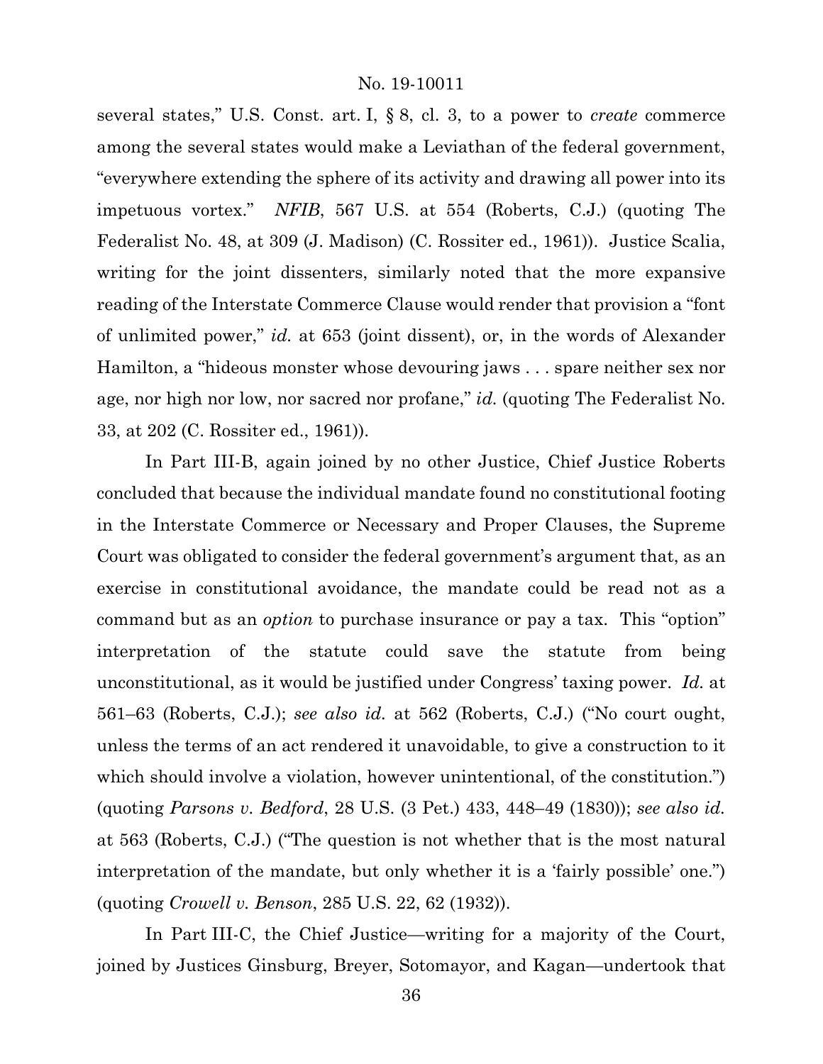several states," U.S. Const. art. I, § 8, cl. 3, to a power to *create* commerce among the several states would make a Leviathan of the federal government, "everywhere extending the sphere of its activity and drawing all power into its impetuous vortex." *NFIB*, 567 U.S. at 554 (Roberts, C.J.) (quoting The Federalist No. 48, at 309 (J. Madison) (C. Rossiter ed., 1961)). Justice Scalia, writing for the joint dissenters, similarly noted that the more expansive reading of the Interstate Commerce Clause would render that provision a "font of unlimited power," *id.* at 653 (joint dissent), or, in the words of Alexander Hamilton, a "hideous monster whose devouring jaws . . . spare neither sex nor age, nor high nor low, nor sacred nor profane," *id.* (quoting The Federalist No. 33, at 202 (C. Rossiter ed., 1961)).

In Part III-B, again joined by no other Justice, Chief Justice Roberts concluded that because the individual mandate found no constitutional footing in the Interstate Commerce or Necessary and Proper Clauses, the Supreme Court was obligated to consider the federal government's argument that, as an exercise in constitutional avoidance, the mandate could be read not as a command but as an *option* to purchase insurance or pay a tax. This "option" interpretation of the statute could save the statute from being unconstitutional, as it would be justified under Congress' taxing power. *Id.* at 561–63 (Roberts, C.J.); *see also id.* at 562 (Roberts, C.J.) ("No court ought, unless the terms of an act rendered it unavoidable, to give a construction to it which should involve a violation, however unintentional, of the constitution.") (quoting *Parsons v. Bedford*, 28 U.S. (3 Pet.) 433, 448–49 (1830)); *see also id.* at 563 (Roberts, C.J.) ("The question is not whether that is the most natural interpretation of the mandate, but only whether it is a 'fairly possible' one.") (quoting *Crowell v. Benson*, 285 U.S. 22, 62 (1932)).

In Part III-C, the Chief Justice—writing for a majority of the Court, joined by Justices Ginsburg, Breyer, Sotomayor, and Kagan—undertook that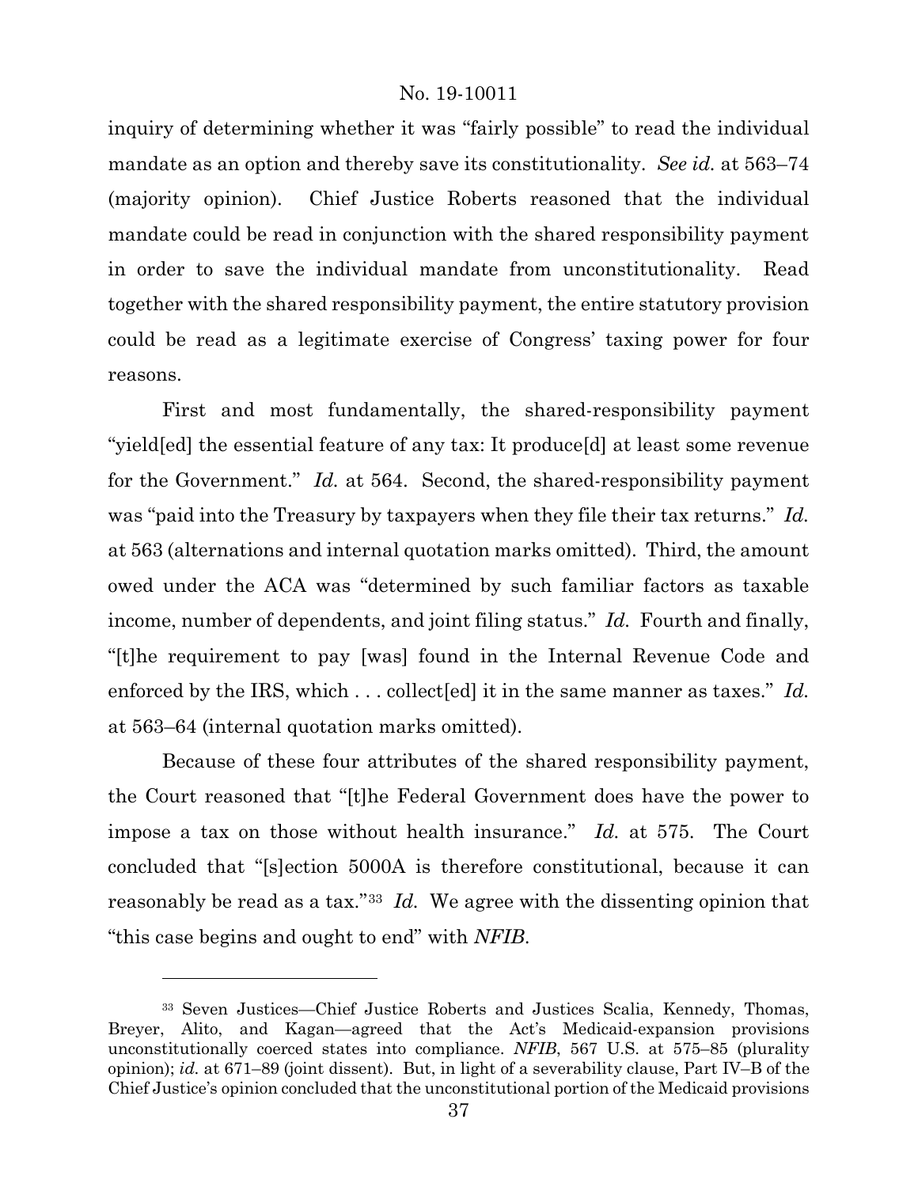inquiry of determining whether it was "fairly possible" to read the individual mandate as an option and thereby save its constitutionality. *See id.* at 563–74 (majority opinion). Chief Justice Roberts reasoned that the individual mandate could be read in conjunction with the shared responsibility payment in order to save the individual mandate from unconstitutionality. Read together with the shared responsibility payment, the entire statutory provision could be read as a legitimate exercise of Congress' taxing power for four reasons.

First and most fundamentally, the shared-responsibility payment "yield[ed] the essential feature of any tax: It produce[d] at least some revenue for the Government." *Id.* at 564. Second, the shared-responsibility payment was "paid into the Treasury by taxpayers when they file their tax returns." *Id.* at 563 (alternations and internal quotation marks omitted). Third, the amount owed under the ACA was "determined by such familiar factors as taxable income, number of dependents, and joint filing status." *Id.* Fourth and finally, "[t]he requirement to pay [was] found in the Internal Revenue Code and enforced by the IRS, which . . . collect[ed] it in the same manner as taxes." *Id.* at 563–64 (internal quotation marks omitted).

Because of these four attributes of the shared responsibility payment, the Court reasoned that "[t]he Federal Government does have the power to impose a tax on those without health insurance." *Id.* at 575. The Court concluded that "[s]ection 5000A is therefore constitutional, because it can reasonably be read as a tax."[33] *Id.* We agree with the dissenting opinion that "this case begins and ought to end" with *NFIB*.

---

[33] Seven Justices—Chief Justice Roberts and Justices Scalia, Kennedy, Thomas, Breyer, Alito, and Kagan—agreed that the Act's Medicaid-expansion provisions unconstitutionally coerced states into compliance. *NFIB*, 567 U.S. at 575–85 (plurality opinion); *id.* at 671–89 (joint dissent). But, in light of a severability clause, Part IV–B of the Chief Justice's opinion concluded that the unconstitutional portion of the Medicaid provisions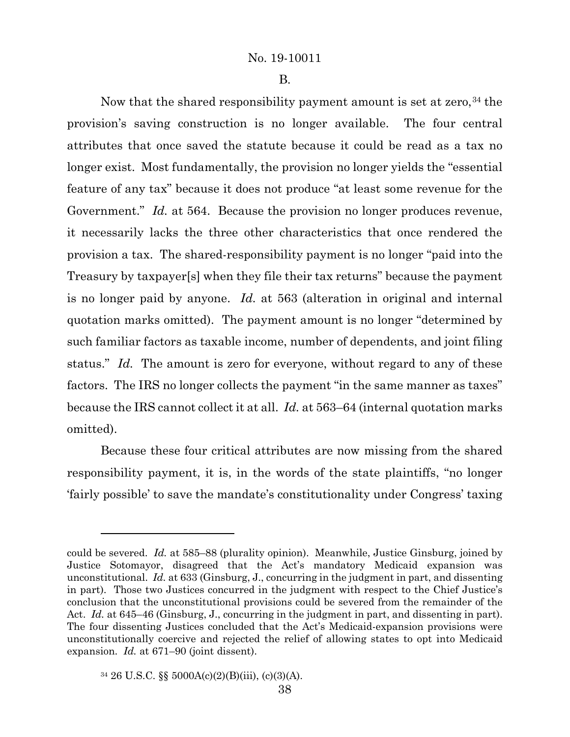B.

Now that the shared responsibility payment amount is set at zero,[34] the provision's saving construction is no longer available. The four central attributes that once saved the statute because it could be read as a tax no longer exist. Most fundamentally, the provision no longer yields the "essential feature of any tax" because it does not produce "at least some revenue for the Government." *Id.* at 564. Because the provision no longer produces revenue, it necessarily lacks the three other characteristics that once rendered the provision a tax. The shared-responsibility payment is no longer "paid into the Treasury by taxpayer[s] when they file their tax returns" because the payment is no longer paid by anyone. *Id.* at 563 (alteration in original and internal quotation marks omitted). The payment amount is no longer "determined by such familiar factors as taxable income, number of dependents, and joint filing status." *Id.* The amount is zero for everyone, without regard to any of these factors. The IRS no longer collects the payment "in the same manner as taxes" because the IRS cannot collect it at all. *Id.* at 563–64 (internal quotation marks omitted).

Because these four critical attributes are now missing from the shared responsibility payment, it is, in the words of the state plaintiffs, "no longer 'fairly possible' to save the mandate's constitutionality under Congress' taxing

---

could be severed. *Id.* at 585–88 (plurality opinion). Meanwhile, Justice Ginsburg, joined by Justice Sotomayor, disagreed that the Act's mandatory Medicaid expansion was unconstitutional. *Id.* at 633 (Ginsburg, J., concurring in the judgment in part, and dissenting in part). Those two Justices concurred in the judgment with respect to the Chief Justice's conclusion that the unconstitutional provisions could be severed from the remainder of the Act. *Id.* at 645–46 (Ginsburg, J., concurring in the judgment in part, and dissenting in part). The four dissenting Justices concluded that the Act's Medicaid-expansion provisions were unconstitutionally coercive and rejected the relief of allowing states to opt into Medicaid expansion. *Id.* at 671–90 (joint dissent).

[34] 26 U.S.C. §§ 5000A(c)(2)(B)(iii), (c)(3)(A).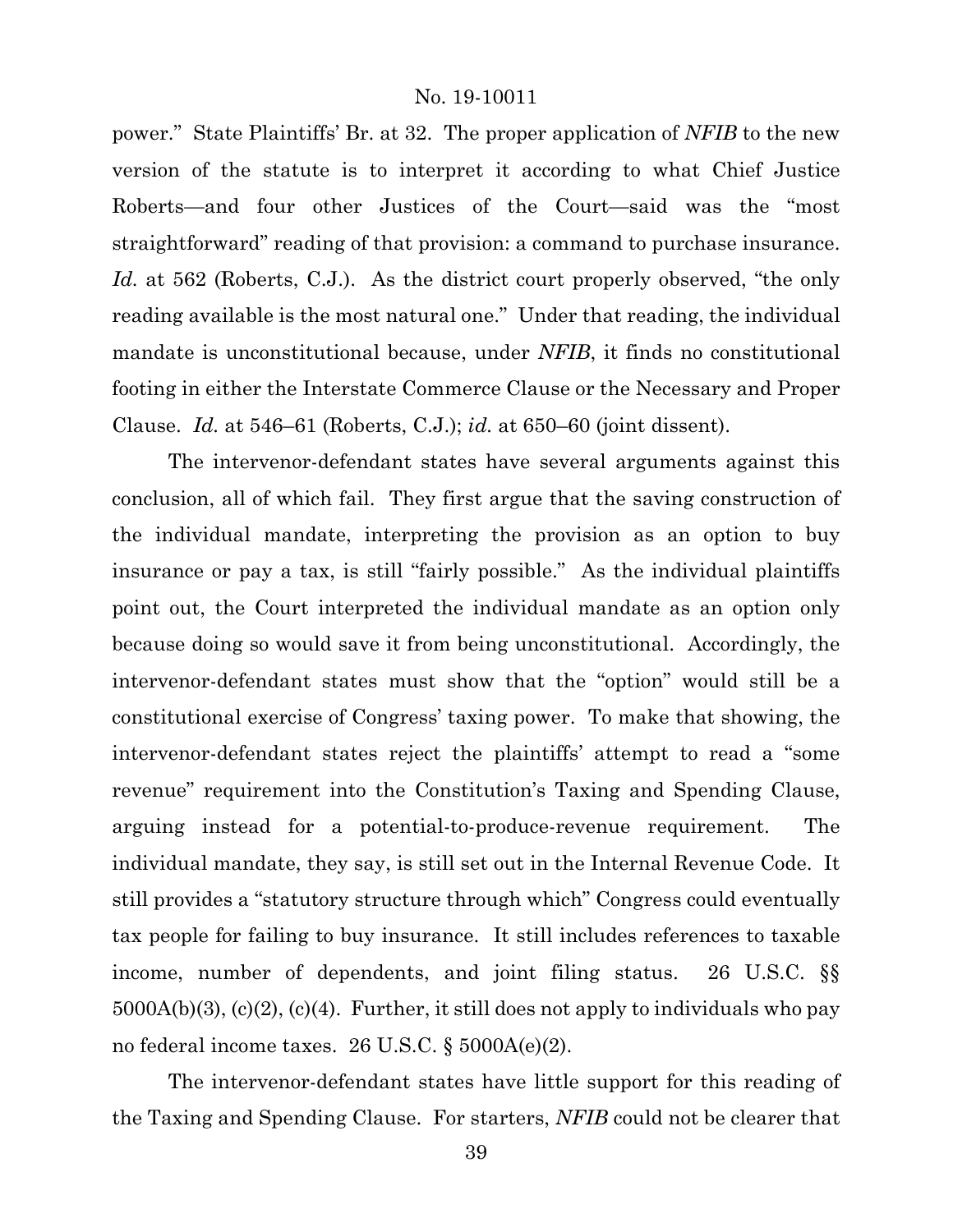power." State Plaintiffs' Br. at 32. The proper application of *NFIB* to the new version of the statute is to interpret it according to what Chief Justice Roberts—and four other Justices of the Court—said was the "most straightforward" reading of that provision: a command to purchase insurance. *Id.* at 562 (Roberts, C.J.). As the district court properly observed, "the only reading available is the most natural one." Under that reading, the individual mandate is unconstitutional because, under *NFIB*, it finds no constitutional footing in either the Interstate Commerce Clause or the Necessary and Proper Clause. *Id.* at 546–61 (Roberts, C.J.); *id.* at 650–60 (joint dissent).

The intervenor-defendant states have several arguments against this conclusion, all of which fail. They first argue that the saving construction of the individual mandate, interpreting the provision as an option to buy insurance or pay a tax, is still "fairly possible." As the individual plaintiffs point out, the Court interpreted the individual mandate as an option only because doing so would save it from being unconstitutional. Accordingly, the intervenor-defendant states must show that the "option" would still be a constitutional exercise of Congress' taxing power. To make that showing, the intervenor-defendant states reject the plaintiffs' attempt to read a "some revenue" requirement into the Constitution's Taxing and Spending Clause, arguing instead for a potential-to-produce-revenue requirement. The individual mandate, they say, is still set out in the Internal Revenue Code. It still provides a "statutory structure through which" Congress could eventually tax people for failing to buy insurance. It still includes references to taxable income, number of dependents, and joint filing status. 26 U.S.C. §§ 5000A(b)(3), (c)(2), (c)(4). Further, it still does not apply to individuals who pay no federal income taxes. 26 U.S.C. § 5000A(e)(2).

The intervenor-defendant states have little support for this reading of the Taxing and Spending Clause. For starters, *NFIB* could not be clearer that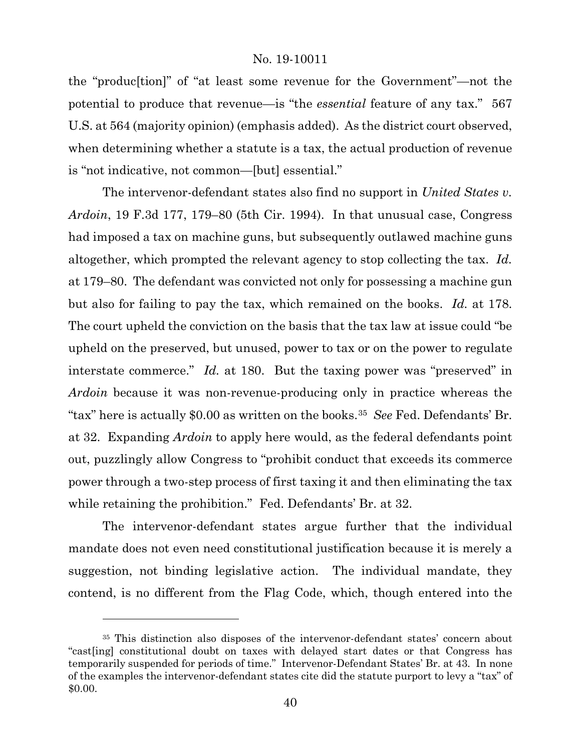the "produc[tion]" of "at least some revenue for the Government"—not the potential to produce that revenue—is "the *essential* feature of any tax." 567 U.S. at 564 (majority opinion) (emphasis added). As the district court observed, when determining whether a statute is a tax, the actual production of revenue is "not indicative, not common—[but] essential."

The intervenor-defendant states also find no support in *United States v. Ardoin*, 19 F.3d 177, 179–80 (5th Cir. 1994). In that unusual case, Congress had imposed a tax on machine guns, but subsequently outlawed machine guns altogether, which prompted the relevant agency to stop collecting the tax. *Id.* at 179–80. The defendant was convicted not only for possessing a machine gun but also for failing to pay the tax, which remained on the books. *Id.* at 178. The court upheld the conviction on the basis that the tax law at issue could "be upheld on the preserved, but unused, power to tax or on the power to regulate interstate commerce." *Id.* at 180. But the taxing power was "preserved" in *Ardoin* because it was non-revenue-producing only in practice whereas the "tax" here is actually $0.00 as written on the books.[35] *See* Fed. Defendants' Br. at 32. Expanding *Ardoin* to apply here would, as the federal defendants point out, puzzlingly allow Congress to "prohibit conduct that exceeds its commerce power through a two-step process of first taxing it and then eliminating the tax while retaining the prohibition." Fed. Defendants' Br. at 32.

The intervenor-defendant states argue further that the individual mandate does not even need constitutional justification because it is merely a suggestion, not binding legislative action. The individual mandate, they contend, is no different from the Flag Code, which, though entered into the

[35] This distinction also disposes of the intervenor-defendant states' concern about "cast[ing] constitutional doubt on taxes with delayed start dates or that Congress has temporarily suspended for periods of time." Intervenor-Defendant States' Br. at 43. In none of the examples the intervenor-defendant states cite did the statute purport to levy a "tax" of $0.00.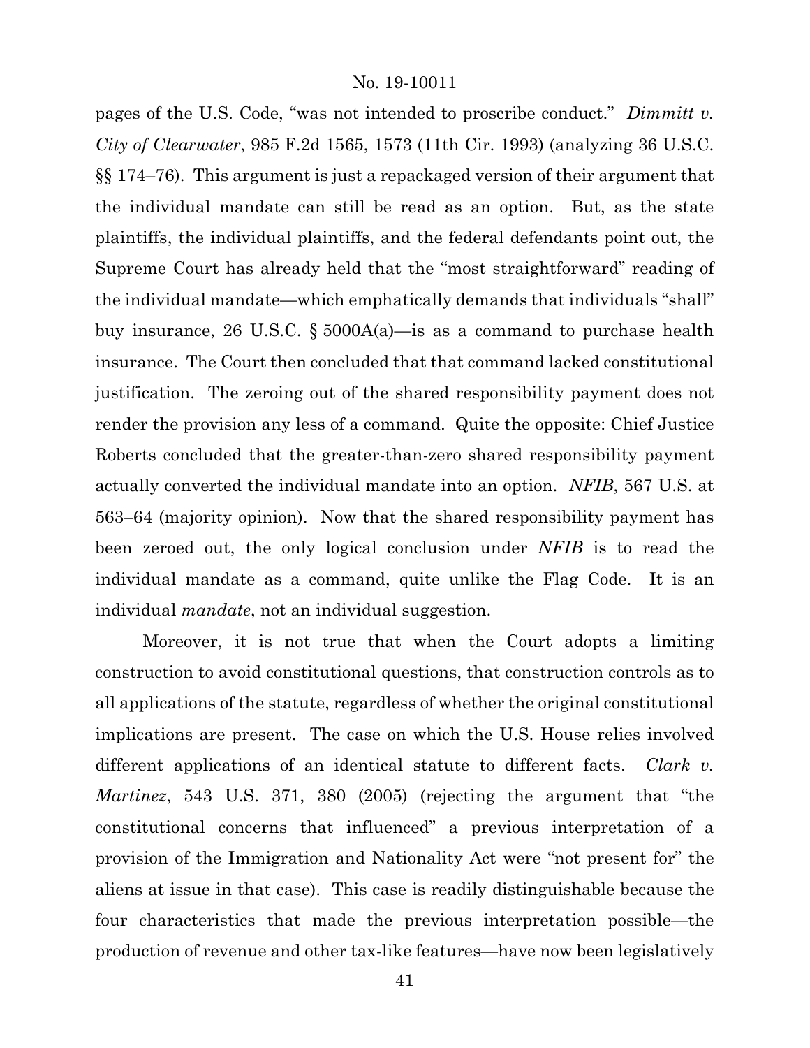pages of the U.S. Code, "was not intended to proscribe conduct." *Dimmitt v. City of Clearwater*, 985 F.2d 1565, 1573 (11th Cir. 1993) (analyzing 36 U.S.C. §§ 174–76). This argument is just a repackaged version of their argument that the individual mandate can still be read as an option. But, as the state plaintiffs, the individual plaintiffs, and the federal defendants point out, the Supreme Court has already held that the "most straightforward" reading of the individual mandate—which emphatically demands that individuals "shall" buy insurance, 26 U.S.C. § 5000A(a)—is as a command to purchase health insurance. The Court then concluded that that command lacked constitutional justification. The zeroing out of the shared responsibility payment does not render the provision any less of a command. Quite the opposite: Chief Justice Roberts concluded that the greater-than-zero shared responsibility payment actually converted the individual mandate into an option. *NFIB*, 567 U.S. at 563–64 (majority opinion). Now that the shared responsibility payment has been zeroed out, the only logical conclusion under *NFIB* is to read the individual mandate as a command, quite unlike the Flag Code. It is an individual *mandate*, not an individual suggestion.

Moreover, it is not true that when the Court adopts a limiting construction to avoid constitutional questions, that construction controls as to all applications of the statute, regardless of whether the original constitutional implications are present. The case on which the U.S. House relies involved different applications of an identical statute to different facts. *Clark v. Martinez*, 543 U.S. 371, 380 (2005) (rejecting the argument that "the constitutional concerns that influenced" a previous interpretation of a provision of the Immigration and Nationality Act were "not present for" the aliens at issue in that case). This case is readily distinguishable because the four characteristics that made the previous interpretation possible—the production of revenue and other tax-like features—have now been legislatively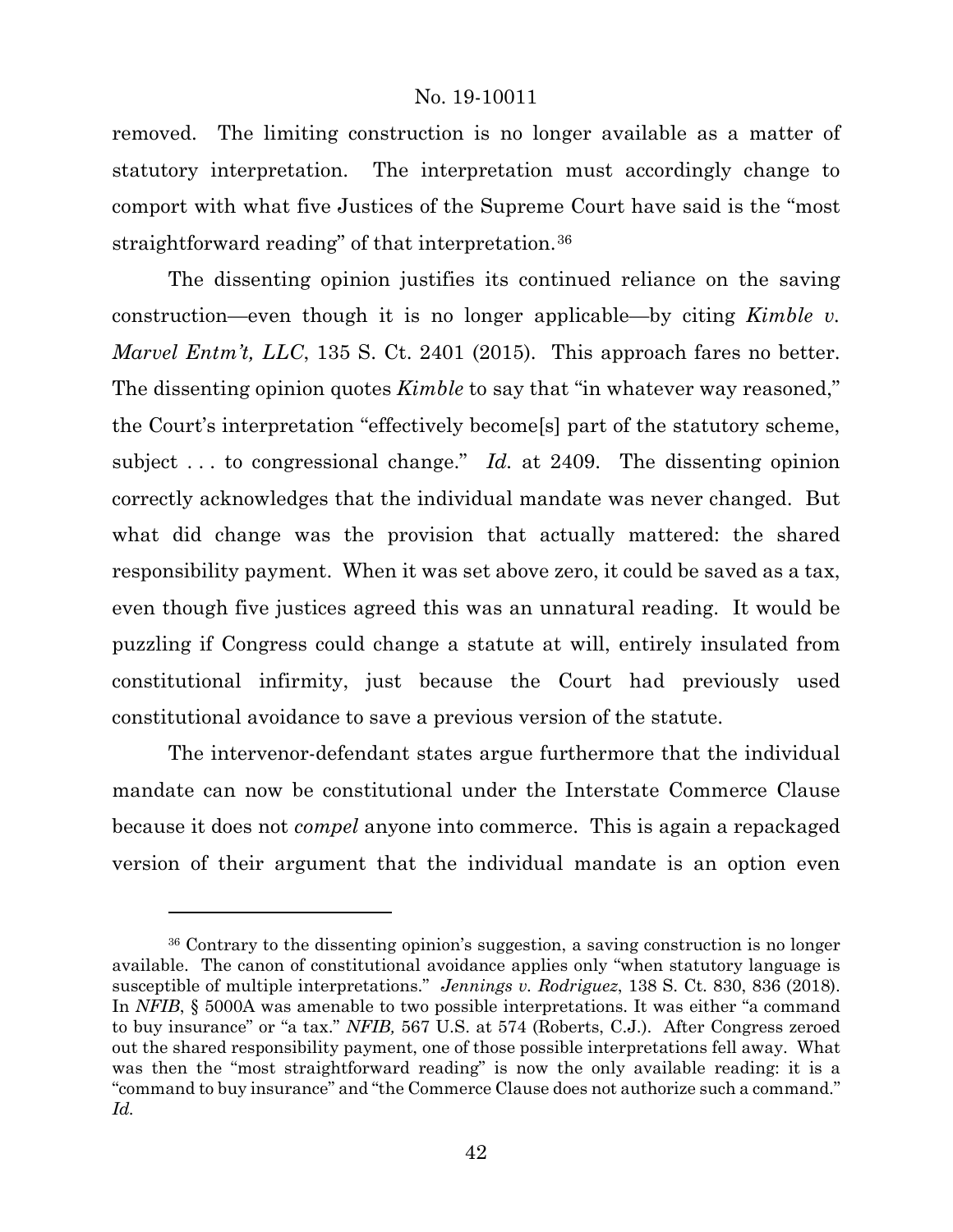removed. The limiting construction is no longer available as a matter of statutory interpretation. The interpretation must accordingly change to comport with what five Justices of the Supreme Court have said is the "most straightforward reading" of that interpretation.[36]

The dissenting opinion justifies its continued reliance on the saving construction—even though it is no longer applicable—by citing *Kimble v. Marvel Entm't, LLC*, 135 S. Ct. 2401 (2015). This approach fares no better. The dissenting opinion quotes *Kimble* to say that "in whatever way reasoned," the Court's interpretation "effectively become[s] part of the statutory scheme, subject . . . to congressional change." *Id.* at 2409. The dissenting opinion correctly acknowledges that the individual mandate was never changed. But what did change was the provision that actually mattered: the shared responsibility payment. When it was set above zero, it could be saved as a tax, even though five justices agreed this was an unnatural reading. It would be puzzling if Congress could change a statute at will, entirely insulated from constitutional infirmity, just because the Court had previously used constitutional avoidance to save a previous version of the statute.

The intervenor-defendant states argue furthermore that the individual mandate can now be constitutional under the Interstate Commerce Clause because it does not *compel* anyone into commerce. This is again a repackaged version of their argument that the individual mandate is an option even

---

[36] Contrary to the dissenting opinion's suggestion, a saving construction is no longer available. The canon of constitutional avoidance applies only "when statutory language is susceptible of multiple interpretations." *Jennings v. Rodriguez*, 138 S. Ct. 830, 836 (2018). In *NFIB*, § 5000A was amenable to two possible interpretations. It was either "a command to buy insurance" or "a tax." *NFIB,* 567 U.S. at 574 (Roberts, C.J.). After Congress zeroed out the shared responsibility payment, one of those possible interpretations fell away. What was then the "most straightforward reading" is now the only available reading: it is a "command to buy insurance" and "the Commerce Clause does not authorize such a command." *Id.*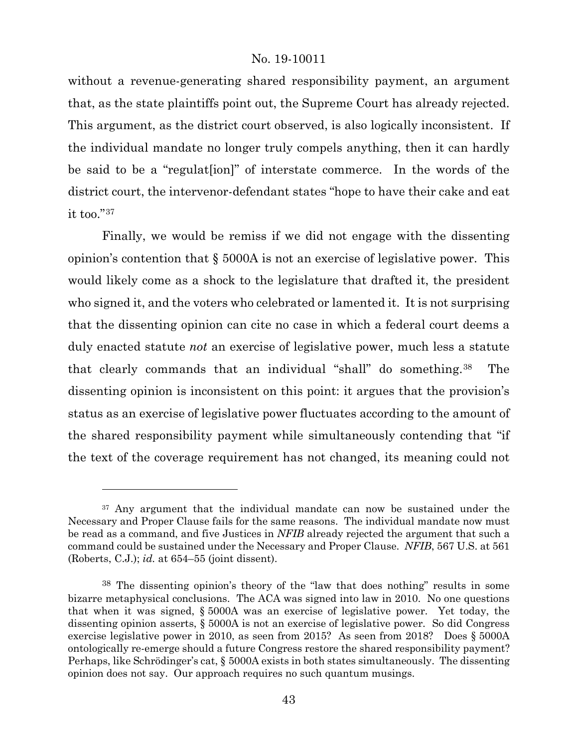without a revenue-generating shared responsibility payment, an argument that, as the state plaintiffs point out, the Supreme Court has already rejected. This argument, as the district court observed, is also logically inconsistent. If the individual mandate no longer truly compels anything, then it can hardly be said to be a "regulat[ion]" of interstate commerce. In the words of the district court, the intervenor-defendant states "hope to have their cake and eat it too."[37]

Finally, we would be remiss if we did not engage with the dissenting opinion's contention that § 5000A is not an exercise of legislative power. This would likely come as a shock to the legislature that drafted it, the president who signed it, and the voters who celebrated or lamented it. It is not surprising that the dissenting opinion can cite no case in which a federal court deems a duly enacted statute *not* an exercise of legislative power, much less a statute that clearly commands that an individual "shall" do something.[38] The dissenting opinion is inconsistent on this point: it argues that the provision's status as an exercise of legislative power fluctuates according to the amount of the shared responsibility payment while simultaneously contending that "if the text of the coverage requirement has not changed, its meaning could not

---

[37] Any argument that the individual mandate can now be sustained under the Necessary and Proper Clause fails for the same reasons. The individual mandate now must be read as a command, and five Justices in *NFIB* already rejected the argument that such a command could be sustained under the Necessary and Proper Clause. *NFIB*, 567 U.S. at 561 (Roberts, C.J.); *id.* at 654–55 (joint dissent).

[38] The dissenting opinion's theory of the "law that does nothing" results in some bizarre metaphysical conclusions. The ACA was signed into law in 2010. No one questions that when it was signed, § 5000A was an exercise of legislative power. Yet today, the dissenting opinion asserts, § 5000A is not an exercise of legislative power. So did Congress exercise legislative power in 2010, as seen from 2015? As seen from 2018? Does § 5000A ontologically re-emerge should a future Congress restore the shared responsibility payment? Perhaps, like Schrödinger's cat, § 5000A exists in both states simultaneously. The dissenting opinion does not say. Our approach requires no such quantum musings.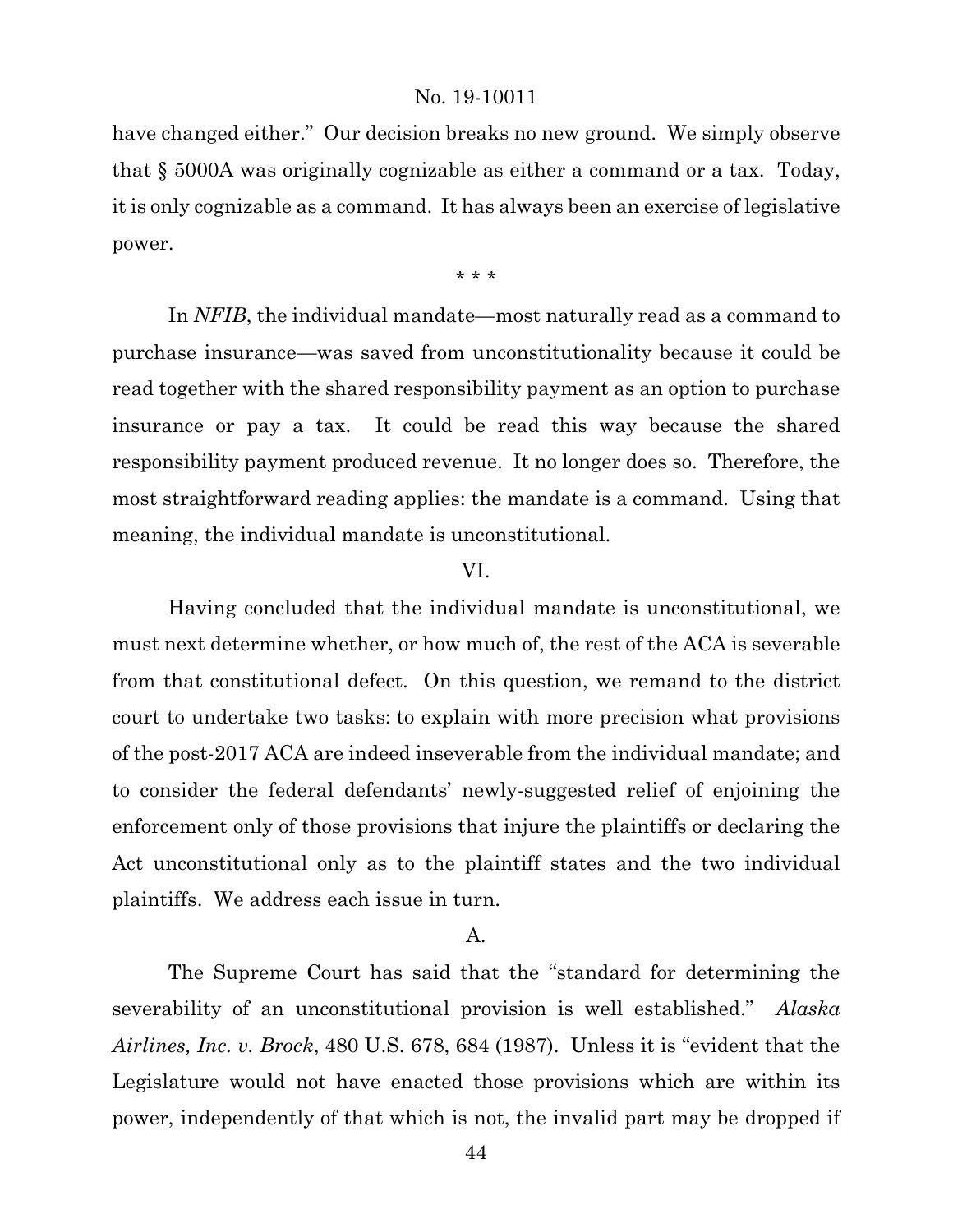have changed either." Our decision breaks no new ground. We simply observe that § 5000A was originally cognizable as either a command or a tax. Today, it is only cognizable as a command. It has always been an exercise of legislative power.

\* \* \*

In *NFIB*, the individual mandate—most naturally read as a command to purchase insurance—was saved from unconstitutionality because it could be read together with the shared responsibility payment as an option to purchase insurance or pay a tax. It could be read this way because the shared responsibility payment produced revenue. It no longer does so. Therefore, the most straightforward reading applies: the mandate is a command. Using that meaning, the individual mandate is unconstitutional.

## VI.

Having concluded that the individual mandate is unconstitutional, we must next determine whether, or how much of, the rest of the ACA is severable from that constitutional defect. On this question, we remand to the district court to undertake two tasks: to explain with more precision what provisions of the post-2017 ACA are indeed inseverable from the individual mandate; and to consider the federal defendants' newly-suggested relief of enjoining the enforcement only of those provisions that injure the plaintiffs or declaring the Act unconstitutional only as to the plaintiff states and the two individual plaintiffs. We address each issue in turn.

### A.

The Supreme Court has said that the "standard for determining the severability of an unconstitutional provision is well established." *Alaska Airlines, Inc. v. Brock*, 480 U.S. 678, 684 (1987). Unless it is "evident that the Legislature would not have enacted those provisions which are within its power, independently of that which is not, the invalid part may be dropped if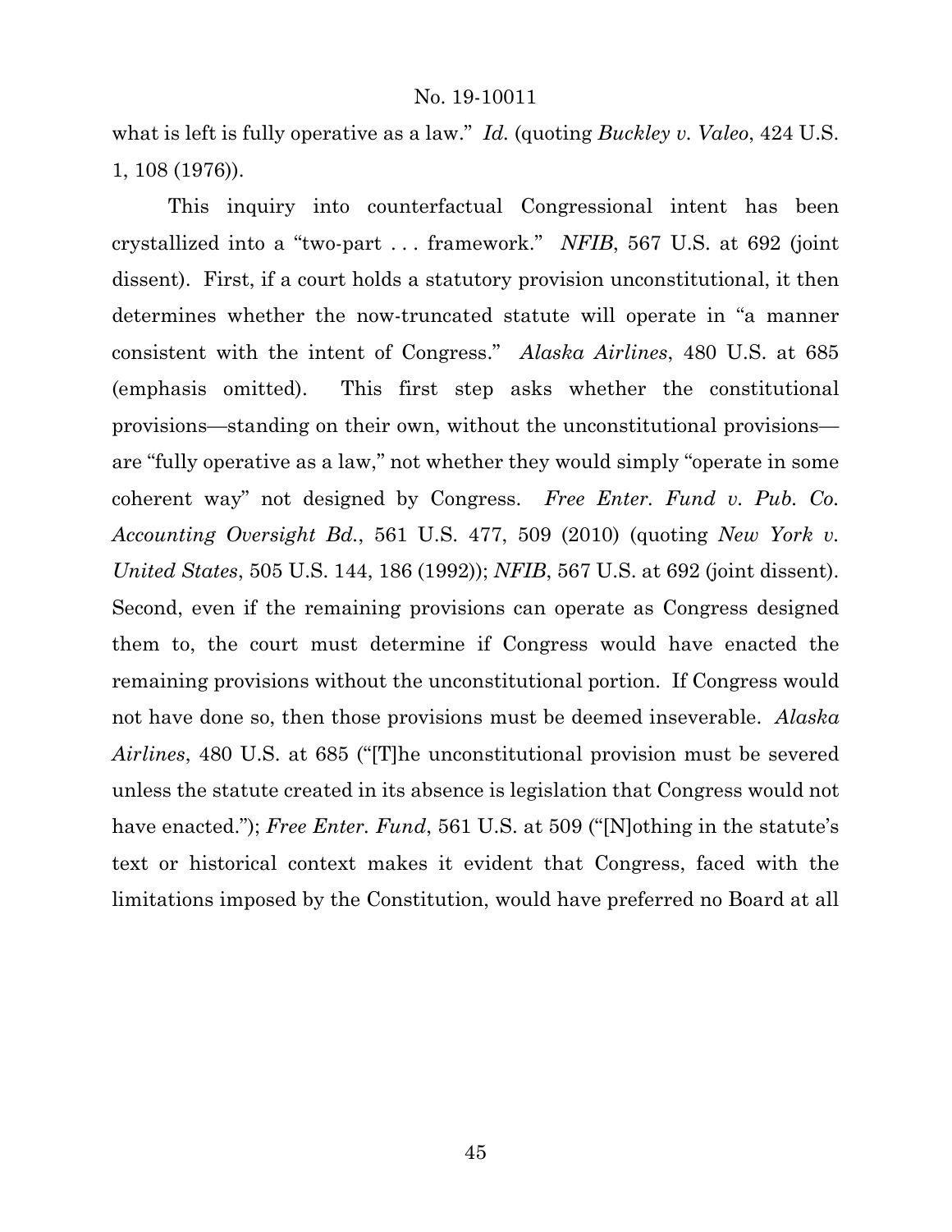what is left is fully operative as a law." *Id.* (quoting *Buckley v. Valeo*, 424 U.S. 1, 108 (1976)).

This inquiry into counterfactual Congressional intent has been crystallized into a "two-part . . . framework." *NFIB*, 567 U.S. at 692 (joint dissent). First, if a court holds a statutory provision unconstitutional, it then determines whether the now-truncated statute will operate in "a manner consistent with the intent of Congress." *Alaska Airlines*, 480 U.S. at 685 (emphasis omitted). This first step asks whether the constitutional provisions—standing on their own, without the unconstitutional provisions—are "fully operative as a law," not whether they would simply "operate in some coherent way" not designed by Congress. *Free Enter. Fund v. Pub. Co. Accounting Oversight Bd.*, 561 U.S. 477, 509 (2010) (quoting *New York v. United States*, 505 U.S. 144, 186 (1992)); *NFIB*, 567 U.S. at 692 (joint dissent). Second, even if the remaining provisions can operate as Congress designed them to, the court must determine if Congress would have enacted the remaining provisions without the unconstitutional portion. If Congress would not have done so, then those provisions must be deemed inseverable. *Alaska Airlines*, 480 U.S. at 685 ("[T]he unconstitutional provision must be severed unless the statute created in its absence is legislation that Congress would not have enacted."); *Free Enter. Fund*, 561 U.S. at 509 ("[N]othing in the statute's text or historical context makes it evident that Congress, faced with the limitations imposed by the Constitution, would have preferred no Board at all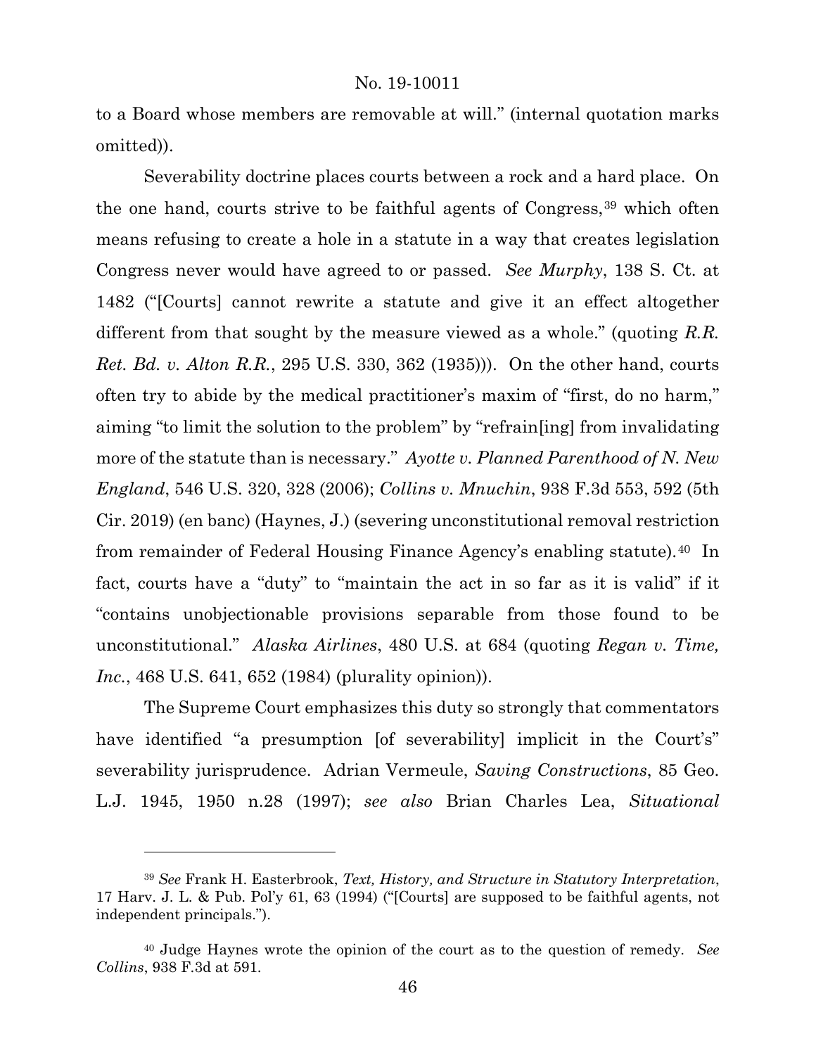to a Board whose members are removable at will." (internal quotation marks omitted)).

Severability doctrine places courts between a rock and a hard place. On the one hand, courts strive to be faithful agents of Congress,[39] which often means refusing to create a hole in a statute in a way that creates legislation Congress never would have agreed to or passed. *See Murphy*, 138 S. Ct. at 1482 ("[Courts] cannot rewrite a statute and give it an effect altogether different from that sought by the measure viewed as a whole." (quoting *R.R. Ret. Bd. v. Alton R.R.*, 295 U.S. 330, 362 (1935))). On the other hand, courts often try to abide by the medical practitioner's maxim of "first, do no harm," aiming "to limit the solution to the problem" by "refrain[ing] from invalidating more of the statute than is necessary." *Ayotte v. Planned Parenthood of N. New England*, 546 U.S. 320, 328 (2006); *Collins v. Mnuchin*, 938 F.3d 553, 592 (5th Cir. 2019) (en banc) (Haynes, J.) (severing unconstitutional removal restriction from remainder of Federal Housing Finance Agency's enabling statute).[40] In fact, courts have a "duty" to "maintain the act in so far as it is valid" if it "contains unobjectionable provisions separable from those found to be unconstitutional." *Alaska Airlines*, 480 U.S. at 684 (quoting *Regan v. Time, Inc.*, 468 U.S. 641, 652 (1984) (plurality opinion)).

The Supreme Court emphasizes this duty so strongly that commentators have identified "a presumption [of severability] implicit in the Court's" severability jurisprudence. Adrian Vermeule, *Saving Constructions*, 85 Geo. L.J. 1945, 1950 n.28 (1997); *see also* Brian Charles Lea, *Situational*

---

[39] *See* Frank H. Easterbrook, *Text, History, and Structure in Statutory Interpretation*, 17 Harv. J. L. & Pub. Pol'y 61, 63 (1994) ("[Courts] are supposed to be faithful agents, not independent principals.").

[40] Judge Haynes wrote the opinion of the court as to the question of remedy. *See Collins*, 938 F.3d at 591.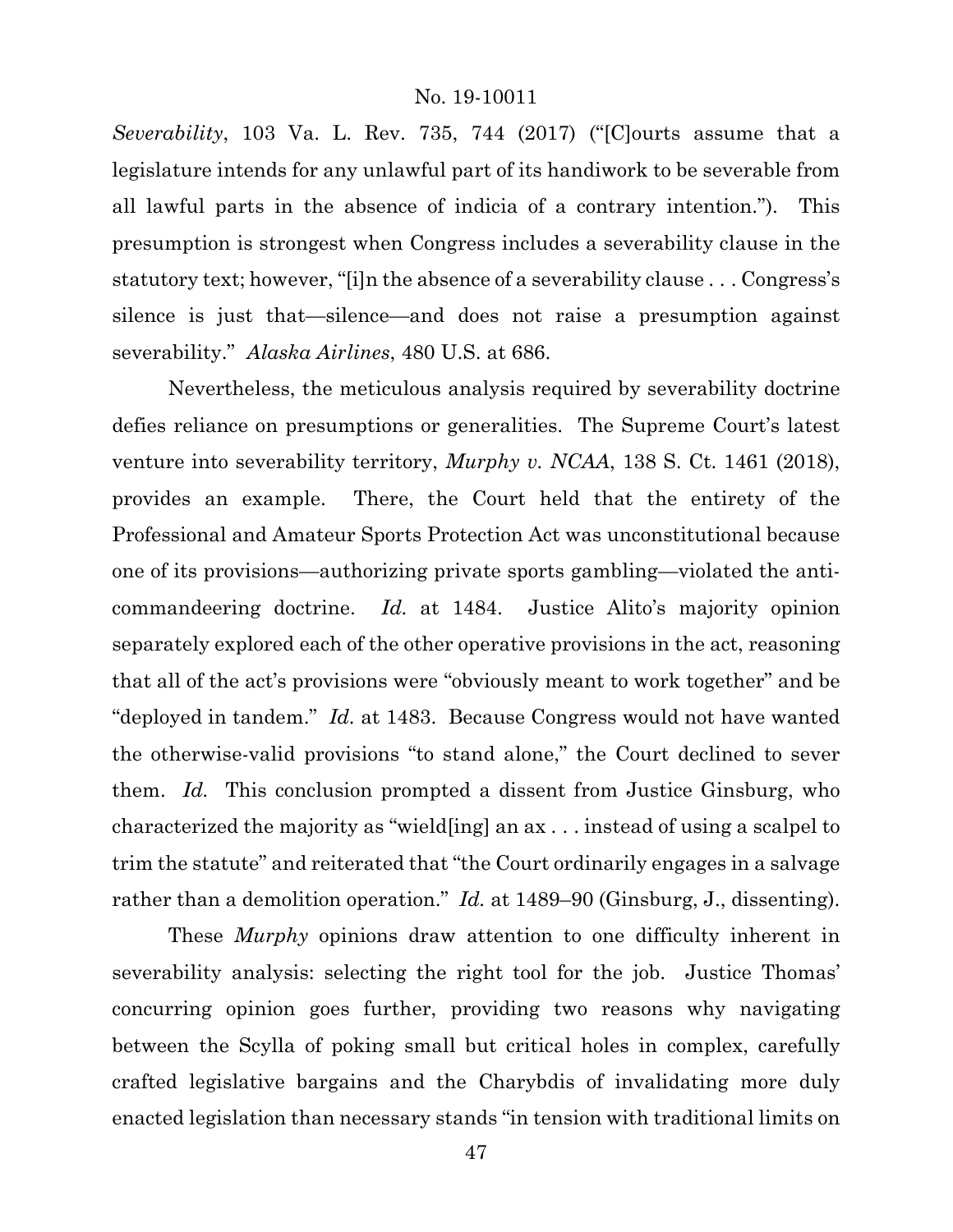*Severability*, 103 Va. L. Rev. 735, 744 (2017) ("[C]ourts assume that a legislature intends for any unlawful part of its handiwork to be severable from all lawful parts in the absence of indicia of a contrary intention."). This presumption is strongest when Congress includes a severability clause in the statutory text; however, "[i]n the absence of a severability clause . . . Congress's silence is just that—silence—and does not raise a presumption against severability." *Alaska Airlines*, 480 U.S. at 686.

Nevertheless, the meticulous analysis required by severability doctrine defies reliance on presumptions or generalities. The Supreme Court's latest venture into severability territory, *Murphy v. NCAA*, 138 S. Ct. 1461 (2018), provides an example. There, the Court held that the entirety of the Professional and Amateur Sports Protection Act was unconstitutional because one of its provisions—authorizing private sports gambling—violated the anti-commandeering doctrine. *Id.* at 1484. Justice Alito's majority opinion separately explored each of the other operative provisions in the act, reasoning that all of the act's provisions were "obviously meant to work together" and be "deployed in tandem." *Id.* at 1483. Because Congress would not have wanted the otherwise-valid provisions "to stand alone," the Court declined to sever them. *Id.* This conclusion prompted a dissent from Justice Ginsburg, who characterized the majority as "wield[ing] an ax . . . instead of using a scalpel to trim the statute" and reiterated that "the Court ordinarily engages in a salvage rather than a demolition operation." *Id.* at 1489–90 (Ginsburg, J., dissenting).

These *Murphy* opinions draw attention to one difficulty inherent in severability analysis: selecting the right tool for the job. Justice Thomas' concurring opinion goes further, providing two reasons why navigating between the Scylla of poking small but critical holes in complex, carefully crafted legislative bargains and the Charybdis of invalidating more duly enacted legislation than necessary stands "in tension with traditional limits on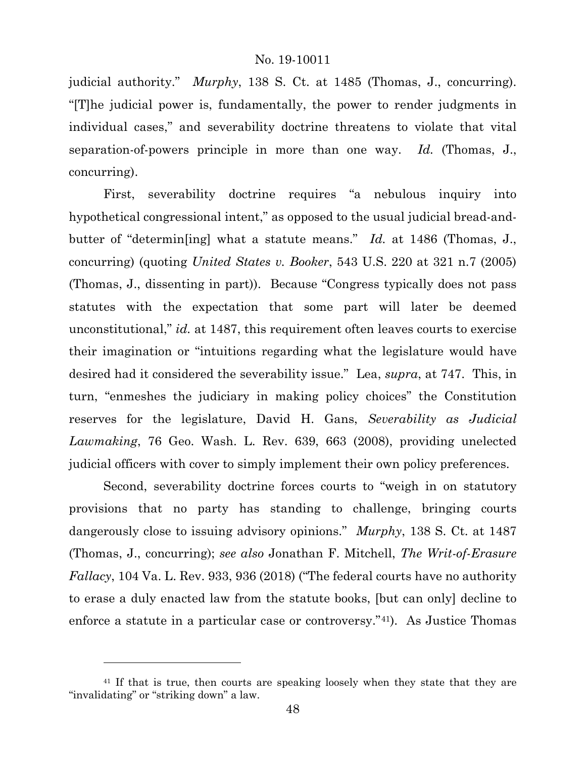judicial authority." *Murphy*, 138 S. Ct. at 1485 (Thomas, J., concurring). "[T]he judicial power is, fundamentally, the power to render judgments in individual cases," and severability doctrine threatens to violate that vital separation-of-powers principle in more than one way. *Id.* (Thomas, J., concurring).

First, severability doctrine requires "a nebulous inquiry into hypothetical congressional intent," as opposed to the usual judicial bread-and-butter of "determin[ing] what a statute means." *Id.* at 1486 (Thomas, J., concurring) (quoting *United States v. Booker*, 543 U.S. 220 at 321 n.7 (2005) (Thomas, J., dissenting in part)). Because "Congress typically does not pass statutes with the expectation that some part will later be deemed unconstitutional," *id.* at 1487, this requirement often leaves courts to exercise their imagination or "intuitions regarding what the legislature would have desired had it considered the severability issue." Lea, *supra*, at 747. This, in turn, "enmeshes the judiciary in making policy choices" the Constitution reserves for the legislature, David H. Gans, *Severability as Judicial Lawmaking*, 76 Geo. Wash. L. Rev. 639, 663 (2008), providing unelected judicial officers with cover to simply implement their own policy preferences.

Second, severability doctrine forces courts to "weigh in on statutory provisions that no party has standing to challenge, bringing courts dangerously close to issuing advisory opinions." *Murphy*, 138 S. Ct. at 1487 (Thomas, J., concurring); *see also* Jonathan F. Mitchell, *The Writ-of-Erasure Fallacy*, 104 Va. L. Rev. 933, 936 (2018) ("The federal courts have no authority to erase a duly enacted law from the statute books, [but can only] decline to enforce a statute in a particular case or controversy."[41]). As Justice Thomas

[41] If that is true, then courts are speaking loosely when they state that they are "invalidating" or "striking down" a law.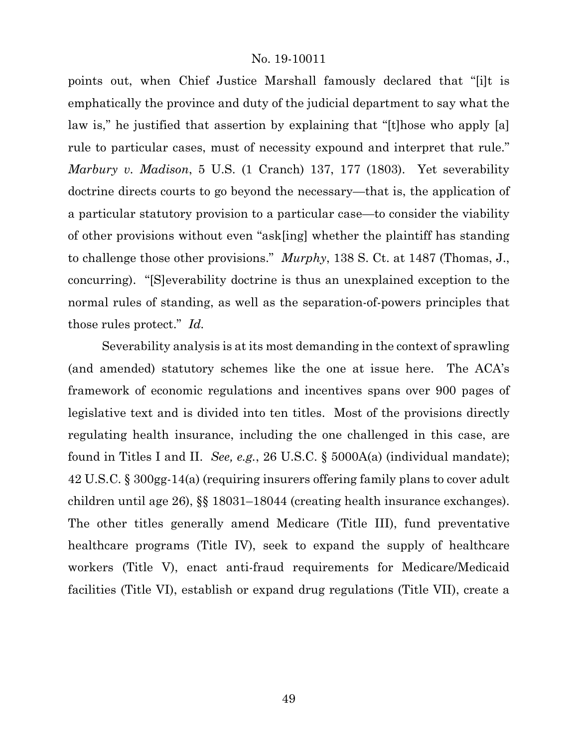points out, when Chief Justice Marshall famously declared that "[i]t is emphatically the province and duty of the judicial department to say what the law is," he justified that assertion by explaining that "[t]hose who apply [a] rule to particular cases, must of necessity expound and interpret that rule." *Marbury v. Madison*, 5 U.S. (1 Cranch) 137, 177 (1803). Yet severability doctrine directs courts to go beyond the necessary—that is, the application of a particular statutory provision to a particular case—to consider the viability of other provisions without even "ask[ing] whether the plaintiff has standing to challenge those other provisions." *Murphy*, 138 S. Ct. at 1487 (Thomas, J., concurring). "[S]everability doctrine is thus an unexplained exception to the normal rules of standing, as well as the separation-of-powers principles that those rules protect." *Id.*

Severability analysis is at its most demanding in the context of sprawling (and amended) statutory schemes like the one at issue here. The ACA's framework of economic regulations and incentives spans over 900 pages of legislative text and is divided into ten titles. Most of the provisions directly regulating health insurance, including the one challenged in this case, are found in Titles I and II. *See, e.g.*, 26 U.S.C. § 5000A(a) (individual mandate); 42 U.S.C. § 300gg-14(a) (requiring insurers offering family plans to cover adult children until age 26), §§ 18031–18044 (creating health insurance exchanges). The other titles generally amend Medicare (Title III), fund preventative healthcare programs (Title IV), seek to expand the supply of healthcare workers (Title V), enact anti-fraud requirements for Medicare/Medicaid facilities (Title VI), establish or expand drug regulations (Title VII), create a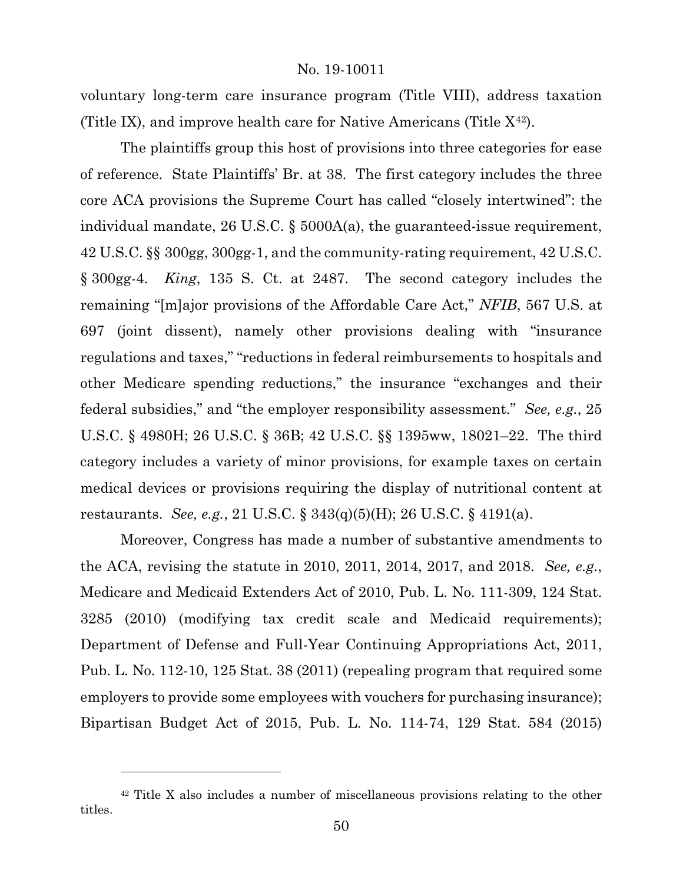voluntary long-term care insurance program (Title VIII), address taxation (Title IX), and improve health care for Native Americans (Title X[42]).

The plaintiffs group this host of provisions into three categories for ease of reference. State Plaintiffs' Br. at 38. The first category includes the three core ACA provisions the Supreme Court has called "closely intertwined": the individual mandate, 26 U.S.C. § 5000A(a), the guaranteed-issue requirement, 42 U.S.C. §§ 300gg, 300gg-1, and the community-rating requirement, 42 U.S.C. § 300gg-4. *King*, 135 S. Ct. at 2487. The second category includes the remaining "[m]ajor provisions of the Affordable Care Act," *NFIB*, 567 U.S. at 697 (joint dissent), namely other provisions dealing with "insurance regulations and taxes," "reductions in federal reimbursements to hospitals and other Medicare spending reductions," the insurance "exchanges and their federal subsidies," and "the employer responsibility assessment." *See, e.g.*, 25 U.S.C. § 4980H; 26 U.S.C. § 36B; 42 U.S.C. §§ 1395ww, 18021–22. The third category includes a variety of minor provisions, for example taxes on certain medical devices or provisions requiring the display of nutritional content at restaurants. *See, e.g.*, 21 U.S.C. § 343(q)(5)(H); 26 U.S.C. § 4191(a).

Moreover, Congress has made a number of substantive amendments to the ACA, revising the statute in 2010, 2011, 2014, 2017, and 2018. *See, e.g.*, Medicare and Medicaid Extenders Act of 2010, Pub. L. No. 111-309, 124 Stat. 3285 (2010) (modifying tax credit scale and Medicaid requirements); Department of Defense and Full-Year Continuing Appropriations Act, 2011, Pub. L. No. 112-10, 125 Stat. 38 (2011) (repealing program that required some employers to provide some employees with vouchers for purchasing insurance); Bipartisan Budget Act of 2015, Pub. L. No. 114-74, 129 Stat. 584 (2015)

---

[42] Title X also includes a number of miscellaneous provisions relating to the other titles.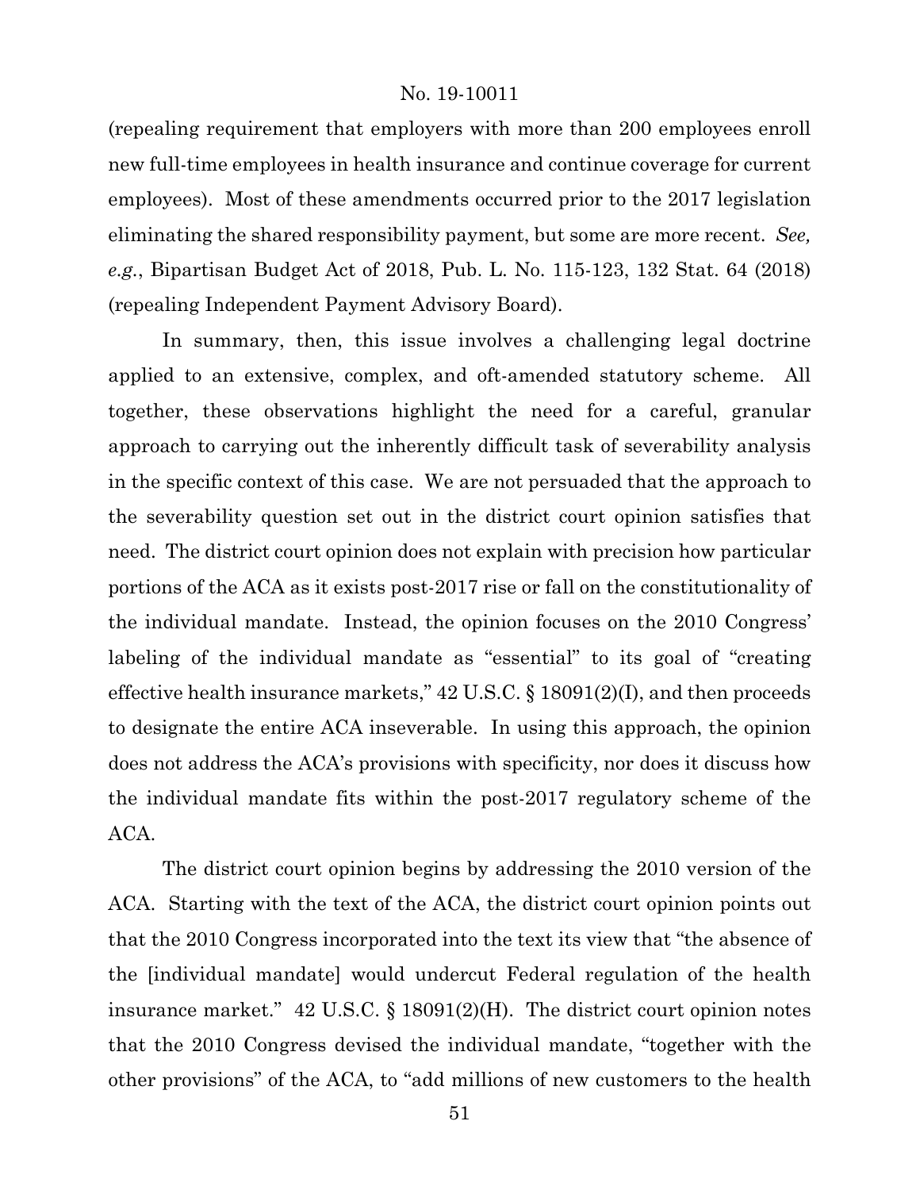(repealing requirement that employers with more than 200 employees enroll new full-time employees in health insurance and continue coverage for current employees). Most of these amendments occurred prior to the 2017 legislation eliminating the shared responsibility payment, but some are more recent. *See, e.g.*, Bipartisan Budget Act of 2018, Pub. L. No. 115-123, 132 Stat. 64 (2018) (repealing Independent Payment Advisory Board).

In summary, then, this issue involves a challenging legal doctrine applied to an extensive, complex, and oft-amended statutory scheme. All together, these observations highlight the need for a careful, granular approach to carrying out the inherently difficult task of severability analysis in the specific context of this case. We are not persuaded that the approach to the severability question set out in the district court opinion satisfies that need. The district court opinion does not explain with precision how particular portions of the ACA as it exists post-2017 rise or fall on the constitutionality of the individual mandate. Instead, the opinion focuses on the 2010 Congress' labeling of the individual mandate as "essential" to its goal of "creating effective health insurance markets," 42 U.S.C. § 18091(2)(I), and then proceeds to designate the entire ACA inseverable. In using this approach, the opinion does not address the ACA's provisions with specificity, nor does it discuss how the individual mandate fits within the post-2017 regulatory scheme of the ACA.

The district court opinion begins by addressing the 2010 version of the ACA. Starting with the text of the ACA, the district court opinion points out that the 2010 Congress incorporated into the text its view that "the absence of the [individual mandate] would undercut Federal regulation of the health insurance market." 42 U.S.C. § 18091(2)(H). The district court opinion notes that the 2010 Congress devised the individual mandate, "together with the other provisions" of the ACA, to "add millions of new customers to the health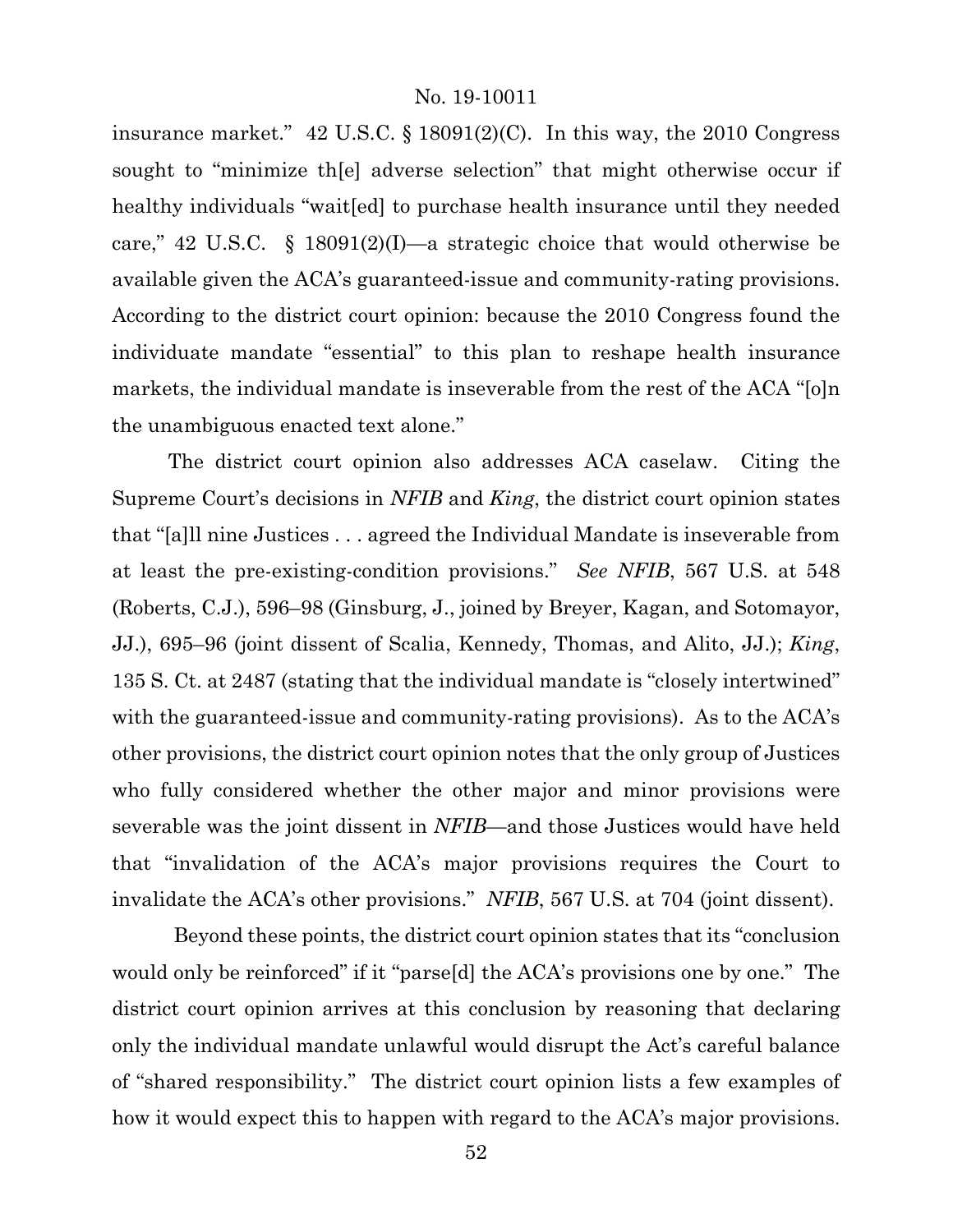insurance market." 42 U.S.C. § 18091(2)(C). In this way, the 2010 Congress sought to "minimize th[e] adverse selection" that might otherwise occur if healthy individuals "wait[ed] to purchase health insurance until they needed care," 42 U.S.C. § 18091(2)(I)—a strategic choice that would otherwise be available given the ACA's guaranteed-issue and community-rating provisions. According to the district court opinion: because the 2010 Congress found the individuate mandate "essential" to this plan to reshape health insurance markets, the individual mandate is inseverable from the rest of the ACA "[o]n the unambiguous enacted text alone."

The district court opinion also addresses ACA caselaw. Citing the Supreme Court's decisions in *NFIB* and *King*, the district court opinion states that "[a]ll nine Justices . . . agreed the Individual Mandate is inseverable from at least the pre-existing-condition provisions." *See NFIB*, 567 U.S. at 548 (Roberts, C.J.), 596–98 (Ginsburg, J., joined by Breyer, Kagan, and Sotomayor, JJ.), 695–96 (joint dissent of Scalia, Kennedy, Thomas, and Alito, JJ.); *King*, 135 S. Ct. at 2487 (stating that the individual mandate is "closely intertwined" with the guaranteed-issue and community-rating provisions). As to the ACA's other provisions, the district court opinion notes that the only group of Justices who fully considered whether the other major and minor provisions were severable was the joint dissent in *NFIB*—and those Justices would have held that "invalidation of the ACA's major provisions requires the Court to invalidate the ACA's other provisions." *NFIB*, 567 U.S. at 704 (joint dissent).

Beyond these points, the district court opinion states that its "conclusion would only be reinforced" if it "parse[d] the ACA's provisions one by one." The district court opinion arrives at this conclusion by reasoning that declaring only the individual mandate unlawful would disrupt the Act's careful balance of "shared responsibility." The district court opinion lists a few examples of how it would expect this to happen with regard to the ACA's major provisions.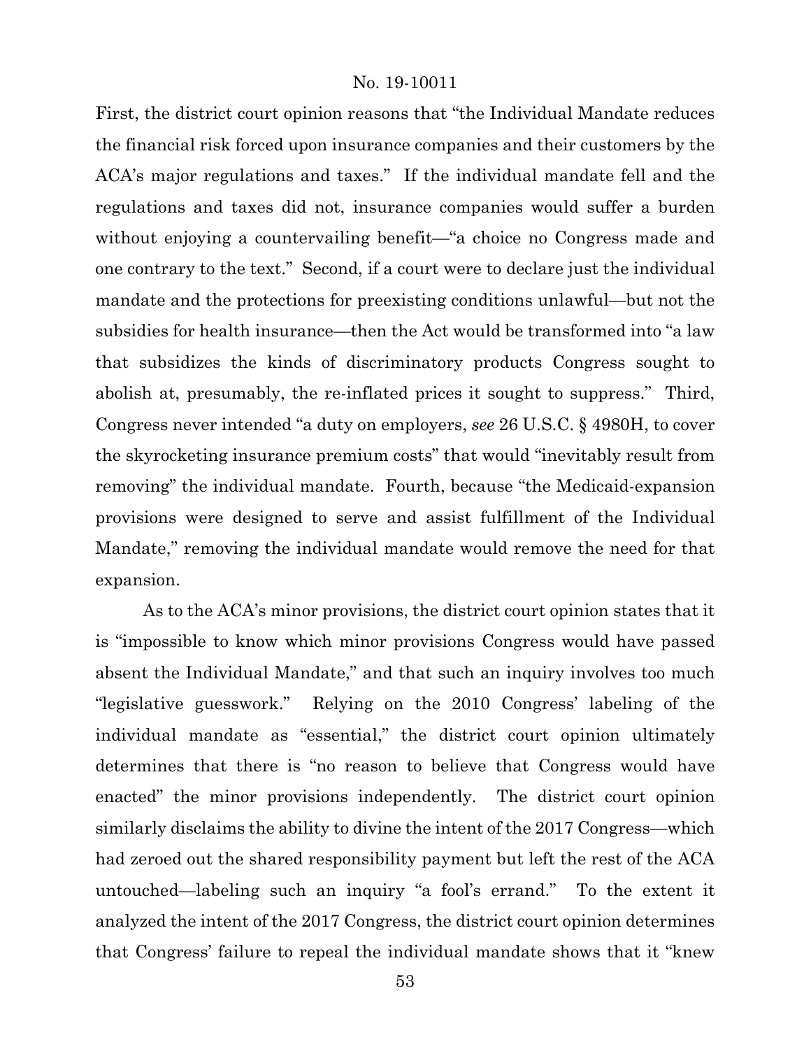First, the district court opinion reasons that "the Individual Mandate reduces the financial risk forced upon insurance companies and their customers by the ACA's major regulations and taxes." If the individual mandate fell and the regulations and taxes did not, insurance companies would suffer a burden without enjoying a countervailing benefit—"a choice no Congress made and one contrary to the text." Second, if a court were to declare just the individual mandate and the protections for preexisting conditions unlawful—but not the subsidies for health insurance—then the Act would be transformed into "a law that subsidizes the kinds of discriminatory products Congress sought to abolish at, presumably, the re-inflated prices it sought to suppress." Third, Congress never intended "a duty on employers, *see* 26 U.S.C. § 4980H, to cover the skyrocketing insurance premium costs" that would "inevitably result from removing" the individual mandate. Fourth, because "the Medicaid-expansion provisions were designed to serve and assist fulfillment of the Individual Mandate," removing the individual mandate would remove the need for that expansion.

As to the ACA's minor provisions, the district court opinion states that it is "impossible to know which minor provisions Congress would have passed absent the Individual Mandate," and that such an inquiry involves too much "legislative guesswork." Relying on the 2010 Congress' labeling of the individual mandate as "essential," the district court opinion ultimately determines that there is "no reason to believe that Congress would have enacted" the minor provisions independently. The district court opinion similarly disclaims the ability to divine the intent of the 2017 Congress—which had zeroed out the shared responsibility payment but left the rest of the ACA untouched—labeling such an inquiry "a fool's errand." To the extent it analyzed the intent of the 2017 Congress, the district court opinion determines that Congress' failure to repeal the individual mandate shows that it "knew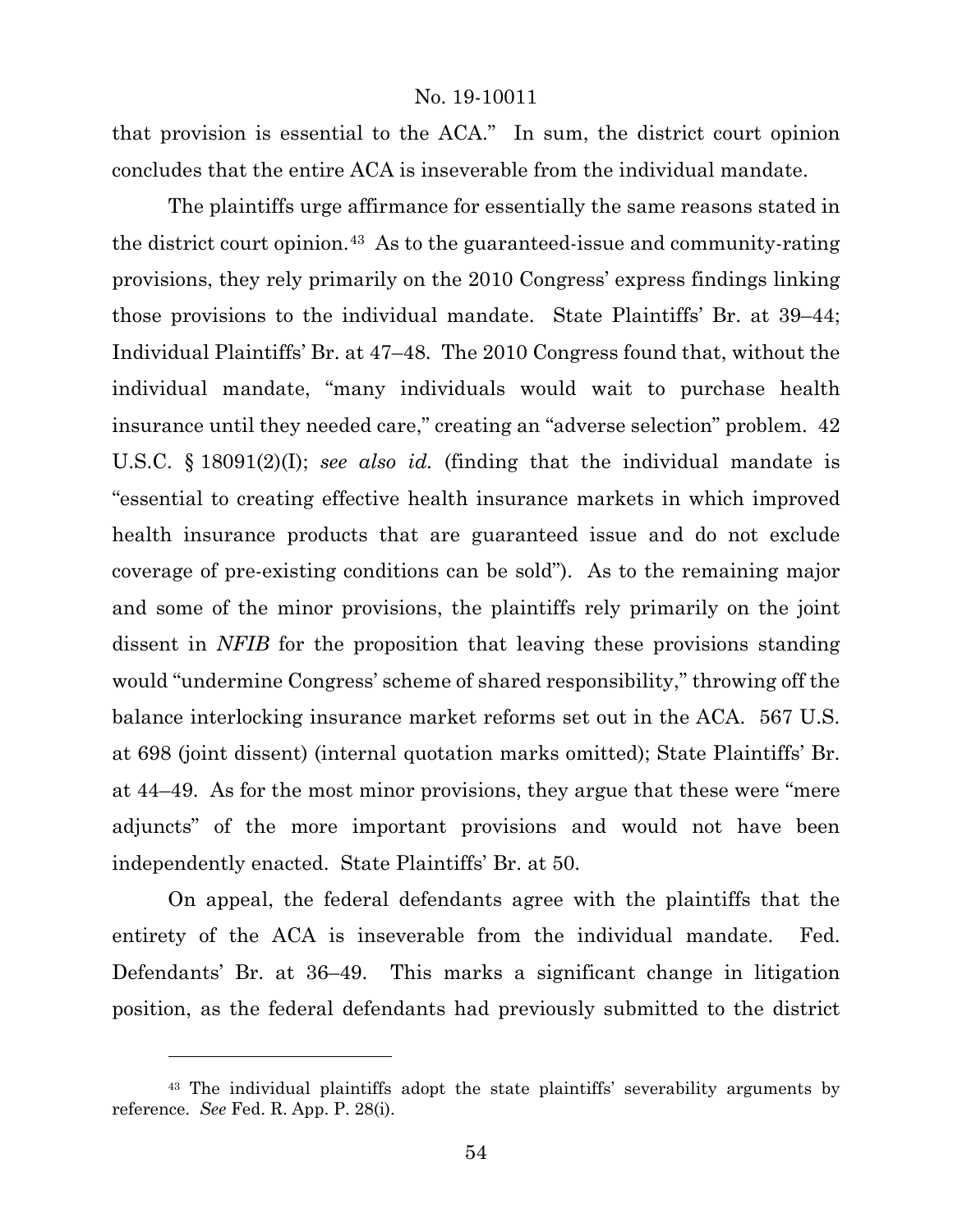that provision is essential to the ACA." In sum, the district court opinion concludes that the entire ACA is inseverable from the individual mandate.

The plaintiffs urge affirmance for essentially the same reasons stated in the district court opinion.[43] As to the guaranteed-issue and community-rating provisions, they rely primarily on the 2010 Congress' express findings linking those provisions to the individual mandate. State Plaintiffs' Br. at 39–44; Individual Plaintiffs' Br. at 47–48. The 2010 Congress found that, without the individual mandate, "many individuals would wait to purchase health insurance until they needed care," creating an "adverse selection" problem. 42 U.S.C. § 18091(2)(I); *see also id.* (finding that the individual mandate is "essential to creating effective health insurance markets in which improved health insurance products that are guaranteed issue and do not exclude coverage of pre-existing conditions can be sold"). As to the remaining major and some of the minor provisions, the plaintiffs rely primarily on the joint dissent in *NFIB* for the proposition that leaving these provisions standing would "undermine Congress' scheme of shared responsibility," throwing off the balance interlocking insurance market reforms set out in the ACA. 567 U.S. at 698 (joint dissent) (internal quotation marks omitted); State Plaintiffs' Br. at 44–49. As for the most minor provisions, they argue that these were "mere adjuncts" of the more important provisions and would not have been independently enacted. State Plaintiffs' Br. at 50.

On appeal, the federal defendants agree with the plaintiffs that the entirety of the ACA is inseverable from the individual mandate. Fed. Defendants' Br. at 36–49. This marks a significant change in litigation position, as the federal defendants had previously submitted to the district

---

[43] The individual plaintiffs adopt the state plaintiffs' severability arguments by reference. *See* Fed. R. App. P. 28(i).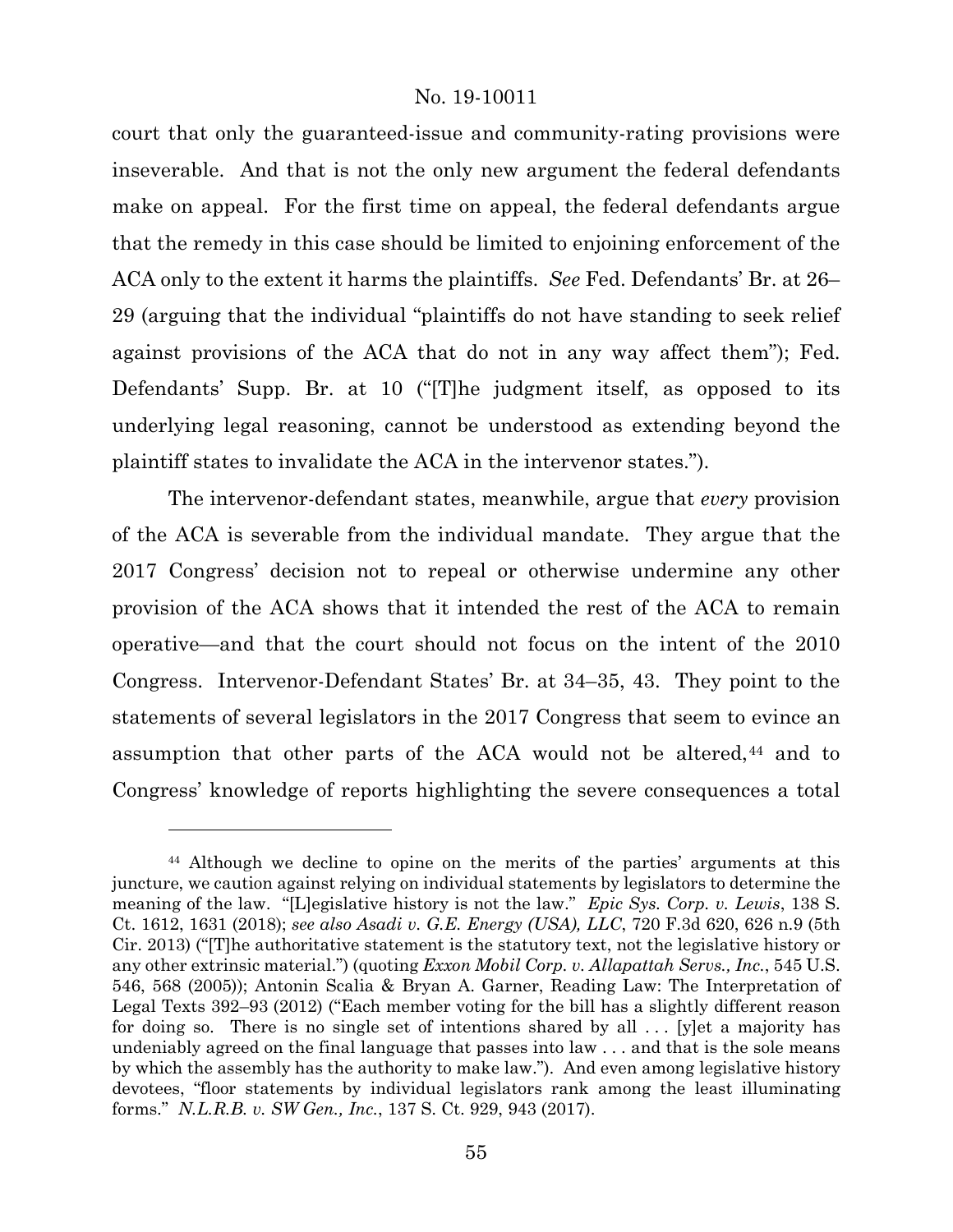court that only the guaranteed-issue and community-rating provisions were inseverable. And that is not the only new argument the federal defendants make on appeal. For the first time on appeal, the federal defendants argue that the remedy in this case should be limited to enjoining enforcement of the ACA only to the extent it harms the plaintiffs. *See* Fed. Defendants' Br. at 26–29 (arguing that the individual "plaintiffs do not have standing to seek relief against provisions of the ACA that do not in any way affect them"); Fed. Defendants' Supp. Br. at 10 ("[T]he judgment itself, as opposed to its underlying legal reasoning, cannot be understood as extending beyond the plaintiff states to invalidate the ACA in the intervenor states.").

The intervenor-defendant states, meanwhile, argue that *every* provision of the ACA is severable from the individual mandate. They argue that the 2017 Congress' decision not to repeal or otherwise undermine any other provision of the ACA shows that it intended the rest of the ACA to remain operative—and that the court should not focus on the intent of the 2010 Congress. Intervenor-Defendant States' Br. at 34–35, 43. They point to the statements of several legislators in the 2017 Congress that seem to evince an assumption that other parts of the ACA would not be altered,[44] and to Congress' knowledge of reports highlighting the severe consequences a total

---

[44] Although we decline to opine on the merits of the parties' arguments at this juncture, we caution against relying on individual statements by legislators to determine the meaning of the law. "[L]egislative history is not the law." *Epic Sys. Corp. v. Lewis*, 138 S. Ct. 1612, 1631 (2018); *see also Asadi v. G.E. Energy (USA), LLC*, 720 F.3d 620, 626 n.9 (5th Cir. 2013) ("[T]he authoritative statement is the statutory text, not the legislative history or any other extrinsic material.") (quoting *Exxon Mobil Corp. v. Allapattah Servs., Inc.*, 545 U.S. 546, 568 (2005)); Antonin Scalia & Bryan A. Garner, Reading Law: The Interpretation of Legal Texts 392–93 (2012) ("Each member voting for the bill has a slightly different reason for doing so. There is no single set of intentions shared by all . . . [y]et a majority has undeniably agreed on the final language that passes into law . . . and that is the sole means by which the assembly has the authority to make law."). And even among legislative history devotees, "floor statements by individual legislators rank among the least illuminating forms." *N.L.R.B. v. SW Gen., Inc.*, 137 S. Ct. 929, 943 (2017).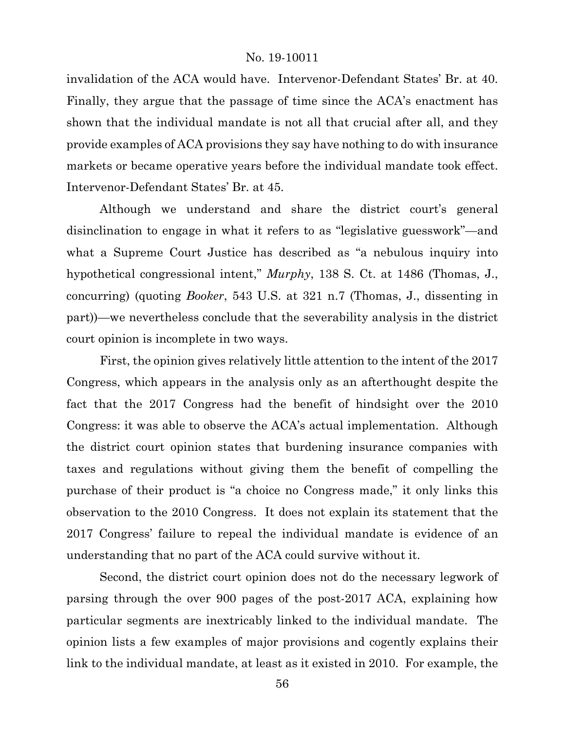invalidation of the ACA would have. Intervenor-Defendant States' Br. at 40. Finally, they argue that the passage of time since the ACA's enactment has shown that the individual mandate is not all that crucial after all, and they provide examples of ACA provisions they say have nothing to do with insurance markets or became operative years before the individual mandate took effect. Intervenor-Defendant States' Br. at 45.

Although we understand and share the district court's general disinclination to engage in what it refers to as "legislative guesswork"—and what a Supreme Court Justice has described as "a nebulous inquiry into hypothetical congressional intent," *Murphy*, 138 S. Ct. at 1486 (Thomas, J., concurring) (quoting *Booker*, 543 U.S. at 321 n.7 (Thomas, J., dissenting in part))—we nevertheless conclude that the severability analysis in the district court opinion is incomplete in two ways.

First, the opinion gives relatively little attention to the intent of the 2017 Congress, which appears in the analysis only as an afterthought despite the fact that the 2017 Congress had the benefit of hindsight over the 2010 Congress: it was able to observe the ACA's actual implementation. Although the district court opinion states that burdening insurance companies with taxes and regulations without giving them the benefit of compelling the purchase of their product is "a choice no Congress made," it only links this observation to the 2010 Congress. It does not explain its statement that the 2017 Congress' failure to repeal the individual mandate is evidence of an understanding that no part of the ACA could survive without it.

Second, the district court opinion does not do the necessary legwork of parsing through the over 900 pages of the post-2017 ACA, explaining how particular segments are inextricably linked to the individual mandate. The opinion lists a few examples of major provisions and cogently explains their link to the individual mandate, at least as it existed in 2010. For example, the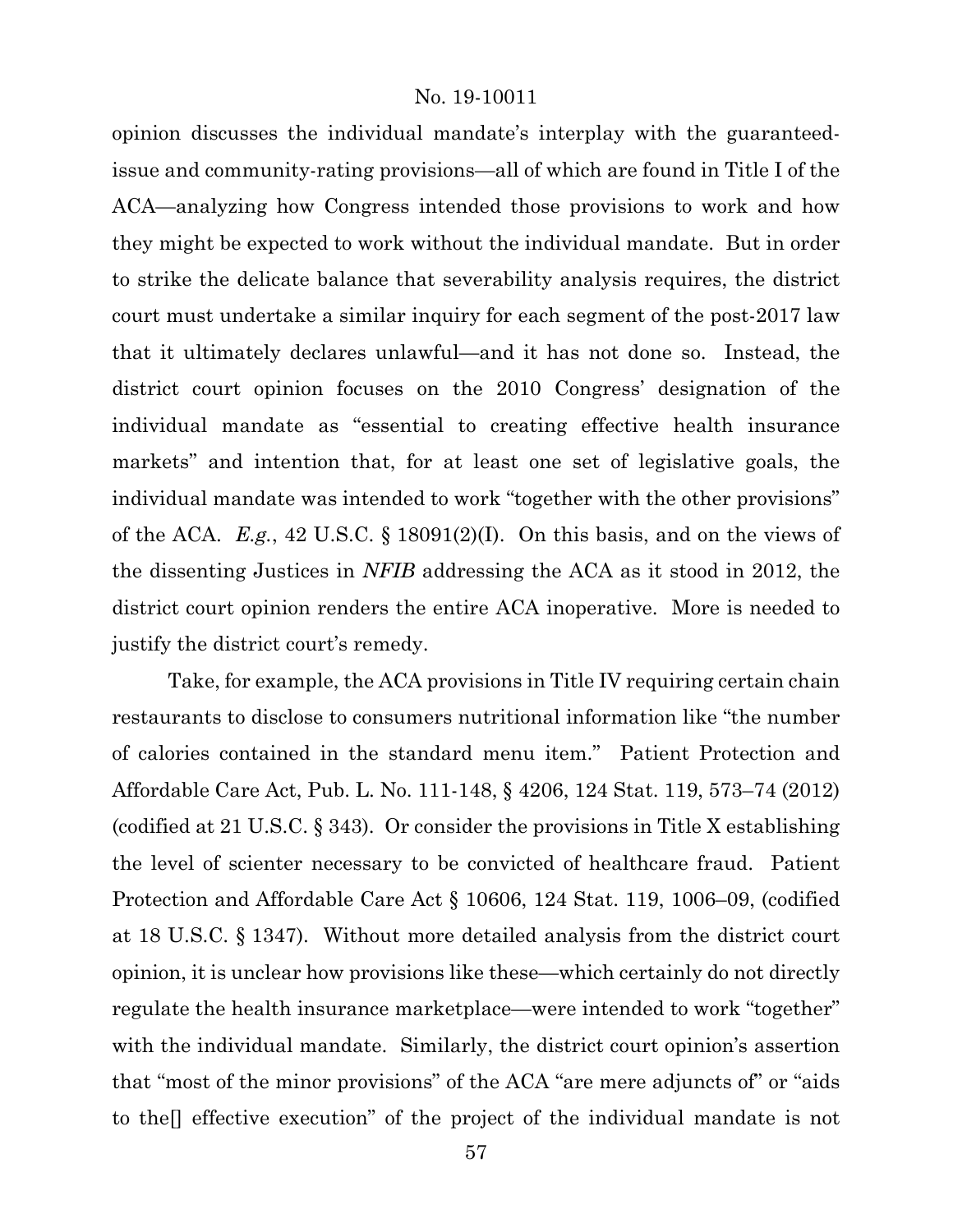opinion discusses the individual mandate's interplay with the guaranteed-issue and community-rating provisions—all of which are found in Title I of the ACA—analyzing how Congress intended those provisions to work and how they might be expected to work without the individual mandate. But in order to strike the delicate balance that severability analysis requires, the district court must undertake a similar inquiry for each segment of the post-2017 law that it ultimately declares unlawful—and it has not done so. Instead, the district court opinion focuses on the 2010 Congress' designation of the individual mandate as "essential to creating effective health insurance markets" and intention that, for at least one set of legislative goals, the individual mandate was intended to work "together with the other provisions" of the ACA. *E.g.*, 42 U.S.C. § 18091(2)(I). On this basis, and on the views of the dissenting Justices in *NFIB* addressing the ACA as it stood in 2012, the district court opinion renders the entire ACA inoperative. More is needed to justify the district court's remedy.

Take, for example, the ACA provisions in Title IV requiring certain chain restaurants to disclose to consumers nutritional information like "the number of calories contained in the standard menu item." Patient Protection and Affordable Care Act, Pub. L. No. 111-148, § 4206, 124 Stat. 119, 573–74 (2012) (codified at 21 U.S.C. § 343). Or consider the provisions in Title X establishing the level of scienter necessary to be convicted of healthcare fraud. Patient Protection and Affordable Care Act § 10606, 124 Stat. 119, 1006–09, (codified at 18 U.S.C. § 1347). Without more detailed analysis from the district court opinion, it is unclear how provisions like these—which certainly do not directly regulate the health insurance marketplace—were intended to work "together" with the individual mandate. Similarly, the district court opinion's assertion that "most of the minor provisions" of the ACA "are mere adjuncts of" or "aids to the[] effective execution" of the project of the individual mandate is not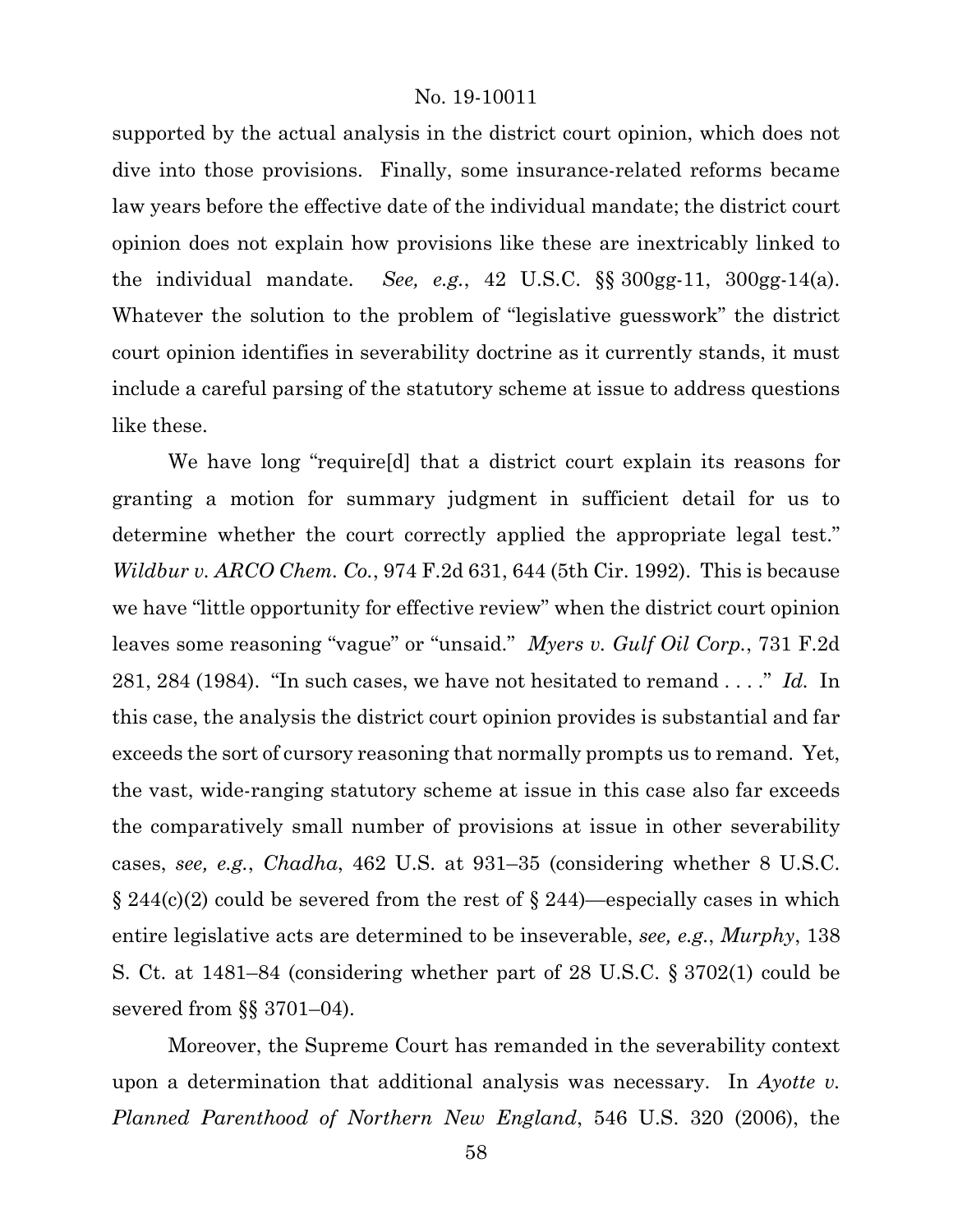supported by the actual analysis in the district court opinion, which does not dive into those provisions. Finally, some insurance-related reforms became law years before the effective date of the individual mandate; the district court opinion does not explain how provisions like these are inextricably linked to the individual mandate. *See, e.g.*, 42 U.S.C. §§ 300gg-11, 300gg-14(a). Whatever the solution to the problem of "legislative guesswork" the district court opinion identifies in severability doctrine as it currently stands, it must include a careful parsing of the statutory scheme at issue to address questions like these.

We have long "require[d] that a district court explain its reasons for granting a motion for summary judgment in sufficient detail for us to determine whether the court correctly applied the appropriate legal test." *Wildbur v. ARCO Chem. Co.*, 974 F.2d 631, 644 (5th Cir. 1992). This is because we have "little opportunity for effective review" when the district court opinion leaves some reasoning "vague" or "unsaid." *Myers v. Gulf Oil Corp.*, 731 F.2d 281, 284 (1984). "In such cases, we have not hesitated to remand . . . ." *Id.* In this case, the analysis the district court opinion provides is substantial and far exceeds the sort of cursory reasoning that normally prompts us to remand. Yet, the vast, wide-ranging statutory scheme at issue in this case also far exceeds the comparatively small number of provisions at issue in other severability cases, *see, e.g.*, *Chadha*, 462 U.S. at 931–35 (considering whether 8 U.S.C. § 244(c)(2) could be severed from the rest of § 244)—especially cases in which entire legislative acts are determined to be inseverable, *see, e.g.*, *Murphy*, 138 S. Ct. at 1481–84 (considering whether part of 28 U.S.C. § 3702(1) could be severed from §§ 3701–04).

Moreover, the Supreme Court has remanded in the severability context upon a determination that additional analysis was necessary. In *Ayotte v. Planned Parenthood of Northern New England*, 546 U.S. 320 (2006), the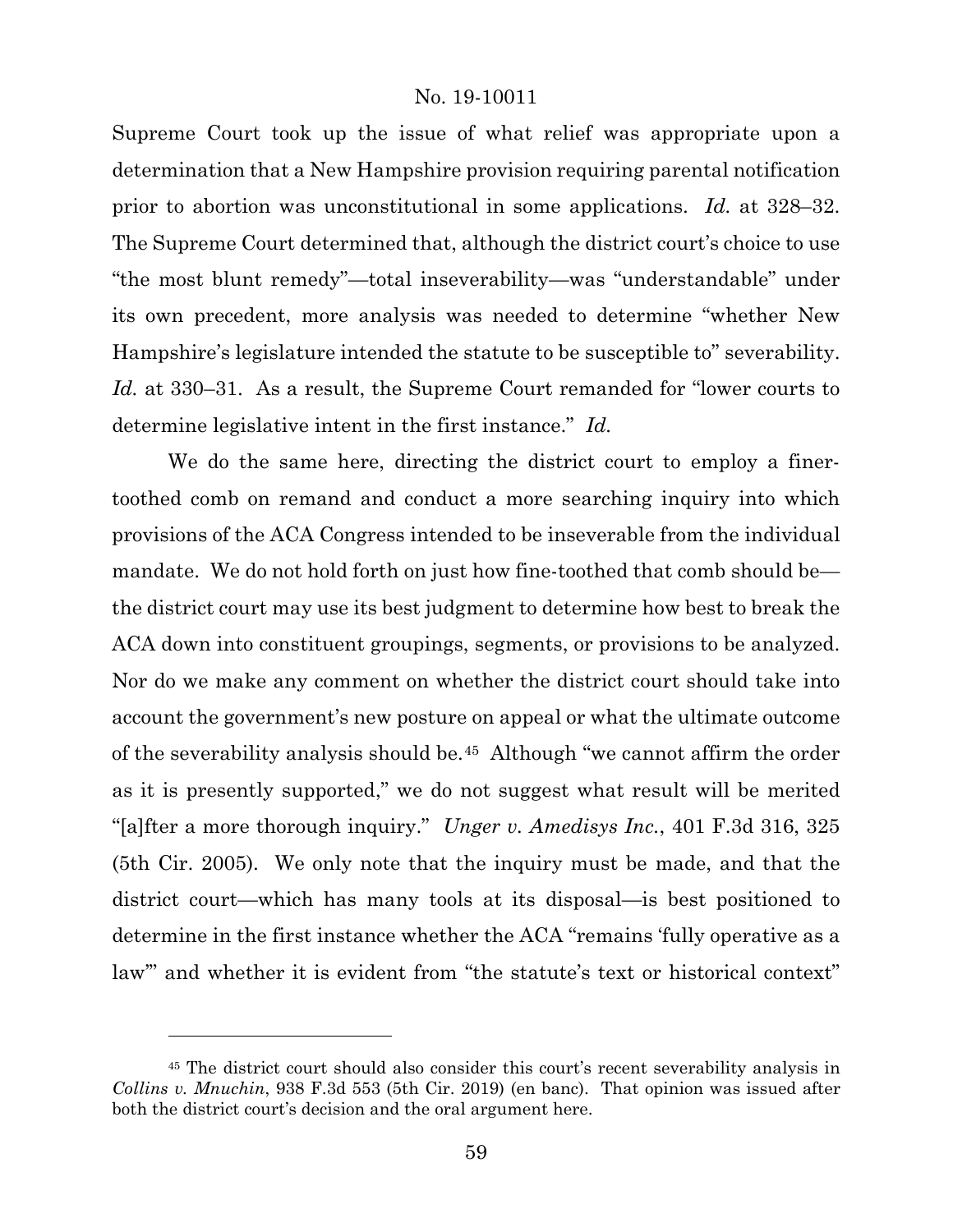Supreme Court took up the issue of what relief was appropriate upon a determination that a New Hampshire provision requiring parental notification prior to abortion was unconstitutional in some applications. *Id.* at 328–32. The Supreme Court determined that, although the district court's choice to use "the most blunt remedy"—total inseverability—was "understandable" under its own precedent, more analysis was needed to determine "whether New Hampshire's legislature intended the statute to be susceptible to" severability. *Id.* at 330–31. As a result, the Supreme Court remanded for "lower courts to determine legislative intent in the first instance." *Id.*

We do the same here, directing the district court to employ a finer-toothed comb on remand and conduct a more searching inquiry into which provisions of the ACA Congress intended to be inseverable from the individual mandate. We do not hold forth on just how fine-toothed that comb should be—the district court may use its best judgment to determine how best to break the ACA down into constituent groupings, segments, or provisions to be analyzed. Nor do we make any comment on whether the district court should take into account the government's new posture on appeal or what the ultimate outcome of the severability analysis should be.[45] Although "we cannot affirm the order as it is presently supported," we do not suggest what result will be merited "[a]fter a more thorough inquiry." *Unger v. Amedisys Inc.*, 401 F.3d 316, 325 (5th Cir. 2005). We only note that the inquiry must be made, and that the district court—which has many tools at its disposal—is best positioned to determine in the first instance whether the ACA "remains 'fully operative as a law'" and whether it is evident from "the statute's text or historical context"

---

[45] The district court should also consider this court's recent severability analysis in *Collins v. Mnuchin*, 938 F.3d 553 (5th Cir. 2019) (en banc). That opinion was issued after both the district court's decision and the oral argument here.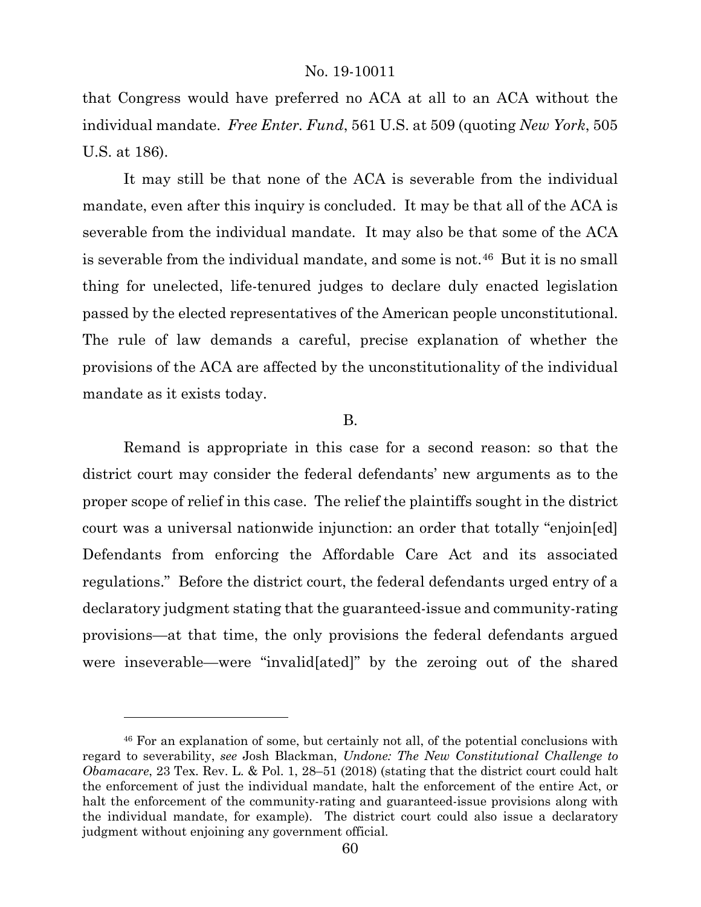that Congress would have preferred no ACA at all to an ACA without the individual mandate. *Free Enter. Fund*, 561 U.S. at 509 (quoting *New York*, 505 U.S. at 186).

It may still be that none of the ACA is severable from the individual mandate, even after this inquiry is concluded. It may be that all of the ACA is severable from the individual mandate. It may also be that some of the ACA is severable from the individual mandate, and some is not.[46] But it is no small thing for unelected, life-tenured judges to declare duly enacted legislation passed by the elected representatives of the American people unconstitutional. The rule of law demands a careful, precise explanation of whether the provisions of the ACA are affected by the unconstitutionality of the individual mandate as it exists today.

B.

Remand is appropriate in this case for a second reason: so that the district court may consider the federal defendants' new arguments as to the proper scope of relief in this case. The relief the plaintiffs sought in the district court was a universal nationwide injunction: an order that totally "enjoin[ed] Defendants from enforcing the Affordable Care Act and its associated regulations." Before the district court, the federal defendants urged entry of a declaratory judgment stating that the guaranteed-issue and community-rating provisions—at that time, the only provisions the federal defendants argued were inseverable—were "invalid[ated]" by the zeroing out of the shared

[46] For an explanation of some, but certainly not all, of the potential conclusions with regard to severability, *see* Josh Blackman, *Undone: The New Constitutional Challenge to Obamacare*, 23 Tex. Rev. L. & Pol. 1, 28–51 (2018) (stating that the district court could halt the enforcement of just the individual mandate, halt the enforcement of the entire Act, or halt the enforcement of the community-rating and guaranteed-issue provisions along with the individual mandate, for example). The district court could also issue a declaratory judgment without enjoining any government official.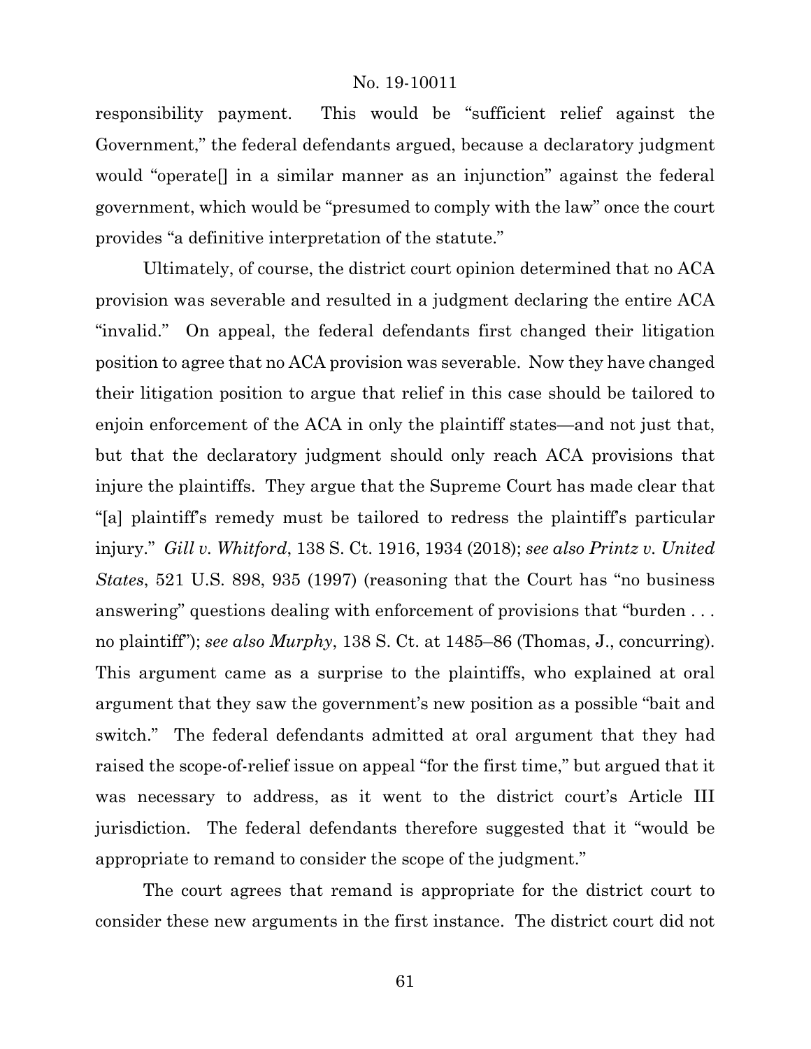responsibility payment. This would be "sufficient relief against the Government," the federal defendants argued, because a declaratory judgment would "operate[] in a similar manner as an injunction" against the federal government, which would be "presumed to comply with the law" once the court provides "a definitive interpretation of the statute."

Ultimately, of course, the district court opinion determined that no ACA provision was severable and resulted in a judgment declaring the entire ACA "invalid." On appeal, the federal defendants first changed their litigation position to agree that no ACA provision was severable. Now they have changed their litigation position to argue that relief in this case should be tailored to enjoin enforcement of the ACA in only the plaintiff states—and not just that, but that the declaratory judgment should only reach ACA provisions that injure the plaintiffs. They argue that the Supreme Court has made clear that "[a] plaintiff's remedy must be tailored to redress the plaintiff's particular injury." *Gill v. Whitford*, 138 S. Ct. 1916, 1934 (2018); *see also Printz v. United States*, 521 U.S. 898, 935 (1997) (reasoning that the Court has "no business answering" questions dealing with enforcement of provisions that "burden . . . no plaintiff"); *see also Murphy*, 138 S. Ct. at 1485–86 (Thomas, J., concurring). This argument came as a surprise to the plaintiffs, who explained at oral argument that they saw the government's new position as a possible "bait and switch." The federal defendants admitted at oral argument that they had raised the scope-of-relief issue on appeal "for the first time," but argued that it was necessary to address, as it went to the district court's Article III jurisdiction. The federal defendants therefore suggested that it "would be appropriate to remand to consider the scope of the judgment."

The court agrees that remand is appropriate for the district court to consider these new arguments in the first instance. The district court did not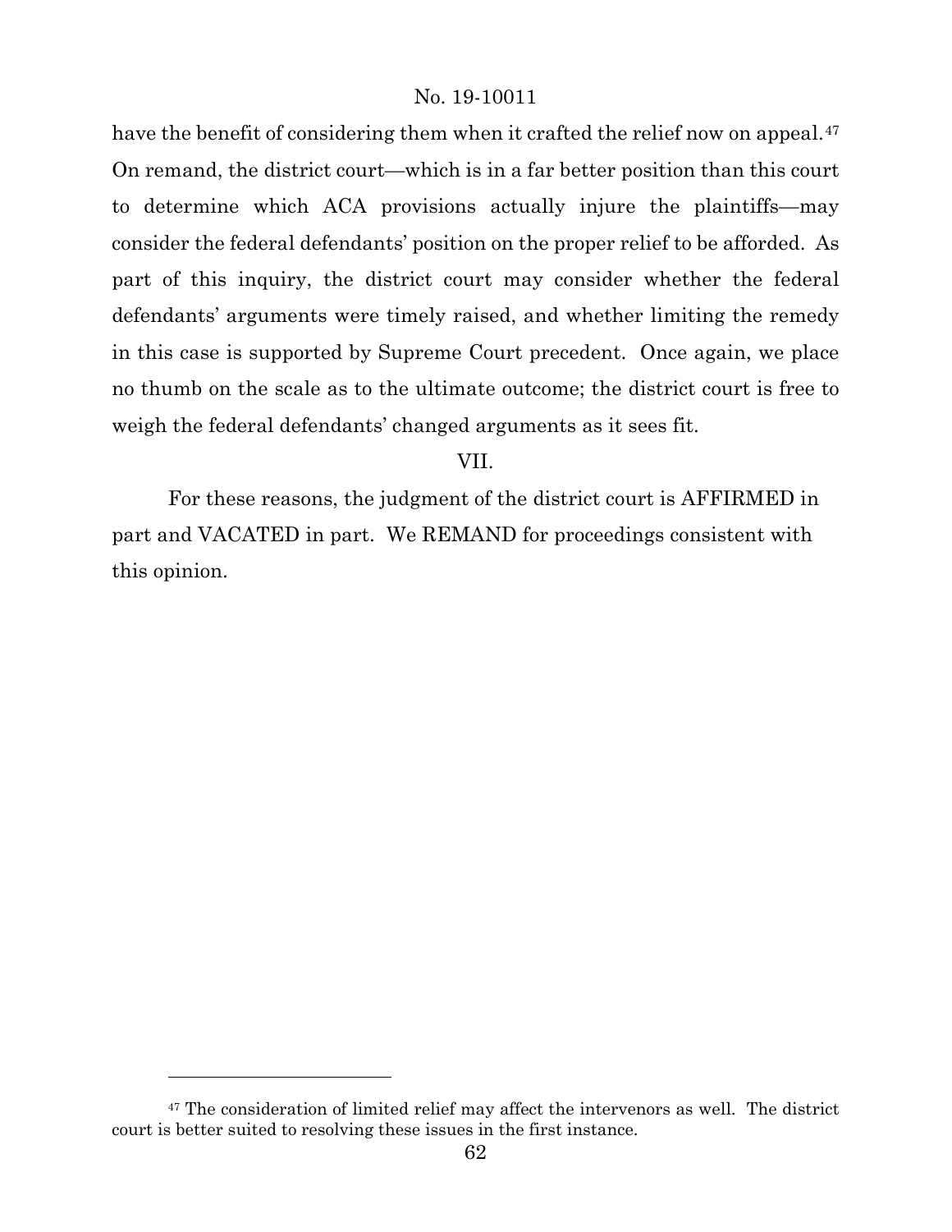have the benefit of considering them when it crafted the relief now on appeal.[47] On remand, the district court—which is in a far better position than this court to determine which ACA provisions actually injure the plaintiffs—may consider the federal defendants' position on the proper relief to be afforded. As part of this inquiry, the district court may consider whether the federal defendants' arguments were timely raised, and whether limiting the remedy in this case is supported by Supreme Court precedent. Once again, we place no thumb on the scale as to the ultimate outcome; the district court is free to weigh the federal defendants' changed arguments as it sees fit.

## VII.

For these reasons, the judgment of the district court is AFFIRMED in part and VACATED in part. We REMAND for proceedings consistent with this opinion.

---

[47] The consideration of limited relief may affect the intervenors as well. The district court is better suited to resolving these issues in the first instance.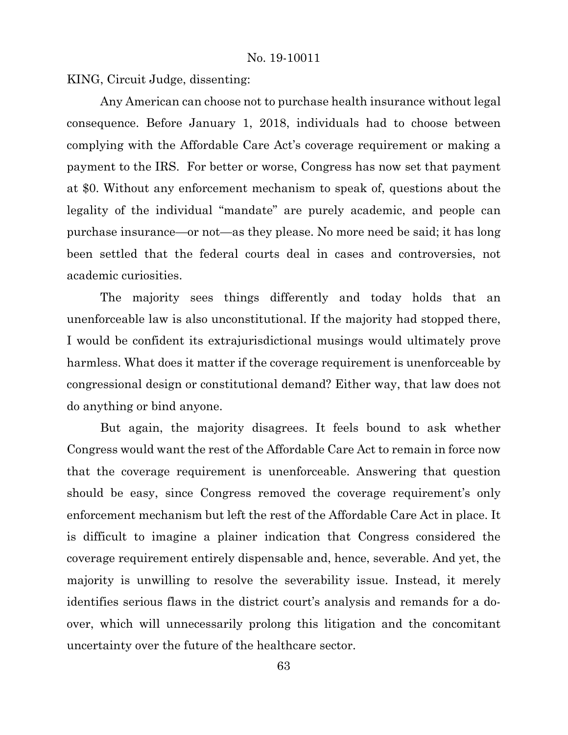KING, Circuit Judge, dissenting:

Any American can choose not to purchase health insurance without legal consequence. Before January 1, 2018, individuals had to choose between complying with the Affordable Care Act's coverage requirement or making a payment to the IRS. For better or worse, Congress has now set that payment at $0. Without any enforcement mechanism to speak of, questions about the legality of the individual "mandate" are purely academic, and people can purchase insurance—or not—as they please. No more need be said; it has long been settled that the federal courts deal in cases and controversies, not academic curiosities.

The majority sees things differently and today holds that an unenforceable law is also unconstitutional. If the majority had stopped there, I would be confident its extrajurisdictional musings would ultimately prove harmless. What does it matter if the coverage requirement is unenforceable by congressional design or constitutional demand? Either way, that law does not do anything or bind anyone.

But again, the majority disagrees. It feels bound to ask whether Congress would want the rest of the Affordable Care Act to remain in force now that the coverage requirement is unenforceable. Answering that question should be easy, since Congress removed the coverage requirement's only enforcement mechanism but left the rest of the Affordable Care Act in place. It is difficult to imagine a plainer indication that Congress considered the coverage requirement entirely dispensable and, hence, severable. And yet, the majority is unwilling to resolve the severability issue. Instead, it merely identifies serious flaws in the district court's analysis and remands for a do-over, which will unnecessarily prolong this litigation and the concomitant uncertainty over the future of the healthcare sector.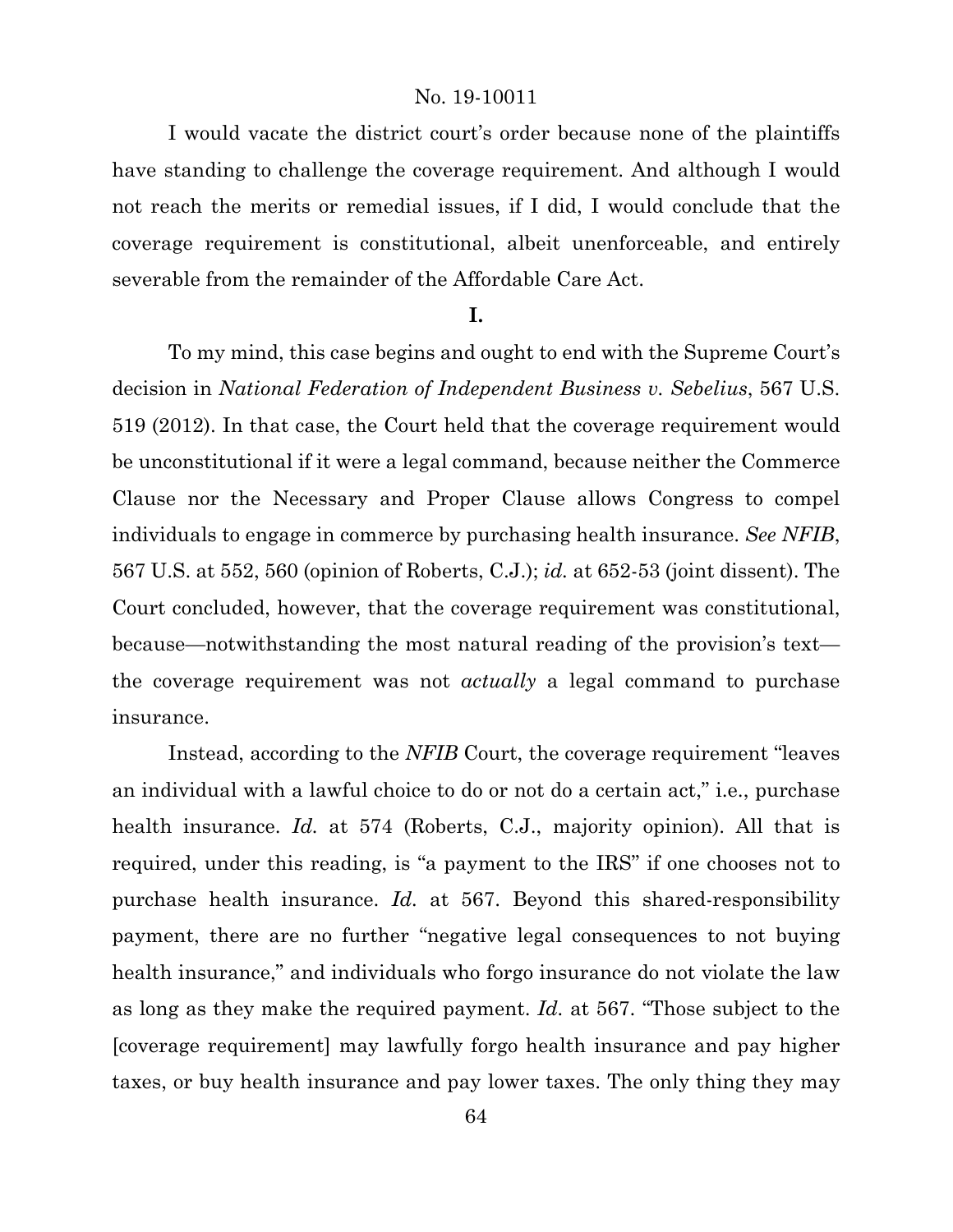I would vacate the district court's order because none of the plaintiffs have standing to challenge the coverage requirement. And although I would not reach the merits or remedial issues, if I did, I would conclude that the coverage requirement is constitutional, albeit unenforceable, and entirely severable from the remainder of the Affordable Care Act.

**I.**

To my mind, this case begins and ought to end with the Supreme Court's decision in *National Federation of Independent Business v. Sebelius*, 567 U.S. 519 (2012). In that case, the Court held that the coverage requirement would be unconstitutional if it were a legal command, because neither the Commerce Clause nor the Necessary and Proper Clause allows Congress to compel individuals to engage in commerce by purchasing health insurance. *See NFIB*, 567 U.S. at 552, 560 (opinion of Roberts, C.J.); *id.* at 652-53 (joint dissent). The Court concluded, however, that the coverage requirement was constitutional, because—notwithstanding the most natural reading of the provision's text—the coverage requirement was not *actually* a legal command to purchase insurance.

Instead, according to the *NFIB* Court, the coverage requirement "leaves an individual with a lawful choice to do or not do a certain act," i.e., purchase health insurance. *Id.* at 574 (Roberts, C.J., majority opinion). All that is required, under this reading, is "a payment to the IRS" if one chooses not to purchase health insurance. *Id.* at 567. Beyond this shared-responsibility payment, there are no further "negative legal consequences to not buying health insurance," and individuals who forgo insurance do not violate the law as long as they make the required payment. *Id.* at 567. "Those subject to the [coverage requirement] may lawfully forgo health insurance and pay higher taxes, or buy health insurance and pay lower taxes. The only thing they may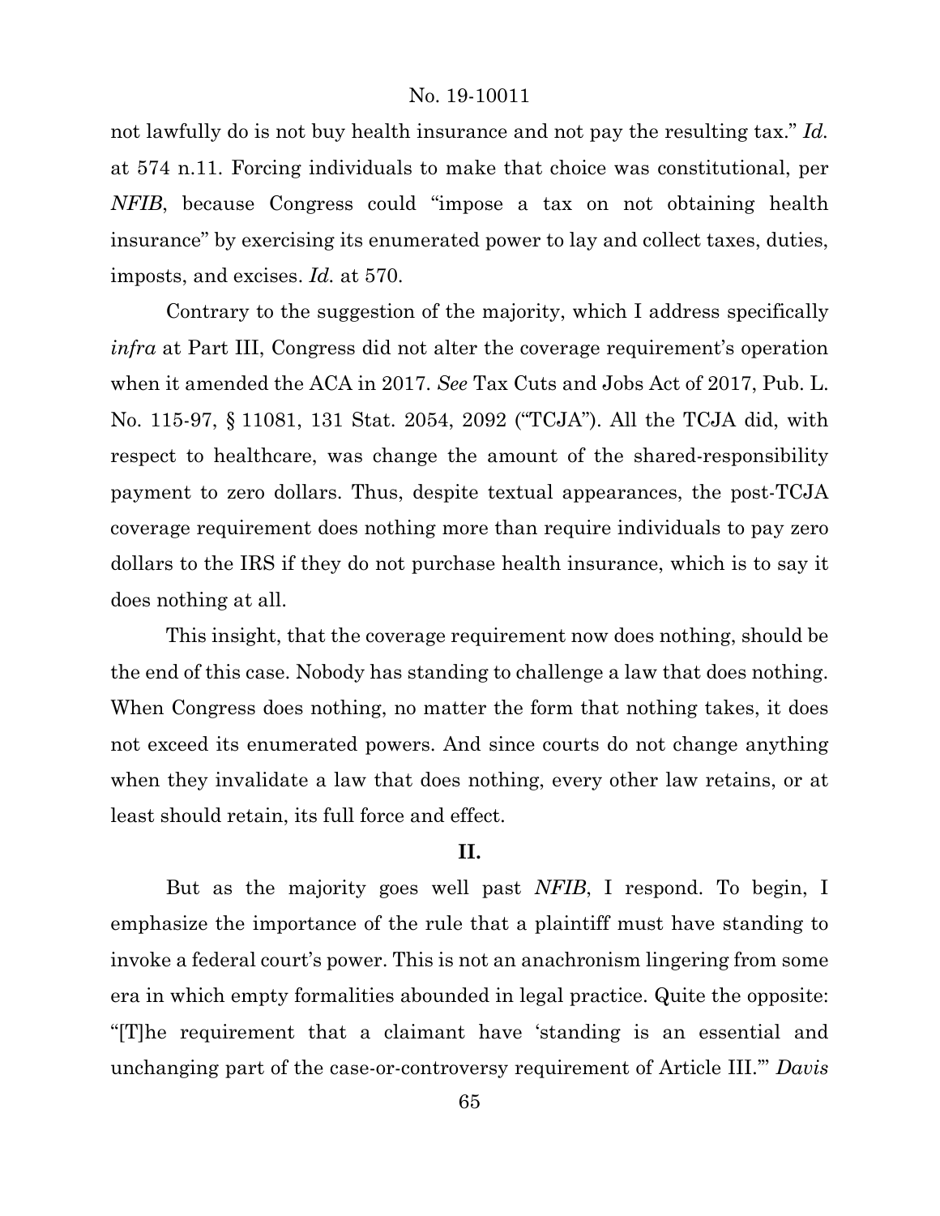not lawfully do is not buy health insurance and not pay the resulting tax." *Id.* at 574 n.11. Forcing individuals to make that choice was constitutional, per *NFIB*, because Congress could "impose a tax on not obtaining health insurance" by exercising its enumerated power to lay and collect taxes, duties, imposts, and excises. *Id.* at 570.

Contrary to the suggestion of the majority, which I address specifically *infra* at Part III, Congress did not alter the coverage requirement's operation when it amended the ACA in 2017. *See* Tax Cuts and Jobs Act of 2017, Pub. L. No. 115-97, § 11081, 131 Stat. 2054, 2092 ("TCJA"). All the TCJA did, with respect to healthcare, was change the amount of the shared-responsibility payment to zero dollars. Thus, despite textual appearances, the post-TCJA coverage requirement does nothing more than require individuals to pay zero dollars to the IRS if they do not purchase health insurance, which is to say it does nothing at all.

This insight, that the coverage requirement now does nothing, should be the end of this case. Nobody has standing to challenge a law that does nothing. When Congress does nothing, no matter the form that nothing takes, it does not exceed its enumerated powers. And since courts do not change anything when they invalidate a law that does nothing, every other law retains, or at least should retain, its full force and effect.

## II.

But as the majority goes well past *NFIB*, I respond. To begin, I emphasize the importance of the rule that a plaintiff must have standing to invoke a federal court's power. This is not an anachronism lingering from some era in which empty formalities abounded in legal practice. Quite the opposite: "[T]he requirement that a claimant have 'standing is an essential and unchanging part of the case-or-controversy requirement of Article III.'" *Davis*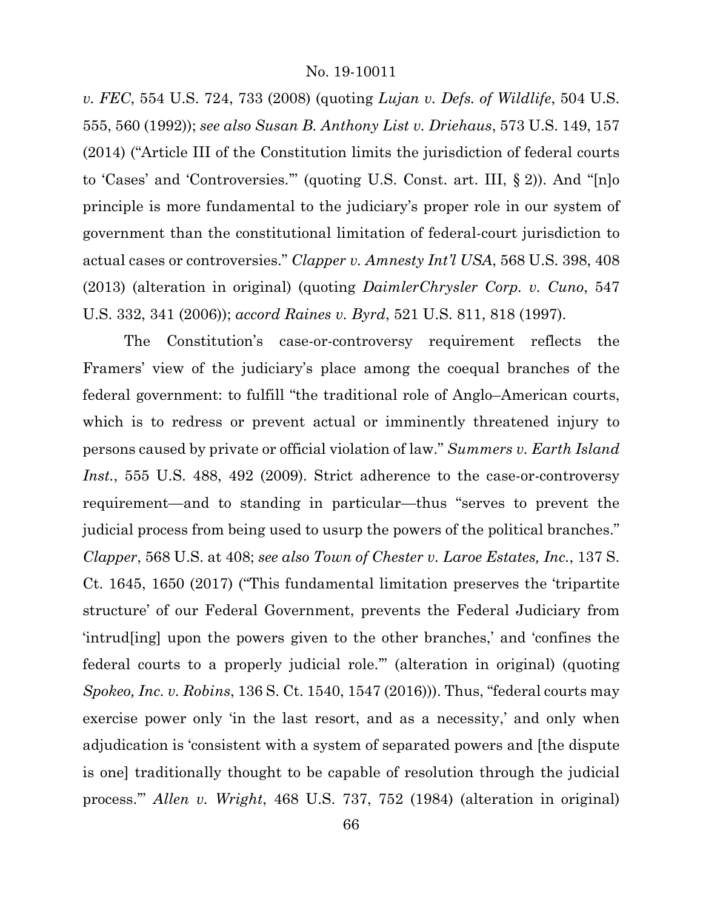*v. FEC*, 554 U.S. 724, 733 (2008) (quoting *Lujan v. Defs. of Wildlife*, 504 U.S. 555, 560 (1992)); *see also Susan B. Anthony List v. Driehaus*, 573 U.S. 149, 157 (2014) ("Article III of the Constitution limits the jurisdiction of federal courts to 'Cases' and 'Controversies.'" (quoting U.S. Const. art. III, § 2)). And "[n]o principle is more fundamental to the judiciary's proper role in our system of government than the constitutional limitation of federal-court jurisdiction to actual cases or controversies." *Clapper v. Amnesty Int'l USA*, 568 U.S. 398, 408 (2013) (alteration in original) (quoting *DaimlerChrysler Corp. v. Cuno*, 547 U.S. 332, 341 (2006)); *accord Raines v. Byrd*, 521 U.S. 811, 818 (1997).

The Constitution's case-or-controversy requirement reflects the Framers' view of the judiciary's place among the coequal branches of the federal government: to fulfill "the traditional role of Anglo–American courts, which is to redress or prevent actual or imminently threatened injury to persons caused by private or official violation of law." *Summers v. Earth Island Inst.*, 555 U.S. 488, 492 (2009). Strict adherence to the case-or-controversy requirement—and to standing in particular—thus "serves to prevent the judicial process from being used to usurp the powers of the political branches." *Clapper*, 568 U.S. at 408; *see also Town of Chester v. Laroe Estates, Inc.*, 137 S. Ct. 1645, 1650 (2017) ("This fundamental limitation preserves the 'tripartite structure' of our Federal Government, prevents the Federal Judiciary from 'intrud[ing] upon the powers given to the other branches,' and 'confines the federal courts to a properly judicial role.'" (alteration in original) (quoting *Spokeo, Inc. v. Robins*, 136 S. Ct. 1540, 1547 (2016))). Thus, "federal courts may exercise power only 'in the last resort, and as a necessity,' and only when adjudication is 'consistent with a system of separated powers and [the dispute is one] traditionally thought to be capable of resolution through the judicial process.'" *Allen v. Wright*, 468 U.S. 737, 752 (1984) (alteration in original)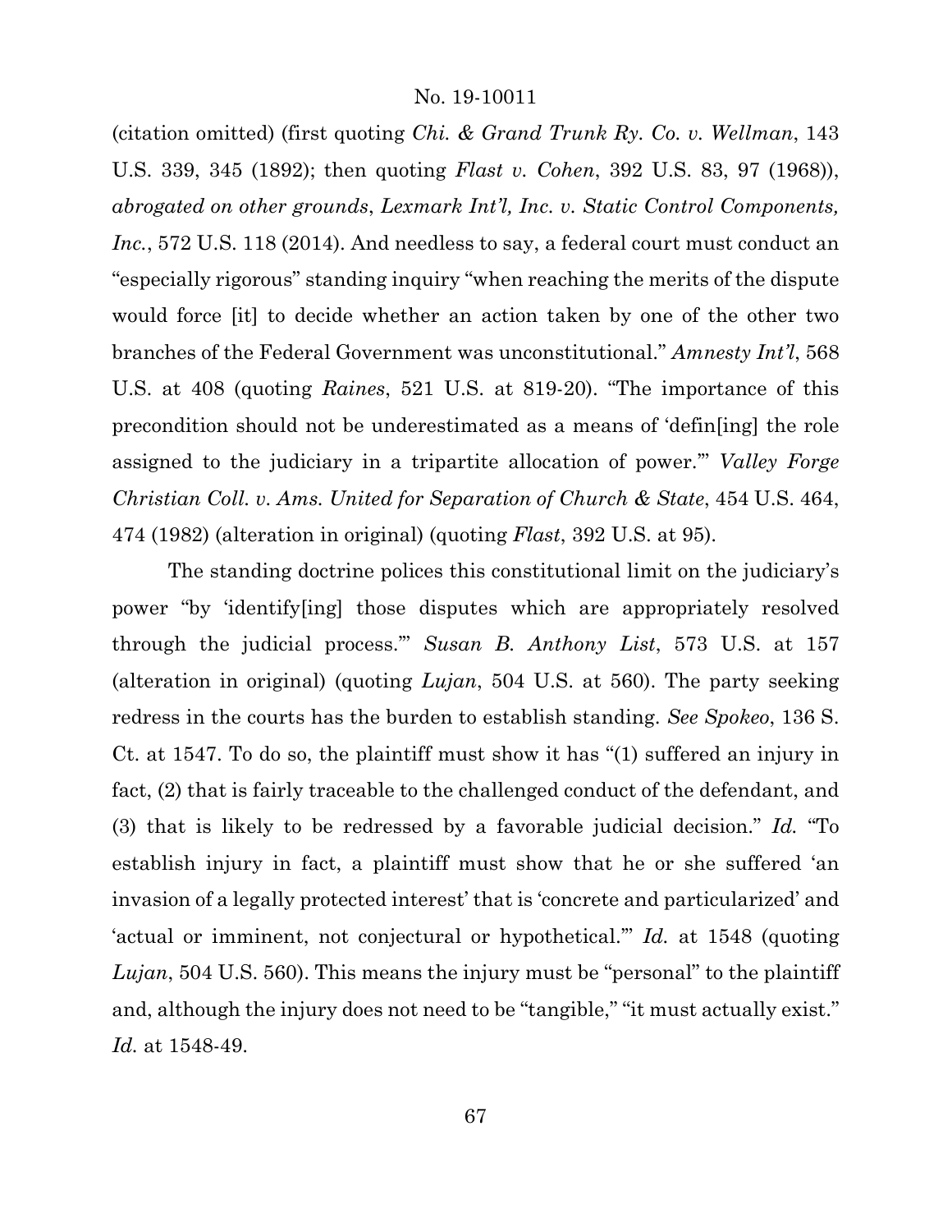(citation omitted) (first quoting *Chi. & Grand Trunk Ry. Co. v. Wellman*, 143 U.S. 339, 345 (1892); then quoting *Flast v. Cohen*, 392 U.S. 83, 97 (1968)), *abrogated on other grounds*, *Lexmark Int'l, Inc. v. Static Control Components, Inc.*, 572 U.S. 118 (2014). And needless to say, a federal court must conduct an "especially rigorous" standing inquiry "when reaching the merits of the dispute would force [it] to decide whether an action taken by one of the other two branches of the Federal Government was unconstitutional." *Amnesty Int'l*, 568 U.S. at 408 (quoting *Raines*, 521 U.S. at 819-20). "The importance of this precondition should not be underestimated as a means of 'defin[ing] the role assigned to the judiciary in a tripartite allocation of power.'" *Valley Forge Christian Coll. v. Ams. United for Separation of Church & State*, 454 U.S. 464, 474 (1982) (alteration in original) (quoting *Flast*, 392 U.S. at 95).

The standing doctrine polices this constitutional limit on the judiciary's power "by 'identify[ing] those disputes which are appropriately resolved through the judicial process.'" *Susan B. Anthony List*, 573 U.S. at 157 (alteration in original) (quoting *Lujan*, 504 U.S. at 560). The party seeking redress in the courts has the burden to establish standing. *See Spokeo*, 136 S. Ct. at 1547. To do so, the plaintiff must show it has "(1) suffered an injury in fact, (2) that is fairly traceable to the challenged conduct of the defendant, and (3) that is likely to be redressed by a favorable judicial decision." *Id.* "To establish injury in fact, a plaintiff must show that he or she suffered 'an invasion of a legally protected interest' that is 'concrete and particularized' and 'actual or imminent, not conjectural or hypothetical.'" *Id.* at 1548 (quoting *Lujan*, 504 U.S. 560). This means the injury must be "personal" to the plaintiff and, although the injury does not need to be "tangible," "it must actually exist." *Id.* at 1548-49.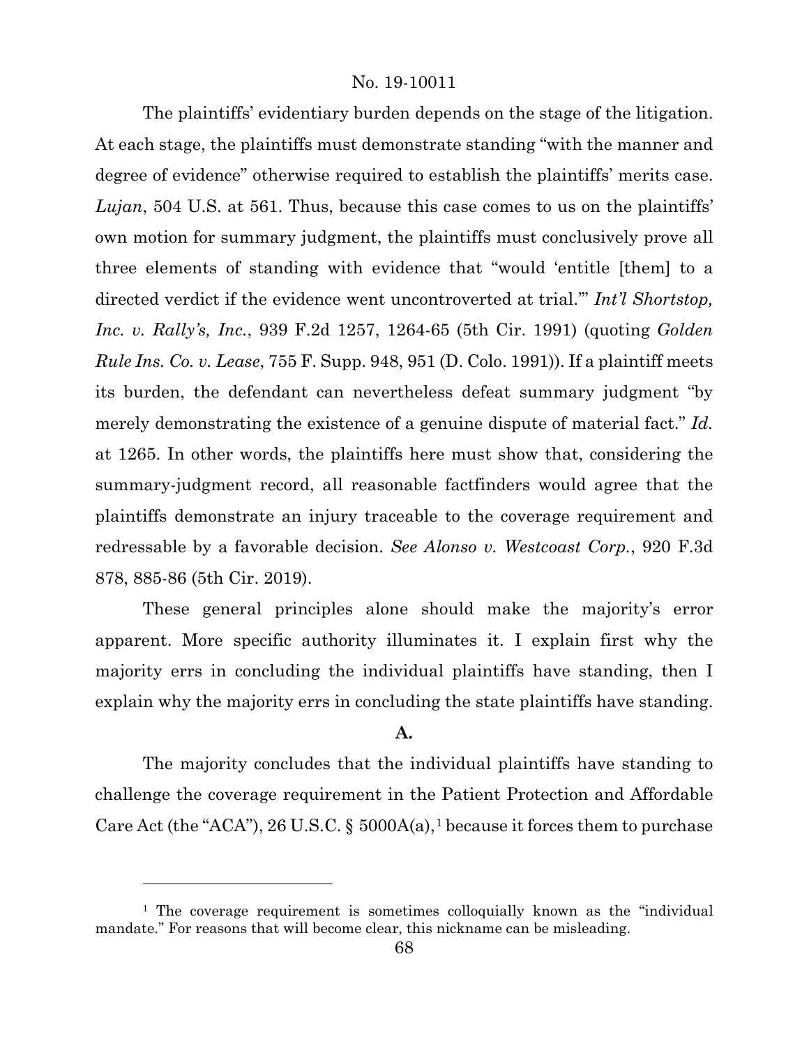The plaintiffs' evidentiary burden depends on the stage of the litigation. At each stage, the plaintiffs must demonstrate standing "with the manner and degree of evidence" otherwise required to establish the plaintiffs' merits case. *Lujan*, 504 U.S. at 561. Thus, because this case comes to us on the plaintiffs' own motion for summary judgment, the plaintiffs must conclusively prove all three elements of standing with evidence that "would 'entitle [them] to a directed verdict if the evidence went uncontroverted at trial.'" *Int'l Shortstop, Inc. v. Rally's, Inc.*, 939 F.2d 1257, 1264-65 (5th Cir. 1991) (quoting *Golden Rule Ins. Co. v. Lease*, 755 F. Supp. 948, 951 (D. Colo. 1991)). If a plaintiff meets its burden, the defendant can nevertheless defeat summary judgment "by merely demonstrating the existence of a genuine dispute of material fact." *Id.* at 1265. In other words, the plaintiffs here must show that, considering the summary-judgment record, all reasonable factfinders would agree that the plaintiffs demonstrate an injury traceable to the coverage requirement and redressable by a favorable decision. *See Alonso v. Westcoast Corp.*, 920 F.3d 878, 885-86 (5th Cir. 2019).

These general principles alone should make the majority's error apparent. More specific authority illuminates it. I explain first why the majority errs in concluding the individual plaintiffs have standing, then I explain why the majority errs in concluding the state plaintiffs have standing.

**A.**

The majority concludes that the individual plaintiffs have standing to challenge the coverage requirement in the Patient Protection and Affordable Care Act (the "ACA"), 26 U.S.C. § 5000A(a),[1] because it forces them to purchase

[1] The coverage requirement is sometimes colloquially known as the "individual mandate." For reasons that will become clear, this nickname can be misleading.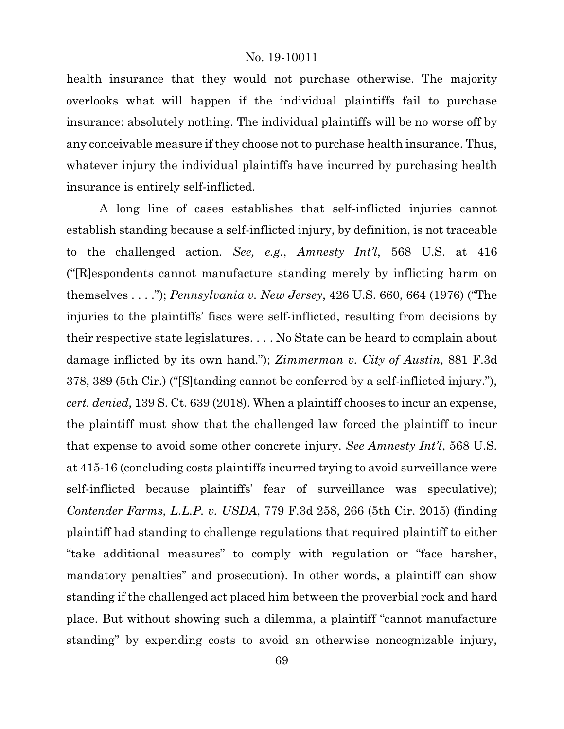health insurance that they would not purchase otherwise. The majority overlooks what will happen if the individual plaintiffs fail to purchase insurance: absolutely nothing. The individual plaintiffs will be no worse off by any conceivable measure if they choose not to purchase health insurance. Thus, whatever injury the individual plaintiffs have incurred by purchasing health insurance is entirely self-inflicted.

A long line of cases establishes that self-inflicted injuries cannot establish standing because a self-inflicted injury, by definition, is not traceable to the challenged action. *See, e.g.*, *Amnesty Int'l*, 568 U.S. at 416 ("[R]espondents cannot manufacture standing merely by inflicting harm on themselves . . . ."); *Pennsylvania v. New Jersey*, 426 U.S. 660, 664 (1976) ("The injuries to the plaintiffs' fiscs were self-inflicted, resulting from decisions by their respective state legislatures. . . . No State can be heard to complain about damage inflicted by its own hand."); *Zimmerman v. City of Austin*, 881 F.3d 378, 389 (5th Cir.) ("[S]tanding cannot be conferred by a self-inflicted injury."), *cert. denied*, 139 S. Ct. 639 (2018). When a plaintiff chooses to incur an expense, the plaintiff must show that the challenged law forced the plaintiff to incur that expense to avoid some other concrete injury. *See Amnesty Int'l*, 568 U.S. at 415-16 (concluding costs plaintiffs incurred trying to avoid surveillance were self-inflicted because plaintiffs' fear of surveillance was speculative); *Contender Farms, L.L.P. v. USDA*, 779 F.3d 258, 266 (5th Cir. 2015) (finding plaintiff had standing to challenge regulations that required plaintiff to either "take additional measures" to comply with regulation or "face harsher, mandatory penalties" and prosecution). In other words, a plaintiff can show standing if the challenged act placed him between the proverbial rock and hard place. But without showing such a dilemma, a plaintiff "cannot manufacture standing" by expending costs to avoid an otherwise noncognizable injury,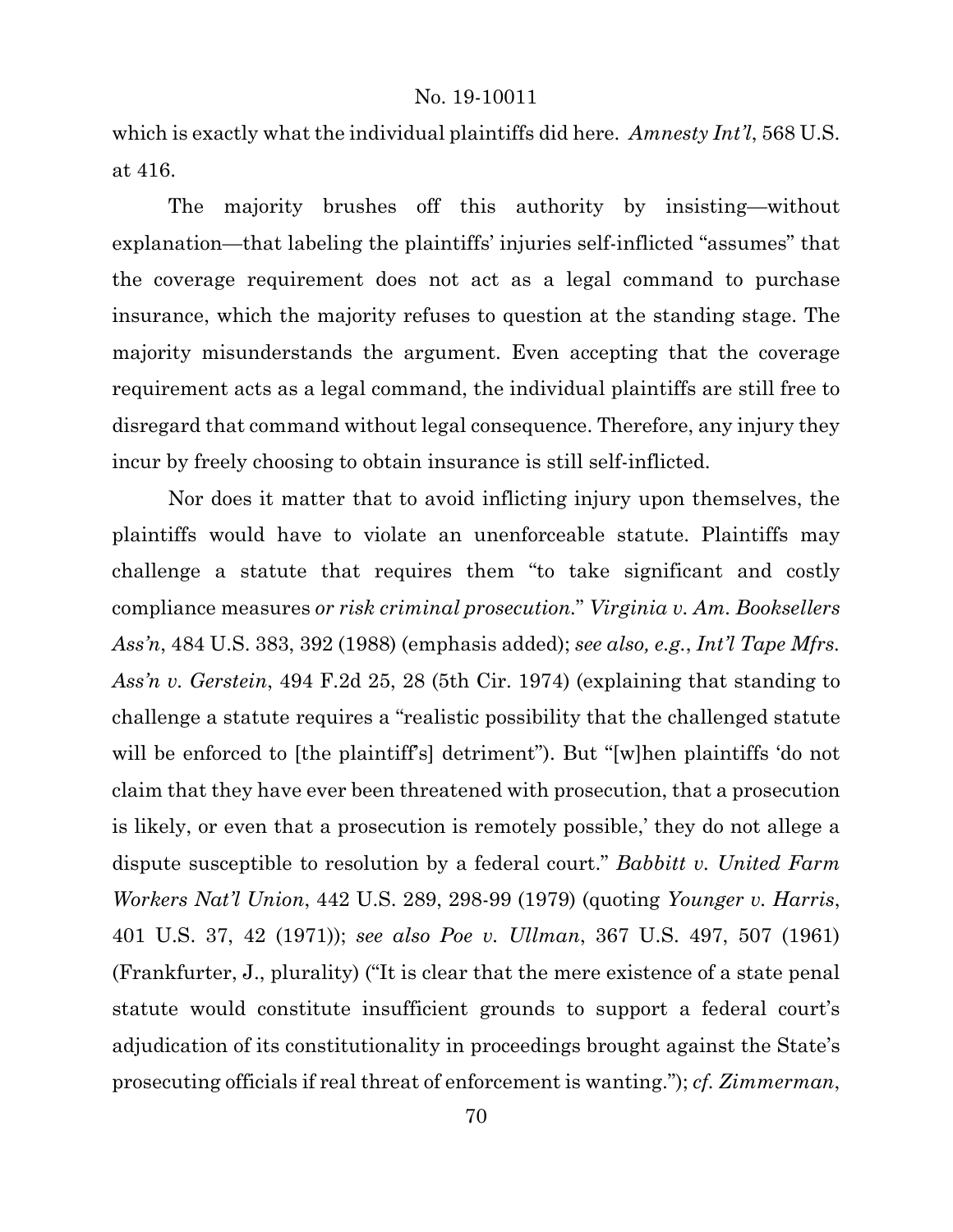which is exactly what the individual plaintiffs did here. *Amnesty Int'l*, 568 U.S. at 416.

The majority brushes off this authority by insisting—without explanation—that labeling the plaintiffs' injuries self-inflicted "assumes" that the coverage requirement does not act as a legal command to purchase insurance, which the majority refuses to question at the standing stage. The majority misunderstands the argument. Even accepting that the coverage requirement acts as a legal command, the individual plaintiffs are still free to disregard that command without legal consequence. Therefore, any injury they incur by freely choosing to obtain insurance is still self-inflicted.

Nor does it matter that to avoid inflicting injury upon themselves, the plaintiffs would have to violate an unenforceable statute. Plaintiffs may challenge a statute that requires them "to take significant and costly compliance measures *or risk criminal prosecution*." *Virginia v. Am. Booksellers Ass'n*, 484 U.S. 383, 392 (1988) (emphasis added); *see also, e.g.*, *Int'l Tape Mfrs. Ass'n v. Gerstein*, 494 F.2d 25, 28 (5th Cir. 1974) (explaining that standing to challenge a statute requires a "realistic possibility that the challenged statute will be enforced to [the plaintiff's] detriment"). But "[w]hen plaintiffs 'do not claim that they have ever been threatened with prosecution, that a prosecution is likely, or even that a prosecution is remotely possible,' they do not allege a dispute susceptible to resolution by a federal court." *Babbitt v. United Farm Workers Nat'l Union*, 442 U.S. 289, 298-99 (1979) (quoting *Younger v. Harris*, 401 U.S. 37, 42 (1971)); *see also Poe v. Ullman*, 367 U.S. 497, 507 (1961) (Frankfurter, J., plurality) ("It is clear that the mere existence of a state penal statute would constitute insufficient grounds to support a federal court's adjudication of its constitutionality in proceedings brought against the State's prosecuting officials if real threat of enforcement is wanting."); *cf. Zimmerman*,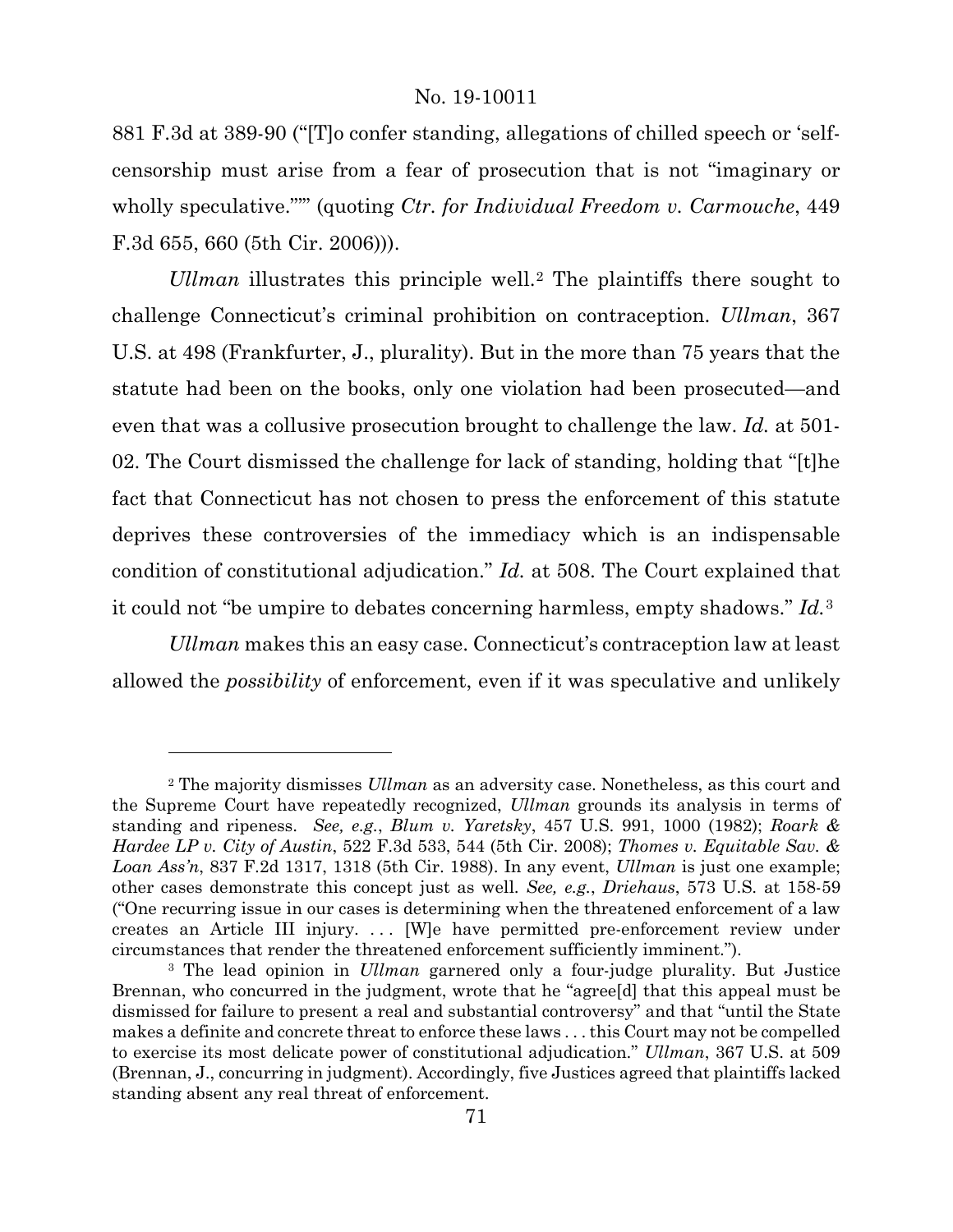881 F.3d at 389-90 ("[T]o confer standing, allegations of chilled speech or 'self-censorship must arise from a fear of prosecution that is not "imaginary or wholly speculative."'" (quoting *Ctr. for Individual Freedom v. Carmouche*, 449 F.3d 655, 660 (5th Cir. 2006))).

*Ullman* illustrates this principle well.[2] The plaintiffs there sought to challenge Connecticut's criminal prohibition on contraception. *Ullman*, 367 U.S. at 498 (Frankfurter, J., plurality). But in the more than 75 years that the statute had been on the books, only one violation had been prosecuted—and even that was a collusive prosecution brought to challenge the law. *Id.* at 501-02. The Court dismissed the challenge for lack of standing, holding that "[t]he fact that Connecticut has not chosen to press the enforcement of this statute deprives these controversies of the immediacy which is an indispensable condition of constitutional adjudication." *Id.* at 508. The Court explained that it could not "be umpire to debates concerning harmless, empty shadows." *Id.*[3]

*Ullman* makes this an easy case. Connecticut's contraception law at least allowed the *possibility* of enforcement, even if it was speculative and unlikely

---

[2] The majority dismisses *Ullman* as an adversity case. Nonetheless, as this court and the Supreme Court have repeatedly recognized, *Ullman* grounds its analysis in terms of standing and ripeness. *See, e.g.*, *Blum v. Yaretsky*, 457 U.S. 991, 1000 (1982); *Roark & Hardee LP v. City of Austin*, 522 F.3d 533, 544 (5th Cir. 2008); *Thomes v. Equitable Sav. & Loan Ass'n*, 837 F.2d 1317, 1318 (5th Cir. 1988). In any event, *Ullman* is just one example; other cases demonstrate this concept just as well. *See, e.g.*, *Driehaus*, 573 U.S. at 158-59 ("One recurring issue in our cases is determining when the threatened enforcement of a law creates an Article III injury. . . . [W]e have permitted pre-enforcement review under circumstances that render the threatened enforcement sufficiently imminent.").

[3] The lead opinion in *Ullman* garnered only a four-judge plurality. But Justice Brennan, who concurred in the judgment, wrote that he "agree[d] that this appeal must be dismissed for failure to present a real and substantial controversy" and that "until the State makes a definite and concrete threat to enforce these laws . . . this Court may not be compelled to exercise its most delicate power of constitutional adjudication." *Ullman*, 367 U.S. at 509 (Brennan, J., concurring in judgment). Accordingly, five Justices agreed that plaintiffs lacked standing absent any real threat of enforcement.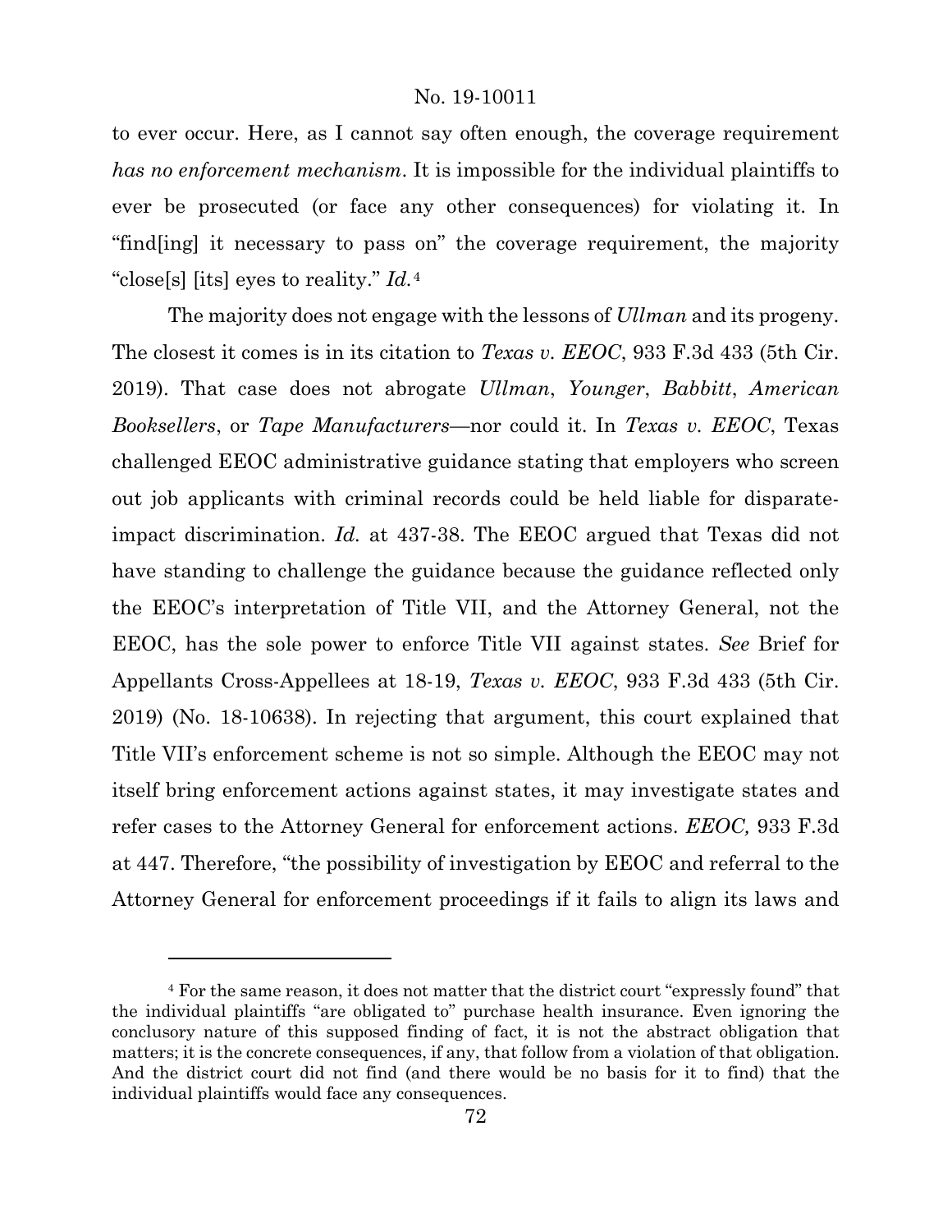to ever occur. Here, as I cannot say often enough, the coverage requirement *has no enforcement mechanism*. It is impossible for the individual plaintiffs to ever be prosecuted (or face any other consequences) for violating it. In "find[ing] it necessary to pass on" the coverage requirement, the majority "close[s] [its] eyes to reality." *Id.*[4]

The majority does not engage with the lessons of *Ullman* and its progeny. The closest it comes is in its citation to *Texas v. EEOC*, 933 F.3d 433 (5th Cir. 2019). That case does not abrogate *Ullman*, *Younger*, *Babbitt*, *American Booksellers*, or *Tape Manufacturers*—nor could it. In *Texas v. EEOC*, Texas challenged EEOC administrative guidance stating that employers who screen out job applicants with criminal records could be held liable for disparate-impact discrimination. *Id.* at 437-38. The EEOC argued that Texas did not have standing to challenge the guidance because the guidance reflected only the EEOC's interpretation of Title VII, and the Attorney General, not the EEOC, has the sole power to enforce Title VII against states. *See* Brief for Appellants Cross-Appellees at 18-19, *Texas v. EEOC*, 933 F.3d 433 (5th Cir. 2019) (No. 18-10638). In rejecting that argument, this court explained that Title VII's enforcement scheme is not so simple. Although the EEOC may not itself bring enforcement actions against states, it may investigate states and refer cases to the Attorney General for enforcement actions. *EEOC,* 933 F.3d at 447. Therefore, "the possibility of investigation by EEOC and referral to the Attorney General for enforcement proceedings if it fails to align its laws and

---

[4] For the same reason, it does not matter that the district court "expressly found" that the individual plaintiffs "are obligated to" purchase health insurance. Even ignoring the conclusory nature of this supposed finding of fact, it is not the abstract obligation that matters; it is the concrete consequences, if any, that follow from a violation of that obligation. And the district court did not find (and there would be no basis for it to find) that the individual plaintiffs would face any consequences.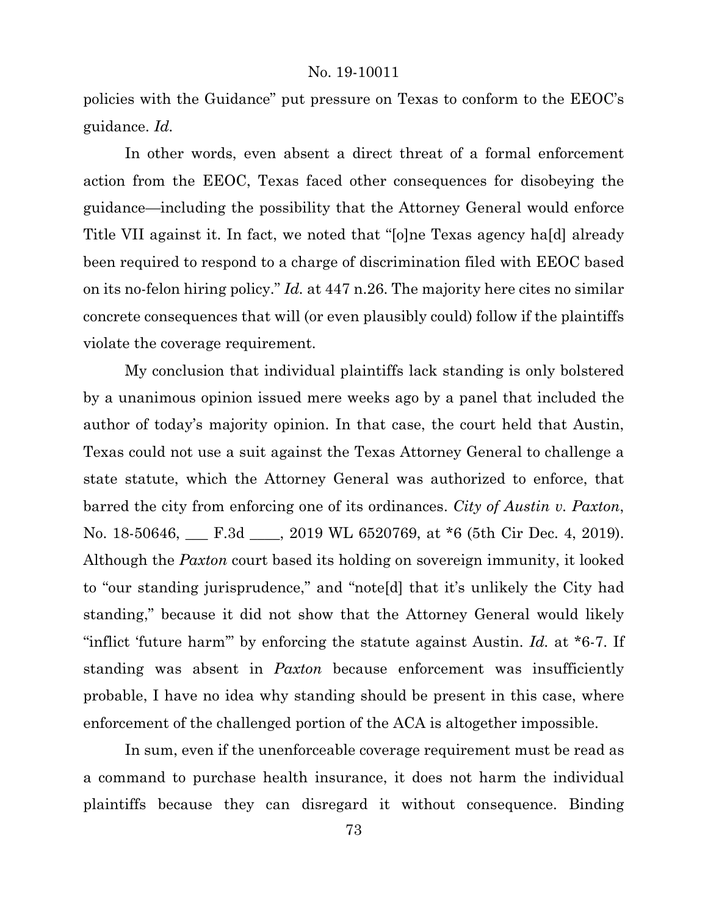policies with the Guidance" put pressure on Texas to conform to the EEOC's guidance. *Id.*

In other words, even absent a direct threat of a formal enforcement action from the EEOC, Texas faced other consequences for disobeying the guidance—including the possibility that the Attorney General would enforce Title VII against it. In fact, we noted that "[o]ne Texas agency ha[d] already been required to respond to a charge of discrimination filed with EEOC based on its no-felon hiring policy." *Id.* at 447 n.26. The majority here cites no similar concrete consequences that will (or even plausibly could) follow if the plaintiffs violate the coverage requirement.

My conclusion that individual plaintiffs lack standing is only bolstered by a unanimous opinion issued mere weeks ago by a panel that included the author of today's majority opinion. In that case, the court held that Austin, Texas could not use a suit against the Texas Attorney General to challenge a state statute, which the Attorney General was authorized to enforce, that barred the city from enforcing one of its ordinances. *City of Austin v. Paxton*, No. 18-50646, ___ F.3d ____, 2019 WL 6520769, at *6 (5th Cir Dec. 4, 2019). Although the *Paxton* court based its holding on sovereign immunity, it looked to "our standing jurisprudence," and "note[d] that it's unlikely the City had standing," because it did not show that the Attorney General would likely "inflict 'future harm'" by enforcing the statute against Austin. *Id.* at *6-7. If standing was absent in *Paxton* because enforcement was insufficiently probable, I have no idea why standing should be present in this case, where enforcement of the challenged portion of the ACA is altogether impossible.

In sum, even if the unenforceable coverage requirement must be read as a command to purchase health insurance, it does not harm the individual plaintiffs because they can disregard it without consequence. Binding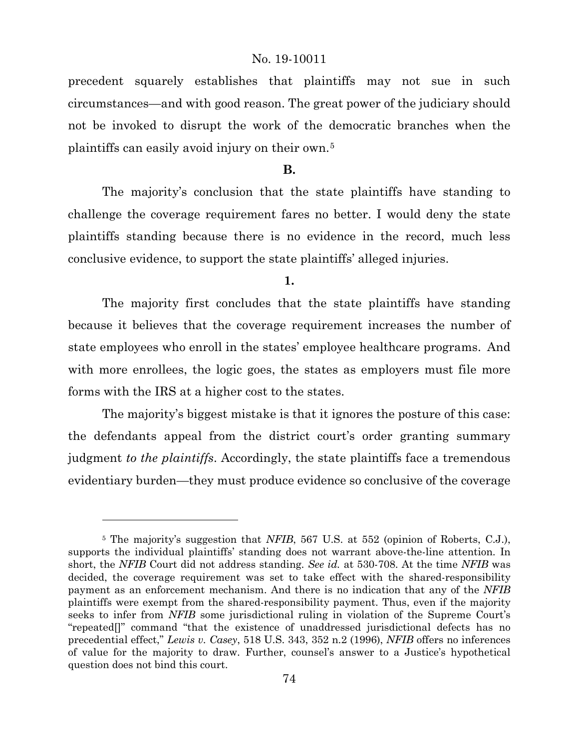precedent squarely establishes that plaintiffs may not sue in such circumstances—and with good reason. The great power of the judiciary should not be invoked to disrupt the work of the democratic branches when the plaintiffs can easily avoid injury on their own.[5]

**B.**

The majority's conclusion that the state plaintiffs have standing to challenge the coverage requirement fares no better. I would deny the state plaintiffs standing because there is no evidence in the record, much less conclusive evidence, to support the state plaintiffs' alleged injuries.

**1.**

The majority first concludes that the state plaintiffs have standing because it believes that the coverage requirement increases the number of state employees who enroll in the states' employee healthcare programs. And with more enrollees, the logic goes, the states as employers must file more forms with the IRS at a higher cost to the states.

The majority's biggest mistake is that it ignores the posture of this case: the defendants appeal from the district court's order granting summary judgment *to the plaintiffs*. Accordingly, the state plaintiffs face a tremendous evidentiary burden—they must produce evidence so conclusive of the coverage

---

[5] The majority's suggestion that *NFIB*, 567 U.S. at 552 (opinion of Roberts, C.J.), supports the individual plaintiffs' standing does not warrant above-the-line attention. In short, the *NFIB* Court did not address standing. *See id.* at 530-708. At the time *NFIB* was decided, the coverage requirement was set to take effect with the shared-responsibility payment as an enforcement mechanism. And there is no indication that any of the *NFIB* plaintiffs were exempt from the shared-responsibility payment. Thus, even if the majority seeks to infer from *NFIB* some jurisdictional ruling in violation of the Supreme Court's "repeated[]" command "that the existence of unaddressed jurisdictional defects has no precedential effect," *Lewis v. Casey*, 518 U.S. 343, 352 n.2 (1996), *NFIB* offers no inferences of value for the majority to draw. Further, counsel's answer to a Justice's hypothetical question does not bind this court.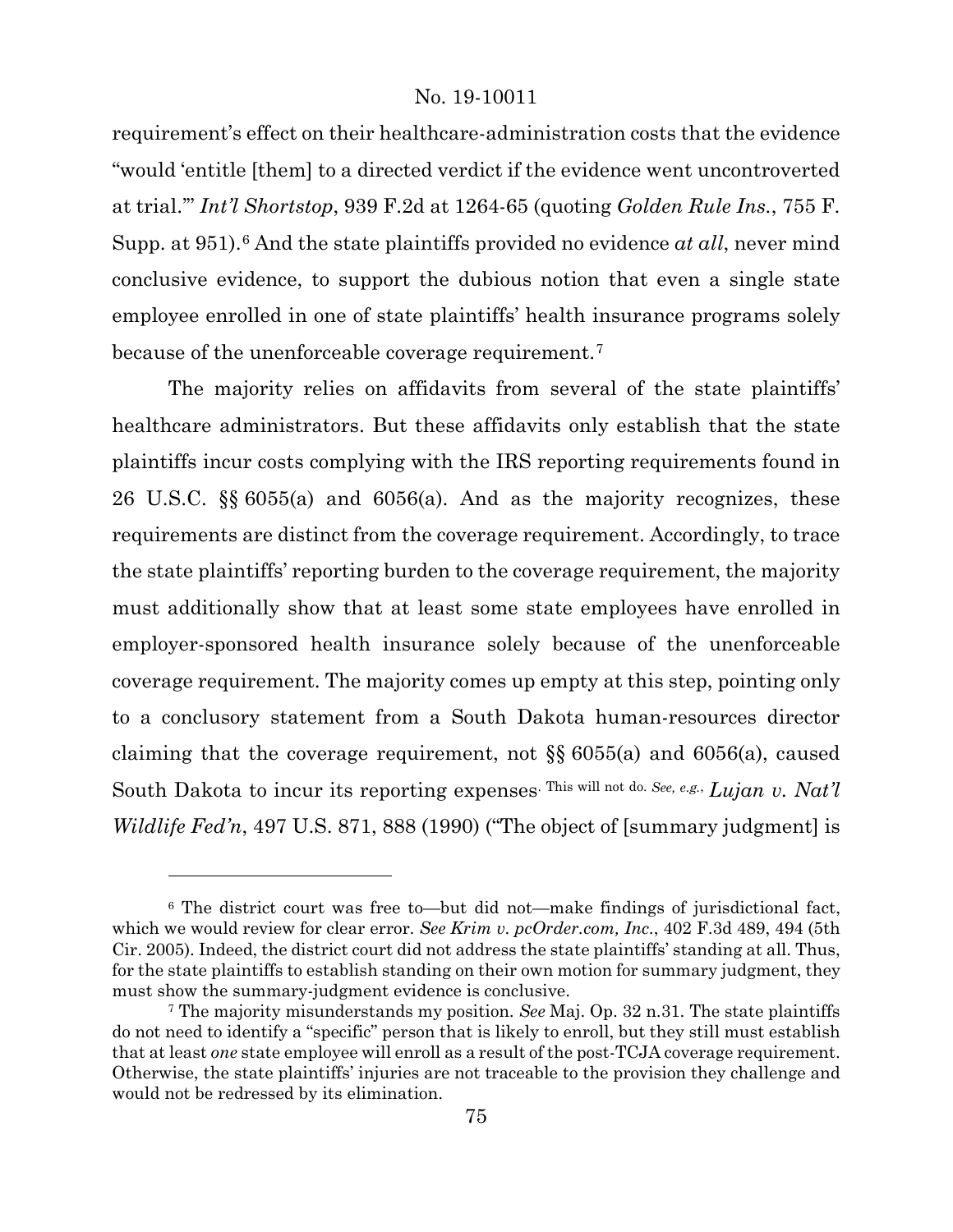requirement's effect on their healthcare-administration costs that the evidence "would 'entitle [them] to a directed verdict if the evidence went uncontroverted at trial.'" *Int'l Shortstop*, 939 F.2d at 1264-65 (quoting *Golden Rule Ins.*, 755 F. Supp. at 951).[6] And the state plaintiffs provided no evidence *at all*, never mind conclusive evidence, to support the dubious notion that even a single state employee enrolled in one of state plaintiffs' health insurance programs solely because of the unenforceable coverage requirement.[7]

The majority relies on affidavits from several of the state plaintiffs' healthcare administrators. But these affidavits only establish that the state plaintiffs incur costs complying with the IRS reporting requirements found in 26 U.S.C. §§ 6055(a) and 6056(a). And as the majority recognizes, these requirements are distinct from the coverage requirement. Accordingly, to trace the state plaintiffs' reporting burden to the coverage requirement, the majority must additionally show that at least some state employees have enrolled in employer-sponsored health insurance solely because of the unenforceable coverage requirement. The majority comes up empty at this step, pointing only to a conclusory statement from a South Dakota human-resources director claiming that the coverage requirement, not §§ 6055(a) and 6056(a), caused South Dakota to incur its reporting expenses. This will not do. *See, e.g.*, *Lujan v. Nat'l Wildlife Fed'n*, 497 U.S. 871, 888 (1990) ("The object of [summary judgment] is

---

[6] The district court was free to—but did not—make findings of jurisdictional fact, which we would review for clear error. *See Krim v. pcOrder.com, Inc.*, 402 F.3d 489, 494 (5th Cir. 2005). Indeed, the district court did not address the state plaintiffs' standing at all. Thus, for the state plaintiffs to establish standing on their own motion for summary judgment, they must show the summary-judgment evidence is conclusive.

[7] The majority misunderstands my position. *See* Maj. Op. 32 n.31. The state plaintiffs do not need to identify a "specific" person that is likely to enroll, but they still must establish that at least *one* state employee will enroll as a result of the post-TCJA coverage requirement. Otherwise, the state plaintiffs' injuries are not traceable to the provision they challenge and would not be redressed by its elimination.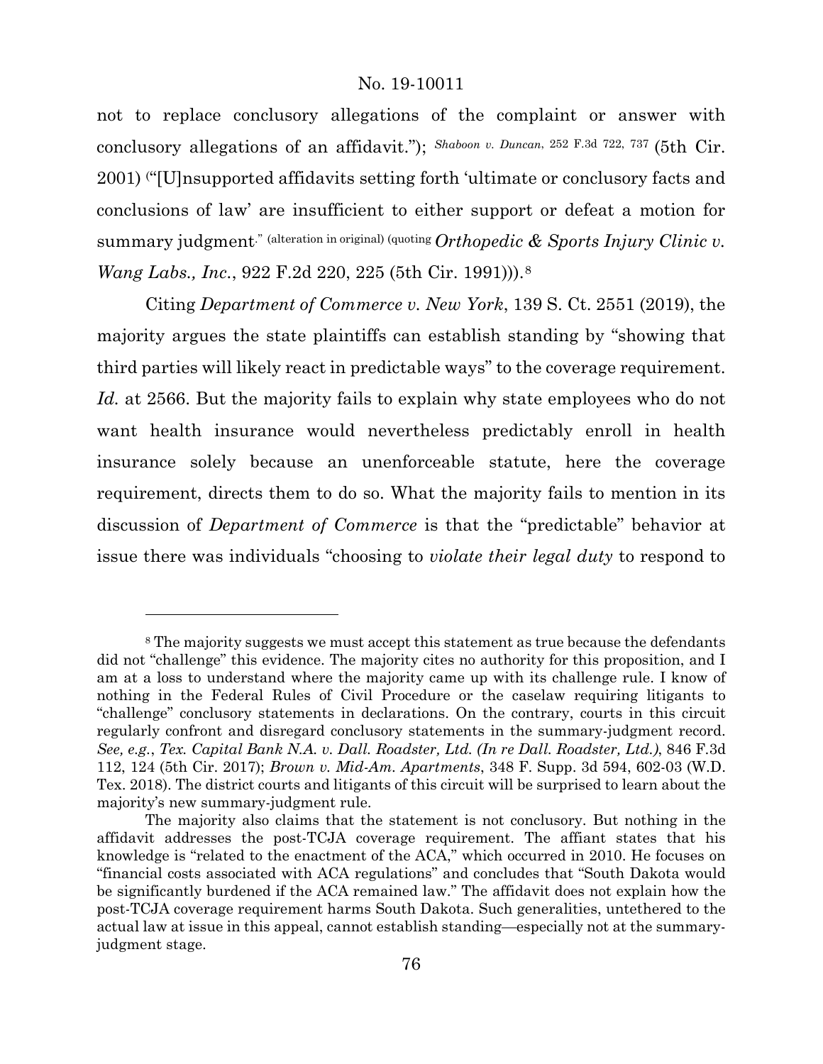not to replace conclusory allegations of the complaint or answer with conclusory allegations of an affidavit."); *Shaboon v. Duncan*, 252 F.3d 722, 737 (5th Cir. 2001) ("[U]nsupported affidavits setting forth 'ultimate or conclusory facts and conclusions of law' are insufficient to either support or defeat a motion for summary judgment." (alteration in original) (quoting *Orthopedic & Sports Injury Clinic v. Wang Labs., Inc.*, 922 F.2d 220, 225 (5th Cir. 1991))).[8]

Citing *Department of Commerce v. New York*, 139 S. Ct. 2551 (2019), the majority argues the state plaintiffs can establish standing by "showing that third parties will likely react in predictable ways" to the coverage requirement. *Id.* at 2566. But the majority fails to explain why state employees who do not want health insurance would nevertheless predictably enroll in health insurance solely because an unenforceable statute, here the coverage requirement, directs them to do so. What the majority fails to mention in its discussion of *Department of Commerce* is that the "predictable" behavior at issue there was individuals "choosing to *violate their legal duty* to respond to

---

[8] The majority suggests we must accept this statement as true because the defendants did not "challenge" this evidence. The majority cites no authority for this proposition, and I am at a loss to understand where the majority came up with its challenge rule. I know of nothing in the Federal Rules of Civil Procedure or the caselaw requiring litigants to "challenge" conclusory statements in declarations. On the contrary, courts in this circuit regularly confront and disregard conclusory statements in the summary-judgment record. *See, e.g.*, *Tex. Capital Bank N.A. v. Dall. Roadster, Ltd. (In re Dall. Roadster, Ltd.)*, 846 F.3d 112, 124 (5th Cir. 2017); *Brown v. Mid-Am. Apartments*, 348 F. Supp. 3d 594, 602-03 (W.D. Tex. 2018). The district courts and litigants of this circuit will be surprised to learn about the majority's new summary-judgment rule.

The majority also claims that the statement is not conclusory. But nothing in the affidavit addresses the post-TCJA coverage requirement. The affiant states that his knowledge is "related to the enactment of the ACA," which occurred in 2010. He focuses on "financial costs associated with ACA regulations" and concludes that "South Dakota would be significantly burdened if the ACA remained law." The affidavit does not explain how the post-TCJA coverage requirement harms South Dakota. Such generalities, untethered to the actual law at issue in this appeal, cannot establish standing—especially not at the summary-judgment stage.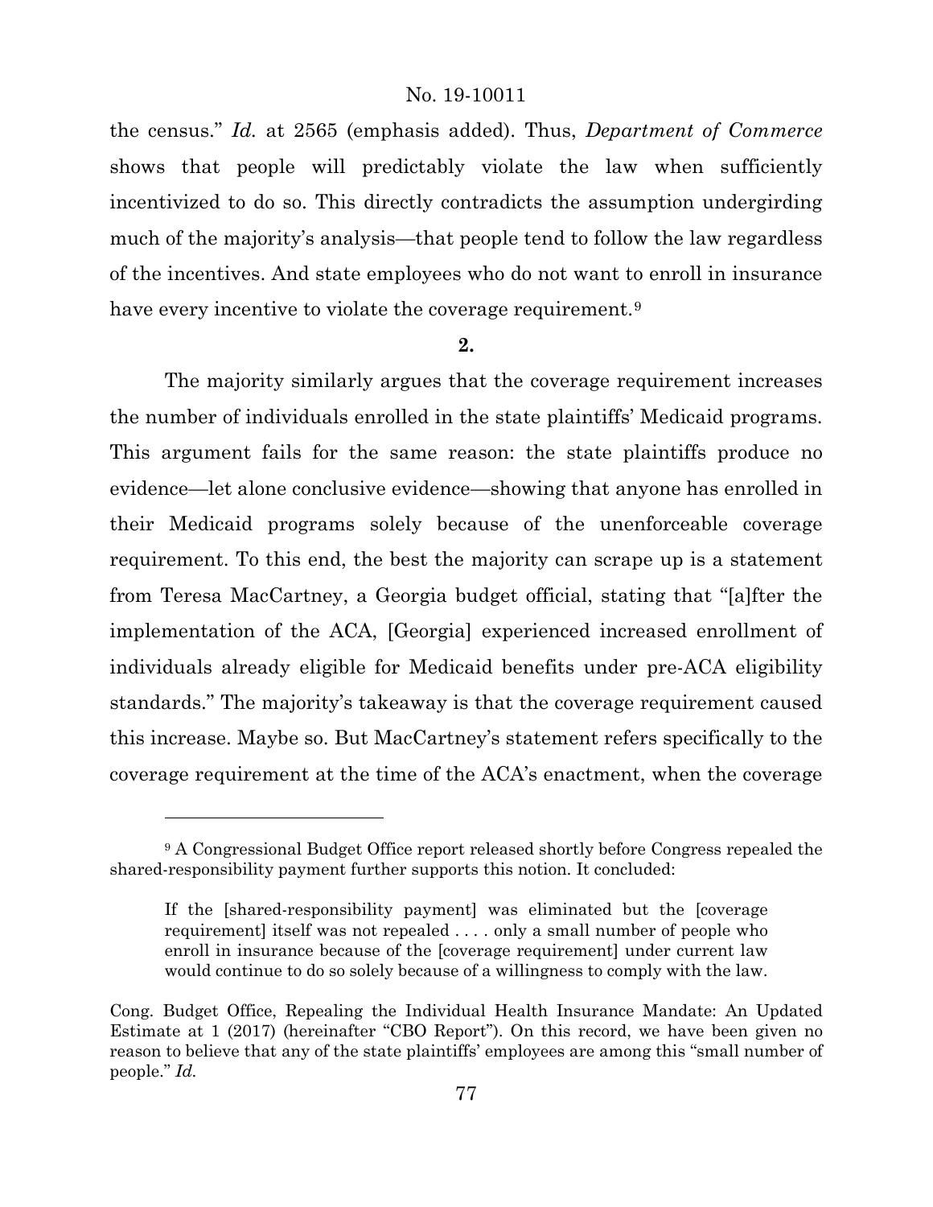the census." *Id.* at 2565 (emphasis added). Thus, *Department of Commerce* shows that people will predictably violate the law when sufficiently incentivized to do so. This directly contradicts the assumption undergirding much of the majority's analysis—that people tend to follow the law regardless of the incentives. And state employees who do not want to enroll in insurance have every incentive to violate the coverage requirement.[9]

**2.**

The majority similarly argues that the coverage requirement increases the number of individuals enrolled in the state plaintiffs' Medicaid programs. This argument fails for the same reason: the state plaintiffs produce no evidence—let alone conclusive evidence—showing that anyone has enrolled in their Medicaid programs solely because of the unenforceable coverage requirement. To this end, the best the majority can scrape up is a statement from Teresa MacCartney, a Georgia budget official, stating that "[a]fter the implementation of the ACA, [Georgia] experienced increased enrollment of individuals already eligible for Medicaid benefits under pre-ACA eligibility standards." The majority's takeaway is that the coverage requirement caused this increase. Maybe so. But MacCartney's statement refers specifically to the coverage requirement at the time of the ACA's enactment, when the coverage

---

[9] A Congressional Budget Office report released shortly before Congress repealed the shared-responsibility payment further supports this notion. It concluded:

> If the [shared-responsibility payment] was eliminated but the [coverage requirement] itself was not repealed . . . . only a small number of people who enroll in insurance because of the [coverage requirement] under current law would continue to do so solely because of a willingness to comply with the law.

Cong. Budget Office, Repealing the Individual Health Insurance Mandate: An Updated Estimate at 1 (2017) (hereinafter "CBO Report"). On this record, we have been given no reason to believe that any of the state plaintiffs' employees are among this "small number of people." *Id.*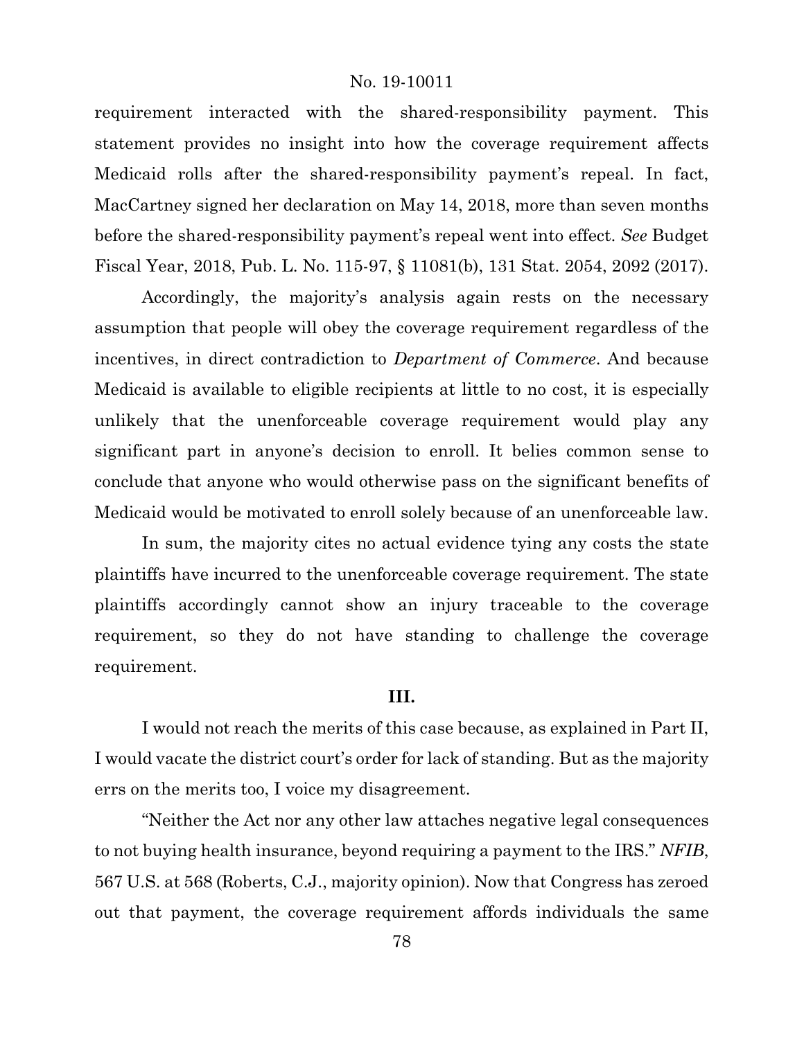requirement interacted with the shared-responsibility payment. This statement provides no insight into how the coverage requirement affects Medicaid rolls after the shared-responsibility payment's repeal. In fact, MacCartney signed her declaration on May 14, 2018, more than seven months before the shared-responsibility payment's repeal went into effect. *See* Budget Fiscal Year, 2018, Pub. L. No. 115-97, § 11081(b), 131 Stat. 2054, 2092 (2017).

Accordingly, the majority's analysis again rests on the necessary assumption that people will obey the coverage requirement regardless of the incentives, in direct contradiction to *Department of Commerce*. And because Medicaid is available to eligible recipients at little to no cost, it is especially unlikely that the unenforceable coverage requirement would play any significant part in anyone's decision to enroll. It belies common sense to conclude that anyone who would otherwise pass on the significant benefits of Medicaid would be motivated to enroll solely because of an unenforceable law.

In sum, the majority cites no actual evidence tying any costs the state plaintiffs have incurred to the unenforceable coverage requirement. The state plaintiffs accordingly cannot show an injury traceable to the coverage requirement, so they do not have standing to challenge the coverage requirement.

**III.**

I would not reach the merits of this case because, as explained in Part II, I would vacate the district court's order for lack of standing. But as the majority errs on the merits too, I voice my disagreement.

"Neither the Act nor any other law attaches negative legal consequences to not buying health insurance, beyond requiring a payment to the IRS." *NFIB*, 567 U.S. at 568 (Roberts, C.J., majority opinion). Now that Congress has zeroed out that payment, the coverage requirement affords individuals the same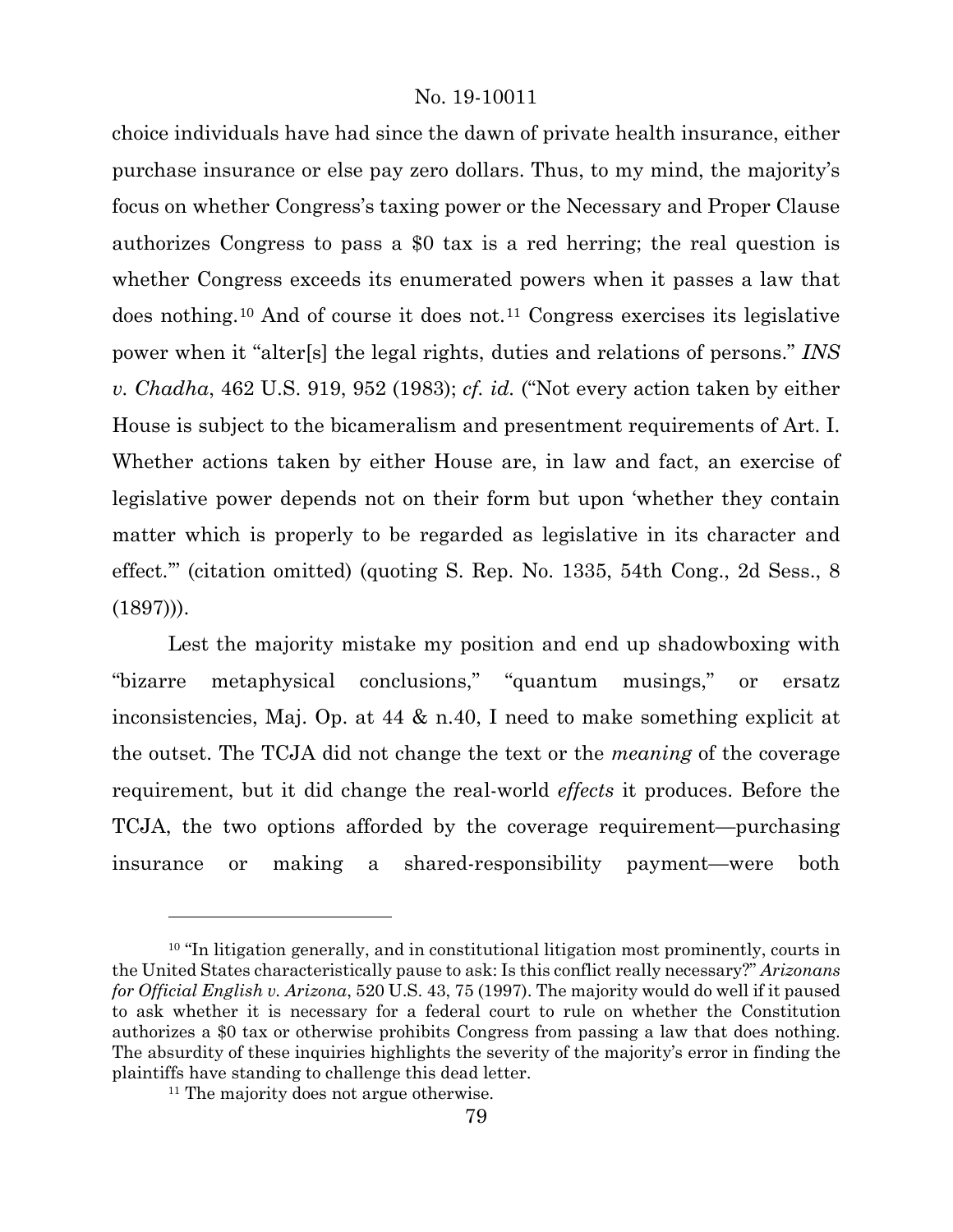choice individuals have had since the dawn of private health insurance, either purchase insurance or else pay zero dollars. Thus, to my mind, the majority's focus on whether Congress's taxing power or the Necessary and Proper Clause authorizes Congress to pass a $0 tax is a red herring; the real question is whether Congress exceeds its enumerated powers when it passes a law that does nothing.[10] And of course it does not.[11] Congress exercises its legislative power when it "alter[s] the legal rights, duties and relations of persons." *INS v. Chadha*, 462 U.S. 919, 952 (1983); *cf. id.* ("Not every action taken by either House is subject to the bicameralism and presentment requirements of Art. I. Whether actions taken by either House are, in law and fact, an exercise of legislative power depends not on their form but upon 'whether they contain matter which is properly to be regarded as legislative in its character and effect.'" (citation omitted) (quoting S. Rep. No. 1335, 54th Cong., 2d Sess., 8 (1897))).

Lest the majority mistake my position and end up shadowboxing with "bizarre metaphysical conclusions," "quantum musings," or ersatz inconsistencies, Maj. Op. at 44 & n.40, I need to make something explicit at the outset. The TCJA did not change the text or the *meaning* of the coverage requirement, but it did change the real-world *effects* it produces. Before the TCJA, the two options afforded by the coverage requirement—purchasing insurance or making a shared-responsibility payment—were both

---

[10] "In litigation generally, and in constitutional litigation most prominently, courts in the United States characteristically pause to ask: Is this conflict really necessary?" *Arizonans for Official English v. Arizona*, 520 U.S. 43, 75 (1997). The majority would do well if it paused to ask whether it is necessary for a federal court to rule on whether the Constitution authorizes a $0 tax or otherwise prohibits Congress from passing a law that does nothing. The absurdity of these inquiries highlights the severity of the majority's error in finding the plaintiffs have standing to challenge this dead letter.

[11] The majority does not argue otherwise.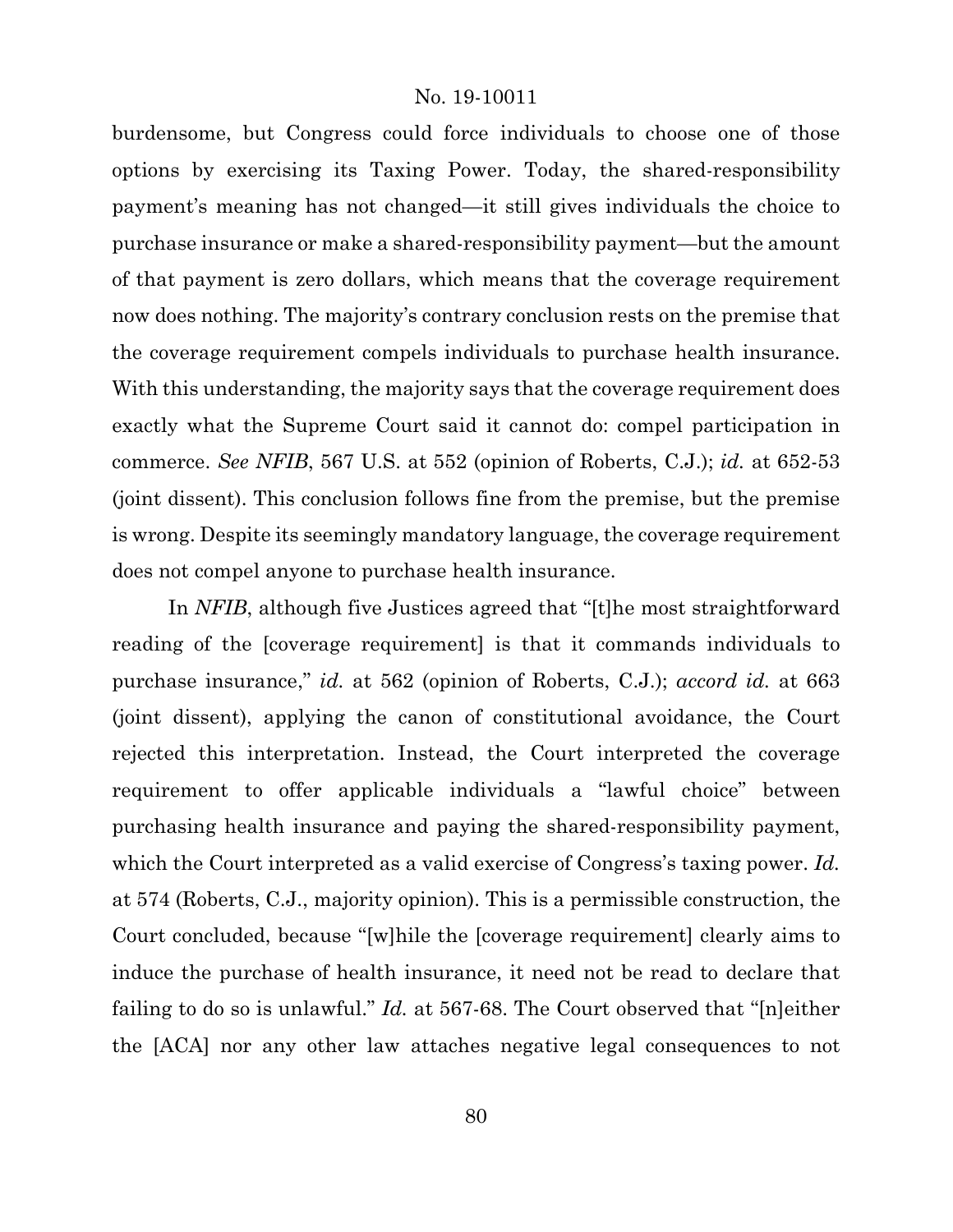burdensome, but Congress could force individuals to choose one of those options by exercising its Taxing Power. Today, the shared-responsibility payment's meaning has not changed—it still gives individuals the choice to purchase insurance or make a shared-responsibility payment—but the amount of that payment is zero dollars, which means that the coverage requirement now does nothing. The majority's contrary conclusion rests on the premise that the coverage requirement compels individuals to purchase health insurance. With this understanding, the majority says that the coverage requirement does exactly what the Supreme Court said it cannot do: compel participation in commerce. *See NFIB*, 567 U.S. at 552 (opinion of Roberts, C.J.); *id.* at 652-53 (joint dissent). This conclusion follows fine from the premise, but the premise is wrong. Despite its seemingly mandatory language, the coverage requirement does not compel anyone to purchase health insurance.

In *NFIB*, although five Justices agreed that "[t]he most straightforward reading of the [coverage requirement] is that it commands individuals to purchase insurance," *id.* at 562 (opinion of Roberts, C.J.); *accord id.* at 663 (joint dissent), applying the canon of constitutional avoidance, the Court rejected this interpretation. Instead, the Court interpreted the coverage requirement to offer applicable individuals a "lawful choice" between purchasing health insurance and paying the shared-responsibility payment, which the Court interpreted as a valid exercise of Congress's taxing power. *Id.* at 574 (Roberts, C.J., majority opinion). This is a permissible construction, the Court concluded, because "[w]hile the [coverage requirement] clearly aims to induce the purchase of health insurance, it need not be read to declare that failing to do so is unlawful." *Id.* at 567-68. The Court observed that "[n]either the [ACA] nor any other law attaches negative legal consequences to not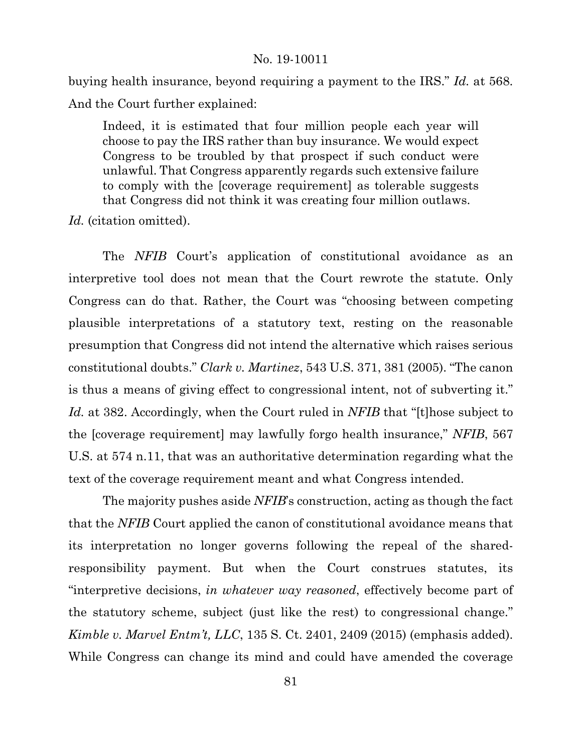buying health insurance, beyond requiring a payment to the IRS." *Id.* at 568. And the Court further explained:

> Indeed, it is estimated that four million people each year will choose to pay the IRS rather than buy insurance. We would expect Congress to be troubled by that prospect if such conduct were unlawful. That Congress apparently regards such extensive failure to comply with the [coverage requirement] as tolerable suggests that Congress did not think it was creating four million outlaws.

*Id.* (citation omitted).

The *NFIB* Court's application of constitutional avoidance as an interpretive tool does not mean that the Court rewrote the statute. Only Congress can do that. Rather, the Court was "choosing between competing plausible interpretations of a statutory text, resting on the reasonable presumption that Congress did not intend the alternative which raises serious constitutional doubts." *Clark v. Martinez*, 543 U.S. 371, 381 (2005). "The canon is thus a means of giving effect to congressional intent, not of subverting it." *Id.* at 382. Accordingly, when the Court ruled in *NFIB* that "[t]hose subject to the [coverage requirement] may lawfully forgo health insurance," *NFIB*, 567 U.S. at 574 n.11, that was an authoritative determination regarding what the text of the coverage requirement meant and what Congress intended.

The majority pushes aside *NFIB*'s construction, acting as though the fact that the *NFIB* Court applied the canon of constitutional avoidance means that its interpretation no longer governs following the repeal of the shared-responsibility payment. But when the Court construes statutes, its "interpretive decisions, *in whatever way reasoned*, effectively become part of the statutory scheme, subject (just like the rest) to congressional change." *Kimble v. Marvel Entm't, LLC*, 135 S. Ct. 2401, 2409 (2015) (emphasis added). While Congress can change its mind and could have amended the coverage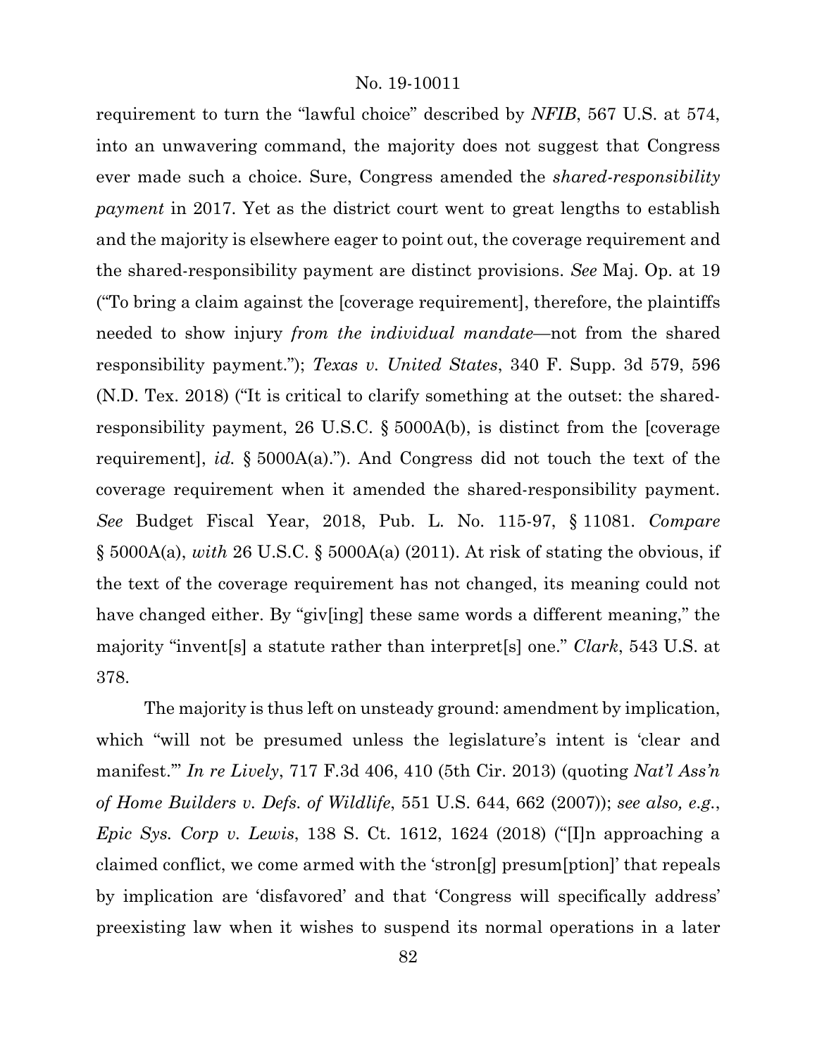requirement to turn the "lawful choice" described by *NFIB*, 567 U.S. at 574, into an unwavering command, the majority does not suggest that Congress ever made such a choice. Sure, Congress amended the *shared-responsibility payment* in 2017. Yet as the district court went to great lengths to establish and the majority is elsewhere eager to point out, the coverage requirement and the shared-responsibility payment are distinct provisions. *See* Maj. Op. at 19 ("To bring a claim against the [coverage requirement], therefore, the plaintiffs needed to show injury *from the individual mandate*—not from the shared responsibility payment."); *Texas v. United States*, 340 F. Supp. 3d 579, 596 (N.D. Tex. 2018) ("It is critical to clarify something at the outset: the shared-responsibility payment, 26 U.S.C. § 5000A(b), is distinct from the [coverage requirement], *id.* § 5000A(a)."). And Congress did not touch the text of the coverage requirement when it amended the shared-responsibility payment. *See* Budget Fiscal Year, 2018, Pub. L. No. 115-97, § 11081. *Compare* § 5000A(a), *with* 26 U.S.C. § 5000A(a) (2011). At risk of stating the obvious, if the text of the coverage requirement has not changed, its meaning could not have changed either. By "giv[ing] these same words a different meaning," the majority "invent[s] a statute rather than interpret[s] one." *Clark*, 543 U.S. at 378.

The majority is thus left on unsteady ground: amendment by implication, which "will not be presumed unless the legislature's intent is 'clear and manifest.'" *In re Lively*, 717 F.3d 406, 410 (5th Cir. 2013) (quoting *Nat'l Ass'n of Home Builders v. Defs. of Wildlife*, 551 U.S. 644, 662 (2007)); *see also, e.g.*, *Epic Sys. Corp v. Lewis*, 138 S. Ct. 1612, 1624 (2018) ("[I]n approaching a claimed conflict, we come armed with the 'stron[g] presum[ption]' that repeals by implication are 'disfavored' and that 'Congress will specifically address' preexisting law when it wishes to suspend its normal operations in a later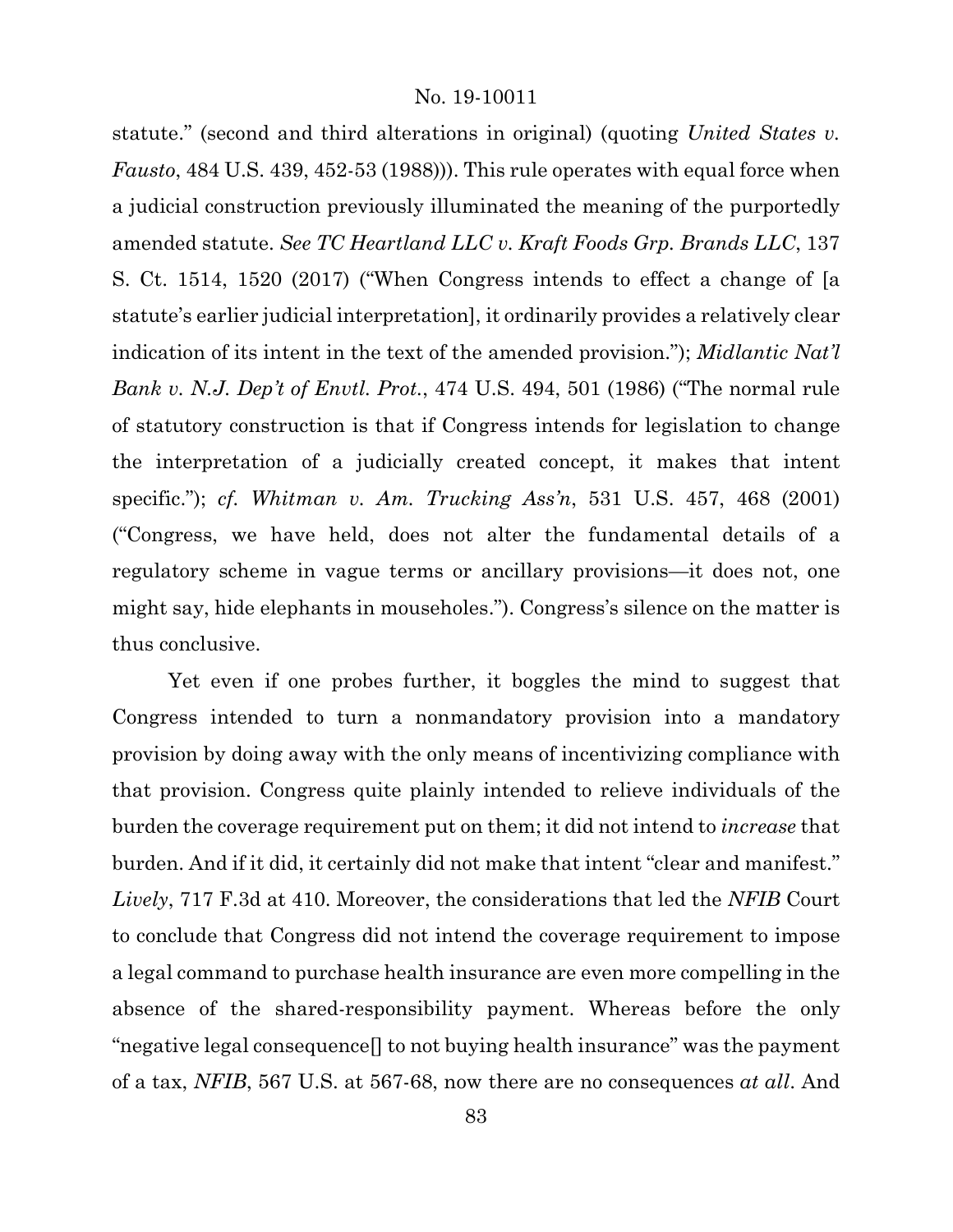statute." (second and third alterations in original) (quoting *United States v. Fausto*, 484 U.S. 439, 452-53 (1988))). This rule operates with equal force when a judicial construction previously illuminated the meaning of the purportedly amended statute. *See TC Heartland LLC v. Kraft Foods Grp. Brands LLC*, 137 S. Ct. 1514, 1520 (2017) ("When Congress intends to effect a change of [a statute's earlier judicial interpretation], it ordinarily provides a relatively clear indication of its intent in the text of the amended provision."); *Midlantic Nat'l Bank v. N.J. Dep't of Envtl. Prot.*, 474 U.S. 494, 501 (1986) ("The normal rule of statutory construction is that if Congress intends for legislation to change the interpretation of a judicially created concept, it makes that intent specific."); *cf. Whitman v. Am. Trucking Ass'n*, 531 U.S. 457, 468 (2001) ("Congress, we have held, does not alter the fundamental details of a regulatory scheme in vague terms or ancillary provisions—it does not, one might say, hide elephants in mouseholes."). Congress's silence on the matter is thus conclusive.

Yet even if one probes further, it boggles the mind to suggest that Congress intended to turn a nonmandatory provision into a mandatory provision by doing away with the only means of incentivizing compliance with that provision. Congress quite plainly intended to relieve individuals of the burden the coverage requirement put on them; it did not intend to *increase* that burden. And if it did, it certainly did not make that intent "clear and manifest." *Lively*, 717 F.3d at 410. Moreover, the considerations that led the *NFIB* Court to conclude that Congress did not intend the coverage requirement to impose a legal command to purchase health insurance are even more compelling in the absence of the shared-responsibility payment. Whereas before the only "negative legal consequence[] to not buying health insurance" was the payment of a tax, *NFIB*, 567 U.S. at 567-68, now there are no consequences *at all*. And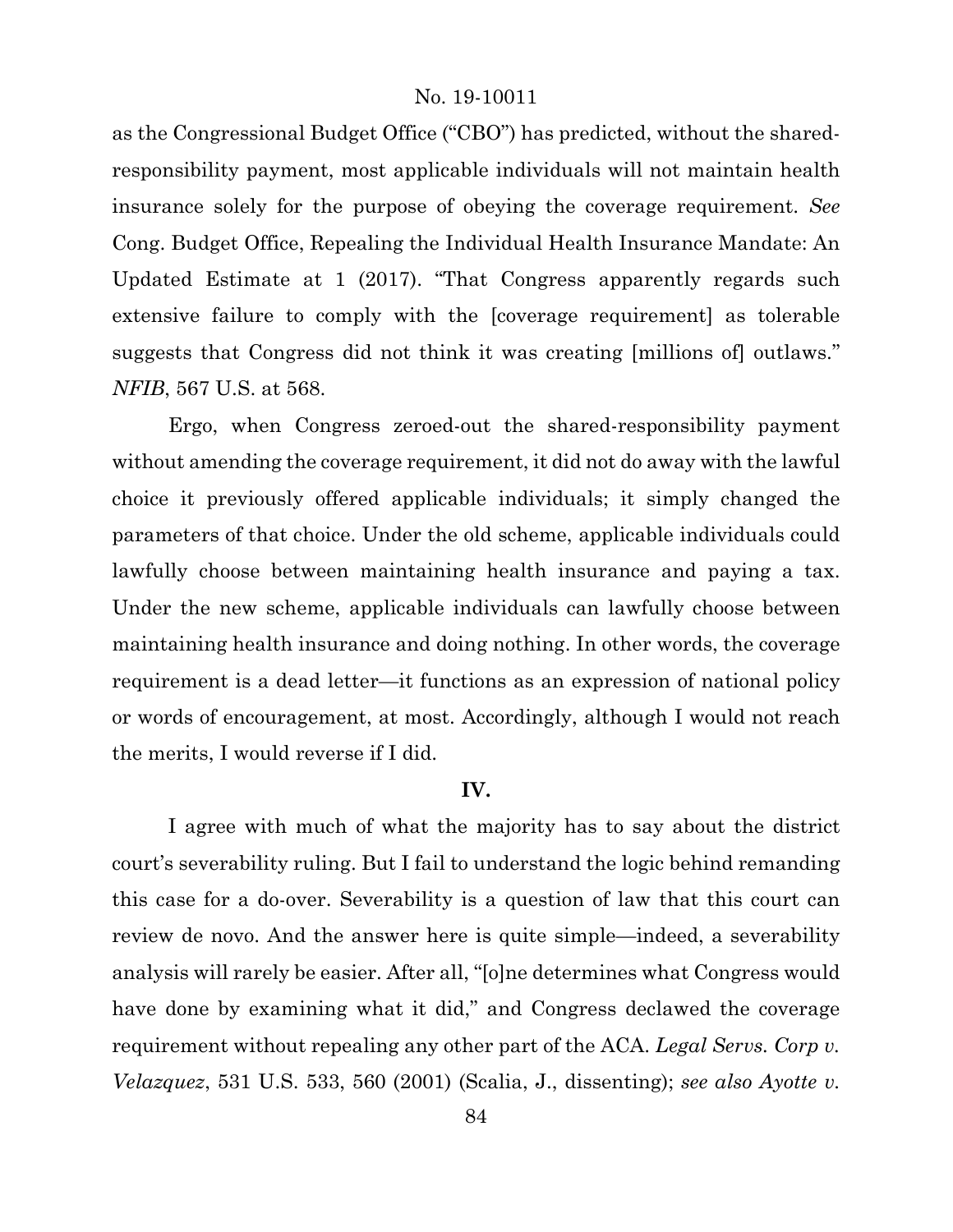as the Congressional Budget Office ("CBO") has predicted, without the shared-responsibility payment, most applicable individuals will not maintain health insurance solely for the purpose of obeying the coverage requirement. *See* Cong. Budget Office, Repealing the Individual Health Insurance Mandate: An Updated Estimate at 1 (2017). "That Congress apparently regards such extensive failure to comply with the [coverage requirement] as tolerable suggests that Congress did not think it was creating [millions of] outlaws." *NFIB*, 567 U.S. at 568.

Ergo, when Congress zeroed-out the shared-responsibility payment without amending the coverage requirement, it did not do away with the lawful choice it previously offered applicable individuals; it simply changed the parameters of that choice. Under the old scheme, applicable individuals could lawfully choose between maintaining health insurance and paying a tax. Under the new scheme, applicable individuals can lawfully choose between maintaining health insurance and doing nothing. In other words, the coverage requirement is a dead letter—it functions as an expression of national policy or words of encouragement, at most. Accordingly, although I would not reach the merits, I would reverse if I did.

## IV.

I agree with much of what the majority has to say about the district court's severability ruling. But I fail to understand the logic behind remanding this case for a do-over. Severability is a question of law that this court can review de novo. And the answer here is quite simple—indeed, a severability analysis will rarely be easier. After all, "[o]ne determines what Congress would have done by examining what it did," and Congress declawed the coverage requirement without repealing any other part of the ACA. *Legal Servs. Corp v. Velazquez*, 531 U.S. 533, 560 (2001) (Scalia, J., dissenting); *see also Ayotte v.*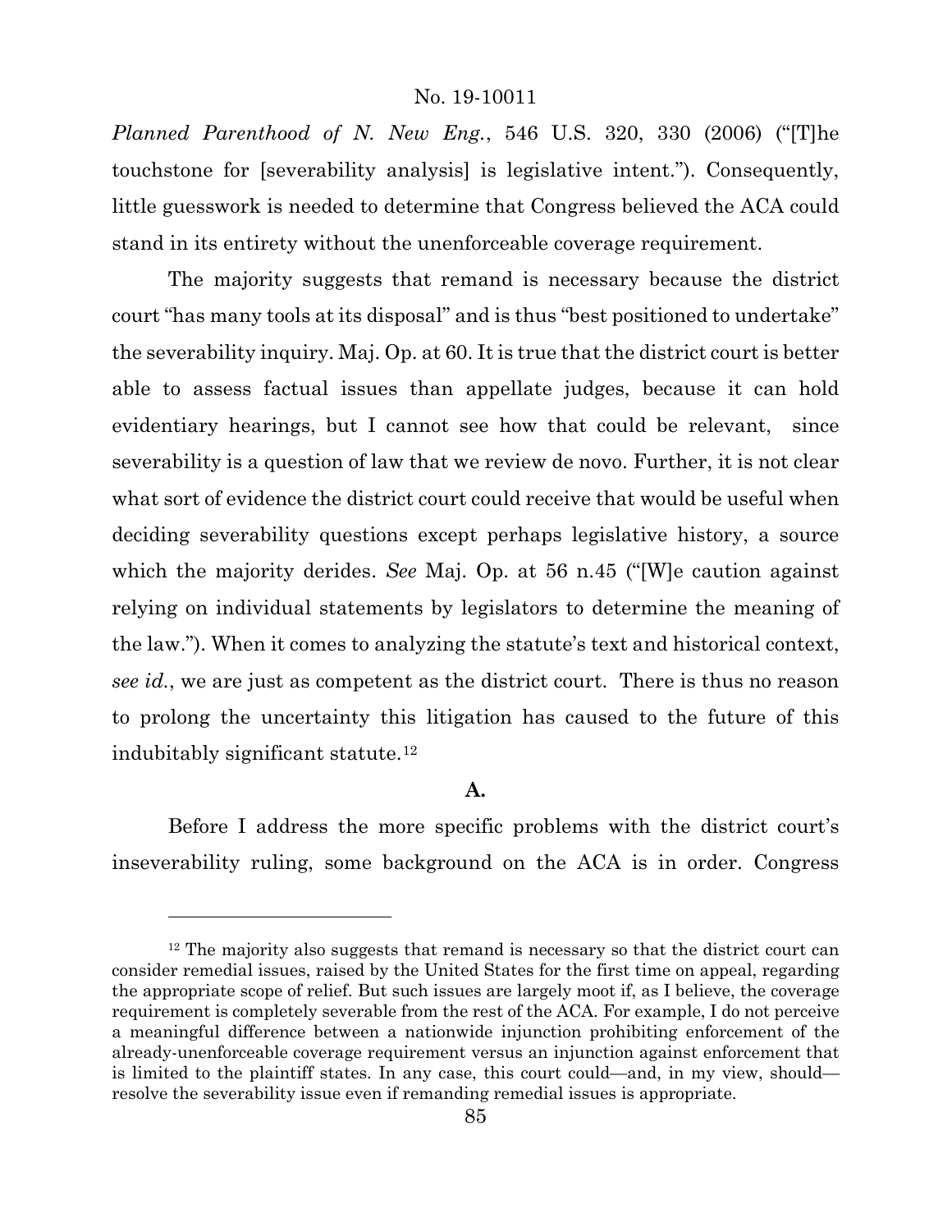*Planned Parenthood of N. New Eng.*, 546 U.S. 320, 330 (2006) ("[T]he touchstone for [severability analysis] is legislative intent."). Consequently, little guesswork is needed to determine that Congress believed the ACA could stand in its entirety without the unenforceable coverage requirement.

The majority suggests that remand is necessary because the district court "has many tools at its disposal" and is thus "best positioned to undertake" the severability inquiry. Maj. Op. at 60. It is true that the district court is better able to assess factual issues than appellate judges, because it can hold evidentiary hearings, but I cannot see how that could be relevant, since severability is a question of law that we review de novo. Further, it is not clear what sort of evidence the district court could receive that would be useful when deciding severability questions except perhaps legislative history, a source which the majority derides. *See* Maj. Op. at 56 n.45 ("[W]e caution against relying on individual statements by legislators to determine the meaning of the law."). When it comes to analyzing the statute's text and historical context, *see id.*, we are just as competent as the district court. There is thus no reason to prolong the uncertainty this litigation has caused to the future of this indubitably significant statute.[12]

**A.**

Before I address the more specific problems with the district court's inseverability ruling, some background on the ACA is in order. Congress

---

[12] The majority also suggests that remand is necessary so that the district court can consider remedial issues, raised by the United States for the first time on appeal, regarding the appropriate scope of relief. But such issues are largely moot if, as I believe, the coverage requirement is completely severable from the rest of the ACA. For example, I do not perceive a meaningful difference between a nationwide injunction prohibiting enforcement of the already-unenforceable coverage requirement versus an injunction against enforcement that is limited to the plaintiff states. In any case, this court could—and, in my view, should—resolve the severability issue even if remanding remedial issues is appropriate.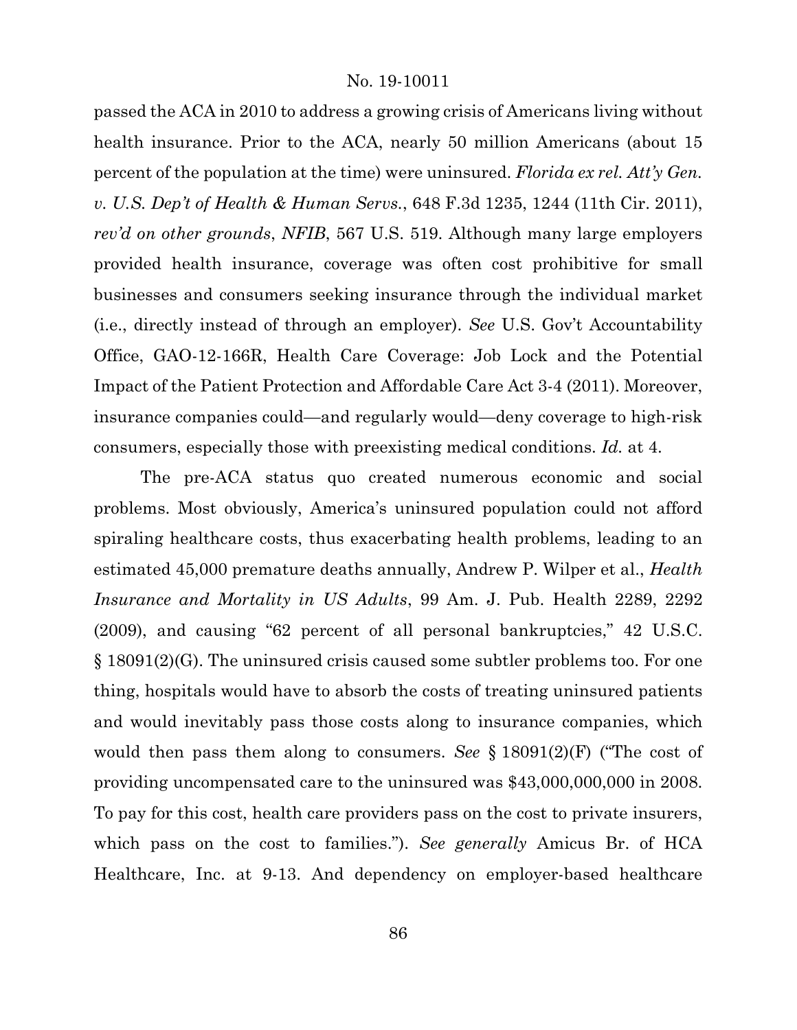passed the ACA in 2010 to address a growing crisis of Americans living without health insurance. Prior to the ACA, nearly 50 million Americans (about 15 percent of the population at the time) were uninsured. *Florida ex rel. Att'y Gen. v. U.S. Dep't of Health & Human Servs.*, 648 F.3d 1235, 1244 (11th Cir. 2011), *rev'd on other grounds*, *NFIB*, 567 U.S. 519. Although many large employers provided health insurance, coverage was often cost prohibitive for small businesses and consumers seeking insurance through the individual market (i.e., directly instead of through an employer). *See* U.S. Gov't Accountability Office, GAO-12-166R, Health Care Coverage: Job Lock and the Potential Impact of the Patient Protection and Affordable Care Act 3-4 (2011). Moreover, insurance companies could—and regularly would—deny coverage to high-risk consumers, especially those with preexisting medical conditions. *Id.* at 4.

The pre-ACA status quo created numerous economic and social problems. Most obviously, America's uninsured population could not afford spiraling healthcare costs, thus exacerbating health problems, leading to an estimated 45,000 premature deaths annually, Andrew P. Wilper et al., *Health Insurance and Mortality in US Adults*, 99 Am. J. Pub. Health 2289, 2292 (2009), and causing "62 percent of all personal bankruptcies," 42 U.S.C. § 18091(2)(G). The uninsured crisis caused some subtler problems too. For one thing, hospitals would have to absorb the costs of treating uninsured patients and would inevitably pass those costs along to insurance companies, which would then pass them along to consumers. *See* § 18091(2)(F) ("The cost of providing uncompensated care to the uninsured was $43,000,000,000 in 2008. To pay for this cost, health care providers pass on the cost to private insurers, which pass on the cost to families."). *See generally* Amicus Br. of HCA Healthcare, Inc. at 9-13. And dependency on employer-based healthcare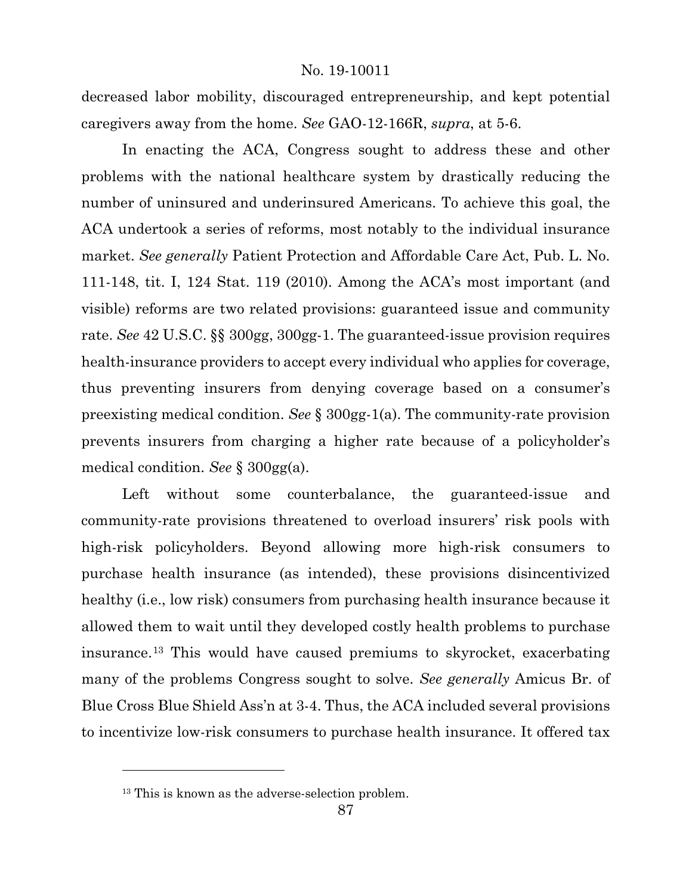decreased labor mobility, discouraged entrepreneurship, and kept potential caregivers away from the home. *See* GAO-12-166R, *supra*, at 5-6.

In enacting the ACA, Congress sought to address these and other problems with the national healthcare system by drastically reducing the number of uninsured and underinsured Americans. To achieve this goal, the ACA undertook a series of reforms, most notably to the individual insurance market. *See generally* Patient Protection and Affordable Care Act, Pub. L. No. 111-148, tit. I, 124 Stat. 119 (2010). Among the ACA's most important (and visible) reforms are two related provisions: guaranteed issue and community rate. *See* 42 U.S.C. §§ 300gg, 300gg-1. The guaranteed-issue provision requires health-insurance providers to accept every individual who applies for coverage, thus preventing insurers from denying coverage based on a consumer's preexisting medical condition. *See* § 300gg-1(a). The community-rate provision prevents insurers from charging a higher rate because of a policyholder's medical condition. *See* § 300gg(a).

Left without some counterbalance, the guaranteed-issue and community-rate provisions threatened to overload insurers' risk pools with high-risk policyholders. Beyond allowing more high-risk consumers to purchase health insurance (as intended), these provisions disincentivized healthy (i.e., low risk) consumers from purchasing health insurance because it allowed them to wait until they developed costly health problems to purchase insurance.[13] This would have caused premiums to skyrocket, exacerbating many of the problems Congress sought to solve. *See generally* Amicus Br. of Blue Cross Blue Shield Ass'n at 3-4. Thus, the ACA included several provisions to incentivize low-risk consumers to purchase health insurance. It offered tax

[13] This is known as the adverse-selection problem.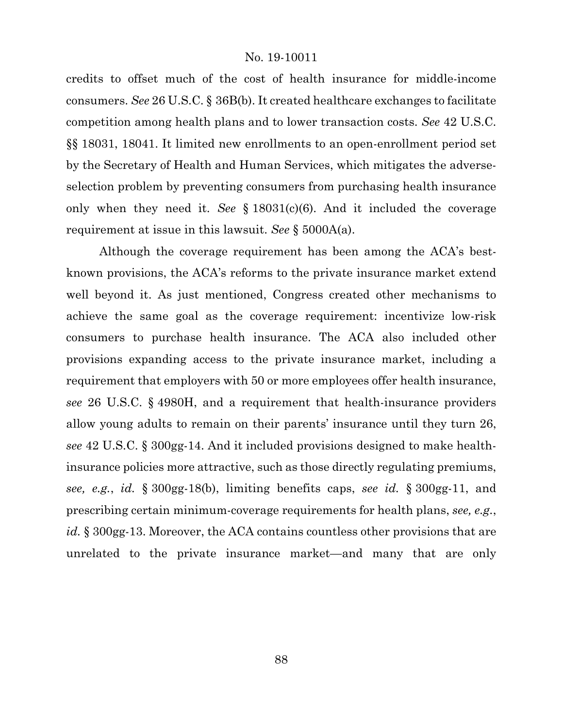credits to offset much of the cost of health insurance for middle-income consumers. *See* 26 U.S.C. § 36B(b). It created healthcare exchanges to facilitate competition among health plans and to lower transaction costs. *See* 42 U.S.C. §§ 18031, 18041. It limited new enrollments to an open-enrollment period set by the Secretary of Health and Human Services, which mitigates the adverse-selection problem by preventing consumers from purchasing health insurance only when they need it. *See* § 18031(c)(6). And it included the coverage requirement at issue in this lawsuit. *See* § 5000A(a).

Although the coverage requirement has been among the ACA's best-known provisions, the ACA's reforms to the private insurance market extend well beyond it. As just mentioned, Congress created other mechanisms to achieve the same goal as the coverage requirement: incentivize low-risk consumers to purchase health insurance. The ACA also included other provisions expanding access to the private insurance market, including a requirement that employers with 50 or more employees offer health insurance, *see* 26 U.S.C. § 4980H, and a requirement that health-insurance providers allow young adults to remain on their parents' insurance until they turn 26, *see* 42 U.S.C. § 300gg-14. And it included provisions designed to make health-insurance policies more attractive, such as those directly regulating premiums, *see, e.g.*, *id.* § 300gg-18(b), limiting benefits caps, *see id.* § 300gg-11, and prescribing certain minimum-coverage requirements for health plans, *see, e.g.*, *id.* § 300gg-13. Moreover, the ACA contains countless other provisions that are unrelated to the private insurance market—and many that are only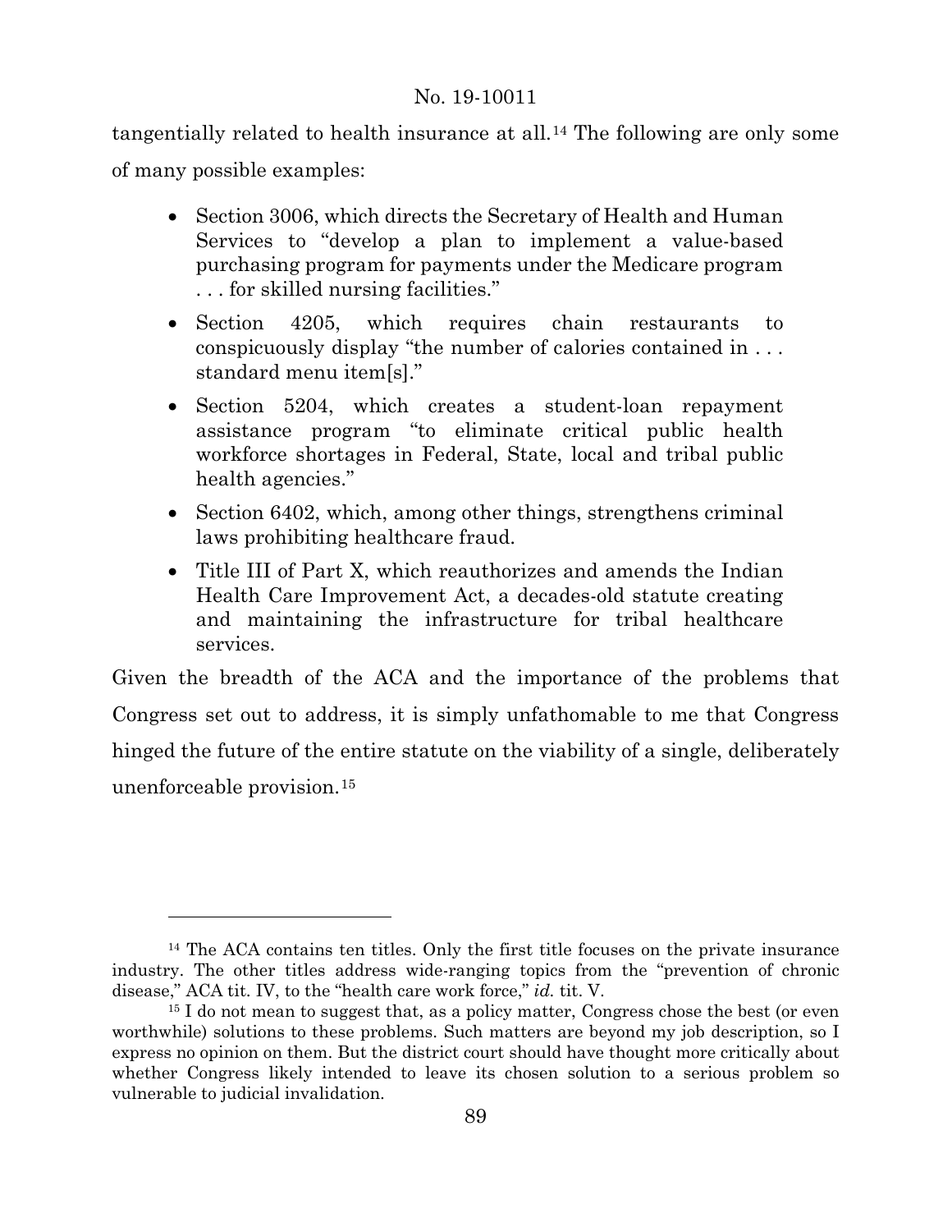tangentially related to health insurance at all.[14] The following are only some of many possible examples:

- Section 3006, which directs the Secretary of Health and Human Services to "develop a plan to implement a value-based purchasing program for payments under the Medicare program . . . for skilled nursing facilities."
- Section 4205, which requires chain restaurants to conspicuously display "the number of calories contained in . . . standard menu item[s]."
- Section 5204, which creates a student-loan repayment assistance program "to eliminate critical public health workforce shortages in Federal, State, local and tribal public health agencies."
- Section 6402, which, among other things, strengthens criminal laws prohibiting healthcare fraud.
- Title III of Part X, which reauthorizes and amends the Indian Health Care Improvement Act, a decades-old statute creating and maintaining the infrastructure for tribal healthcare services.

Given the breadth of the ACA and the importance of the problems that Congress set out to address, it is simply unfathomable to me that Congress hinged the future of the entire statute on the viability of a single, deliberately unenforceable provision.[15]

---

[14] The ACA contains ten titles. Only the first title focuses on the private insurance industry. The other titles address wide-ranging topics from the "prevention of chronic disease," ACA tit. IV, to the "health care work force," *id.* tit. V.

[15] I do not mean to suggest that, as a policy matter, Congress chose the best (or even worthwhile) solutions to these problems. Such matters are beyond my job description, so I express no opinion on them. But the district court should have thought more critically about whether Congress likely intended to leave its chosen solution to a serious problem so vulnerable to judicial invalidation.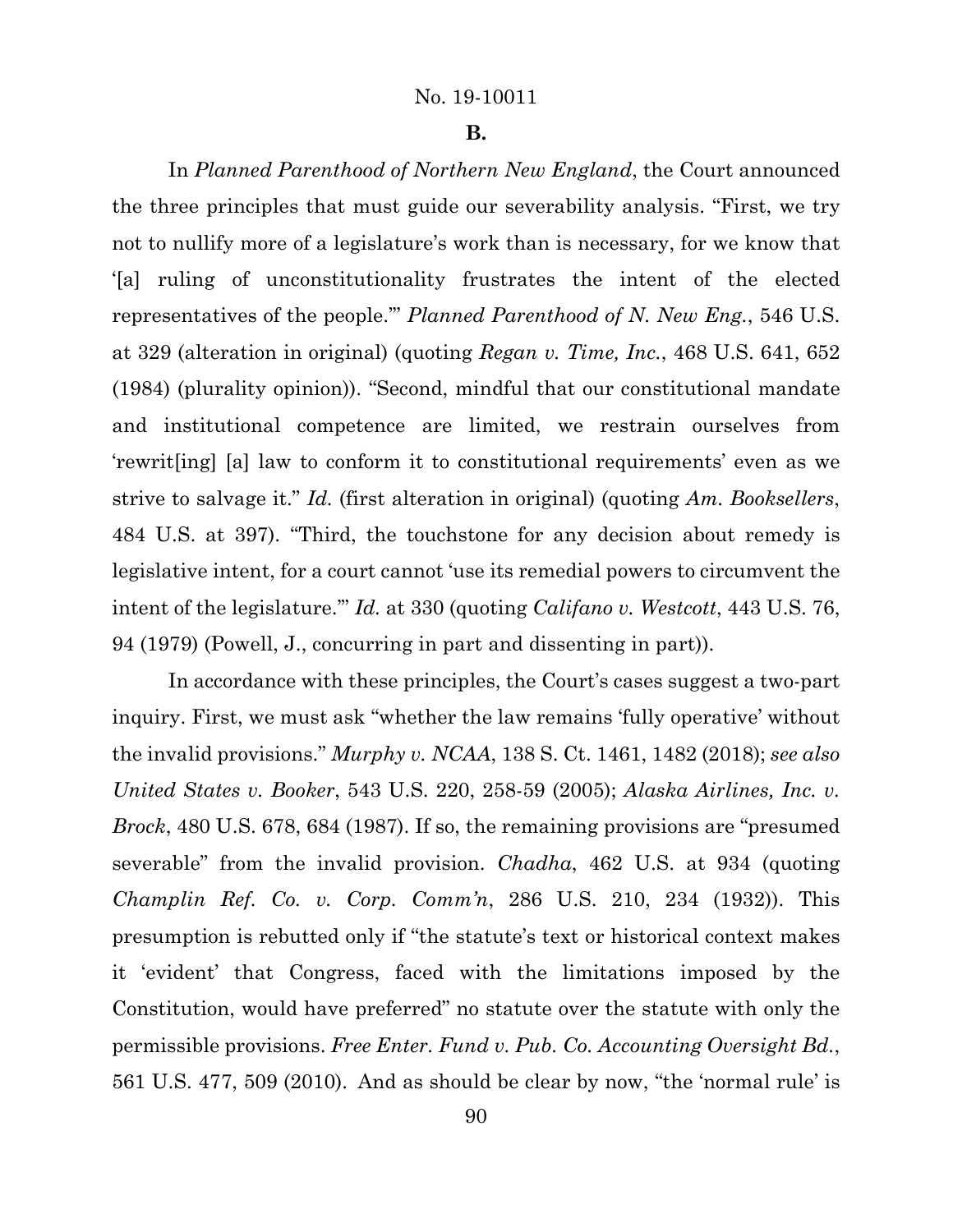**B.**

In *Planned Parenthood of Northern New England*, the Court announced the three principles that must guide our severability analysis. "First, we try not to nullify more of a legislature's work than is necessary, for we know that '[a] ruling of unconstitutionality frustrates the intent of the elected representatives of the people.'" *Planned Parenthood of N. New Eng.*, 546 U.S. at 329 (alteration in original) (quoting *Regan v. Time, Inc.*, 468 U.S. 641, 652 (1984) (plurality opinion)). "Second, mindful that our constitutional mandate and institutional competence are limited, we restrain ourselves from 'rewrit[ing] [a] law to conform it to constitutional requirements' even as we strive to salvage it." *Id.* (first alteration in original) (quoting *Am. Booksellers*, 484 U.S. at 397). "Third, the touchstone for any decision about remedy is legislative intent, for a court cannot 'use its remedial powers to circumvent the intent of the legislature.'" *Id.* at 330 (quoting *Califano v. Westcott*, 443 U.S. 76, 94 (1979) (Powell, J., concurring in part and dissenting in part)).

In accordance with these principles, the Court's cases suggest a two-part inquiry. First, we must ask "whether the law remains 'fully operative' without the invalid provisions." *Murphy v. NCAA*, 138 S. Ct. 1461, 1482 (2018); *see also United States v. Booker*, 543 U.S. 220, 258-59 (2005); *Alaska Airlines, Inc. v. Brock*, 480 U.S. 678, 684 (1987). If so, the remaining provisions are "presumed severable" from the invalid provision. *Chadha*, 462 U.S. at 934 (quoting *Champlin Ref. Co. v. Corp. Comm'n*, 286 U.S. 210, 234 (1932)). This presumption is rebutted only if "the statute's text or historical context makes it 'evident' that Congress, faced with the limitations imposed by the Constitution, would have preferred" no statute over the statute with only the permissible provisions. *Free Enter. Fund v. Pub. Co. Accounting Oversight Bd.*, 561 U.S. 477, 509 (2010). And as should be clear by now, "the 'normal rule' is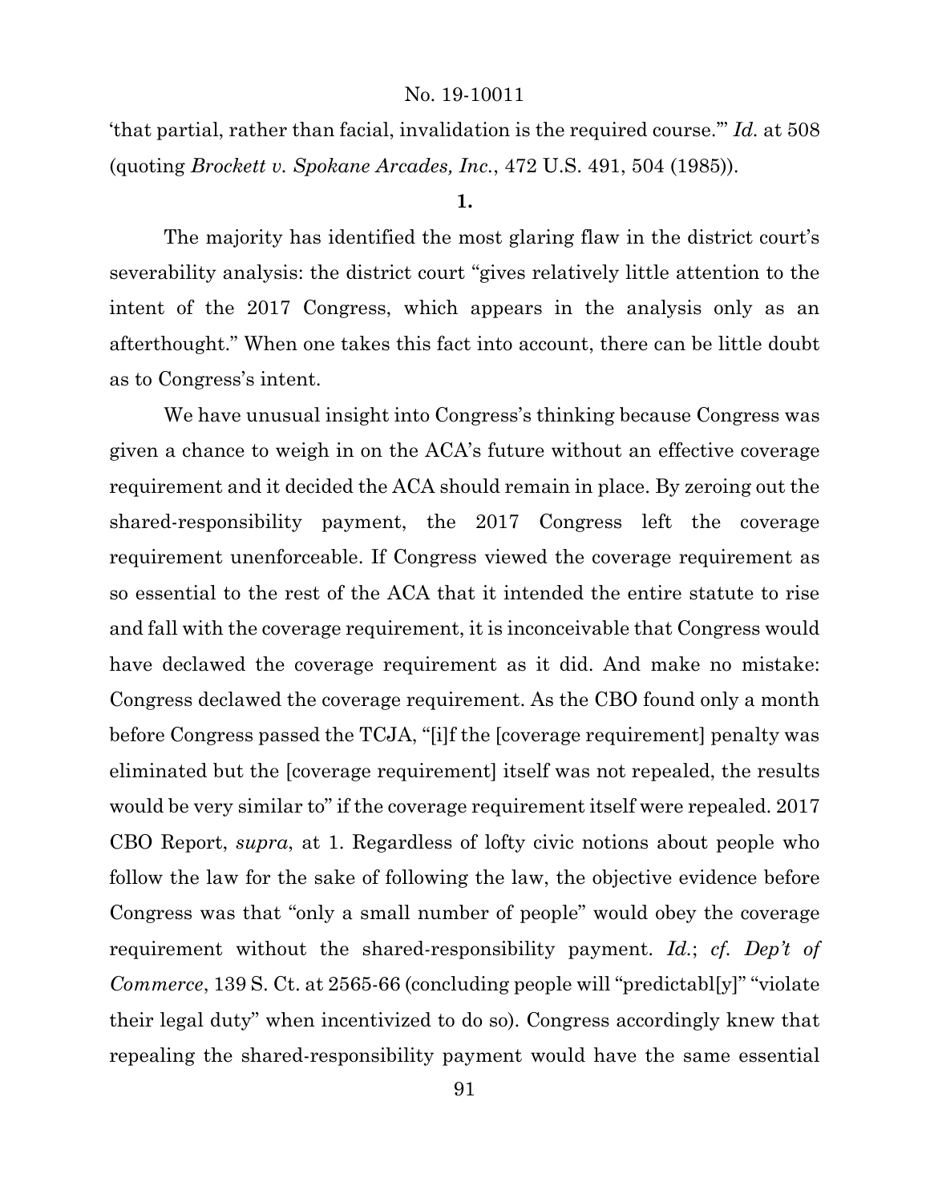'that partial, rather than facial, invalidation is the required course.'" *Id.* at 508 (quoting *Brockett v. Spokane Arcades, Inc.*, 472 U.S. 491, 504 (1985)).

**1.**

The majority has identified the most glaring flaw in the district court's severability analysis: the district court "gives relatively little attention to the intent of the 2017 Congress, which appears in the analysis only as an afterthought." When one takes this fact into account, there can be little doubt as to Congress's intent.

We have unusual insight into Congress's thinking because Congress was given a chance to weigh in on the ACA's future without an effective coverage requirement and it decided the ACA should remain in place. By zeroing out the shared-responsibility payment, the 2017 Congress left the coverage requirement unenforceable. If Congress viewed the coverage requirement as so essential to the rest of the ACA that it intended the entire statute to rise and fall with the coverage requirement, it is inconceivable that Congress would have declawed the coverage requirement as it did. And make no mistake: Congress declawed the coverage requirement. As the CBO found only a month before Congress passed the TCJA, "[i]f the [coverage requirement] penalty was eliminated but the [coverage requirement] itself was not repealed, the results would be very similar to" if the coverage requirement itself were repealed. 2017 CBO Report, *supra*, at 1. Regardless of lofty civic notions about people who follow the law for the sake of following the law, the objective evidence before Congress was that "only a small number of people" would obey the coverage requirement without the shared-responsibility payment. *Id.*; *cf. Dep't of Commerce*, 139 S. Ct. at 2565-66 (concluding people will "predictabl[y]" "violate their legal duty" when incentivized to do so). Congress accordingly knew that repealing the shared-responsibility payment would have the same essential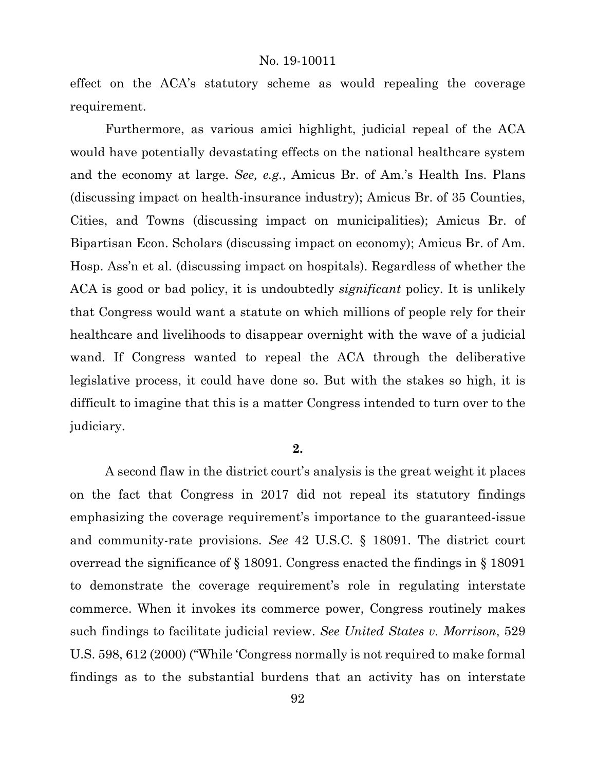effect on the ACA's statutory scheme as would repealing the coverage requirement.

Furthermore, as various amici highlight, judicial repeal of the ACA would have potentially devastating effects on the national healthcare system and the economy at large. *See, e.g.*, Amicus Br. of Am.'s Health Ins. Plans (discussing impact on health-insurance industry); Amicus Br. of 35 Counties, Cities, and Towns (discussing impact on municipalities); Amicus Br. of Bipartisan Econ. Scholars (discussing impact on economy); Amicus Br. of Am. Hosp. Ass'n et al. (discussing impact on hospitals). Regardless of whether the ACA is good or bad policy, it is undoubtedly *significant* policy. It is unlikely that Congress would want a statute on which millions of people rely for their healthcare and livelihoods to disappear overnight with the wave of a judicial wand. If Congress wanted to repeal the ACA through the deliberative legislative process, it could have done so. But with the stakes so high, it is difficult to imagine that this is a matter Congress intended to turn over to the judiciary.

**2.**

A second flaw in the district court's analysis is the great weight it places on the fact that Congress in 2017 did not repeal its statutory findings emphasizing the coverage requirement's importance to the guaranteed-issue and community-rate provisions. *See* 42 U.S.C. § 18091. The district court overread the significance of § 18091. Congress enacted the findings in § 18091 to demonstrate the coverage requirement's role in regulating interstate commerce. When it invokes its commerce power, Congress routinely makes such findings to facilitate judicial review. *See United States v. Morrison*, 529 U.S. 598, 612 (2000) ("While 'Congress normally is not required to make formal findings as to the substantial burdens that an activity has on interstate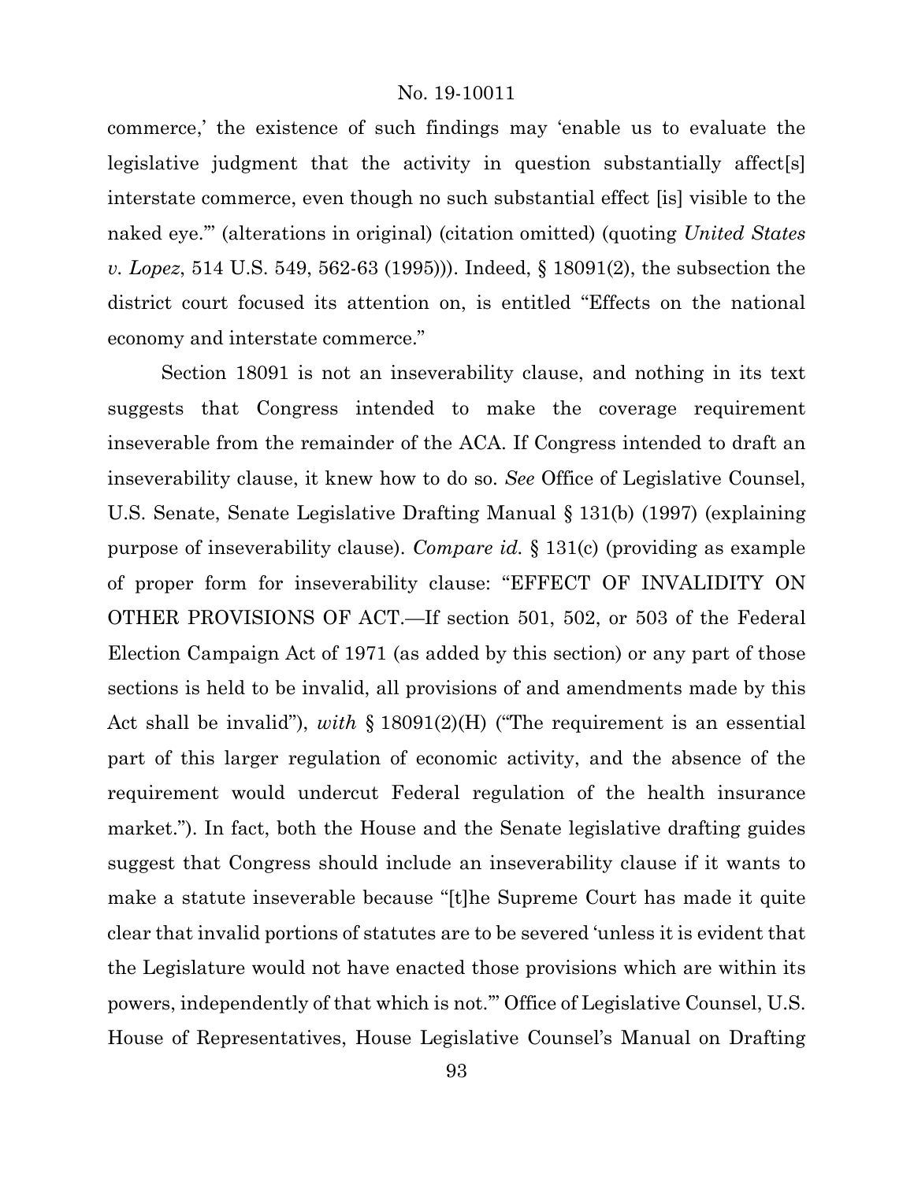commerce,' the existence of such findings may 'enable us to evaluate the legislative judgment that the activity in question substantially affect[s] interstate commerce, even though no such substantial effect [is] visible to the naked eye.'" (alterations in original) (citation omitted) (quoting *United States v. Lopez*, 514 U.S. 549, 562-63 (1995))). Indeed, § 18091(2), the subsection the district court focused its attention on, is entitled "Effects on the national economy and interstate commerce."

Section 18091 is not an inseverability clause, and nothing in its text suggests that Congress intended to make the coverage requirement inseverable from the remainder of the ACA. If Congress intended to draft an inseverability clause, it knew how to do so. *See* Office of Legislative Counsel, U.S. Senate, Senate Legislative Drafting Manual § 131(b) (1997) (explaining purpose of inseverability clause). *Compare id.* § 131(c) (providing as example of proper form for inseverability clause: "EFFECT OF INVALIDITY ON OTHER PROVISIONS OF ACT.—If section 501, 502, or 503 of the Federal Election Campaign Act of 1971 (as added by this section) or any part of those sections is held to be invalid, all provisions of and amendments made by this Act shall be invalid"), *with* § 18091(2)(H) ("The requirement is an essential part of this larger regulation of economic activity, and the absence of the requirement would undercut Federal regulation of the health insurance market."). In fact, both the House and the Senate legislative drafting guides suggest that Congress should include an inseverability clause if it wants to make a statute inseverable because "[t]he Supreme Court has made it quite clear that invalid portions of statutes are to be severed 'unless it is evident that the Legislature would not have enacted those provisions which are within its powers, independently of that which is not.'" Office of Legislative Counsel, U.S. House of Representatives, House Legislative Counsel's Manual on Drafting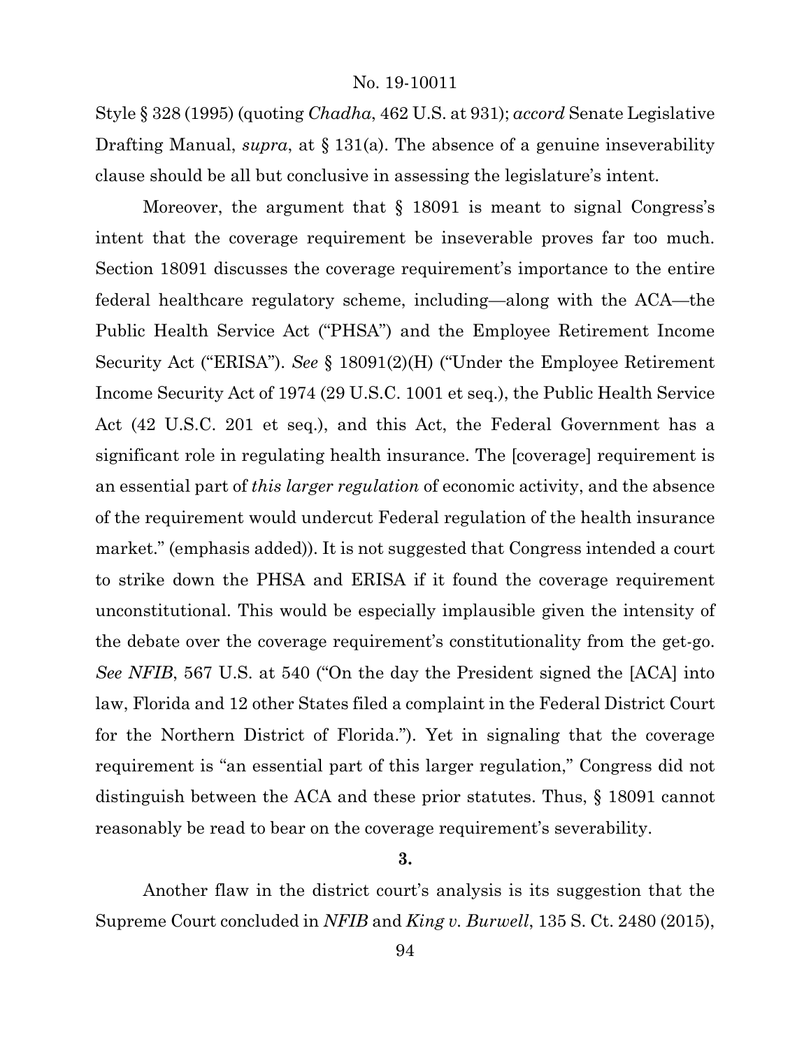Style § 328 (1995) (quoting *Chadha*, 462 U.S. at 931); *accord* Senate Legislative Drafting Manual, *supra*, at § 131(a). The absence of a genuine inseverability clause should be all but conclusive in assessing the legislature's intent.

Moreover, the argument that § 18091 is meant to signal Congress's intent that the coverage requirement be inseverable proves far too much. Section 18091 discusses the coverage requirement's importance to the entire federal healthcare regulatory scheme, including—along with the ACA—the Public Health Service Act ("PHSA") and the Employee Retirement Income Security Act ("ERISA"). *See* § 18091(2)(H) ("Under the Employee Retirement Income Security Act of 1974 (29 U.S.C. 1001 et seq.), the Public Health Service Act (42 U.S.C. 201 et seq.), and this Act, the Federal Government has a significant role in regulating health insurance. The [coverage] requirement is an essential part of *this larger regulation* of economic activity, and the absence of the requirement would undercut Federal regulation of the health insurance market." (emphasis added)). It is not suggested that Congress intended a court to strike down the PHSA and ERISA if it found the coverage requirement unconstitutional. This would be especially implausible given the intensity of the debate over the coverage requirement's constitutionality from the get-go. *See NFIB*, 567 U.S. at 540 ("On the day the President signed the [ACA] into law, Florida and 12 other States filed a complaint in the Federal District Court for the Northern District of Florida."). Yet in signaling that the coverage requirement is "an essential part of this larger regulation," Congress did not distinguish between the ACA and these prior statutes. Thus, § 18091 cannot reasonably be read to bear on the coverage requirement's severability.

**3.**

Another flaw in the district court's analysis is its suggestion that the Supreme Court concluded in *NFIB* and *King v. Burwell*, 135 S. Ct. 2480 (2015),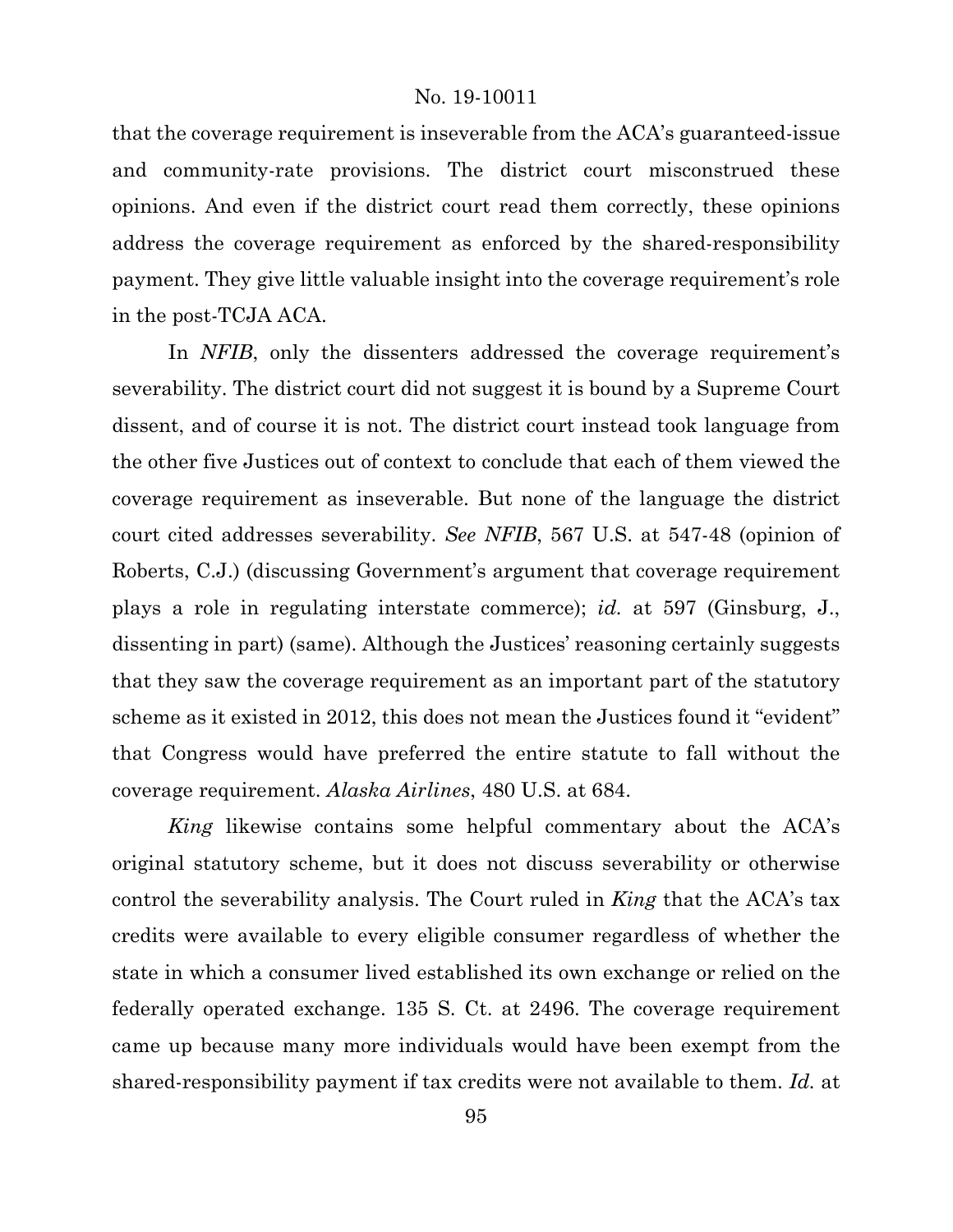that the coverage requirement is inseverable from the ACA's guaranteed-issue and community-rate provisions. The district court misconstrued these opinions. And even if the district court read them correctly, these opinions address the coverage requirement as enforced by the shared-responsibility payment. They give little valuable insight into the coverage requirement's role in the post-TCJA ACA.

In *NFIB*, only the dissenters addressed the coverage requirement's severability. The district court did not suggest it is bound by a Supreme Court dissent, and of course it is not. The district court instead took language from the other five Justices out of context to conclude that each of them viewed the coverage requirement as inseverable. But none of the language the district court cited addresses severability. *See NFIB*, 567 U.S. at 547-48 (opinion of Roberts, C.J.) (discussing Government's argument that coverage requirement plays a role in regulating interstate commerce); *id.* at 597 (Ginsburg, J., dissenting in part) (same). Although the Justices' reasoning certainly suggests that they saw the coverage requirement as an important part of the statutory scheme as it existed in 2012, this does not mean the Justices found it "evident" that Congress would have preferred the entire statute to fall without the coverage requirement. *Alaska Airlines*, 480 U.S. at 684.

*King* likewise contains some helpful commentary about the ACA's original statutory scheme, but it does not discuss severability or otherwise control the severability analysis. The Court ruled in *King* that the ACA's tax credits were available to every eligible consumer regardless of whether the state in which a consumer lived established its own exchange or relied on the federally operated exchange. 135 S. Ct. at 2496. The coverage requirement came up because many more individuals would have been exempt from the shared-responsibility payment if tax credits were not available to them. *Id.* at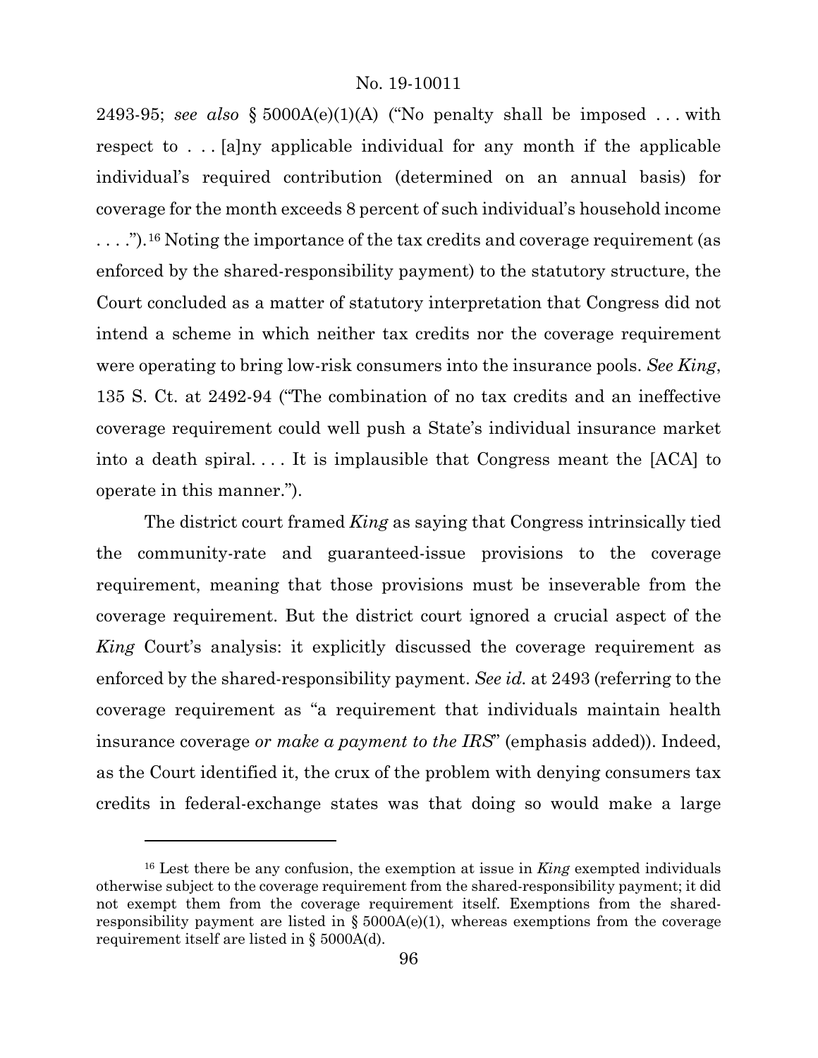2493-95; *see also* § 5000A(e)(1)(A) ("No penalty shall be imposed . . . with respect to . . . [a]ny applicable individual for any month if the applicable individual's required contribution (determined on an annual basis) for coverage for the month exceeds 8 percent of such individual's household income . . . .").[16] Noting the importance of the tax credits and coverage requirement (as enforced by the shared-responsibility payment) to the statutory structure, the Court concluded as a matter of statutory interpretation that Congress did not intend a scheme in which neither tax credits nor the coverage requirement were operating to bring low-risk consumers into the insurance pools. *See King*, 135 S. Ct. at 2492-94 ("The combination of no tax credits and an ineffective coverage requirement could well push a State's individual insurance market into a death spiral. . . . It is implausible that Congress meant the [ACA] to operate in this manner.").

The district court framed *King* as saying that Congress intrinsically tied the community-rate and guaranteed-issue provisions to the coverage requirement, meaning that those provisions must be inseverable from the coverage requirement. But the district court ignored a crucial aspect of the *King* Court's analysis: it explicitly discussed the coverage requirement as enforced by the shared-responsibility payment. *See id.* at 2493 (referring to the coverage requirement as "a requirement that individuals maintain health insurance coverage *or make a payment to the IRS*" (emphasis added)). Indeed, as the Court identified it, the crux of the problem with denying consumers tax credits in federal-exchange states was that doing so would make a large

---

[16] Lest there be any confusion, the exemption at issue in *King* exempted individuals otherwise subject to the coverage requirement from the shared-responsibility payment; it did not exempt them from the coverage requirement itself. Exemptions from the shared-responsibility payment are listed in § 5000A(e)(1), whereas exemptions from the coverage requirement itself are listed in § 5000A(d).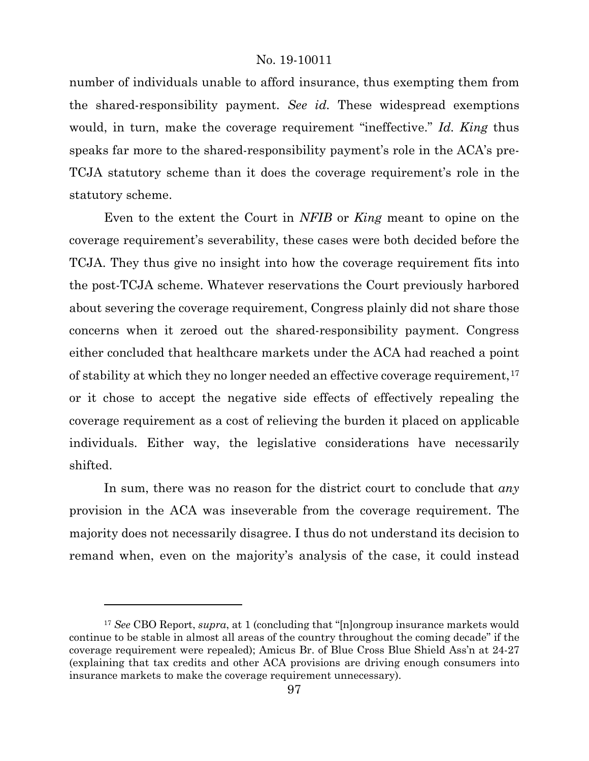number of individuals unable to afford insurance, thus exempting them from the shared-responsibility payment. *See id.* These widespread exemptions would, in turn, make the coverage requirement "ineffective." *Id. King* thus speaks far more to the shared-responsibility payment's role in the ACA's pre-TCJA statutory scheme than it does the coverage requirement's role in the statutory scheme.

Even to the extent the Court in *NFIB* or *King* meant to opine on the coverage requirement's severability, these cases were both decided before the TCJA. They thus give no insight into how the coverage requirement fits into the post-TCJA scheme. Whatever reservations the Court previously harbored about severing the coverage requirement, Congress plainly did not share those concerns when it zeroed out the shared-responsibility payment. Congress either concluded that healthcare markets under the ACA had reached a point of stability at which they no longer needed an effective coverage requirement,[17] or it chose to accept the negative side effects of effectively repealing the coverage requirement as a cost of relieving the burden it placed on applicable individuals. Either way, the legislative considerations have necessarily shifted.

In sum, there was no reason for the district court to conclude that *any* provision in the ACA was inseverable from the coverage requirement. The majority does not necessarily disagree. I thus do not understand its decision to remand when, even on the majority's analysis of the case, it could instead

---

[17] *See* CBO Report, *supra*, at 1 (concluding that "[n]ongroup insurance markets would continue to be stable in almost all areas of the country throughout the coming decade" if the coverage requirement were repealed); Amicus Br. of Blue Cross Blue Shield Ass'n at 24-27 (explaining that tax credits and other ACA provisions are driving enough consumers into insurance markets to make the coverage requirement unnecessary).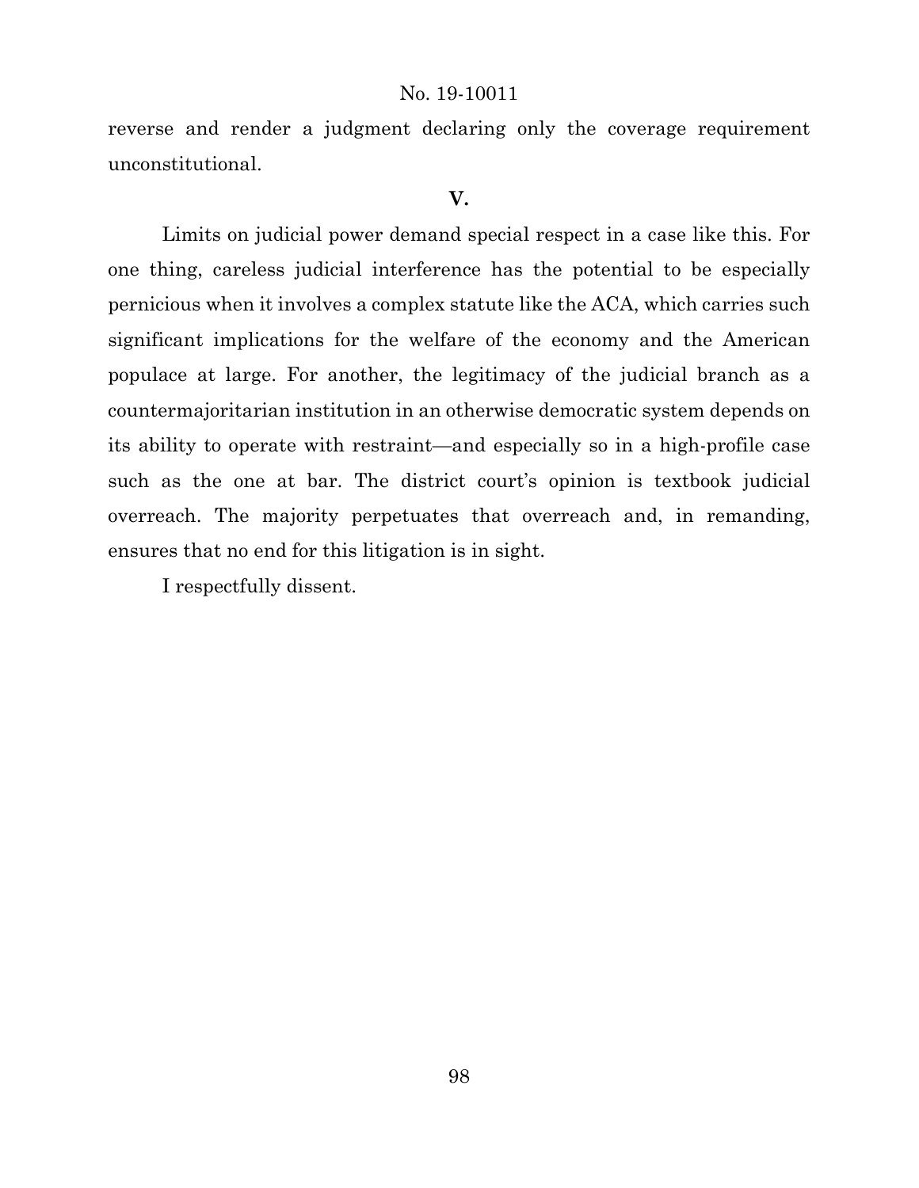reverse and render a judgment declaring only the coverage requirement unconstitutional.

## V.

Limits on judicial power demand special respect in a case like this. For one thing, careless judicial interference has the potential to be especially pernicious when it involves a complex statute like the ACA, which carries such significant implications for the welfare of the economy and the American populace at large. For another, the legitimacy of the judicial branch as a countermajoritarian institution in an otherwise democratic system depends on its ability to operate with restraint—and especially so in a high-profile case such as the one at bar. The district court's opinion is textbook judicial overreach. The majority perpetuates that overreach and, in remanding, ensures that no end for this litigation is in sight.

I respectfully dissent.